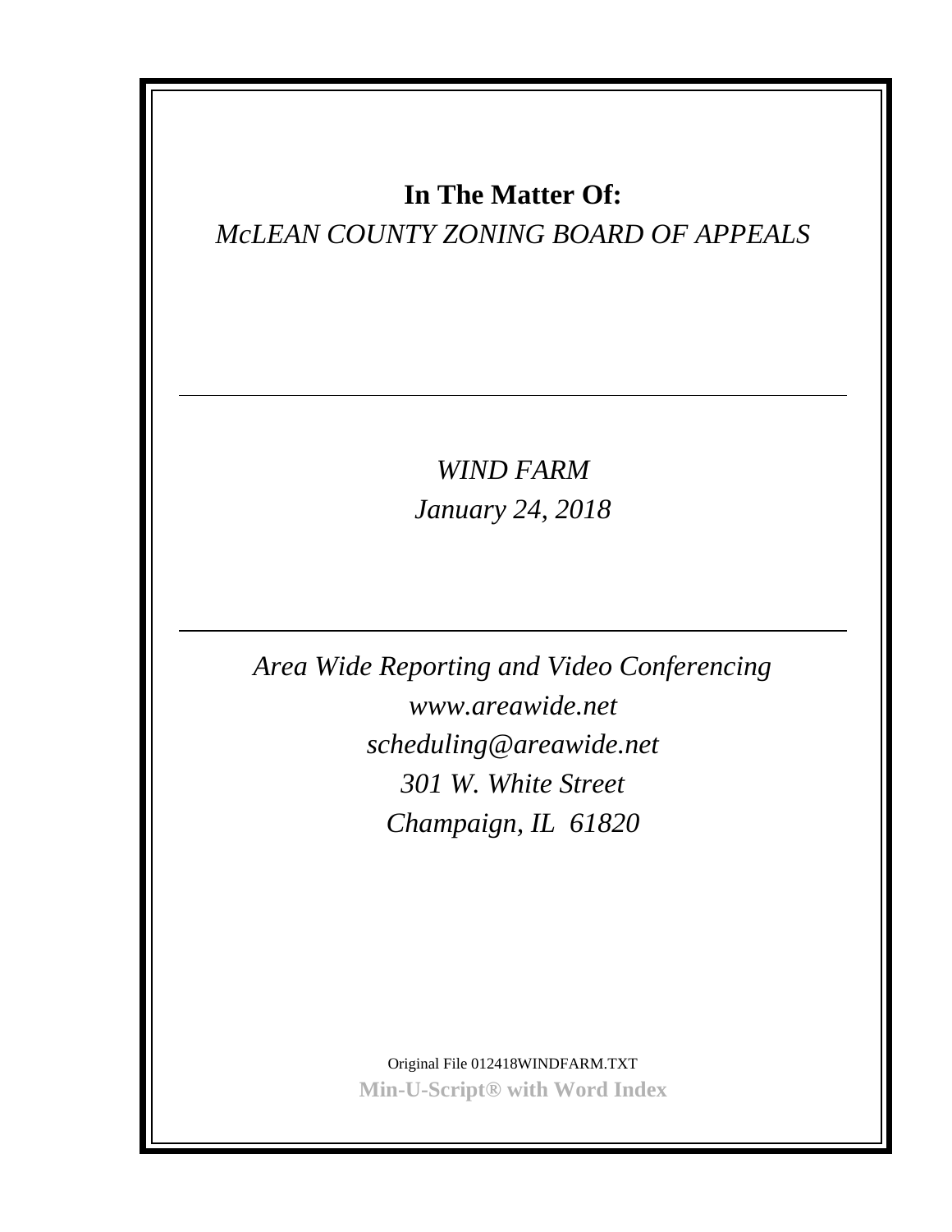**In The Matter Of:**

*McLEAN COUNTY ZONING BOARD OF APPEALS*

---

*WIND FARM*

*January 24, 2018*

---

*Area Wide Reporting and Video Conferencing*

*www.areawide.net*

*scheduling@areawide.net*

*301 W. White Street*

*Champaign, IL 61820*

Original File 012418WINDFARM.TXT

**Min-U-Script® with Word Index**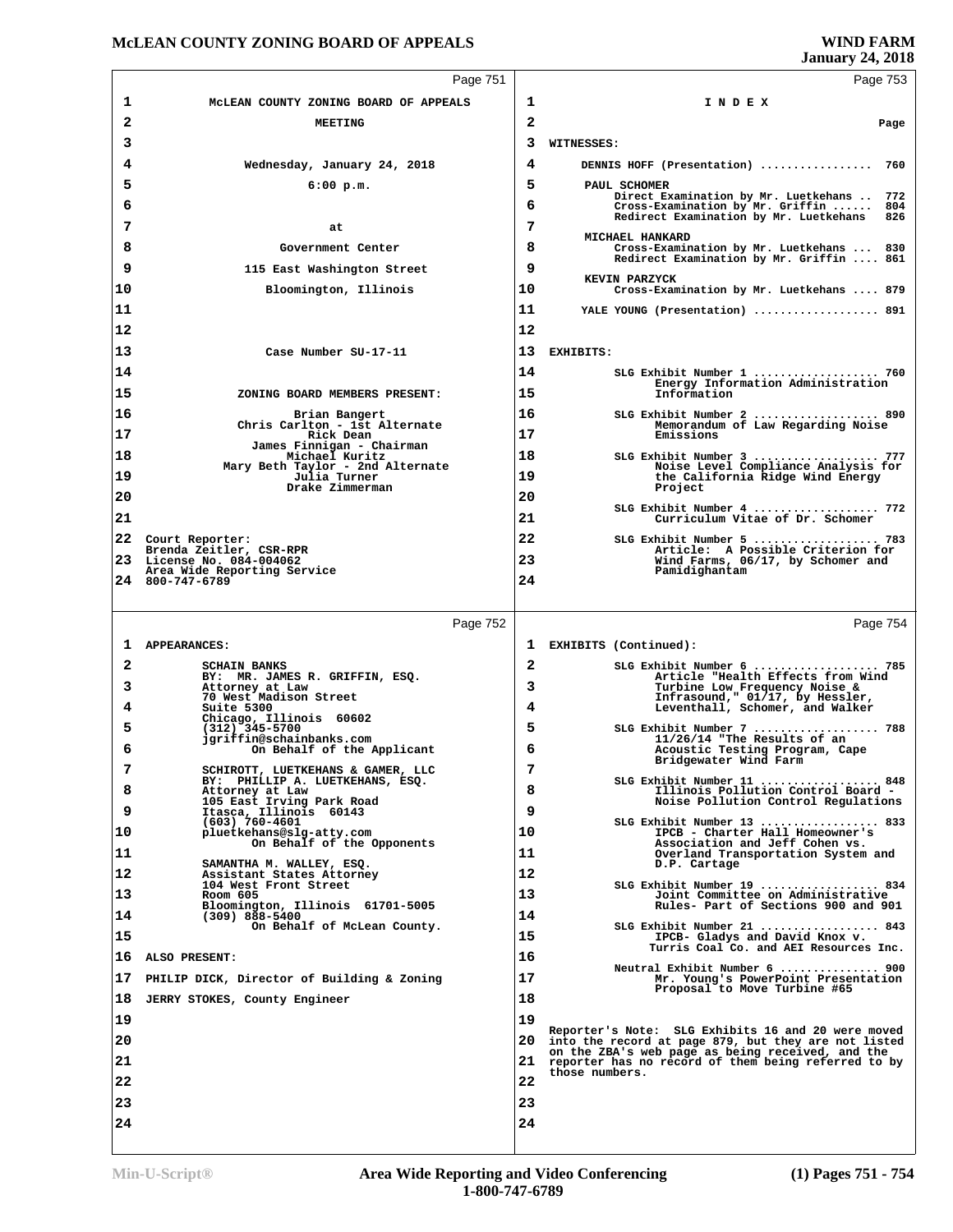McLEAN COUNTY ZONING BOARD OF APPEALS

MEETING

Wednesday, January 24, 2018

6:00 p.m.

at

Government Center

115 East Washington Street

Bloomington, Illinois

Case Number SU-17-11

ZONING BOARD MEMBERS PRESENT:

Brian Bangert
Chris Carlton - 1st Alternate
Rick Dean
James Finnigan - Chairman
Michael Kuritz
Mary Beth Taylor - 2nd Alternate
Julia Turner
Drake Zimmerman

Court Reporter:
Brenda Zeitler, CSR-RPR
License No. 084-004062
Area Wide Reporting Service
800-747-6789

---

APPEARANCES:

SCHAIN BANKS
BY: MR. JAMES R. GRIFFIN, ESQ.
Attorney at Law
70 West Madison Street
Suite 5300
Chicago, Illinois 60602
(312) 345-5700
jgriffin@schainbanks.com
On Behalf of the Applicant

SCHIROTT, LUETKEHANS & GAMER, LLC
BY: PHILLIP A. LUETKEHANS, ESQ.
Attorney at Law
105 East Irving Park Road
Itasca, Illinois 60143
(603) 760-4601
pluetkehans@slg-atty.com
On Behalf of the Opponents

SAMANTHA M. WALLEY, ESQ.
Assistant States Attorney
104 West Front Street
Room 605
Bloomington, Illinois 61701-5005
(309) 888-5400
On Behalf of McLean County.

ALSO PRESENT:

PHILIP DICK, Director of Building & Zoning

JERRY STOKES, County Engineer

---

I N D E X

| | Page |
|---|---|
| **WITNESSES:** | |
| DENNIS HOFF (Presentation) | 760 |
| PAUL SCHOMER | |
| Direct Examination by Mr. Luetkehans | 772 |
| Cross-Examination by Mr. Griffin | 804 |
| Redirect Examination by Mr. Luetkehans | 826 |
| MICHAEL HANKARD | |
| Cross-Examination by Mr. Luetkehans | 830 |
| Redirect Examination by Mr. Griffin | 861 |
| KEVIN PARZYCK | |
| Cross-Examination by Mr. Luetkehans | 879 |
| YALE YOUNG (Presentation) | 891 |
| **EXHIBITS:** | |
| SLG Exhibit Number 1 — Energy Information Administration Information | 760 |
| SLG Exhibit Number 2 — Memorandum of Law Regarding Noise Emissions | 890 |
| SLG Exhibit Number 3 — Noise Level Compliance Analysis for the California Ridge Wind Energy Project | 777 |
| SLG Exhibit Number 4 — Curriculum Vitae of Dr. Schomer | 772 |
| SLG Exhibit Number 5 — Article: A Possible Criterion for Wind Farms, 06/17, by Schomer and Pamidighantam | 783 |

---

EXHIBITS (Continued):

| | Page |
|---|---|
| SLG Exhibit Number 6 — Article "Health Effects from Wind Turbine Low Frequency Noise & Infrasound," 01/17, by Hessler, Leventhall, Schomer, and Walker | 785 |
| SLG Exhibit Number 7 — 11/26/14 "The Results of an Acoustic Testing Program, Cape Bridgewater Wind Farm | 788 |
| SLG Exhibit Number 11 — Illinois Pollution Control Board - Noise Pollution Control Regulations | 848 |
| SLG Exhibit Number 13 — IPCB - Charter Hall Homeowner's Association and Jeff Cohen vs. Overland Transportation System and D.P. Cartage | 833 |
| SLG Exhibit Number 19 — Joint Committee on Administrative Rules- Part of Sections 900 and 901 | 834 |
| SLG Exhibit Number 21 — IPCB- Gladys and David Knox v. Turris Coal Co. and AEI Resources Inc. | 843 |
| Neutral Exhibit Number 6 — Mr. Young's PowerPoint Presentation Proposal to Move Turbine #65 | 900 |

Reporter's Note: SLG Exhibits 16 and 20 were moved into the record at page 879, but they are not listed on the ZBA's web page as being received, and the reporter has no record of them being referred to by those numbers.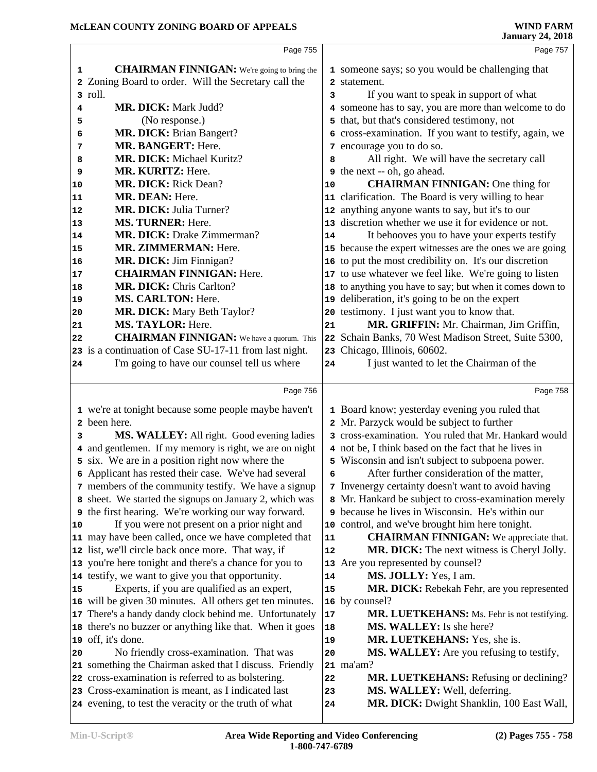Page 755

1 **CHAIRMAN FINNIGAN:** We're going to bring the
2 Zoning Board to order. Will the Secretary call the
3 roll.
4 **MR. DICK:** Mark Judd?
5 (No response.)
6 **MR. DICK:** Brian Bangert?
7 **MR. BANGERT:** Here.
8 **MR. DICK:** Michael Kuritz?
9 **MR. KURITZ:** Here.
10 **MR. DICK:** Rick Dean?
11 **MR. DEAN:** Here.
12 **MR. DICK:** Julia Turner?
13 **MS. TURNER:** Here.
14 **MR. DICK:** Drake Zimmerman?
15 **MR. ZIMMERMAN:** Here.
16 **MR. DICK:** Jim Finnigan?
17 **CHAIRMAN FINNIGAN:** Here.
18 **MR. DICK:** Chris Carlton?
19 **MS. CARLTON:** Here.
20 **MR. DICK:** Mary Beth Taylor?
21 **MS. TAYLOR:** Here.
22 **CHAIRMAN FINNIGAN:** We have a quorum. This
23 is a continuation of Case SU-17-11 from last night.
24 I'm going to have our counsel tell us where

Page 756

1 we're at tonight because some people maybe haven't
2 been here.
3 **MS. WALLEY:** All right. Good evening ladies
4 and gentlemen. If my memory is right, we are on night
5 six. We are in a position right now where the
6 Applicant has rested their case. We've had several
7 members of the community testify. We have a signup
8 sheet. We started the signups on January 2, which was
9 the first hearing. We're working our way forward.
10 If you were not present on a prior night and
11 may have been called, once we have completed that
12 list, we'll circle back once more. That way, if
13 you're here tonight and there's a chance for you to
14 testify, we want to give you that opportunity.
15 Experts, if you are qualified as an expert,
16 will be given 30 minutes. All others get ten minutes.
17 There's a handy dandy clock behind me. Unfortunately
18 there's no buzzer or anything like that. When it goes
19 off, it's done.
20 No friendly cross-examination. That was
21 something the Chairman asked that I discuss. Friendly
22 cross-examination is referred to as bolstering.
23 Cross-examination is meant, as I indicated last
24 evening, to test the veracity or the truth of what

Page 757

1 someone says; so you would be challenging that
2 statement.
3 If you want to speak in support of what
4 someone has to say, you are more than welcome to do
5 that, but that's considered testimony, not
6 cross-examination. If you want to testify, again, we
7 encourage you to do so.
8 All right. We will have the secretary call
9 the next -- oh, go ahead.
10 **CHAIRMAN FINNIGAN:** One thing for
11 clarification. The Board is very willing to hear
12 anything anyone wants to say, but it's to our
13 discretion whether we use it for evidence or not.
14 It behooves you to have your experts testify
15 because the expert witnesses are the ones we are going
16 to put the most credibility on. It's our discretion
17 to use whatever we feel like. We're going to listen
18 to anything you have to say; but when it comes down to
19 deliberation, it's going to be on the expert
20 testimony. I just want you to know that.
21 **MR. GRIFFIN:** Mr. Chairman, Jim Griffin,
22 Schain Banks, 70 West Madison Street, Suite 5300,
23 Chicago, Illinois, 60602.
24 I just wanted to let the Chairman of the

Page 758

1 Board know; yesterday evening you ruled that
2 Mr. Parzyck would be subject to further
3 cross-examination. You ruled that Mr. Hankard would
4 not be, I think based on the fact that he lives in
5 Wisconsin and isn't subject to subpoena power.
6 After further consideration of the matter,
7 Invenergy certainty doesn't want to avoid having
8 Mr. Hankard be subject to cross-examination merely
9 because he lives in Wisconsin. He's within our
10 control, and we've brought him here tonight.
11 **CHAIRMAN FINNIGAN:** We appreciate that.
12 **MR. DICK:** The next witness is Cheryl Jolly.
13 Are you represented by counsel?
14 **MS. JOLLY:** Yes, I am.
15 **MR. DICK:** Rebekah Fehr, are you represented
16 by counsel?
17 **MR. LUETKEHANS:** Ms. Fehr is not testifying.
18 **MS. WALLEY:** Is she here?
19 **MR. LUETKEHANS:** Yes, she is.
20 **MS. WALLEY:** Are you refusing to testify,
21 ma'am?
22 **MR. LUETKEHANS:** Refusing or declining?
23 **MS. WALLEY:** Well, deferring.
24 **MR. DICK:** Dwight Shanklin, 100 East Wall,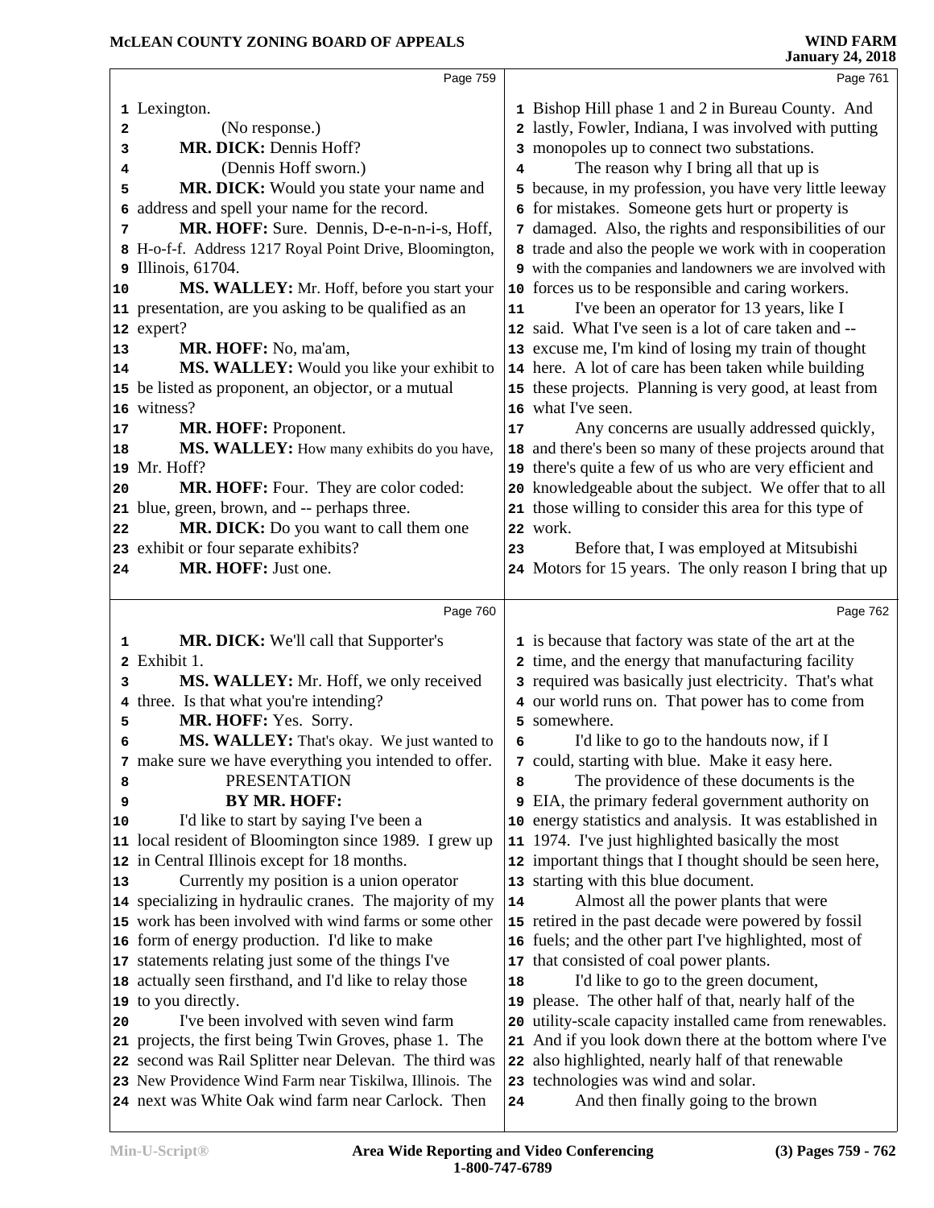Page 759

1 Lexington.
2 (No response.)
3 **MR. DICK:** Dennis Hoff?
4 (Dennis Hoff sworn.)
5 **MR. DICK:** Would you state your name and
6 address and spell your name for the record.
7 **MR. HOFF:** Sure. Dennis, D-e-n-n-i-s, Hoff,
8 H-o-f-f. Address 1217 Royal Point Drive, Bloomington,
9 Illinois, 61704.
10 **MS. WALLEY:** Mr. Hoff, before you start your
11 presentation, are you asking to be qualified as an
12 expert?
13 **MR. HOFF:** No, ma'am,
14 **MS. WALLEY:** Would you like your exhibit to
15 be listed as proponent, an objector, or a mutual
16 witness?
17 **MR. HOFF:** Proponent.
18 **MS. WALLEY:** How many exhibits do you have,
19 Mr. Hoff?
20 **MR. HOFF:** Four. They are color coded:
21 blue, green, brown, and -- perhaps three.
22 **MR. DICK:** Do you want to call them one
23 exhibit or four separate exhibits?
24 **MR. HOFF:** Just one.

Page 760

1 **MR. DICK:** We'll call that Supporter's
2 Exhibit 1.
3 **MS. WALLEY:** Mr. Hoff, we only received
4 three. Is that what you're intending?
5 **MR. HOFF:** Yes. Sorry.
6 **MS. WALLEY:** That's okay. We just wanted to
7 make sure we have everything you intended to offer.
8 PRESENTATION
9 BY MR. HOFF:
10 I'd like to start by saying I've been a
11 local resident of Bloomington since 1989. I grew up
12 in Central Illinois except for 18 months.
13 Currently my position is a union operator
14 specializing in hydraulic cranes. The majority of my
15 work has been involved with wind farms or some other
16 form of energy production. I'd like to make
17 statements relating just some of the things I've
18 actually seen firsthand, and I'd like to relay those
19 to you directly.
20 I've been involved with seven wind farm
21 projects, the first being Twin Groves, phase 1. The
22 second was Rail Splitter near Delevan. The third was
23 New Providence Wind Farm near Tiskilwa, Illinois. The
24 next was White Oak wind farm near Carlock. Then

Page 761

1 Bishop Hill phase 1 and 2 in Bureau County. And
2 lastly, Fowler, Indiana, I was involved with putting
3 monopoles up to connect two substations.
4 The reason why I bring all that up is
5 because, in my profession, you have very little leeway
6 for mistakes. Someone gets hurt or property is
7 damaged. Also, the rights and responsibilities of our
8 trade and also the people we work with in cooperation
9 with the companies and landowners we are involved with
10 forces us to be responsible and caring workers.
11 I've been an operator for 13 years, like I
12 said. What I've seen is a lot of care taken and --
13 excuse me, I'm kind of losing my train of thought
14 here. A lot of care has been taken while building
15 these projects. Planning is very good, at least from
16 what I've seen.
17 Any concerns are usually addressed quickly,
18 and there's been so many of these projects around that
19 there's quite a few of us who are very efficient and
20 knowledgeable about the subject. We offer that to all
21 those willing to consider this area for this type of
22 work.
23 Before that, I was employed at Mitsubishi
24 Motors for 15 years. The only reason I bring that up

Page 762

1 is because that factory was state of the art at the
2 time, and the energy that manufacturing facility
3 required was basically just electricity. That's what
4 our world runs on. That power has to come from
5 somewhere.
6 I'd like to go to the handouts now, if I
7 could, starting with blue. Make it easy here.
8 The providence of these documents is the
9 EIA, the primary federal government authority on
10 energy statistics and analysis. It was established in
11 1974. I've just highlighted basically the most
12 important things that I thought should be seen here,
13 starting with this blue document.
14 Almost all the power plants that were
15 retired in the past decade were powered by fossil
16 fuels; and the other part I've highlighted, most of
17 that consisted of coal power plants.
18 I'd like to go to the green document,
19 please. The other half of that, nearly half of the
20 utility-scale capacity installed came from renewables.
21 And if you look down there at the bottom where I've
22 also highlighted, nearly half of that renewable
23 technologies was wind and solar.
24 And then finally going to the brown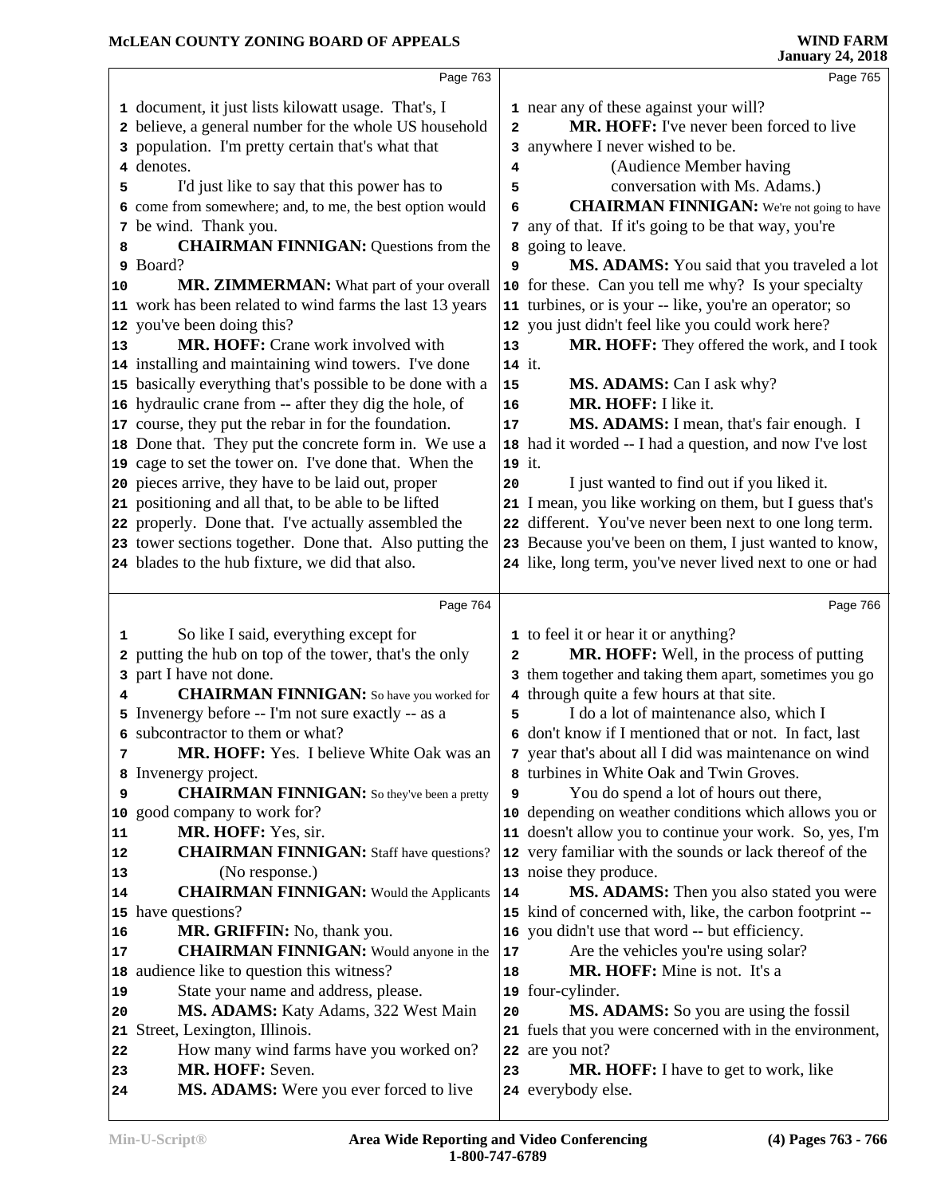Page 763

document, it just lists kilowatt usage. That's, I believe, a general number for the whole US household population. I'm pretty certain that's what that denotes.

I'd just like to say that this power has to come from somewhere; and, to me, the best option would be wind. Thank you.

**CHAIRMAN FINNIGAN:** Questions from the Board?

**MR. ZIMMERMAN:** What part of your overall work has been related to wind farms the last 13 years you've been doing this?

**MR. HOFF:** Crane work involved with installing and maintaining wind towers. I've done basically everything that's possible to be done with a hydraulic crane from -- after they dig the hole, of course, they put the rebar in for the foundation. Done that. They put the concrete form in. We use a cage to set the tower on. I've done that. When the pieces arrive, they have to be laid out, proper positioning and all that, to be able to be lifted properly. Done that. I've actually assembled the tower sections together. Done that. Also putting the blades to the hub fixture, we did that also.

Page 764

So like I said, everything except for putting the hub on top of the tower, that's the only part I have not done.

**CHAIRMAN FINNIGAN:** So have you worked for Invenergy before -- I'm not sure exactly -- as a subcontractor to them or what?

**MR. HOFF:** Yes. I believe White Oak was an Invenergy project.

**CHAIRMAN FINNIGAN:** So they've been a pretty good company to work for?

**MR. HOFF:** Yes, sir.

**CHAIRMAN FINNIGAN:** Staff have questions?

(No response.)

**CHAIRMAN FINNIGAN:** Would the Applicants have questions?

**MR. GRIFFIN:** No, thank you.

**CHAIRMAN FINNIGAN:** Would anyone in the audience like to question this witness?

State your name and address, please.

**MS. ADAMS:** Katy Adams, 322 West Main Street, Lexington, Illinois.

How many wind farms have you worked on?

**MR. HOFF:** Seven.

**MS. ADAMS:** Were you ever forced to live

Page 765

near any of these against your will?

**MR. HOFF:** I've never been forced to live anywhere I never wished to be.

(Audience Member having conversation with Ms. Adams.)

**CHAIRMAN FINNIGAN:** We're not going to have any of that. If it's going to be that way, you're going to leave.

**MS. ADAMS:** You said that you traveled a lot for these. Can you tell me why? Is your specialty turbines, or is your -- like, you're an operator; so you just didn't feel like you could work here?

**MR. HOFF:** They offered the work, and I took it.

**MS. ADAMS:** Can I ask why?

**MR. HOFF:** I like it.

**MS. ADAMS:** I mean, that's fair enough. I had it worded -- I had a question, and now I've lost it.

I just wanted to find out if you liked it. I mean, you like working on them, but I guess that's different. You've never been next to one long term. Because you've been on them, I just wanted to know, like, long term, you've never lived next to one or had

Page 766

to feel it or hear it or anything?

**MR. HOFF:** Well, in the process of putting them together and taking them apart, sometimes you go through quite a few hours at that site.

I do a lot of maintenance also, which I don't know if I mentioned that or not. In fact, last year that's about all I did was maintenance on wind turbines in White Oak and Twin Groves.

You do spend a lot of hours out there, depending on weather conditions which allows you or doesn't allow you to continue your work. So, yes, I'm very familiar with the sounds or lack thereof of the noise they produce.

**MS. ADAMS:** Then you also stated you were kind of concerned with, like, the carbon footprint -- you didn't use that word -- but efficiency.

Are the vehicles you're using solar?

**MR. HOFF:** Mine is not. It's a four-cylinder.

**MS. ADAMS:** So you are using the fossil fuels that you were concerned with in the environment, are you not?

**MR. HOFF:** I have to get to work, like everybody else.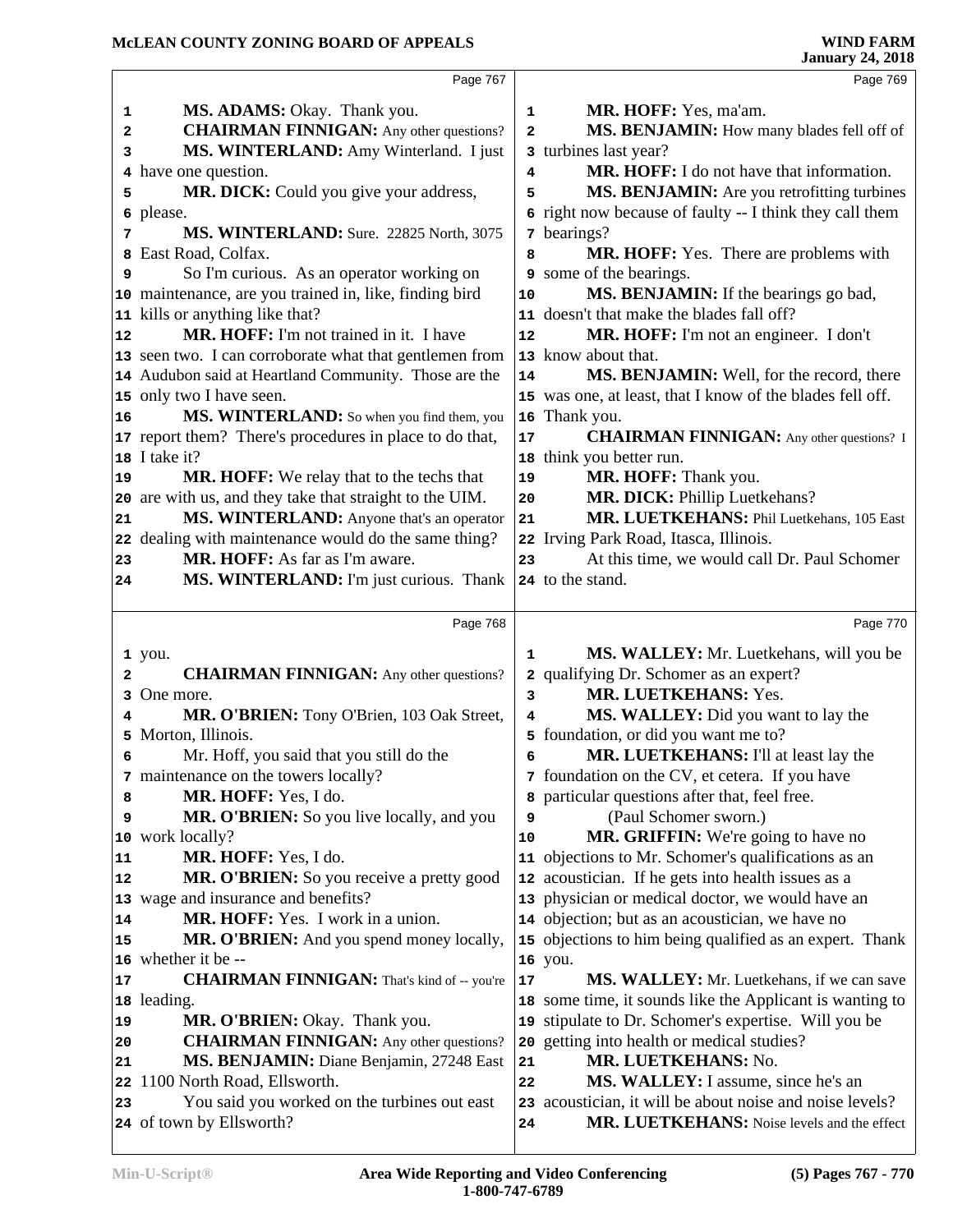Page 767

1 **MS. ADAMS:** Okay. Thank you.
2 **CHAIRMAN FINNIGAN:** Any other questions?
3 **MS. WINTERLAND:** Amy Winterland. I just
4 have one question.
5 **MR. DICK:** Could you give your address,
6 please.
7 **MS. WINTERLAND:** Sure. 22825 North, 3075
8 East Road, Colfax.
9 So I'm curious. As an operator working on
10 maintenance, are you trained in, like, finding bird
11 kills or anything like that?
12 **MR. HOFF:** I'm not trained in it. I have
13 seen two. I can corroborate what that gentlemen from
14 Audubon said at Heartland Community. Those are the
15 only two I have seen.
16 **MS. WINTERLAND:** So when you find them, you
17 report them? There's procedures in place to do that,
18 I take it?
19 **MR. HOFF:** We relay that to the techs that
20 are with us, and they take that straight to the UIM.
21 **MS. WINTERLAND:** Anyone that's an operator
22 dealing with maintenance would do the same thing?
23 **MR. HOFF:** As far as I'm aware.
24 **MS. WINTERLAND:** I'm just curious. Thank

Page 768

1 you.
2 **CHAIRMAN FINNIGAN:** Any other questions?
3 One more.
4 **MR. O'BRIEN:** Tony O'Brien, 103 Oak Street,
5 Morton, Illinois.
6 Mr. Hoff, you said that you still do the
7 maintenance on the towers locally?
8 **MR. HOFF:** Yes, I do.
9 **MR. O'BRIEN:** So you live locally, and you
10 work locally?
11 **MR. HOFF:** Yes, I do.
12 **MR. O'BRIEN:** So you receive a pretty good
13 wage and insurance and benefits?
14 **MR. HOFF:** Yes. I work in a union.
15 **MR. O'BRIEN:** And you spend money locally,
16 whether it be --
17 **CHAIRMAN FINNIGAN:** That's kind of -- you're
18 leading.
19 **MR. O'BRIEN:** Okay. Thank you.
20 **CHAIRMAN FINNIGAN:** Any other questions?
21 **MS. BENJAMIN:** Diane Benjamin, 27248 East
22 1100 North Road, Ellsworth.
23 You said you worked on the turbines out east
24 of town by Ellsworth?

Page 769

1 **MR. HOFF:** Yes, ma'am.
2 **MS. BENJAMIN:** How many blades fell off of
3 turbines last year?
4 **MR. HOFF:** I do not have that information.
5 **MS. BENJAMIN:** Are you retrofitting turbines
6 right now because of faulty -- I think they call them
7 bearings?
8 **MR. HOFF:** Yes. There are problems with
9 some of the bearings.
10 **MS. BENJAMIN:** If the bearings go bad,
11 doesn't that make the blades fall off?
12 **MR. HOFF:** I'm not an engineer. I don't
13 know about that.
14 **MS. BENJAMIN:** Well, for the record, there
15 was one, at least, that I know of the blades fell off.
16 Thank you.
17 **CHAIRMAN FINNIGAN:** Any other questions? I
18 think you better run.
19 **MR. HOFF:** Thank you.
20 **MR. DICK:** Phillip Luetkehans?
21 **MR. LUETKEHANS:** Phil Luetkehans, 105 East
22 Irving Park Road, Itasca, Illinois.
23 At this time, we would call Dr. Paul Schomer
24 to the stand.

Page 770

1 **MS. WALLEY:** Mr. Luetkehans, will you be
2 qualifying Dr. Schomer as an expert?
3 **MR. LUETKEHANS:** Yes.
4 **MS. WALLEY:** Did you want to lay the
5 foundation, or did you want me to?
6 **MR. LUETKEHANS:** I'll at least lay the
7 foundation on the CV, et cetera. If you have
8 particular questions after that, feel free.
9 (Paul Schomer sworn.)
10 **MR. GRIFFIN:** We're going to have no
11 objections to Mr. Schomer's qualifications as an
12 acoustician. If he gets into health issues as a
13 physician or medical doctor, we would have an
14 objection; but as an acoustician, we have no
15 objections to him being qualified as an expert. Thank
16 you.
17 **MS. WALLEY:** Mr. Luetkehans, if we can save
18 some time, it sounds like the Applicant is wanting to
19 stipulate to Dr. Schomer's expertise. Will you be
20 getting into health or medical studies?
21 **MR. LUETKEHANS:** No.
22 **MS. WALLEY:** I assume, since he's an
23 acoustician, it will be about noise and noise levels?
24 **MR. LUETKEHANS:** Noise levels and the effect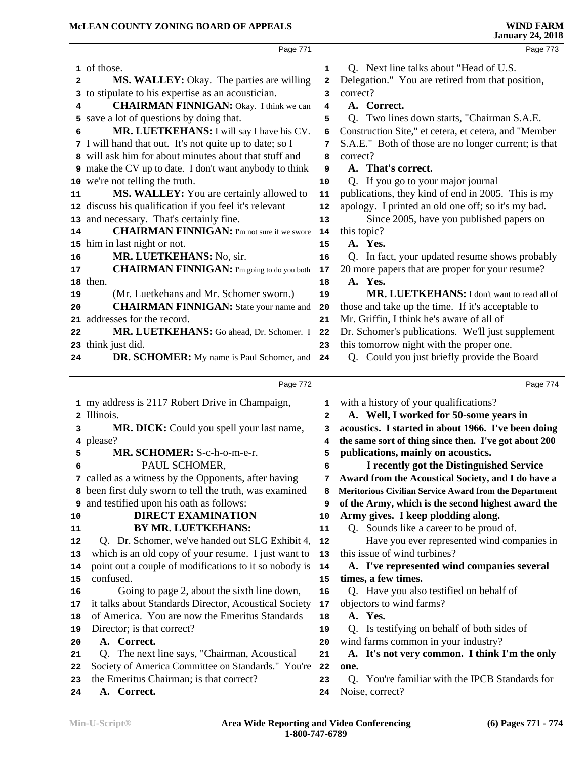Page 771

of those.

**MS. WALLEY:** Okay. The parties are willing to stipulate to his expertise as an acoustician.

**CHAIRMAN FINNIGAN:** Okay. I think we can save a lot of questions by doing that.

**MR. LUETKEHANS:** I will say I have his CV. I will hand that out. It's not quite up to date; so I will ask him for about minutes about that stuff and make the CV up to date. I don't want anybody to think we're not telling the truth.

**MS. WALLEY:** You are certainly allowed to discuss his qualification if you feel it's relevant and necessary. That's certainly fine.

**CHAIRMAN FINNIGAN:** I'm not sure if we swore him in last night or not.

**MR. LUETKEHANS:** No, sir.

**CHAIRMAN FINNIGAN:** I'm going to do you both then.

(Mr. Luetkehans and Mr. Schomer sworn.)

**CHAIRMAN FINNIGAN:** State your name and addresses for the record.

**MR. LUETKEHANS:** Go ahead, Dr. Schomer. I think just did.

**DR. SCHOMER:** My name is Paul Schomer, and

Page 772

my address is 2117 Robert Drive in Champaign, Illinois.

**MR. DICK:** Could you spell your last name, please?

**MR. SCHOMER:** S-c-h-o-m-e-r.

PAUL SCHOMER,

called as a witness by the Opponents, after having been first duly sworn to tell the truth, was examined and testified upon his oath as follows:

**DIRECT EXAMINATION**

**BY MR. LUETKEHANS:**

Q. Dr. Schomer, we've handed out SLG Exhibit 4, which is an old copy of your resume. I just want to point out a couple of modifications to it so nobody is confused.

Going to page 2, about the sixth line down, it talks about Standards Director, Acoustical Society of America. You are now the Emeritus Standards Director; is that correct?

**A. Correct.**

Q. The next line says, "Chairman, Acoustical Society of America Committee on Standards." You're the Emeritus Chairman; is that correct?

**A. Correct.**

Page 773

Q. Next line talks about "Head of U.S. Delegation." You are retired from that position, correct?

**A. Correct.**

Q. Two lines down starts, "Chairman S.A.E. Construction Site," et cetera, et cetera, and "Member S.A.E." Both of those are no longer current; is that correct?

**A. That's correct.**

Q. If you go to your major journal publications, they kind of end in 2005. This is my apology. I printed an old one off; so it's my bad.

Since 2005, have you published papers on this topic?

**A. Yes.**

Q. In fact, your updated resume shows probably 20 more papers that are proper for your resume?

**A. Yes.**

**MR. LUETKEHANS:** I don't want to read all of those and take up the time. If it's acceptable to Mr. Griffin, I think he's aware of all of Dr. Schomer's publications. We'll just supplement this tomorrow night with the proper one.

Q. Could you just briefly provide the Board

Page 774

with a history of your qualifications?

**A. Well, I worked for 50-some years in acoustics. I started in about 1966. I've been doing the same sort of thing since then. I've got about 200 publications, mainly on acoustics.**

**I recently got the Distinguished Service Award from the Acoustical Society, and I do have a Meritorious Civilian Service Award from the Department of the Army, which is the second highest award the Army gives. I keep plodding along.**

Q. Sounds like a career to be proud of.

Have you ever represented wind companies in this issue of wind turbines?

**A. I've represented wind companies several times, a few times.**

Q. Have you also testified on behalf of objectors to wind farms?

**A. Yes.**

Q. Is testifying on behalf of both sides of wind farms common in your industry?

**A. It's not very common. I think I'm the only one.**

Q. You're familiar with the IPCB Standards for Noise, correct?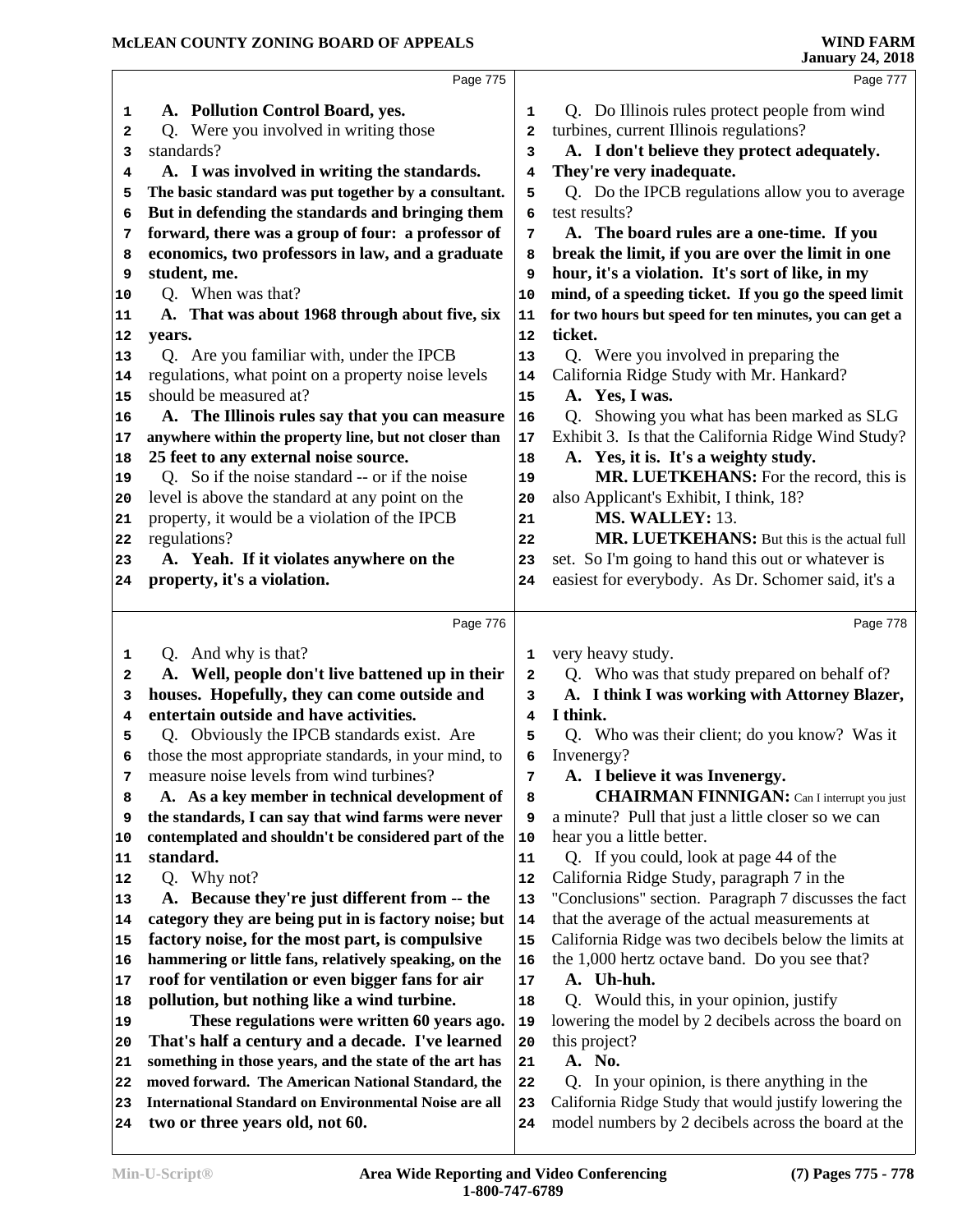Page 775

A. **Pollution Control Board, yes.**

Q. Were you involved in writing those standards?

A. **I was involved in writing the standards. The basic standard was put together by a consultant. But in defending the standards and bringing them forward, there was a group of four: a professor of economics, two professors in law, and a graduate student, me.**

Q. When was that?

A. **That was about 1968 through about five, six years.**

Q. Are you familiar with, under the IPCB regulations, what point on a property noise levels should be measured at?

A. **The Illinois rules say that you can measure anywhere within the property line, but not closer than 25 feet to any external noise source.**

Q. So if the noise standard -- or if the noise level is above the standard at any point on the property, it would be a violation of the IPCB regulations?

A. **Yeah. If it violates anywhere on the property, it's a violation.**

Page 776

Q. And why is that?

A. **Well, people don't live battened up in their houses. Hopefully, they can come outside and entertain outside and have activities.**

Q. Obviously the IPCB standards exist. Are those the most appropriate standards, in your mind, to measure noise levels from wind turbines?

A. **As a key member in technical development of the standards, I can say that wind farms were never contemplated and shouldn't be considered part of the standard.**

Q. Why not?

A. **Because they're just different from -- the category they are being put in is factory noise; but factory noise, for the most part, is compulsive hammering or little fans, relatively speaking, on the roof for ventilation or even bigger fans for air pollution, but nothing like a wind turbine.**

**These regulations were written 60 years ago. That's half a century and a decade. I've learned something in those years, and the state of the art has moved forward. The American National Standard, the International Standard on Environmental Noise are all two or three years old, not 60.**

Page 777

Q. Do Illinois rules protect people from wind turbines, current Illinois regulations?

A. **I don't believe they protect adequately. They're very inadequate.**

Q. Do the IPCB regulations allow you to average test results?

A. **The board rules are a one-time. If you break the limit, if you are over the limit in one hour, it's a violation. It's sort of like, in my mind, of a speeding ticket. If you go the speed limit for two hours but speed for ten minutes, you can get a ticket.**

Q. Were you involved in preparing the California Ridge Study with Mr. Hankard?

A. **Yes, I was.**

Q. Showing you what has been marked as SLG Exhibit 3. Is that the California Ridge Wind Study?

A. **Yes, it is. It's a weighty study.**

**MR. LUETKEHANS:** For the record, this is also Applicant's Exhibit, I think, 18?

**MS. WALLEY:** 13.

**MR. LUETKEHANS:** But this is the actual full set. So I'm going to hand this out or whatever is easiest for everybody. As Dr. Schomer said, it's a

Page 778

very heavy study.

Q. Who was that study prepared on behalf of?

A. **I think I was working with Attorney Blazer, I think.**

Q. Who was their client; do you know? Was it Invenergy?

A. **I believe it was Invenergy.**

**CHAIRMAN FINNIGAN:** Can I interrupt you just a minute? Pull that just a little closer so we can hear you a little better.

Q. If you could, look at page 44 of the California Ridge Study, paragraph 7 in the "Conclusions" section. Paragraph 7 discusses the fact that the average of the actual measurements at California Ridge was two decibels below the limits at the 1,000 hertz octave band. Do you see that?

A. **Uh-huh.**

Q. Would this, in your opinion, justify lowering the model by 2 decibels across the board on this project?

A. **No.**

Q. In your opinion, is there anything in the California Ridge Study that would justify lowering the model numbers by 2 decibels across the board at the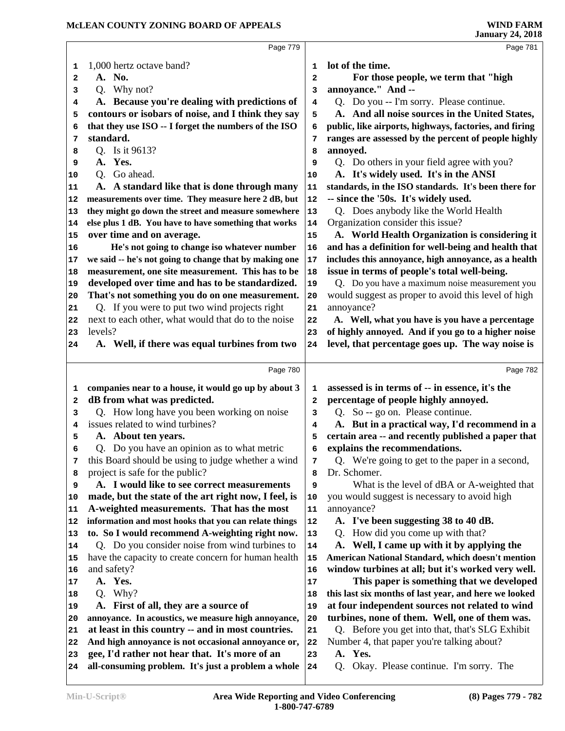1,000 hertz octave band?

**A. No.**

Q. Why not?

**A. Because you're dealing with predictions of contours or isobars of noise, and I think they say that they use ISO -- I forget the numbers of the ISO standard.**

Q. Is it 9613?

**A. Yes.**

Q. Go ahead.

**A. A standard like that is done through many measurements over time. They measure here 2 dB, but they might go down the street and measure somewhere else plus 1 dB. You have to have something that works over time and on average.**

**He's not going to change iso whatever number we said -- he's not going to change that by making one measurement, one site measurement. This has to be developed over time and has to be standardized. That's not something you do on one measurement.**

Q. If you were to put two wind projects right next to each other, what would that do to the noise levels?

**A. Well, if there was equal turbines from two companies near to a house, it would go up by about 3 dB from what was predicted.**

Q. How long have you been working on noise issues related to wind turbines?

**A. About ten years.**

Q. Do you have an opinion as to what metric this Board should be using to judge whether a wind project is safe for the public?

**A. I would like to see correct measurements made, but the state of the art right now, I feel, is A-weighted measurements. That has the most information and most hooks that you can relate things to. So I would recommend A-weighting right now.**

Q. Do you consider noise from wind turbines to have the capacity to create concern for human health and safety?

**A. Yes.**

Q. Why?

**A. First of all, they are a source of annoyance. In acoustics, we measure high annoyance, at least in this country -- and in most countries. And high annoyance is not occasional annoyance or, gee, I'd rather not hear that. It's more of an all-consuming problem. It's just a problem a whole lot of the time.**

**For those people, we term that "high annoyance." And --**

Q. Do you -- I'm sorry. Please continue.

**A. And all noise sources in the United States, public, like airports, highways, factories, and firing ranges are assessed by the percent of people highly annoyed.**

Q. Do others in your field agree with you?

**A. It's widely used. It's in the ANSI standards, in the ISO standards. It's been there for -- since the '50s. It's widely used.**

Q. Does anybody like the World Health Organization consider this issue?

**A. World Health Organization is considering it and has a definition for well-being and health that includes this annoyance, high annoyance, as a health issue in terms of people's total well-being.**

Q. Do you have a maximum noise measurement you would suggest as proper to avoid this level of high annoyance?

**A. Well, what you have is you have a percentage of highly annoyed. And if you go to a higher noise level, that percentage goes up. The way noise is assessed is in terms of -- in essence, it's the percentage of people highly annoyed.**

Q. So -- go on. Please continue.

**A. But in a practical way, I'd recommend in a certain area -- and recently published a paper that explains the recommendations.**

Q. We're going to get to the paper in a second, Dr. Schomer.

What is the level of dBA or A-weighted that you would suggest is necessary to avoid high annoyance?

**A. I've been suggesting 38 to 40 dB.**

Q. How did you come up with that?

**A. Well, I came up with it by applying the American National Standard, which doesn't mention window turbines at all; but it's worked very well.**

**This paper is something that we developed this last six months of last year, and here we looked at four independent sources not related to wind turbines, none of them. Well, one of them was.**

Q. Before you get into that, that's SLG Exhibit Number 4, that paper you're talking about?

**A. Yes.**

Q. Okay. Please continue. I'm sorry. The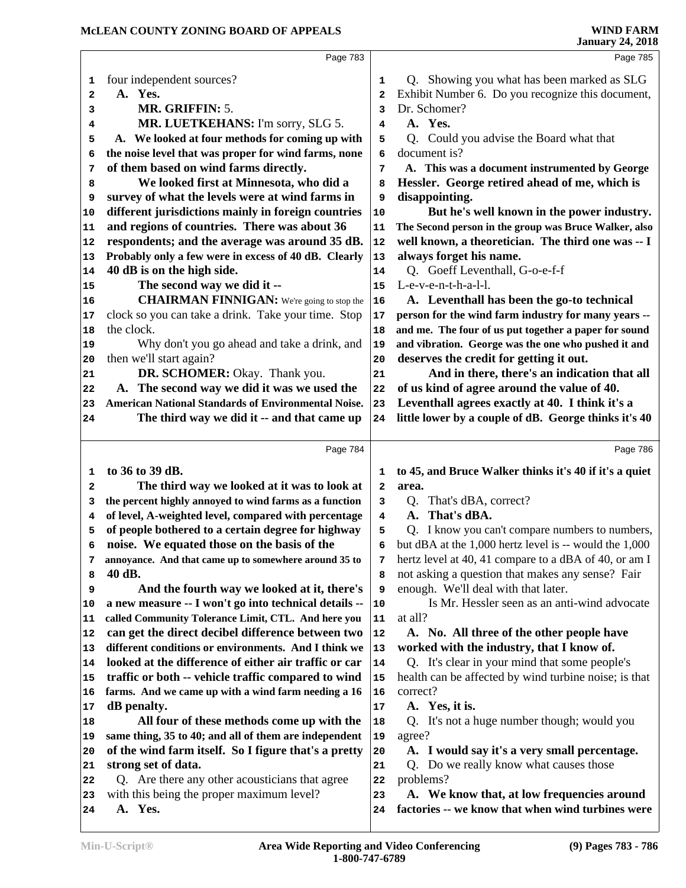**Page 783**

1 four independent sources?

2 A. Yes.

3 MR. GRIFFIN: 5.

4 MR. LUETKEHANS: I'm sorry, SLG 5.

5 A. We looked at four methods for coming up with

6 the noise level that was proper for wind farms, none

7 of them based on wind farms directly.

8 We looked first at Minnesota, who did a

9 survey of what the levels were at wind farms in

10 different jurisdictions mainly in foreign countries

11 and regions of countries. There was about 36

12 respondents; and the average was around 35 dB.

13 Probably only a few were in excess of 40 dB. Clearly

14 40 dB is on the high side.

15 The second way we did it --

16 CHAIRMAN FINNIGAN: We're going to stop the

17 clock so you can take a drink. Take your time. Stop

18 the clock.

19 Why don't you go ahead and take a drink, and

20 then we'll start again?

21 DR. SCHOMER: Okay. Thank you.

22 A. The second way we did it was we used the

23 American National Standards of Environmental Noise.

24 The third way we did it -- and that came up

**Page 784**

1 to 36 to 39 dB.

2 The third way we looked at it was to look at

3 the percent highly annoyed to wind farms as a function

4 of level, A-weighted level, compared with percentage

5 of people bothered to a certain degree for highway

6 noise. We equated those on the basis of the

7 annoyance. And that came up to somewhere around 35 to

8 40 dB.

9 And the fourth way we looked at it, there's

10 a new measure -- I won't go into technical details --

11 called Community Tolerance Limit, CTL. And here you

12 can get the direct decibel difference between two

13 different conditions or environments. And I think we

14 looked at the difference of either air traffic or car

15 traffic or both -- vehicle traffic compared to wind

16 farms. And we came up with a wind farm needing a 16

17 dB penalty.

18 All four of these methods come up with the

19 same thing, 35 to 40; and all of them are independent

20 of the wind farm itself. So I figure that's a pretty

21 strong set of data.

22 Q. Are there any other acousticians that agree

23 with this being the proper maximum level?

24 A. Yes.

**Page 785**

1 Q. Showing you what has been marked as SLG

2 Exhibit Number 6. Do you recognize this document,

3 Dr. Schomer?

4 A. Yes.

5 Q. Could you advise the Board what that

6 document is?

7 A. This was a document instrumented by George

8 Hessler. George retired ahead of me, which is

9 disappointing.

10 But he's well known in the power industry.

11 The Second person in the group was Bruce Walker, also

12 well known, a theoretician. The third one was -- I

13 always forget his name.

14 Q. Goeff Leventhall, G-o-e-f-f

15 L-e-v-e-n-t-h-a-l-l.

16 A. Leventhall has been the go-to technical

17 person for the wind farm industry for many years --

18 and me. The four of us put together a paper for sound

19 and vibration. George was the one who pushed it and

20 deserves the credit for getting it out.

21 And in there, there's an indication that all

22 of us kind of agree around the value of 40.

23 Leventhall agrees exactly at 40. I think it's a

24 little lower by a couple of dB. George thinks it's 40

**Page 786**

1 to 45, and Bruce Walker thinks it's 40 if it's a quiet

2 area.

3 Q. That's dBA, correct?

4 A. That's dBA.

5 Q. I know you can't compare numbers to numbers,

6 but dBA at the 1,000 hertz level is -- would the 1,000

7 hertz level at 40, 41 compare to a dBA of 40, or am I

8 not asking a question that makes any sense? Fair

9 enough. We'll deal with that later.

10 Is Mr. Hessler seen as an anti-wind advocate

11 at all?

12 A. No. All three of the other people have

13 worked with the industry, that I know of.

14 Q. It's clear in your mind that some people's

15 health can be affected by wind turbine noise; is that

16 correct?

17 A. Yes, it is.

18 Q. It's not a huge number though; would you

19 agree?

20 A. I would say it's a very small percentage.

21 Q. Do we really know what causes those

22 problems?

23 A. We know that, at low frequencies around

24 factories -- we know that when wind turbines were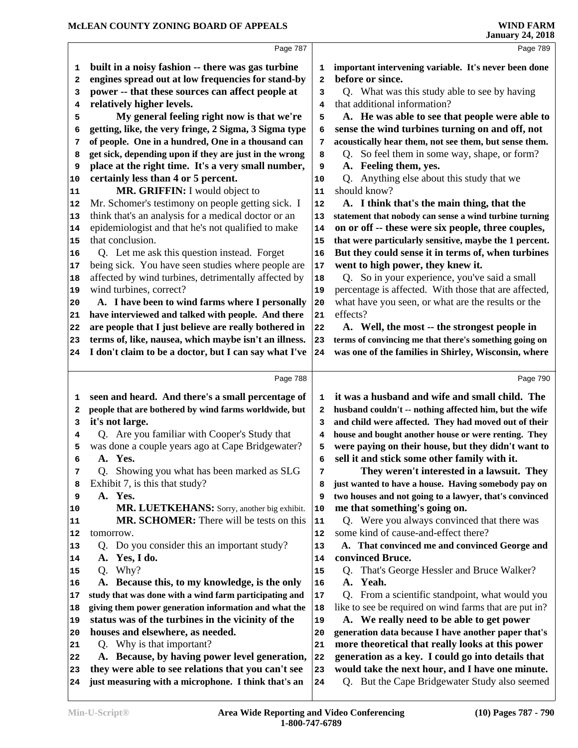Page 787

built in a noisy fashion -- there was gas turbine engines spread out at low frequencies for stand-by power -- that these sources can affect people at relatively higher levels.

My general feeling right now is that we're getting, like, the very fringe, 2 Sigma, 3 Sigma type of people. One in a hundred, One in a thousand can get sick, depending upon if they are just in the wrong place at the right time. It's a very small number, certainly less than 4 or 5 percent.

**MR. GRIFFIN:** I would object to Mr. Schomer's testimony on people getting sick. I think that's an analysis for a medical doctor or an epidemiologist and that he's not qualified to make that conclusion.

Q. Let me ask this question instead. Forget being sick. You have seen studies where people are affected by wind turbines, detrimentally affected by wind turbines, correct?

A. I have been to wind farms where I personally have interviewed and talked with people. And there are people that I just believe are really bothered in terms of, like, nausea, which maybe isn't an illness. I don't claim to be a doctor, but I can say what I've

Page 788

seen and heard. And there's a small percentage of people that are bothered by wind farms worldwide, but it's not large.

Q. Are you familiar with Cooper's Study that was done a couple years ago at Cape Bridgewater?

A. Yes.

Q. Showing you what has been marked as SLG Exhibit 7, is this that study?

A. Yes.

**MR. LUETKEHANS:** Sorry, another big exhibit.

**MR. SCHOMER:** There will be tests on this tomorrow.

Q. Do you consider this an important study?

A. Yes, I do.

Q. Why?

A. Because this, to my knowledge, is the only study that was done with a wind farm participating and giving them power generation information and what the status was of the turbines in the vicinity of the houses and elsewhere, as needed.

Q. Why is that important?

A. Because, by having power level generation, they were able to see relations that you can't see just measuring with a microphone. I think that's an

Page 789

important intervening variable. It's never been done before or since.

Q. What was this study able to see by having that additional information?

A. He was able to see that people were able to sense the wind turbines turning on and off, not acoustically hear them, not see them, but sense them.

Q. So feel them in some way, shape, or form?

A. Feeling them, yes.

Q. Anything else about this study that we should know?

A. I think that's the main thing, that the statement that nobody can sense a wind turbine turning on or off -- these were six people, three couples, that were particularly sensitive, maybe the 1 percent. But they could sense it in terms of, when turbines went to high power, they knew it.

Q. So in your experience, you've said a small percentage is affected. With those that are affected, what have you seen, or what are the results or the effects?

A. Well, the most -- the strongest people in terms of convincing me that there's something going on was one of the families in Shirley, Wisconsin, where

Page 790

it was a husband and wife and small child. The husband couldn't -- nothing affected him, but the wife and child were affected. They had moved out of their house and bought another house or were renting. They were paying on their house, but they didn't want to sell it and stick some other family with it.

They weren't interested in a lawsuit. They just wanted to have a house. Having somebody pay on two houses and not going to a lawyer, that's convinced me that something's going on.

Q. Were you always convinced that there was some kind of cause-and-effect there?

A. That convinced me and convinced George and convinced Bruce.

Q. That's George Hessler and Bruce Walker?

A. Yeah.

Q. From a scientific standpoint, what would you like to see be required on wind farms that are put in?

A. We really need to be able to get power generation data because I have another paper that's more theoretical that really looks at this power generation as a key. I could go into details that would take the next hour, and I have one minute.

Q. But the Cape Bridgewater Study also seemed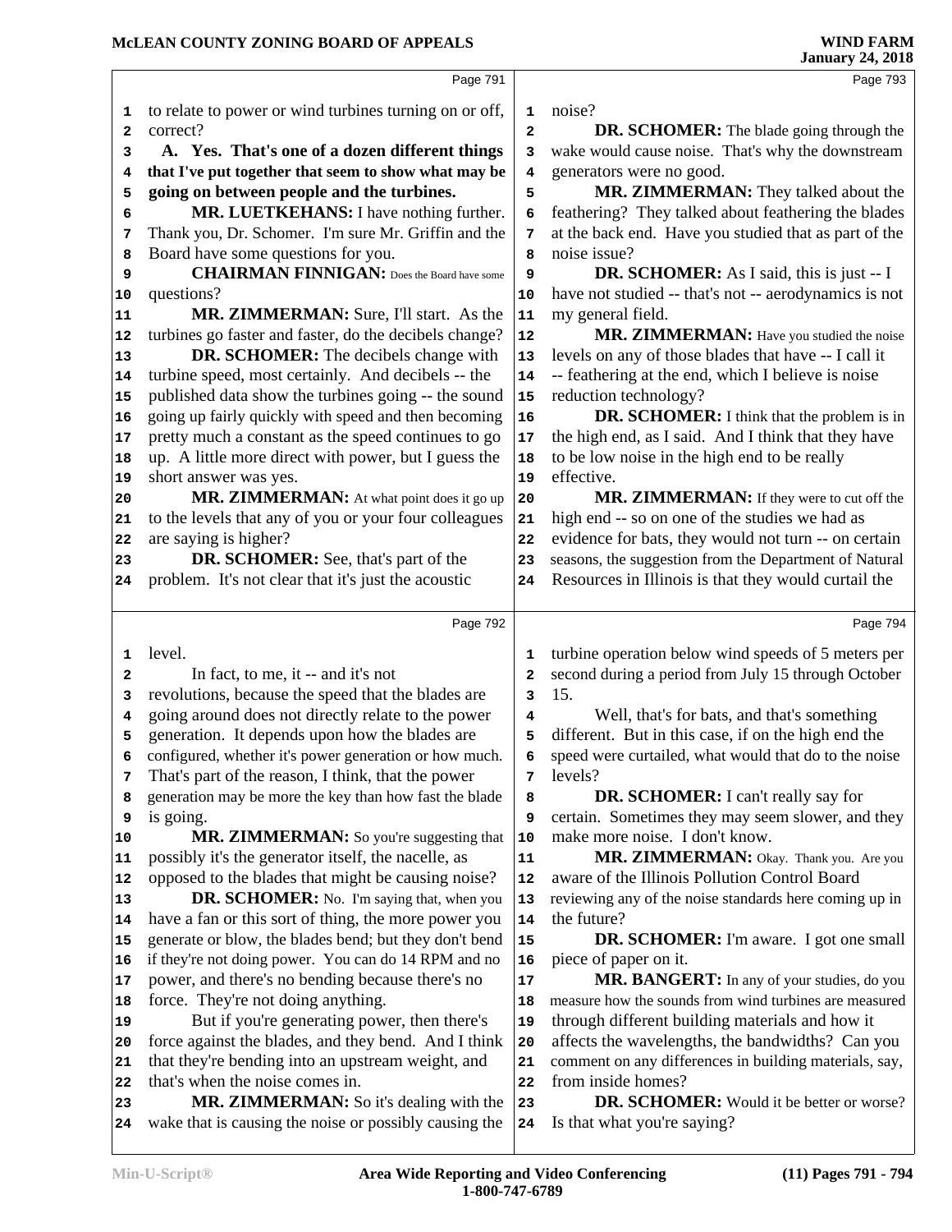Page 791

to relate to power or wind turbines turning on or off, correct?

**A. Yes. That's one of a dozen different things that I've put together that seem to show what may be going on between people and the turbines.**

**MR. LUETKEHANS:** I have nothing further. Thank you, Dr. Schomer. I'm sure Mr. Griffin and the Board have some questions for you.

**CHAIRMAN FINNIGAN:** Does the Board have some questions?

**MR. ZIMMERMAN:** Sure, I'll start. As the turbines go faster and faster, do the decibels change?

**DR. SCHOMER:** The decibels change with turbine speed, most certainly. And decibels -- the published data show the turbines going -- the sound going up fairly quickly with speed and then becoming pretty much a constant as the speed continues to go up. A little more direct with power, but I guess the short answer was yes.

**MR. ZIMMERMAN:** At what point does it go up to the levels that any of you or your four colleagues are saying is higher?

**DR. SCHOMER:** See, that's part of the problem. It's not clear that it's just the acoustic

Page 792

level.

In fact, to me, it -- and it's not revolutions, because the speed that the blades are going around does not directly relate to the power generation. It depends upon how the blades are configured, whether it's power generation or how much. That's part of the reason, I think, that the power generation may be more the key than how fast the blade is going.

**MR. ZIMMERMAN:** So you're suggesting that possibly it's the generator itself, the nacelle, as opposed to the blades that might be causing noise?

**DR. SCHOMER:** No. I'm saying that, when you have a fan or this sort of thing, the more power you generate or blow, the blades bend; but they don't bend if they're not doing power. You can do 14 RPM and no power, and there's no bending because there's no force. They're not doing anything.

But if you're generating power, then there's force against the blades, and they bend. And I think that they're bending into an upstream weight, and that's when the noise comes in.

**MR. ZIMMERMAN:** So it's dealing with the wake that is causing the noise or possibly causing the

Page 793

noise?

**DR. SCHOMER:** The blade going through the wake would cause noise. That's why the downstream generators were no good.

**MR. ZIMMERMAN:** They talked about the feathering? They talked about feathering the blades at the back end. Have you studied that as part of the noise issue?

**DR. SCHOMER:** As I said, this is just -- I have not studied -- that's not -- aerodynamics is not my general field.

**MR. ZIMMERMAN:** Have you studied the noise levels on any of those blades that have -- I call it -- feathering at the end, which I believe is noise reduction technology?

**DR. SCHOMER:** I think that the problem is in the high end, as I said. And I think that they have to be low noise in the high end to be really effective.

**MR. ZIMMERMAN:** If they were to cut off the high end -- so on one of the studies we had as evidence for bats, they would not turn -- on certain seasons, the suggestion from the Department of Natural Resources in Illinois is that they would curtail the

Page 794

turbine operation below wind speeds of 5 meters per second during a period from July 15 through October 15.

Well, that's for bats, and that's something different. But in this case, if on the high end the speed were curtailed, what would that do to the noise levels?

**DR. SCHOMER:** I can't really say for certain. Sometimes they may seem slower, and they make more noise. I don't know.

**MR. ZIMMERMAN:** Okay. Thank you. Are you aware of the Illinois Pollution Control Board reviewing any of the noise standards here coming up in the future?

**DR. SCHOMER:** I'm aware. I got one small piece of paper on it.

**MR. BANGERT:** In any of your studies, do you measure how the sounds from wind turbines are measured through different building materials and how it affects the wavelengths, the bandwidths? Can you comment on any differences in building materials, say, from inside homes?

**DR. SCHOMER:** Would it be better or worse? Is that what you're saying?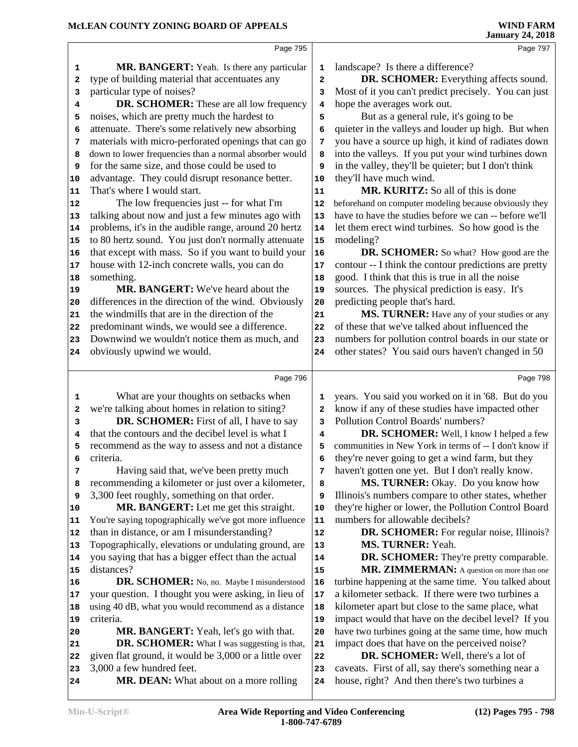Page 795

**MR. BANGERT:** Yeah. Is there any particular type of building material that accentuates any particular type of noises?

**DR. SCHOMER:** These are all low frequency noises, which are pretty much the hardest to attenuate. There's some relatively new absorbing materials with micro-perforated openings that can go down to lower frequencies than a normal absorber would for the same size, and those could be used to advantage. They could disrupt resonance better. That's where I would start.

The low frequencies just -- for what I'm talking about now and just a few minutes ago with problems, it's in the audible range, around 20 hertz to 80 hertz sound. You just don't normally attenuate that except with mass. So if you want to build your house with 12-inch concrete walls, you can do something.

**MR. BANGERT:** We've heard about the differences in the direction of the wind. Obviously the windmills that are in the direction of the predominant winds, we would see a difference. Downwind we wouldn't notice them as much, and obviously upwind we would.

Page 796

What are your thoughts on setbacks when we're talking about homes in relation to siting?

**DR. SCHOMER:** First of all, I have to say that the contours and the decibel level is what I recommend as the way to assess and not a distance criteria.

Having said that, we've been pretty much recommending a kilometer or just over a kilometer, 3,300 feet roughly, something on that order.

**MR. BANGERT:** Let me get this straight. You're saying topographically we've got more influence than in distance, or am I misunderstanding? Topographically, elevations or undulating ground, are you saying that has a bigger effect than the actual distances?

**DR. SCHOMER:** No, no. Maybe I misunderstood your question. I thought you were asking, in lieu of using 40 dB, what you would recommend as a distance criteria.

**MR. BANGERT:** Yeah, let's go with that.

**DR. SCHOMER:** What I was suggesting is that, given flat ground, it would be 3,000 or a little over 3,000 a few hundred feet.

**MR. DEAN:** What about on a more rolling

Page 797

landscape? Is there a difference?

**DR. SCHOMER:** Everything affects sound. Most of it you can't predict precisely. You can just hope the averages work out.

But as a general rule, it's going to be quieter in the valleys and louder up high. But when you have a source up high, it kind of radiates down into the valleys. If you put your wind turbines down in the valley, they'll be quieter; but I don't think they'll have much wind.

**MR. KURITZ:** So all of this is done beforehand on computer modeling because obviously they have to have the studies before we can -- before we'll let them erect wind turbines. So how good is the modeling?

**DR. SCHOMER:** So what? How good are the contour -- I think the contour predictions are pretty good. I think that this is true in all the noise sources. The physical prediction is easy. It's predicting people that's hard.

**MS. TURNER:** Have any of your studies or any of these that we've talked about influenced the numbers for pollution control boards in our state or other states? You said ours haven't changed in 50

Page 798

years. You said you worked on it in '68. But do you know if any of these studies have impacted other Pollution Control Boards' numbers?

**DR. SCHOMER:** Well, I know I helped a few communities in New York in terms of -- I don't know if they're never going to get a wind farm, but they haven't gotten one yet. But I don't really know.

**MS. TURNER:** Okay. Do you know how Illinois's numbers compare to other states, whether they're higher or lower, the Pollution Control Board numbers for allowable decibels?

**DR. SCHOMER:** For regular noise, Illinois?

**MS. TURNER:** Yeah.

**DR. SCHOMER:** They're pretty comparable.

**MR. ZIMMERMAN:** A question on more than one turbine happening at the same time. You talked about a kilometer setback. If there were two turbines a kilometer apart but close to the same place, what impact would that have on the decibel level? If you have two turbines going at the same time, how much impact does that have on the perceived noise?

**DR. SCHOMER:** Well, there's a lot of caveats. First of all, say there's something near a house, right? And then there's two turbines a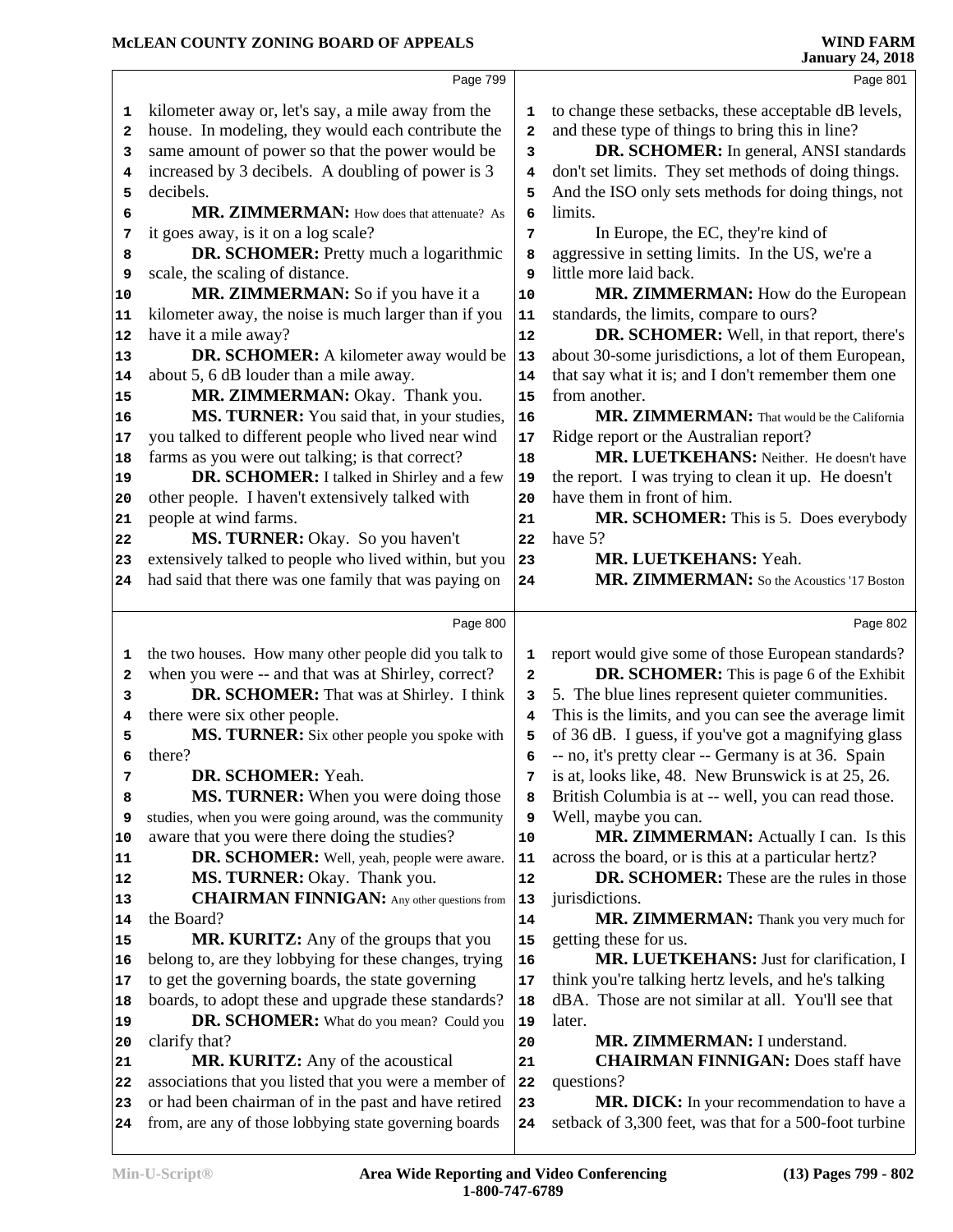kilometer away or, let's say, a mile away from the house. In modeling, they would each contribute the same amount of power so that the power would be increased by 3 decibels. A doubling of power is 3 decibels.

**MR. ZIMMERMAN:** How does that attenuate? As it goes away, is it on a log scale?

**DR. SCHOMER:** Pretty much a logarithmic scale, the scaling of distance.

**MR. ZIMMERMAN:** So if you have it a kilometer away, the noise is much larger than if you have it a mile away?

**DR. SCHOMER:** A kilometer away would be about 5, 6 dB louder than a mile away.

**MR. ZIMMERMAN:** Okay. Thank you.

**MS. TURNER:** You said that, in your studies, you talked to different people who lived near wind farms as you were out talking; is that correct?

**DR. SCHOMER:** I talked in Shirley and a few other people. I haven't extensively talked with people at wind farms.

**MS. TURNER:** Okay. So you haven't extensively talked to people who lived within, but you had said that there was one family that was paying on the two houses. How many other people did you talk to when you were -- and that was at Shirley, correct?

**DR. SCHOMER:** That was at Shirley. I think there were six other people.

**MS. TURNER:** Six other people you spoke with there?

**DR. SCHOMER:** Yeah.

**MS. TURNER:** When you were doing those studies, when you were going around, was the community aware that you were there doing the studies?

**DR. SCHOMER:** Well, yeah, people were aware.

**MS. TURNER:** Okay. Thank you.

**CHAIRMAN FINNIGAN:** Any other questions from the Board?

**MR. KURITZ:** Any of the groups that you belong to, are they lobbying for these changes, trying to get the governing boards, the state governing boards, to adopt these and upgrade these standards?

**DR. SCHOMER:** What do you mean? Could you clarify that?

**MR. KURITZ:** Any of the acoustical associations that you listed that you were a member of or had been chairman of in the past and have retired from, are any of those lobbying state governing boards to change these setbacks, these acceptable dB levels, and these type of things to bring this in line?

**DR. SCHOMER:** In general, ANSI standards don't set limits. They set methods of doing things. And the ISO only sets methods for doing things, not limits.

In Europe, the EC, they're kind of aggressive in setting limits. In the US, we're a little more laid back.

**MR. ZIMMERMAN:** How do the European standards, the limits, compare to ours?

**DR. SCHOMER:** Well, in that report, there's about 30-some jurisdictions, a lot of them European, that say what it is; and I don't remember them one from another.

**MR. ZIMMERMAN:** That would be the California Ridge report or the Australian report?

**MR. LUETKEHANS:** Neither. He doesn't have the report. I was trying to clean it up. He doesn't have them in front of him.

**MR. SCHOMER:** This is 5. Does everybody have 5?

**MR. LUETKEHANS:** Yeah.

**MR. ZIMMERMAN:** So the Acoustics '17 Boston report would give some of those European standards?

**DR. SCHOMER:** This is page 6 of the Exhibit 5. The blue lines represent quieter communities. This is the limits, and you can see the average limit of 36 dB. I guess, if you've got a magnifying glass -- no, it's pretty clear -- Germany is at 36. Spain is at, looks like, 48. New Brunswick is at 25, 26. British Columbia is at -- well, you can read those. Well, maybe you can.

**MR. ZIMMERMAN:** Actually I can. Is this across the board, or is this at a particular hertz?

**DR. SCHOMER:** These are the rules in those jurisdictions.

**MR. ZIMMERMAN:** Thank you very much for getting these for us.

**MR. LUETKEHANS:** Just for clarification, I think you're talking hertz levels, and he's talking dBA. Those are not similar at all. You'll see that later.

**MR. ZIMMERMAN:** I understand.

**CHAIRMAN FINNIGAN:** Does staff have questions?

**MR. DICK:** In your recommendation to have a setback of 3,300 feet, was that for a 500-foot turbine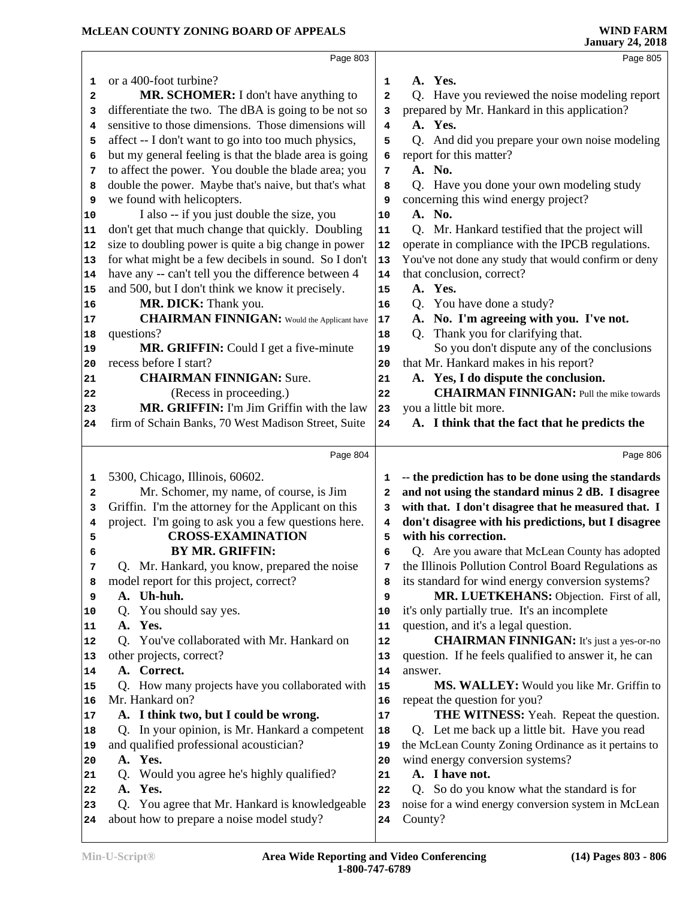**Page 803**

or a 400-foot turbine?

**MR. SCHOMER:** I don't have anything to differentiate the two. The dBA is going to be not so sensitive to those dimensions. Those dimensions will affect -- I don't want to go into too much physics, but my general feeling is that the blade area is going to affect the power. You double the blade area; you double the power. Maybe that's naive, but that's what we found with helicopters.

I also -- if you just double the size, you don't get that much change that quickly. Doubling size to doubling power is quite a big change in power for what might be a few decibels in sound. So I don't have any -- can't tell you the difference between 4 and 500, but I don't think we know it precisely.

**MR. DICK:** Thank you.

**CHAIRMAN FINNIGAN:** Would the Applicant have questions?

**MR. GRIFFIN:** Could I get a five-minute recess before I start?

**CHAIRMAN FINNIGAN:** Sure.

(Recess in proceeding.)

**MR. GRIFFIN:** I'm Jim Griffin with the law firm of Schain Banks, 70 West Madison Street, Suite

**Page 804**

5300, Chicago, Illinois, 60602.

Mr. Schomer, my name, of course, is Jim Griffin. I'm the attorney for the Applicant on this project. I'm going to ask you a few questions here.

**CROSS-EXAMINATION**

**BY MR. GRIFFIN:**

Q. Mr. Hankard, you know, prepared the noise model report for this project, correct?

**A. Uh-huh.**

Q. You should say yes.

**A. Yes.**

Q. You've collaborated with Mr. Hankard on other projects, correct?

**A. Correct.**

Q. How many projects have you collaborated with Mr. Hankard on?

**A. I think two, but I could be wrong.**

Q. In your opinion, is Mr. Hankard a competent and qualified professional acoustician?

**A. Yes.**

Q. Would you agree he's highly qualified?

**A. Yes.**

Q. You agree that Mr. Hankard is knowledgeable about how to prepare a noise model study?

**Page 805**

**A. Yes.**

Q. Have you reviewed the noise modeling report prepared by Mr. Hankard in this application?

**A. Yes.**

Q. And did you prepare your own noise modeling report for this matter?

**A. No.**

Q. Have you done your own modeling study concerning this wind energy project?

**A. No.**

Q. Mr. Hankard testified that the project will operate in compliance with the IPCB regulations. You've not done any study that would confirm or deny that conclusion, correct?

**A. Yes.**

Q. You have done a study?

**A. No. I'm agreeing with you. I've not.**

Q. Thank you for clarifying that.

So you don't dispute any of the conclusions that Mr. Hankard makes in his report?

**A. Yes, I do dispute the conclusion.**

**CHAIRMAN FINNIGAN:** Pull the mike towards you a little bit more.

**A. I think that the fact that he predicts the**

**Page 806**

**-- the prediction has to be done using the standards and not using the standard minus 2 dB. I disagree with that. I don't disagree that he measured that. I don't disagree with his predictions, but I disagree with his correction.**

Q. Are you aware that McLean County has adopted the Illinois Pollution Control Board Regulations as its standard for wind energy conversion systems?

**MR. LUETKEHANS:** Objection. First of all, it's only partially true. It's an incomplete question, and it's a legal question.

**CHAIRMAN FINNIGAN:** It's just a yes-or-no question. If he feels qualified to answer it, he can answer.

**MS. WALLEY:** Would you like Mr. Griffin to repeat the question for you?

**THE WITNESS:** Yeah. Repeat the question.

Q. Let me back up a little bit. Have you read the McLean County Zoning Ordinance as it pertains to wind energy conversion systems?

**A. I have not.**

Q. So do you know what the standard is for noise for a wind energy conversion system in McLean County?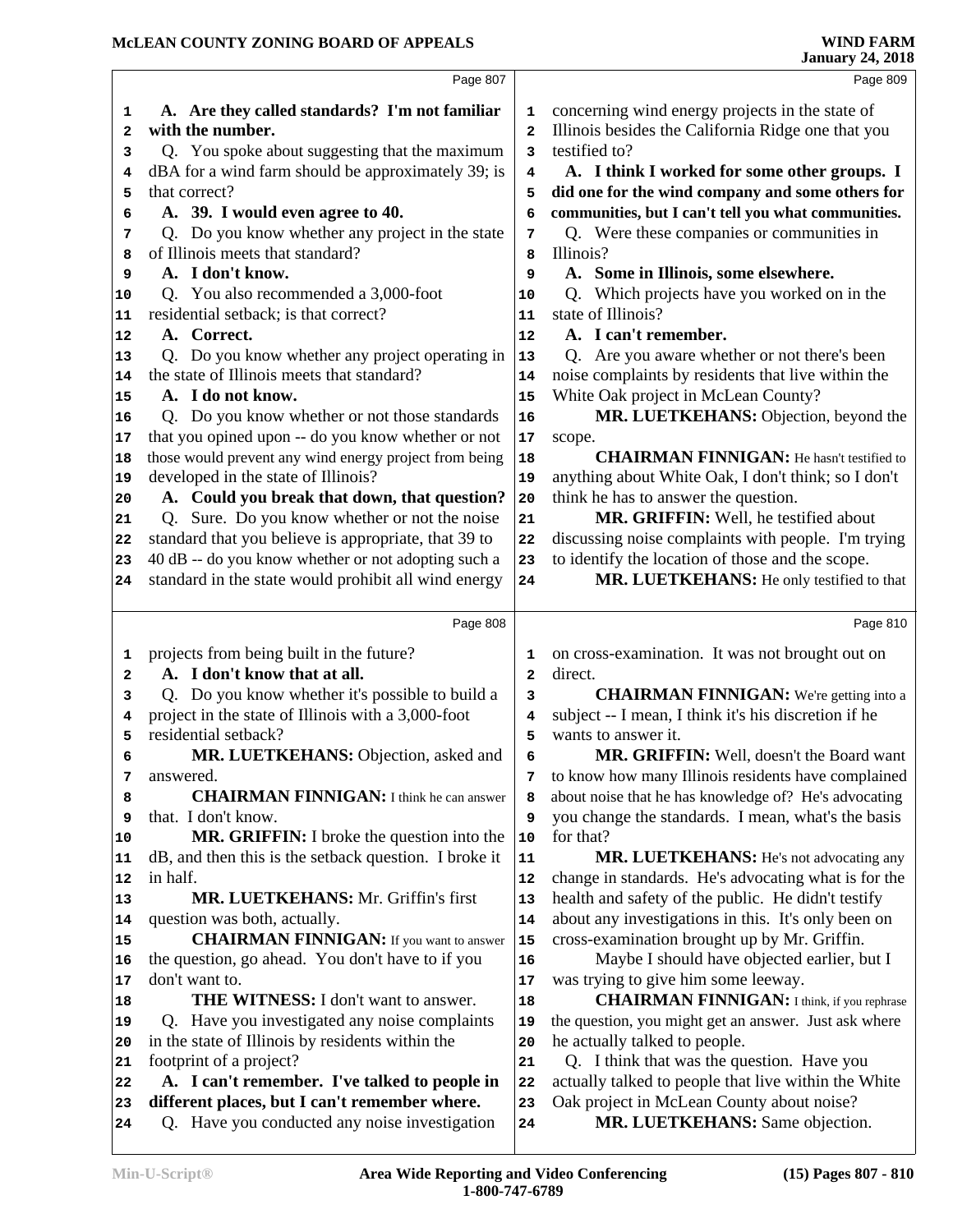A. Are they called standards? I'm not familiar with the number.

Q. You spoke about suggesting that the maximum dBA for a wind farm should be approximately 39; is that correct?

A. 39. I would even agree to 40.

Q. Do you know whether any project in the state of Illinois meets that standard?

A. I don't know.

Q. You also recommended a 3,000-foot residential setback; is that correct?

A. Correct.

Q. Do you know whether any project operating in the state of Illinois meets that standard?

A. I do not know.

Q. Do you know whether or not those standards that you opined upon -- do you know whether or not those would prevent any wind energy project from being developed in the state of Illinois?

A. Could you break that down, that question?

Q. Sure. Do you know whether or not the noise standard that you believe is appropriate, that 39 to 40 dB -- do you know whether or not adopting such a standard in the state would prohibit all wind energy projects from being built in the future?

A. I don't know that at all.

Q. Do you know whether it's possible to build a project in the state of Illinois with a 3,000-foot residential setback?

**MR. LUETKEHANS:** Objection, asked and answered.

**CHAIRMAN FINNIGAN:** I think he can answer that. I don't know.

**MR. GRIFFIN:** I broke the question into the dB, and then this is the setback question. I broke it in half.

**MR. LUETKEHANS:** Mr. Griffin's first question was both, actually.

**CHAIRMAN FINNIGAN:** If you want to answer the question, go ahead. You don't have to if you don't want to.

**THE WITNESS:** I don't want to answer.

Q. Have you investigated any noise complaints in the state of Illinois by residents within the footprint of a project?

A. I can't remember. I've talked to people in different places, but I can't remember where.

Q. Have you conducted any noise investigation concerning wind energy projects in the state of Illinois besides the California Ridge one that you testified to?

A. I think I worked for some other groups. I did one for the wind company and some others for communities, but I can't tell you what communities.

Q. Were these companies or communities in Illinois?

A. Some in Illinois, some elsewhere.

Q. Which projects have you worked on in the state of Illinois?

A. I can't remember.

Q. Are you aware whether or not there's been noise complaints by residents that live within the White Oak project in McLean County?

**MR. LUETKEHANS:** Objection, beyond the scope.

**CHAIRMAN FINNIGAN:** He hasn't testified to anything about White Oak, I don't think; so I don't think he has to answer the question.

**MR. GRIFFIN:** Well, he testified about discussing noise complaints with people. I'm trying to identify the location of those and the scope.

**MR. LUETKEHANS:** He only testified to that on cross-examination. It was not brought out on direct.

**CHAIRMAN FINNIGAN:** We're getting into a subject -- I mean, I think it's his discretion if he wants to answer it.

**MR. GRIFFIN:** Well, doesn't the Board want to know how many Illinois residents have complained about noise that he has knowledge of? He's advocating you change the standards. I mean, what's the basis for that?

**MR. LUETKEHANS:** He's not advocating any change in standards. He's advocating what is for the health and safety of the public. He didn't testify about any investigations in this. It's only been on cross-examination brought up by Mr. Griffin.

Maybe I should have objected earlier, but I was trying to give him some leeway.

**CHAIRMAN FINNIGAN:** I think, if you rephrase the question, you might get an answer. Just ask where he actually talked to people.

Q. I think that was the question. Have you actually talked to people that live within the White Oak project in McLean County about noise?

**MR. LUETKEHANS:** Same objection.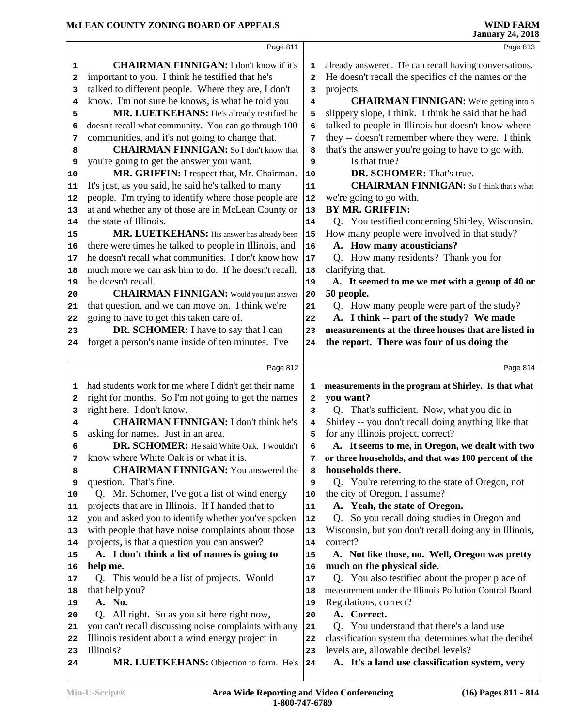**CHAIRMAN FINNIGAN:** I don't know if it's important to you. I think he testified that he's talked to different people. Where they are, I don't know. I'm not sure he knows, is what he told you

**MR. LUETKEHANS:** He's already testified he doesn't recall what community. You can go through 100 communities, and it's not going to change that.

**CHAIRMAN FINNIGAN:** So I don't know that you're going to get the answer you want.

**MR. GRIFFIN:** I respect that, Mr. Chairman. It's just, as you said, he said he's talked to many people. I'm trying to identify where those people are at and whether any of those are in McLean County or the state of Illinois.

**MR. LUETKEHANS:** His answer has already been there were times he talked to people in Illinois, and he doesn't recall what communities. I don't know how much more we can ask him to do. If he doesn't recall, he doesn't recall.

**CHAIRMAN FINNIGAN:** Would you just answer that question, and we can move on. I think we're going to have to get this taken care of.

**DR. SCHOMER:** I have to say that I can forget a person's name inside of ten minutes. I've had students work for me where I didn't get their name right for months. So I'm not going to get the names right here. I don't know.

**CHAIRMAN FINNIGAN:** I don't think he's asking for names. Just in an area.

**DR. SCHOMER:** He said White Oak. I wouldn't know where White Oak is or what it is.

**CHAIRMAN FINNIGAN:** You answered the question. That's fine.

Q. Mr. Schomer, I've got a list of wind energy projects that are in Illinois. If I handed that to you and asked you to identify whether you've spoken with people that have noise complaints about those projects, is that a question you can answer?

**A. I don't think a list of names is going to help me.**

Q. This would be a list of projects. Would that help you?

**A. No.**

Q. All right. So as you sit here right now, you can't recall discussing noise complaints with any Illinois resident about a wind energy project in Illinois?

**MR. LUETKEHANS:** Objection to form. He's already answered. He can recall having conversations. He doesn't recall the specifics of the names or the projects.

**CHAIRMAN FINNIGAN:** We're getting into a slippery slope, I think. I think he said that he had talked to people in Illinois but doesn't know where they -- doesn't remember where they were. I think that's the answer you're going to have to go with.

Is that true?

**DR. SCHOMER:** That's true.

**CHAIRMAN FINNIGAN:** So I think that's what we're going to go with.

**BY MR. GRIFFIN:**

Q. You testified concerning Shirley, Wisconsin. How many people were involved in that study?

**A. How many acousticians?**

Q. How many residents? Thank you for clarifying that.

**A. It seemed to me we met with a group of 40 or 50 people.**

Q. How many people were part of the study?

**A. I think -- part of the study? We made measurements at the three houses that are listed in the report. There was four of us doing the measurements in the program at Shirley. Is that what you want?**

Q. That's sufficient. Now, what you did in Shirley -- you don't recall doing anything like that for any Illinois project, correct?

**A. It seems to me, in Oregon, we dealt with two or three households, and that was 100 percent of the households there.**

Q. You're referring to the state of Oregon, not the city of Oregon, I assume?

**A. Yeah, the state of Oregon.**

Q. So you recall doing studies in Oregon and Wisconsin, but you don't recall doing any in Illinois, correct?

**A. Not like those, no. Well, Oregon was pretty much on the physical side.**

Q. You also testified about the proper place of measurement under the Illinois Pollution Control Board Regulations, correct?

**A. Correct.**

Q. You understand that there's a land use classification system that determines what the decibel levels are, allowable decibel levels?

**A. It's a land use classification system, very**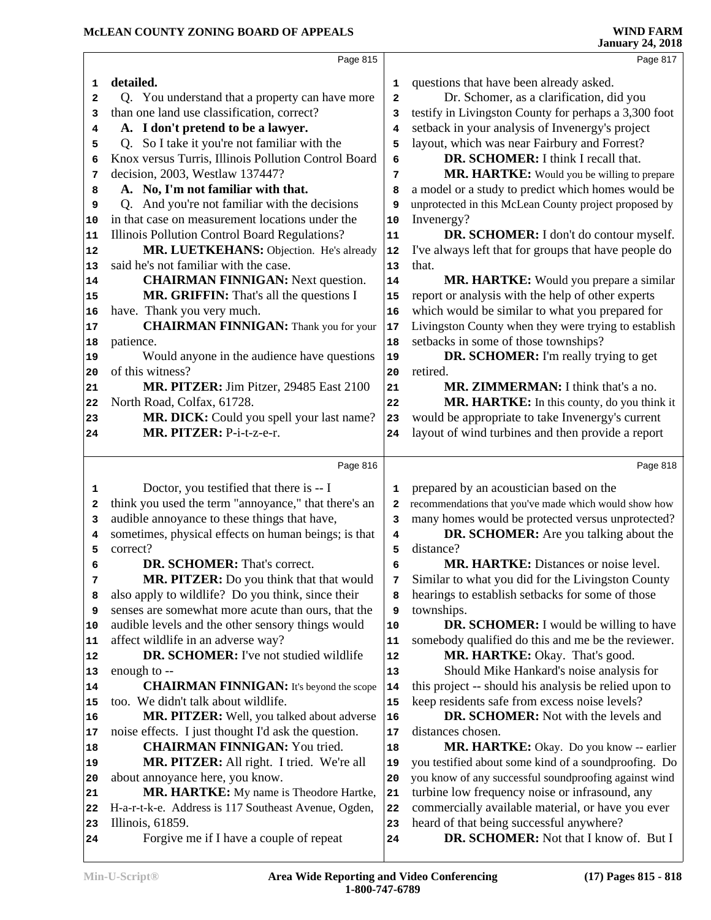detailed.

Q. You understand that a property can have more than one land use classification, correct?

**A. I don't pretend to be a lawyer.**

Q. So I take it you're not familiar with the Knox versus Turris, Illinois Pollution Control Board decision, 2003, Westlaw 137447?

**A. No, I'm not familiar with that.**

Q. And you're not familiar with the decisions in that case on measurement locations under the Illinois Pollution Control Board Regulations?

**MR. LUETKEHANS:** Objection. He's already said he's not familiar with the case.

**CHAIRMAN FINNIGAN:** Next question.

**MR. GRIFFIN:** That's all the questions I have. Thank you very much.

**CHAIRMAN FINNIGAN:** Thank you for your patience.

Would anyone in the audience have questions of this witness?

**MR. PITZER:** Jim Pitzer, 29485 East 2100 North Road, Colfax, 61728.

**MR. DICK:** Could you spell your last name?

**MR. PITZER:** P-i-t-z-e-r.

Doctor, you testified that there is -- I think you used the term "annoyance," that there's an audible annoyance to these things that have, sometimes, physical effects on human beings; is that correct?

**DR. SCHOMER:** That's correct.

**MR. PITZER:** Do you think that that would also apply to wildlife? Do you think, since their senses are somewhat more acute than ours, that the audible levels and the other sensory things would affect wildlife in an adverse way?

**DR. SCHOMER:** I've not studied wildlife enough to --

**CHAIRMAN FINNIGAN:** It's beyond the scope too. We didn't talk about wildlife.

**MR. PITZER:** Well, you talked about adverse noise effects. I just thought I'd ask the question.

**CHAIRMAN FINNIGAN:** You tried.

**MR. PITZER:** All right. I tried. We're all about annoyance here, you know.

**MR. HARTKE:** My name is Theodore Hartke, H-a-r-t-k-e. Address is 117 Southeast Avenue, Ogden, Illinois, 61859.

Forgive me if I have a couple of repeat questions that have been already asked.

Dr. Schomer, as a clarification, did you testify in Livingston County for perhaps a 3,300 foot setback in your analysis of Invenergy's project layout, which was near Fairbury and Forrest?

**DR. SCHOMER:** I think I recall that.

**MR. HARTKE:** Would you be willing to prepare a model or a study to predict which homes would be unprotected in this McLean County project proposed by Invenergy?

**DR. SCHOMER:** I don't do contour myself. I've always left that for groups that have people do that.

**MR. HARTKE:** Would you prepare a similar report or analysis with the help of other experts which would be similar to what you prepared for Livingston County when they were trying to establish setbacks in some of those townships?

**DR. SCHOMER:** I'm really trying to get retired.

**MR. ZIMMERMAN:** I think that's a no.

**MR. HARTKE:** In this county, do you think it would be appropriate to take Invenergy's current layout of wind turbines and then provide a report prepared by an acoustician based on the recommendations that you've made which would show how many homes would be protected versus unprotected?

**DR. SCHOMER:** Are you talking about the distance?

**MR. HARTKE:** Distances or noise level. Similar to what you did for the Livingston County hearings to establish setbacks for some of those townships.

**DR. SCHOMER:** I would be willing to have somebody qualified do this and me be the reviewer.

**MR. HARTKE:** Okay. That's good.

Should Mike Hankard's noise analysis for this project -- should his analysis be relied upon to keep residents safe from excess noise levels?

**DR. SCHOMER:** Not with the levels and distances chosen.

**MR. HARTKE:** Okay. Do you know -- earlier you testified about some kind of a soundproofing. Do you know of any successful soundproofing against wind turbine low frequency noise or infrasound, any commercially available material, or have you ever heard of that being successful anywhere?

**DR. SCHOMER:** Not that I know of. But I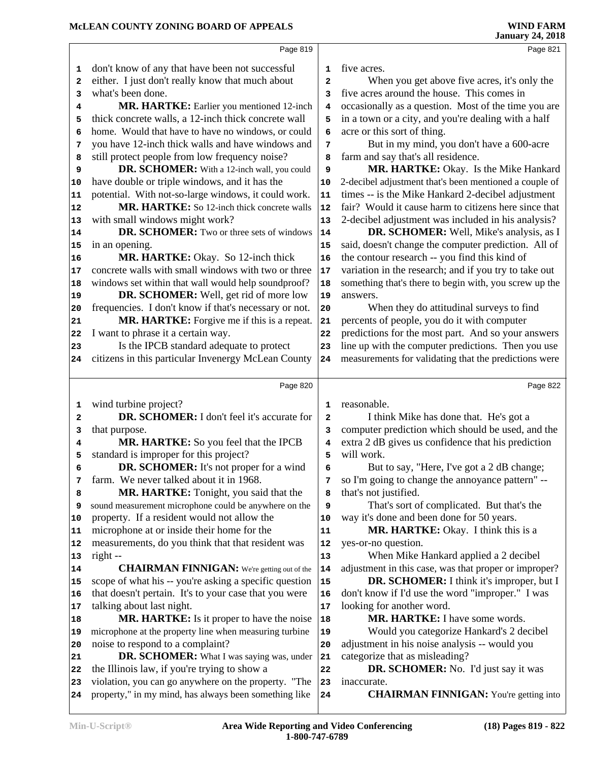don't know of any that have been not successful either. I just don't really know that much about what's been done.

**MR. HARTKE:** Earlier you mentioned 12-inch thick concrete walls, a 12-inch thick concrete wall home. Would that have to have no windows, or could you have 12-inch thick walls and have windows and still protect people from low frequency noise?

**DR. SCHOMER:** With a 12-inch wall, you could have double or triple windows, and it has the potential. With not-so-large windows, it could work.

**MR. HARTKE:** So 12-inch thick concrete walls with small windows might work?

**DR. SCHOMER:** Two or three sets of windows in an opening.

**MR. HARTKE:** Okay. So 12-inch thick concrete walls with small windows with two or three windows set within that wall would help soundproof?

**DR. SCHOMER:** Well, get rid of more low frequencies. I don't know if that's necessary or not.

**MR. HARTKE:** Forgive me if this is a repeat. I want to phrase it a certain way.

Is the IPCB standard adequate to protect citizens in this particular Invenergy McLean County wind turbine project?

**DR. SCHOMER:** I don't feel it's accurate for that purpose.

**MR. HARTKE:** So you feel that the IPCB standard is improper for this project?

**DR. SCHOMER:** It's not proper for a wind farm. We never talked about it in 1968.

**MR. HARTKE:** Tonight, you said that the sound measurement microphone could be anywhere on the property. If a resident would not allow the microphone at or inside their home for the measurements, do you think that that resident was right --

**CHAIRMAN FINNIGAN:** We're getting out of the scope of what his -- you're asking a specific question that doesn't pertain. It's to your case that you were talking about last night.

**MR. HARTKE:** Is it proper to have the noise microphone at the property line when measuring turbine noise to respond to a complaint?

**DR. SCHOMER:** What I was saying was, under the Illinois law, if you're trying to show a violation, you can go anywhere on the property. "The property," in my mind, has always been something like five acres.

When you get above five acres, it's only the five acres around the house. This comes in occasionally as a question. Most of the time you are in a town or a city, and you're dealing with a half acre or this sort of thing.

But in my mind, you don't have a 600-acre farm and say that's all residence.

**MR. HARTKE:** Okay. Is the Mike Hankard 2-decibel adjustment that's been mentioned a couple of times -- is the Mike Hankard 2-decibel adjustment fair? Would it cause harm to citizens here since that 2-decibel adjustment was included in his analysis?

**DR. SCHOMER:** Well, Mike's analysis, as I said, doesn't change the computer prediction. All of the contour research -- you find this kind of variation in the research; and if you try to take out something that's there to begin with, you screw up the answers.

When they do attitudinal surveys to find percents of people, you do it with computer predictions for the most part. And so your answers line up with the computer predictions. Then you use measurements for validating that the predictions were reasonable.

I think Mike has done that. He's got a computer prediction which should be used, and the extra 2 dB gives us confidence that his prediction will work.

But to say, "Here, I've got a 2 dB change; so I'm going to change the annoyance pattern" -- that's not justified.

That's sort of complicated. But that's the way it's done and been done for 50 years.

**MR. HARTKE:** Okay. I think this is a yes-or-no question.

When Mike Hankard applied a 2 decibel adjustment in this case, was that proper or improper?

**DR. SCHOMER:** I think it's improper, but I don't know if I'd use the word "improper." I was looking for another word.

**MR. HARTKE:** I have some words.

Would you categorize Hankard's 2 decibel adjustment in his noise analysis -- would you categorize that as misleading?

**DR. SCHOMER:** No. I'd just say it was inaccurate.

**CHAIRMAN FINNIGAN:** You're getting into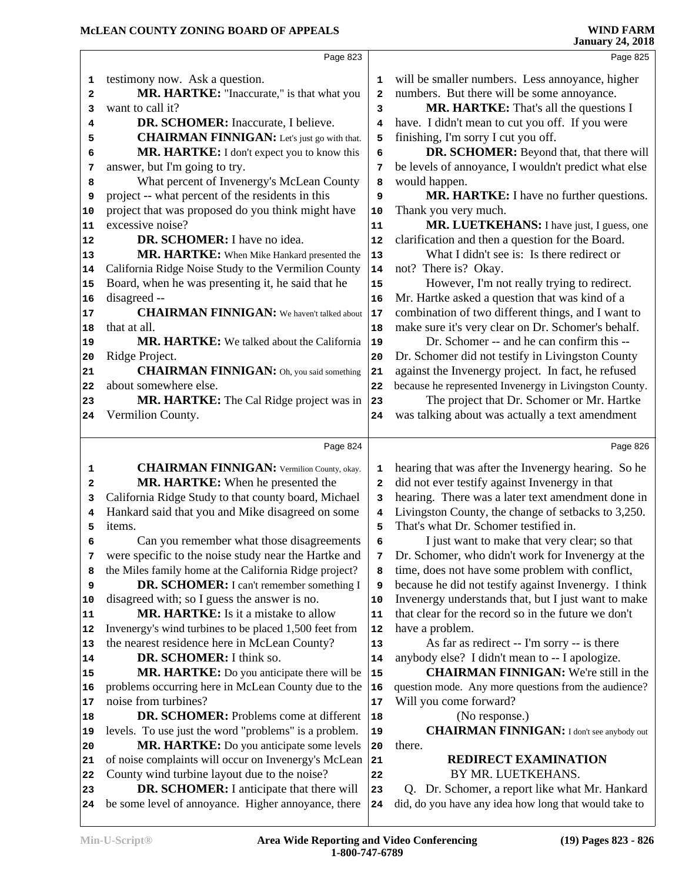testimony now. Ask a question.

**MR. HARTKE:** "Inaccurate," is that what you want to call it?

**DR. SCHOMER:** Inaccurate, I believe.

**CHAIRMAN FINNIGAN:** Let's just go with that.

**MR. HARTKE:** I don't expect you to know this answer, but I'm going to try.

What percent of Invenergy's McLean County project -- what percent of the residents in this project that was proposed do you think might have excessive noise?

**DR. SCHOMER:** I have no idea.

**MR. HARTKE:** When Mike Hankard presented the California Ridge Noise Study to the Vermilion County Board, when he was presenting it, he said that he disagreed --

**CHAIRMAN FINNIGAN:** We haven't talked about that at all.

**MR. HARTKE:** We talked about the California Ridge Project.

**CHAIRMAN FINNIGAN:** Oh, you said something about somewhere else.

**MR. HARTKE:** The Cal Ridge project was in Vermilion County.

**CHAIRMAN FINNIGAN:** Vermilion County, okay.

**MR. HARTKE:** When he presented the California Ridge Study to that county board, Michael Hankard said that you and Mike disagreed on some items.

Can you remember what those disagreements were specific to the noise study near the Hartke and the Miles family home at the California Ridge project?

**DR. SCHOMER:** I can't remember something I disagreed with; so I guess the answer is no.

**MR. HARTKE:** Is it a mistake to allow Invenergy's wind turbines to be placed 1,500 feet from the nearest residence here in McLean County?

**DR. SCHOMER:** I think so.

**MR. HARTKE:** Do you anticipate there will be problems occurring here in McLean County due to the noise from turbines?

**DR. SCHOMER:** Problems come at different levels. To use just the word "problems" is a problem.

**MR. HARTKE:** Do you anticipate some levels of noise complaints will occur on Invenergy's McLean County wind turbine layout due to the noise?

**DR. SCHOMER:** I anticipate that there will be some level of annoyance. Higher annoyance, there will be smaller numbers. Less annoyance, higher numbers. But there will be some annoyance.

**MR. HARTKE:** That's all the questions I have. I didn't mean to cut you off. If you were finishing, I'm sorry I cut you off.

**DR. SCHOMER:** Beyond that, that there will be levels of annoyance, I wouldn't predict what else would happen.

**MR. HARTKE:** I have no further questions. Thank you very much.

**MR. LUETKEHANS:** I have just, I guess, one clarification and then a question for the Board.

What I didn't see is: Is there redirect or not? There is? Okay.

However, I'm not really trying to redirect. Mr. Hartke asked a question that was kind of a combination of two different things, and I want to make sure it's very clear on Dr. Schomer's behalf.

Dr. Schomer -- and he can confirm this -- Dr. Schomer did not testify in Livingston County against the Invenergy project. In fact, he refused because he represented Invenergy in Livingston County.

The project that Dr. Schomer or Mr. Hartke was talking about was actually a text amendment hearing that was after the Invenergy hearing. So he did not ever testify against Invenergy in that hearing. There was a later text amendment done in Livingston County, the change of setbacks to 3,250. That's what Dr. Schomer testified in.

I just want to make that very clear; so that Dr. Schomer, who didn't work for Invenergy at the time, does not have some problem with conflict, because he did not testify against Invenergy. I think Invenergy understands that, but I just want to make that clear for the record so in the future we don't have a problem.

As far as redirect -- I'm sorry -- is there anybody else? I didn't mean to -- I apologize.

**CHAIRMAN FINNIGAN:** We're still in the question mode. Any more questions from the audience? Will you come forward?

(No response.)

**CHAIRMAN FINNIGAN:** I don't see anybody out there.

## REDIRECT EXAMINATION
BY MR. LUETKEHANS.

Q. Dr. Schomer, a report like what Mr. Hankard did, do you have any idea how long that would take to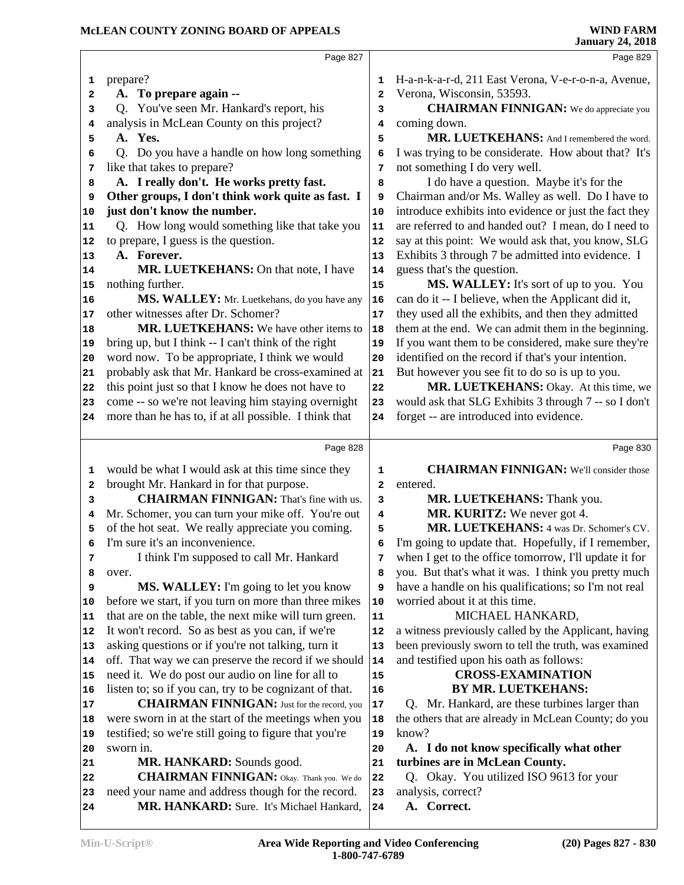**Page 827**

prepare?

**A. To prepare again --**

Q. You've seen Mr. Hankard's report, his analysis in McLean County on this project?

**A. Yes.**

Q. Do you have a handle on how long something like that takes to prepare?

**A. I really don't. He works pretty fast. Other groups, I don't think work quite as fast. I just don't know the number.**

Q. How long would something like that take you to prepare, I guess is the question.

**A. Forever.**

**MR. LUETKEHANS:** On that note, I have nothing further.

**MS. WALLEY:** Mr. Luetkehans, do you have any other witnesses after Dr. Schomer?

**MR. LUETKEHANS:** We have other items to bring up, but I think -- I can't think of the right word now. To be appropriate, I think we would probably ask that Mr. Hankard be cross-examined at this point just so that I know he does not have to come -- so we're not leaving him staying overnight more than he has to, if at all possible. I think that

**Page 828**

would be what I would ask at this time since they brought Mr. Hankard in for that purpose.

**CHAIRMAN FINNIGAN:** That's fine with us. Mr. Schomer, you can turn your mike off. You're out of the hot seat. We really appreciate you coming. I'm sure it's an inconvenience.

I think I'm supposed to call Mr. Hankard over.

**MS. WALLEY:** I'm going to let you know before we start, if you turn on more than three mikes that are on the table, the next mike will turn green. It won't record. So as best as you can, if we're asking questions or if you're not talking, turn it off. That way we can preserve the record if we should need it. We do post our audio on line for all to listen to; so if you can, try to be cognizant of that.

**CHAIRMAN FINNIGAN:** Just for the record, you were sworn in at the start of the meetings when you testified; so we're still going to figure that you're sworn in.

**MR. HANKARD:** Sounds good.

**CHAIRMAN FINNIGAN:** Okay. Thank you. We do need your name and address though for the record.

**MR. HANKARD:** Sure. It's Michael Hankard,

**Page 829**

H-a-n-k-a-r-d, 211 East Verona, V-e-r-o-n-a, Avenue, Verona, Wisconsin, 53593.

**CHAIRMAN FINNIGAN:** We do appreciate you coming down.

**MR. LUETKEHANS:** And I remembered the word. I was trying to be considerate. How about that? It's not something I do very well.

I do have a question. Maybe it's for the Chairman and/or Ms. Walley as well. Do I have to introduce exhibits into evidence or just the fact they are referred to and handed out? I mean, do I need to say at this point: We would ask that, you know, SLG Exhibits 3 through 7 be admitted into evidence. I guess that's the question.

**MS. WALLEY:** It's sort of up to you. You can do it -- I believe, when the Applicant did it, they used all the exhibits, and then they admitted them at the end. We can admit them in the beginning. If you want them to be considered, make sure they're identified on the record if that's your intention. But however you see fit to do so is up to you.

**MR. LUETKEHANS:** Okay. At this time, we would ask that SLG Exhibits 3 through 7 -- so I don't forget -- are introduced into evidence.

**Page 830**

**CHAIRMAN FINNIGAN:** We'll consider those entered.

**MR. LUETKEHANS:** Thank you.

**MR. KURITZ:** We never got 4.

**MR. LUETKEHANS:** 4 was Dr. Schomer's CV. I'm going to update that. Hopefully, if I remember, when I get to the office tomorrow, I'll update it for you. But that's what it was. I think you pretty much have a handle on his qualifications; so I'm not real worried about it at this time.

MICHAEL HANKARD,

a witness previously called by the Applicant, having been previously sworn to tell the truth, was examined and testified upon his oath as follows:

**CROSS-EXAMINATION**

**BY MR. LUETKEHANS:**

Q. Mr. Hankard, are these turbines larger than the others that are already in McLean County; do you know?

**A. I do not know specifically what other turbines are in McLean County.**

Q. Okay. You utilized ISO 9613 for your analysis, correct?

**A. Correct.**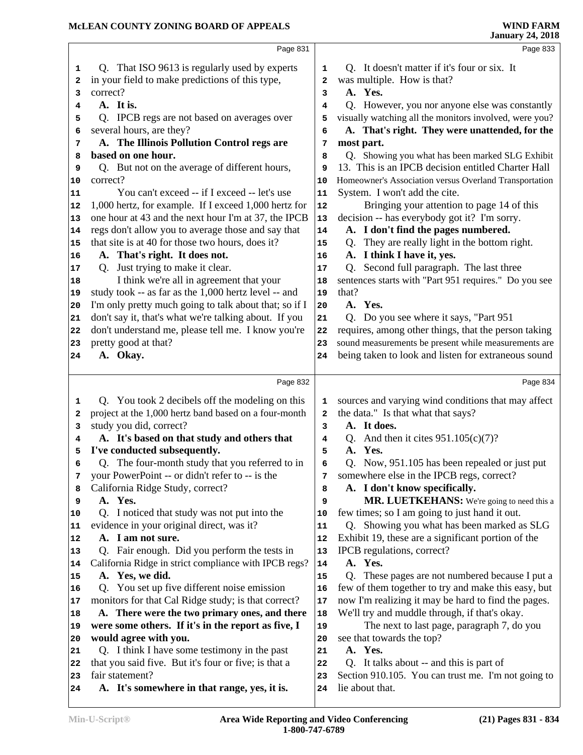Page 831

Q. That ISO 9613 is regularly used by experts in your field to make predictions of this type, correct?

**A. It is.**

Q. IPCB regs are not based on averages over several hours, are they?

**A. The Illinois Pollution Control regs are based on one hour.**

Q. But not on the average of different hours, correct?

You can't exceed -- if I exceed -- let's use 1,000 hertz, for example. If I exceed 1,000 hertz for one hour at 43 and the next hour I'm at 37, the IPCB regs don't allow you to average those and say that that site is at 40 for those two hours, does it?

**A. That's right. It does not.**

Q. Just trying to make it clear.

I think we're all in agreement that your study took -- as far as the 1,000 hertz level -- and I'm only pretty much going to talk about that; so if I don't say it, that's what we're talking about. If you don't understand me, please tell me. I know you're pretty good at that?

**A. Okay.**

Page 832

Q. You took 2 decibels off the modeling on this project at the 1,000 hertz band based on a four-month study you did, correct?

**A. It's based on that study and others that I've conducted subsequently.**

Q. The four-month study that you referred to in your PowerPoint -- or didn't refer to -- is the California Ridge Study, correct?

**A. Yes.**

Q. I noticed that study was not put into the evidence in your original direct, was it?

**A. I am not sure.**

Q. Fair enough. Did you perform the tests in California Ridge in strict compliance with IPCB regs?

**A. Yes, we did.**

Q. You set up five different noise emission monitors for that Cal Ridge study; is that correct?

**A. There were the two primary ones, and there were some others. If it's in the report as five, I would agree with you.**

Q. I think I have some testimony in the past that you said five. But it's four or five; is that a fair statement?

**A. It's somewhere in that range, yes, it is.**

Page 833

Q. It doesn't matter if it's four or six. It was multiple. How is that?

**A. Yes.**

Q. However, you nor anyone else was constantly visually watching all the monitors involved, were you?

**A. That's right. They were unattended, for the most part.**

Q. Showing you what has been marked SLG Exhibit 13. This is an IPCB decision entitled Charter Hall Homeowner's Association versus Overland Transportation System. I won't add the cite.

Bringing your attention to page 14 of this decision -- has everybody got it? I'm sorry.

**A. I don't find the pages numbered.**

Q. They are really light in the bottom right.

**A. I think I have it, yes.**

Q. Second full paragraph. The last three sentences starts with "Part 951 requires." Do you see that?

**A. Yes.**

Q. Do you see where it says, "Part 951 requires, among other things, that the person taking sound measurements be present while measurements are being taken to look and listen for extraneous sound

Page 834

sources and varying wind conditions that may affect the data." Is that what that says?

**A. It does.**

Q. And then it cites 951.105(c)(7)?

**A. Yes.**

Q. Now, 951.105 has been repealed or just put somewhere else in the IPCB regs, correct?

**A. I don't know specifically.**

**MR. LUETKEHANS:** We're going to need this a few times; so I am going to just hand it out.

Q. Showing you what has been marked as SLG Exhibit 19, these are a significant portion of the IPCB regulations, correct?

**A. Yes.**

Q. These pages are not numbered because I put a few of them together to try and make this easy, but now I'm realizing it may be hard to find the pages. We'll try and muddle through, if that's okay.

The next to last page, paragraph 7, do you see that towards the top?

**A. Yes.**

Q. It talks about -- and this is part of Section 910.105. You can trust me. I'm not going to lie about that.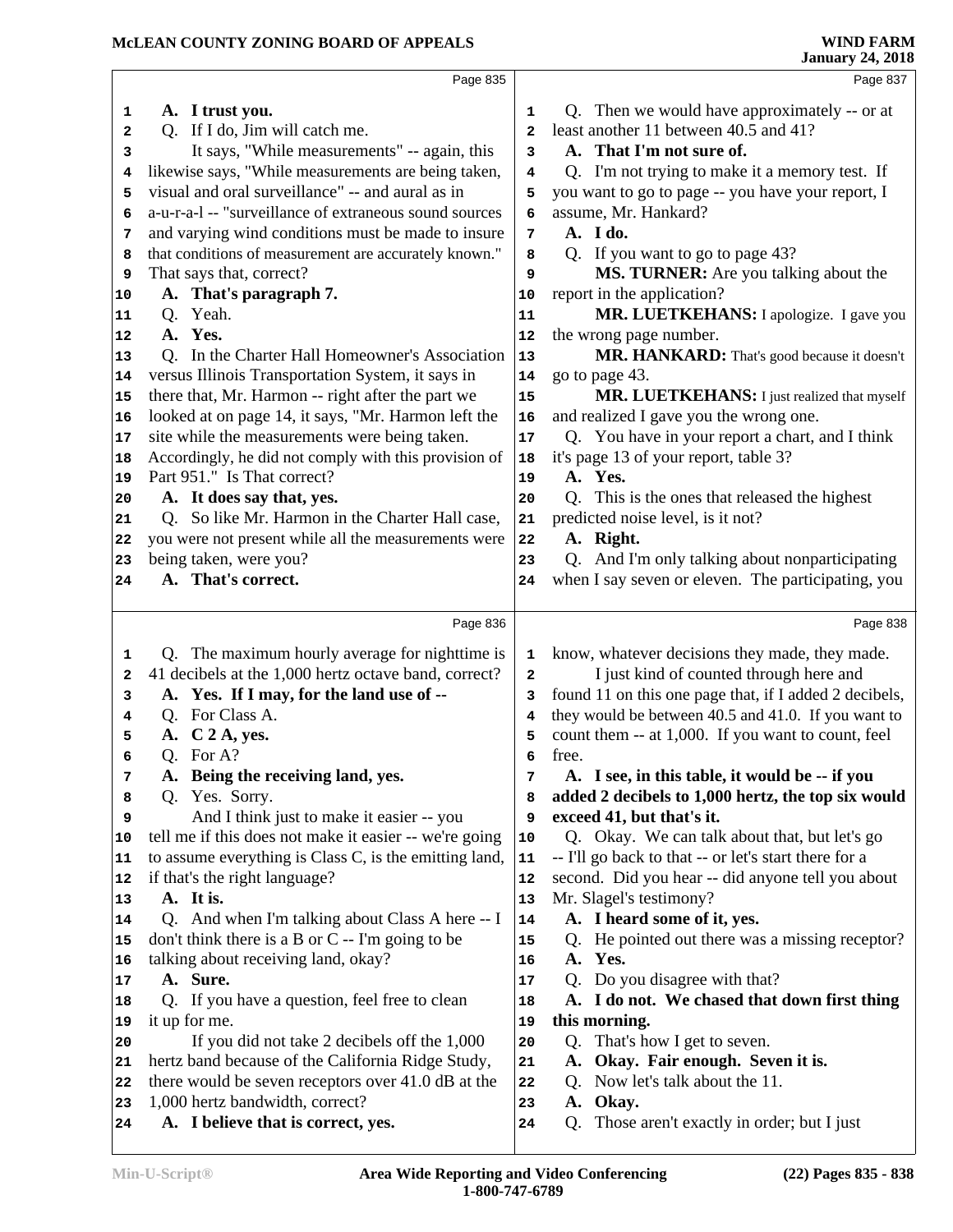Page 835

A. I trust you.

Q. If I do, Jim will catch me.

It says, "While measurements" -- again, this likewise says, "While measurements are being taken, visual and oral surveillance" -- and aural as in a-u-r-a-l -- "surveillance of extraneous sound sources and varying wind conditions must be made to insure that conditions of measurement are accurately known." That says that, correct?

A. That's paragraph 7.

Q. Yeah.

A. Yes.

Q. In the Charter Hall Homeowner's Association versus Illinois Transportation System, it says in there that, Mr. Harmon -- right after the part we looked at on page 14, it says, "Mr. Harmon left the site while the measurements were being taken. Accordingly, he did not comply with this provision of Part 951." Is That correct?

A. It does say that, yes.

Q. So like Mr. Harmon in the Charter Hall case, you were not present while all the measurements were being taken, were you?

A. That's correct.

Page 836

Q. The maximum hourly average for nighttime is 41 decibels at the 1,000 hertz octave band, correct?

A. Yes. If I may, for the land use of --

Q. For Class A.

A. C 2 A, yes.

Q. For A?

A. Being the receiving land, yes.

Q. Yes. Sorry.

And I think just to make it easier -- you tell me if this does not make it easier -- we're going to assume everything is Class C, is the emitting land, if that's the right language?

A. It is.

Q. And when I'm talking about Class A here -- I don't think there is a B or C -- I'm going to be talking about receiving land, okay?

A. Sure.

Q. If you have a question, feel free to clean it up for me.

If you did not take 2 decibels off the 1,000 hertz band because of the California Ridge Study, there would be seven receptors over 41.0 dB at the 1,000 hertz bandwidth, correct?

A. I believe that is correct, yes.

Page 837

Q. Then we would have approximately -- or at least another 11 between 40.5 and 41?

A. That I'm not sure of.

Q. I'm not trying to make it a memory test. If you want to go to page -- you have your report, I assume, Mr. Hankard?

A. I do.

Q. If you want to go to page 43?

**MS. TURNER:** Are you talking about the report in the application?

**MR. LUETKEHANS:** I apologize. I gave you the wrong page number.

**MR. HANKARD:** That's good because it doesn't go to page 43.

**MR. LUETKEHANS:** I just realized that myself and realized I gave you the wrong one.

Q. You have in your report a chart, and I think it's page 13 of your report, table 3?

A. Yes.

Q. This is the ones that released the highest predicted noise level, is it not?

A. Right.

Q. And I'm only talking about nonparticipating when I say seven or eleven. The participating, you

Page 838

know, whatever decisions they made, they made.

I just kind of counted through here and found 11 on this one page that, if I added 2 decibels, they would be between 40.5 and 41.0. If you want to count them -- at 1,000. If you want to count, feel free.

A. I see, in this table, it would be -- if you added 2 decibels to 1,000 hertz, the top six would exceed 41, but that's it.

Q. Okay. We can talk about that, but let's go -- I'll go back to that -- or let's start there for a second. Did you hear -- did anyone tell you about Mr. Slagel's testimony?

A. I heard some of it, yes.

Q. He pointed out there was a missing receptor?

A. Yes.

Q. Do you disagree with that?

A. I do not. We chased that down first thing this morning.

Q. That's how I get to seven.

A. Okay. Fair enough. Seven it is.

Q. Now let's talk about the 11.

A. Okay.

Q. Those aren't exactly in order; but I just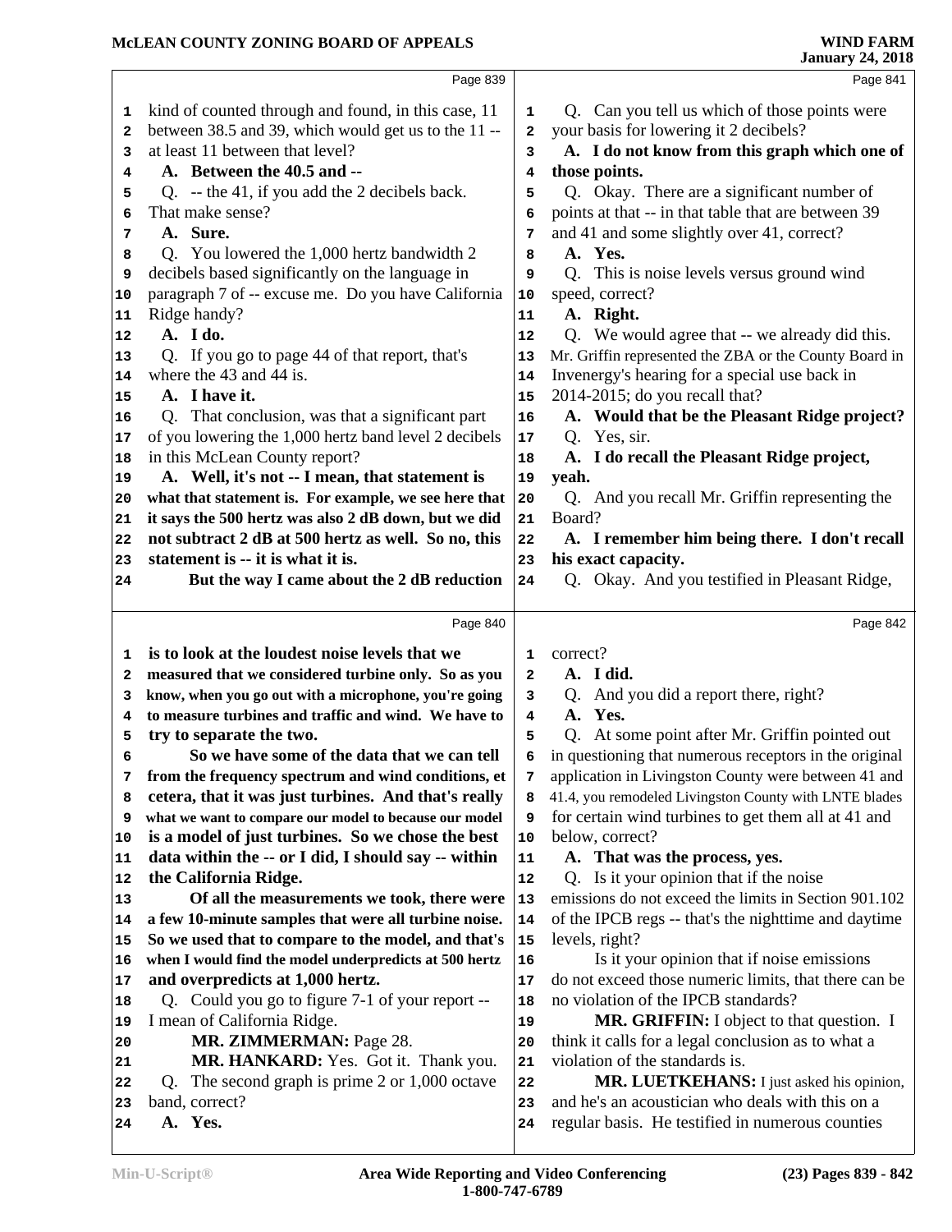Page 839

kind of counted through and found, in this case, 11 between 38.5 and 39, which would get us to the 11 -- at least 11 between that level?

**A. Between the 40.5 and --**

Q. -- the 41, if you add the 2 decibels back. That make sense?

**A. Sure.**

Q. You lowered the 1,000 hertz bandwidth 2 decibels based significantly on the language in paragraph 7 of -- excuse me. Do you have California Ridge handy?

**A. I do.**

Q. If you go to page 44 of that report, that's where the 43 and 44 is.

**A. I have it.**

Q. That conclusion, was that a significant part of you lowering the 1,000 hertz band level 2 decibels in this McLean County report?

**A. Well, it's not -- I mean, that statement is what that statement is. For example, we see here that it says the 500 hertz was also 2 dB down, but we did not subtract 2 dB at 500 hertz as well. So no, this statement is -- it is what it is.**

**But the way I came about the 2 dB reduction**

Page 840

**is to look at the loudest noise levels that we measured that we considered turbine only. So as you know, when you go out with a microphone, you're going to measure turbines and traffic and wind. We have to try to separate the two.**

**So we have some of the data that we can tell from the frequency spectrum and wind conditions, et cetera, that it was just turbines. And that's really what we want to compare our model to because our model is a model of just turbines. So we chose the best data within the -- or I did, I should say -- within the California Ridge.**

**Of all the measurements we took, there were a few 10-minute samples that were all turbine noise. So we used that to compare to the model, and that's when I would find the model underpredicts at 500 hertz and overpredicts at 1,000 hertz.**

Q. Could you go to figure 7-1 of your report -- I mean of California Ridge.

**MR. ZIMMERMAN:** Page 28.

**MR. HANKARD:** Yes. Got it. Thank you.

Q. The second graph is prime 2 or 1,000 octave band, correct?

**A. Yes.**

Page 841

Q. Can you tell us which of those points were your basis for lowering it 2 decibels?

**A. I do not know from this graph which one of those points.**

Q. Okay. There are a significant number of points at that -- in that table that are between 39 and 41 and some slightly over 41, correct?

**A. Yes.**

Q. This is noise levels versus ground wind speed, correct?

**A. Right.**

Q. We would agree that -- we already did this. Mr. Griffin represented the ZBA or the County Board in Invenergy's hearing for a special use back in 2014-2015; do you recall that?

**A. Would that be the Pleasant Ridge project?**

Q. Yes, sir.

**A. I do recall the Pleasant Ridge project, yeah.**

Q. And you recall Mr. Griffin representing the Board?

**A. I remember him being there. I don't recall his exact capacity.**

Q. Okay. And you testified in Pleasant Ridge,

Page 842

correct?

**A. I did.**

Q. And you did a report there, right?

**A. Yes.**

Q. At some point after Mr. Griffin pointed out in questioning that numerous receptors in the original application in Livingston County were between 41 and 41.4, you remodeled Livingston County with LNTE blades for certain wind turbines to get them all at 41 and below, correct?

**A. That was the process, yes.**

Q. Is it your opinion that if the noise emissions do not exceed the limits in Section 901.102 of the IPCB regs -- that's the nighttime and daytime levels, right?

Is it your opinion that if noise emissions do not exceed those numeric limits, that there can be no violation of the IPCB standards?

**MR. GRIFFIN:** I object to that question. I think it calls for a legal conclusion as to what a violation of the standards is.

**MR. LUETKEHANS:** I just asked his opinion, and he's an acoustician who deals with this on a regular basis. He testified in numerous counties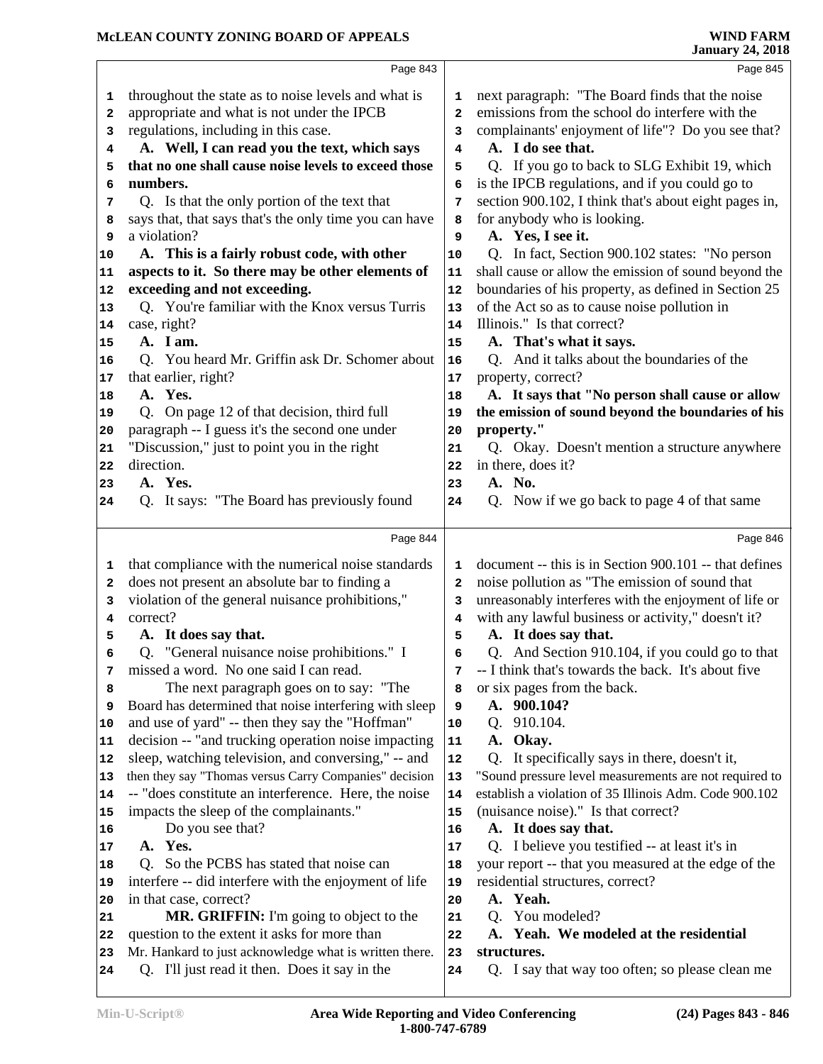Page 843

1 throughout the state as to noise levels and what is
2 appropriate and what is not under the IPCB
3 regulations, including in this case.
4 **A. Well, I can read you the text, which says**
5 **that no one shall cause noise levels to exceed those**
6 **numbers.**
7 Q. Is that the only portion of the text that
8 says that, that says that's the only time you can have
9 a violation?
10 **A. This is a fairly robust code, with other**
11 **aspects to it. So there may be other elements of**
12 **exceeding and not exceeding.**
13 Q. You're familiar with the Knox versus Turris
14 case, right?
15 **A. I am.**
16 Q. You heard Mr. Griffin ask Dr. Schomer about
17 that earlier, right?
18 **A. Yes.**
19 Q. On page 12 of that decision, third full
20 paragraph -- I guess it's the second one under
21 "Discussion," just to point you in the right
22 direction.
23 **A. Yes.**
24 Q. It says: "The Board has previously found

Page 844

1 that compliance with the numerical noise standards
2 does not present an absolute bar to finding a
3 violation of the general nuisance prohibitions,"
4 correct?
5 **A. It does say that.**
6 Q. "General nuisance noise prohibitions." I
7 missed a word. No one said I can read.
8 The next paragraph goes on to say: "The
9 Board has determined that noise interfering with sleep
10 and use of yard" -- then they say the "Hoffman"
11 decision -- "and trucking operation noise impacting
12 sleep, watching television, and conversing," -- and
13 then they say "Thomas versus Carry Companies" decision
14 -- "does constitute an interference. Here, the noise
15 impacts the sleep of the complainants."
16 Do you see that?
17 **A. Yes.**
18 Q. So the PCBS has stated that noise can
19 interfere -- did interfere with the enjoyment of life
20 in that case, correct?
21 **MR. GRIFFIN:** I'm going to object to the
22 question to the extent it asks for more than
23 Mr. Hankard to just acknowledge what is written there.
24 Q. I'll just read it then. Does it say in the

Page 845

1 next paragraph: "The Board finds that the noise
2 emissions from the school do interfere with the
3 complainants' enjoyment of life"? Do you see that?
4 **A. I do see that.**
5 Q. If you go to back to SLG Exhibit 19, which
6 is the IPCB regulations, and if you could go to
7 section 900.102, I think that's about eight pages in,
8 for anybody who is looking.
9 **A. Yes, I see it.**
10 Q. In fact, Section 900.102 states: "No person
11 shall cause or allow the emission of sound beyond the
12 boundaries of his property, as defined in Section 25
13 of the Act so as to cause noise pollution in
14 Illinois." Is that correct?
15 **A. That's what it says.**
16 Q. And it talks about the boundaries of the
17 property, correct?
18 **A. It says that "No person shall cause or allow**
19 **the emission of sound beyond the boundaries of his**
20 **property."**
21 Q. Okay. Doesn't mention a structure anywhere
22 in there, does it?
23 **A. No.**
24 Q. Now if we go back to page 4 of that same

Page 846

1 document -- this is in Section 900.101 -- that defines
2 noise pollution as "The emission of sound that
3 unreasonably interferes with the enjoyment of life or
4 with any lawful business or activity," doesn't it?
5 **A. It does say that.**
6 Q. And Section 910.104, if you could go to that
7 -- I think that's towards the back. It's about five
8 or six pages from the back.
9 **A. 900.104?**
10 Q. 910.104.
11 **A. Okay.**
12 Q. It specifically says in there, doesn't it,
13 "Sound pressure level measurements are not required to
14 establish a violation of 35 Illinois Adm. Code 900.102
15 (nuisance noise)." Is that correct?
16 **A. It does say that.**
17 Q. I believe you testified -- at least it's in
18 your report -- that you measured at the edge of the
19 residential structures, correct?
20 **A. Yeah.**
21 Q. You modeled?
22 **A. Yeah. We modeled at the residential**
23 **structures.**
24 Q. I say that way too often; so please clean me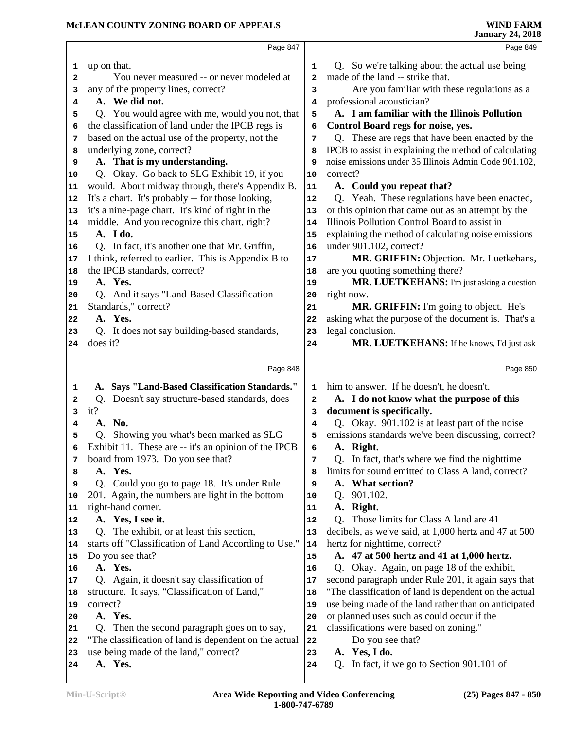Page 847

up on that.

You never measured -- or never modeled at any of the property lines, correct?

**A. We did not.**

Q. You would agree with me, would you not, that the classification of land under the IPCB regs is based on the actual use of the property, not the underlying zone, correct?

**A. That is my understanding.**

Q. Okay. Go back to SLG Exhibit 19, if you would. About midway through, there's Appendix B. It's a chart. It's probably -- for those looking, it's a nine-page chart. It's kind of right in the middle. And you recognize this chart, right?

**A. I do.**

Q. In fact, it's another one that Mr. Griffin, I think, referred to earlier. This is Appendix B to the IPCB standards, correct?

**A. Yes.**

Q. And it says "Land-Based Classification Standards," correct?

**A. Yes.**

Q. It does not say building-based standards, does it?

Page 848

**A. Says "Land-Based Classification Standards."**

Q. Doesn't say structure-based standards, does it?

**A. No.**

Q. Showing you what's been marked as SLG Exhibit 11. These are -- it's an opinion of the IPCB board from 1973. Do you see that?

**A. Yes.**

Q. Could you go to page 18. It's under Rule 201. Again, the numbers are light in the bottom right-hand corner.

**A. Yes, I see it.**

Q. The exhibit, or at least this section, starts off "Classification of Land According to Use." Do you see that?

**A. Yes.**

Q. Again, it doesn't say classification of structure. It says, "Classification of Land," correct?

**A. Yes.**

Q. Then the second paragraph goes on to say, "The classification of land is dependent on the actual use being made of the land," correct?

**A. Yes.**

Page 849

Q. So we're talking about the actual use being made of the land -- strike that.

Are you familiar with these regulations as a professional acoustician?

**A. I am familiar with the Illinois Pollution Control Board regs for noise, yes.**

Q. These are regs that have been enacted by the IPCB to assist in explaining the method of calculating noise emissions under 35 Illinois Admin Code 901.102, correct?

**A. Could you repeat that?**

Q. Yeah. These regulations have been enacted, or this opinion that came out as an attempt by the Illinois Pollution Control Board to assist in explaining the method of calculating noise emissions under 901.102, correct?

**MR. GRIFFIN:** Objection. Mr. Luetkehans, are you quoting something there?

**MR. LUETKEHANS:** I'm just asking a question right now.

**MR. GRIFFIN:** I'm going to object. He's asking what the purpose of the document is. That's a legal conclusion.

**MR. LUETKEHANS:** If he knows, I'd just ask

Page 850

him to answer. If he doesn't, he doesn't.

**A. I do not know what the purpose of this document is specifically.**

Q. Okay. 901.102 is at least part of the noise emissions standards we've been discussing, correct?

**A. Right.**

Q. In fact, that's where we find the nighttime limits for sound emitted to Class A land, correct?

**A. What section?**

Q. 901.102.

**A. Right.**

Q. Those limits for Class A land are 41 decibels, as we've said, at 1,000 hertz and 47 at 500 hertz for nighttime, correct?

**A. 47 at 500 hertz and 41 at 1,000 hertz.**

Q. Okay. Again, on page 18 of the exhibit, second paragraph under Rule 201, it again says that "The classification of land is dependent on the actual use being made of the land rather than on anticipated or planned uses such as could occur if the classifications were based on zoning."

Do you see that?

**A. Yes, I do.**

Q. In fact, if we go to Section 901.101 of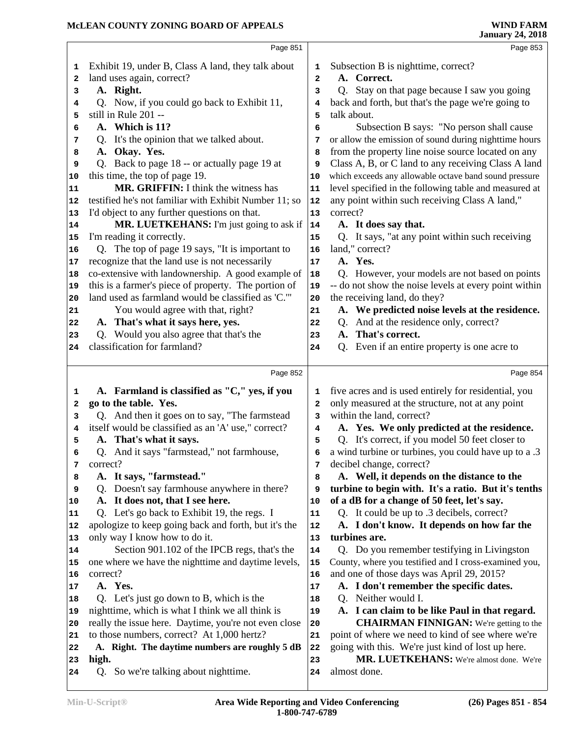Page 851

1 Exhibit 19, under B, Class A land, they talk about
2 land uses again, correct?
3 **A. Right.**
4 Q. Now, if you could go back to Exhibit 11,
5 still in Rule 201 --
6 **A. Which is 11?**
7 Q. It's the opinion that we talked about.
8 **A. Okay. Yes.**
9 Q. Back to page 18 -- or actually page 19 at
10 this time, the top of page 19.
11 **MR. GRIFFIN:** I think the witness has
12 testified he's not familiar with Exhibit Number 11; so
13 I'd object to any further questions on that.
14 **MR. LUETKEHANS:** I'm just going to ask if
15 I'm reading it correctly.
16 Q. The top of page 19 says, "It is important to
17 recognize that the land use is not necessarily
18 co-extensive with landownership. A good example of
19 this is a farmer's piece of property. The portion of
20 land used as farmland would be classified as 'C.'"
21 You would agree with that, right?
22 **A. That's what it says here, yes.**
23 Q. Would you also agree that that's the
24 classification for farmland?

Page 852

1 **A. Farmland is classified as "C," yes, if you**
2 **go to the table. Yes.**
3 Q. And then it goes on to say, "The farmstead
4 itself would be classified as an 'A' use," correct?
5 **A. That's what it says.**
6 Q. And it says "farmstead," not farmhouse,
7 correct?
8 **A. It says, "farmstead."**
9 Q. Doesn't say farmhouse anywhere in there?
10 **A. It does not, that I see here.**
11 Q. Let's go back to Exhibit 19, the regs. I
12 apologize to keep going back and forth, but it's the
13 only way I know how to do it.
14 Section 901.102 of the IPCB regs, that's the
15 one where we have the nighttime and daytime levels,
16 correct?
17 **A. Yes.**
18 Q. Let's just go down to B, which is the
19 nighttime, which is what I think we all think is
20 really the issue here. Daytime, you're not even close
21 to those numbers, correct? At 1,000 hertz?
22 **A. Right. The daytime numbers are roughly 5 dB**
23 **high.**
24 Q. So we're talking about nighttime.

Page 853

1 Subsection B is nighttime, correct?
2 **A. Correct.**
3 Q. Stay on that page because I saw you going
4 back and forth, but that's the page we're going to
5 talk about.
6 Subsection B says: "No person shall cause
7 or allow the emission of sound during nighttime hours
8 from the property line noise source located on any
9 Class A, B, or C land to any receiving Class A land
10 which exceeds any allowable octave band sound pressure
11 level specified in the following table and measured at
12 any point within such receiving Class A land,"
13 correct?
14 **A. It does say that.**
15 Q. It says, "at any point within such receiving
16 land," correct?
17 **A. Yes.**
18 Q. However, your models are not based on points
19 -- do not show the noise levels at every point within
20 the receiving land, do they?
21 **A. We predicted noise levels at the residence.**
22 Q. And at the residence only, correct?
23 **A. That's correct.**
24 Q. Even if an entire property is one acre to

Page 854

1 five acres and is used entirely for residential, you
2 only measured at the structure, not at any point
3 within the land, correct?
4 **A. Yes. We only predicted at the residence.**
5 Q. It's correct, if you model 50 feet closer to
6 a wind turbine or turbines, you could have up to a .3
7 decibel change, correct?
8 **A. Well, it depends on the distance to the**
9 **turbine to begin with. It's a ratio. But it's tenths**
10 **of a dB for a change of 50 feet, let's say.**
11 Q. It could be up to .3 decibels, correct?
12 **A. I don't know. It depends on how far the**
13 **turbines are.**
14 Q. Do you remember testifying in Livingston
15 County, where you testified and I cross-examined you,
16 and one of those days was April 29, 2015?
17 **A. I don't remember the specific dates.**
18 Q. Neither would I.
19 **A. I can claim to be like Paul in that regard.**
20 **CHAIRMAN FINNIGAN:** We're getting to the
21 point of where we need to kind of see where we're
22 going with this. We're just kind of lost up here.
23 **MR. LUETKEHANS:** We're almost done. We're
24 almost done.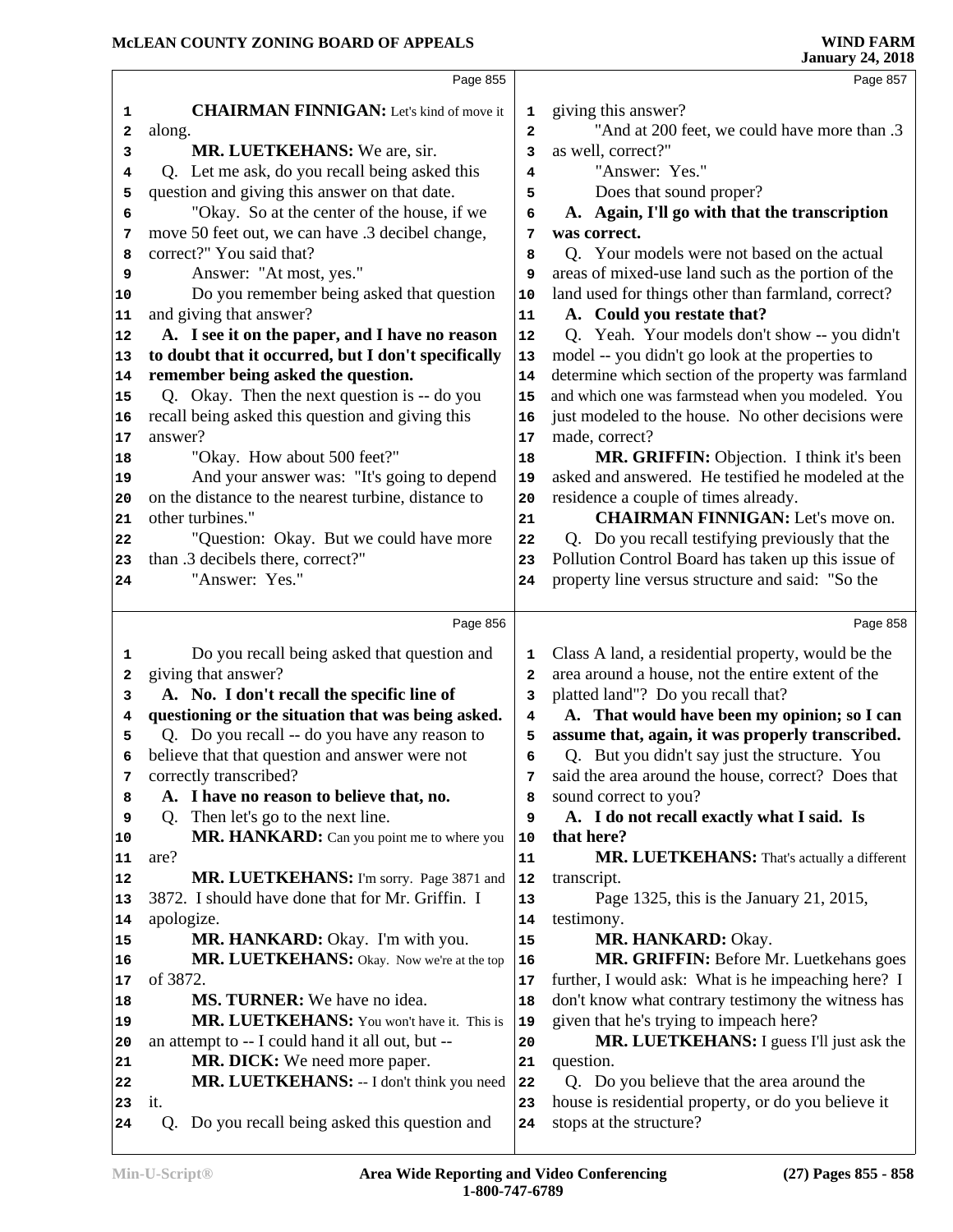Page 855

**CHAIRMAN FINNIGAN:** Let's kind of move it along.

**MR. LUETKEHANS:** We are, sir.

Q. Let me ask, do you recall being asked this question and giving this answer on that date.

"Okay. So at the center of the house, if we move 50 feet out, we can have .3 decibel change, correct?" You said that?

Answer: "At most, yes."

Do you remember being asked that question and giving that answer?

**A. I see it on the paper, and I have no reason to doubt that it occurred, but I don't specifically remember being asked the question.**

Q. Okay. Then the next question is -- do you recall being asked this question and giving this answer?

"Okay. How about 500 feet?"

And your answer was: "It's going to depend on the distance to the nearest turbine, distance to other turbines."

"Question: Okay. But we could have more than .3 decibels there, correct?"

"Answer: Yes."

Page 856

Do you recall being asked that question and giving that answer?

**A. No. I don't recall the specific line of questioning or the situation that was being asked.**

Q. Do you recall -- do you have any reason to believe that that question and answer were not correctly transcribed?

**A. I have no reason to believe that, no.**

Q. Then let's go to the next line.

**MR. HANKARD:** Can you point me to where you are?

**MR. LUETKEHANS:** I'm sorry. Page 3871 and 3872. I should have done that for Mr. Griffin. I apologize.

**MR. HANKARD:** Okay. I'm with you.

**MR. LUETKEHANS:** Okay. Now we're at the top of 3872.

**MS. TURNER:** We have no idea.

**MR. LUETKEHANS:** You won't have it. This is an attempt to -- I could hand it all out, but --

**MR. DICK:** We need more paper.

**MR. LUETKEHANS:** -- I don't think you need it.

Q. Do you recall being asked this question and giving this answer?

Page 857

"And at 200 feet, we could have more than .3 as well, correct?"

"Answer: Yes."

Does that sound proper?

**A. Again, I'll go with that the transcription was correct.**

Q. Your models were not based on the actual areas of mixed-use land such as the portion of the land used for things other than farmland, correct?

**A. Could you restate that?**

Q. Yeah. Your models don't show -- you didn't model -- you didn't go look at the properties to determine which section of the property was farmland and which one was farmstead when you modeled. You just modeled to the house. No other decisions were made, correct?

**MR. GRIFFIN:** Objection. I think it's been asked and answered. He testified he modeled at the residence a couple of times already.

**CHAIRMAN FINNIGAN:** Let's move on.

Q. Do you recall testifying previously that the Pollution Control Board has taken up this issue of property line versus structure and said: "So the Class A land, a residential property, would be the area around a house, not the entire extent of the platted land"? Do you recall that?

Page 858

**A. That would have been my opinion; so I can assume that, again, it was properly transcribed.**

Q. But you didn't say just the structure. You said the area around the house, correct? Does that sound correct to you?

**A. I do not recall exactly what I said. Is that here?**

**MR. LUETKEHANS:** That's actually a different transcript.

Page 1325, this is the January 21, 2015, testimony.

**MR. HANKARD:** Okay.

**MR. GRIFFIN:** Before Mr. Luetkehans goes further, I would ask: What is he impeaching here? I don't know what contrary testimony the witness has given that he's trying to impeach here?

**MR. LUETKEHANS:** I guess I'll just ask the question.

Q. Do you believe that the area around the house is residential property, or do you believe it stops at the structure?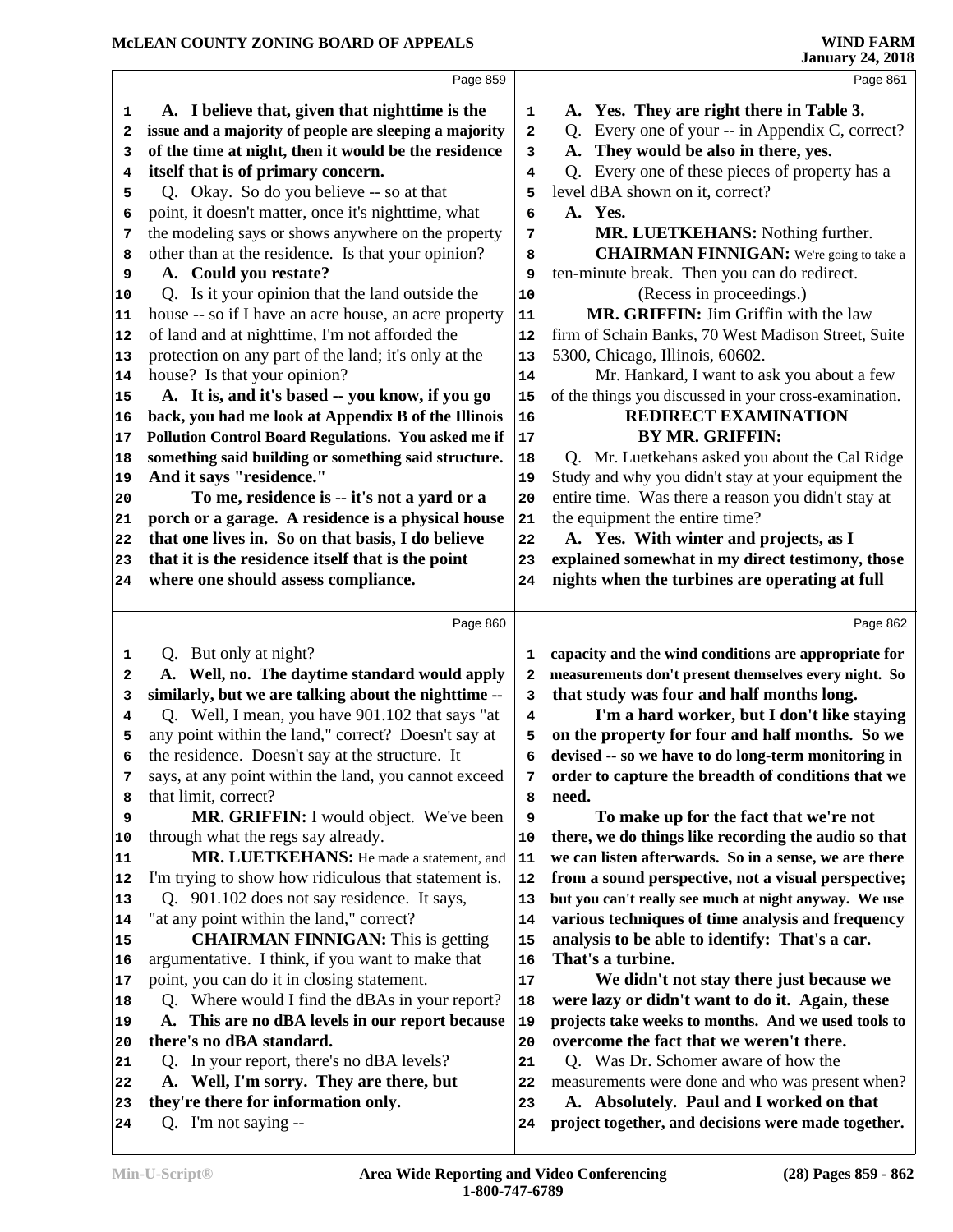Page 859

A. I believe that, given that nighttime is the issue and a majority of people are sleeping a majority of the time at night, then it would be the residence itself that is of primary concern.

Q. Okay. So do you believe -- so at that point, it doesn't matter, once it's nighttime, what the modeling says or shows anywhere on the property other than at the residence. Is that your opinion?

A. Could you restate?

Q. Is it your opinion that the land outside the house -- so if I have an acre house, an acre property of land and at nighttime, I'm not afforded the protection on any part of the land; it's only at the house? Is that your opinion?

A. It is, and it's based -- you know, if you go back, you had me look at Appendix B of the Illinois Pollution Control Board Regulations. You asked me if something said building or something said structure. And it says "residence."

To me, residence is -- it's not a yard or a porch or a garage. A residence is a physical house that one lives in. So on that basis, I do believe that it is the residence itself that is the point where one should assess compliance.

Page 860

Q. But only at night?

A. Well, no. The daytime standard would apply similarly, but we are talking about the nighttime --

Q. Well, I mean, you have 901.102 that says "at any point within the land," correct? Doesn't say at the residence. Doesn't say at the structure. It says, at any point within the land, you cannot exceed that limit, correct?

**MR. GRIFFIN:** I would object. We've been through what the regs say already.

**MR. LUETKEHANS:** He made a statement, and I'm trying to show how ridiculous that statement is.

Q. 901.102 does not say residence. It says, "at any point within the land," correct?

**CHAIRMAN FINNIGAN:** This is getting argumentative. I think, if you want to make that point, you can do it in closing statement.

Q. Where would I find the dBAs in your report?

A. This are no dBA levels in our report because there's no dBA standard.

Q. In your report, there's no dBA levels?

A. Well, I'm sorry. They are there, but they're there for information only.

Q. I'm not saying --

Page 861

A. Yes. They are right there in Table 3.

Q. Every one of your -- in Appendix C, correct?

A. They would be also in there, yes.

Q. Every one of these pieces of property has a level dBA shown on it, correct?

A. Yes.

**MR. LUETKEHANS:** Nothing further.

**CHAIRMAN FINNIGAN:** We're going to take a ten-minute break. Then you can do redirect.

(Recess in proceedings.)

**MR. GRIFFIN:** Jim Griffin with the law firm of Schain Banks, 70 West Madison Street, Suite 5300, Chicago, Illinois, 60602.

Mr. Hankard, I want to ask you about a few of the things you discussed in your cross-examination.

**REDIRECT EXAMINATION**
**BY MR. GRIFFIN:**

Q. Mr. Luetkehans asked you about the Cal Ridge Study and why you didn't stay at your equipment the entire time. Was there a reason you didn't stay at the equipment the entire time?

A. Yes. With winter and projects, as I explained somewhat in my direct testimony, those nights when the turbines are operating at full

Page 862

capacity and the wind conditions are appropriate for measurements don't present themselves every night. So that study was four and half months long.

I'm a hard worker, but I don't like staying on the property for four and half months. So we devised -- so we have to do long-term monitoring in order to capture the breadth of conditions that we need.

To make up for the fact that we're not there, we do things like recording the audio so that we can listen afterwards. So in a sense, we are there from a sound perspective, not a visual perspective; but you can't really see much at night anyway. We use various techniques of time analysis and frequency analysis to be able to identify: That's a car. That's a turbine.

We didn't not stay there just because we were lazy or didn't want to do it. Again, these projects take weeks to months. And we used tools to overcome the fact that we weren't there.

Q. Was Dr. Schomer aware of how the measurements were done and who was present when?

A. Absolutely. Paul and I worked on that project together, and decisions were made together.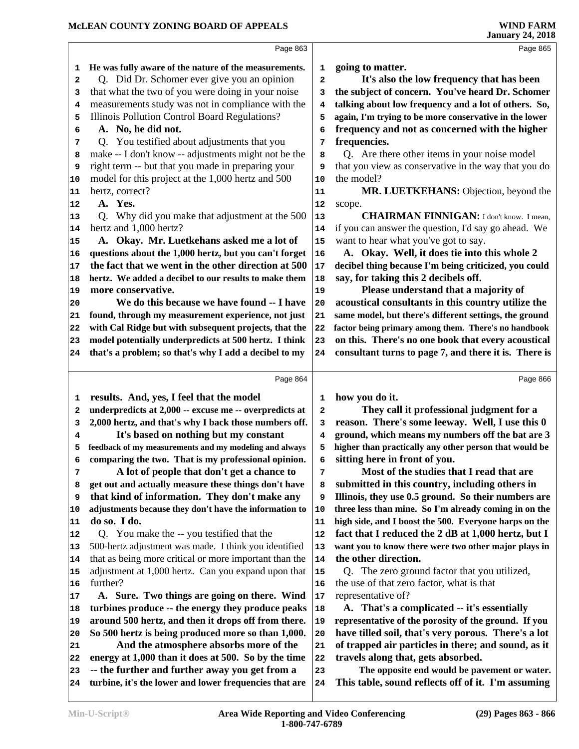Page 863

He was fully aware of the nature of the measurements.

Q. Did Dr. Schomer ever give you an opinion that what the two of you were doing in your noise measurements study was not in compliance with the Illinois Pollution Control Board Regulations?

A. No, he did not.

Q. You testified about adjustments that you make -- I don't know -- adjustments might not be the right term -- but that you made in preparing your model for this project at the 1,000 hertz and 500 hertz, correct?

A. Yes.

Q. Why did you make that adjustment at the 500 hertz and 1,000 hertz?

A. Okay. Mr. Luetkehans asked me a lot of questions about the 1,000 hertz, but you can't forget the fact that we went in the other direction at 500 hertz. We added a decibel to our results to make them more conservative.

We do this because we have found -- I have found, through my measurement experience, not just with Cal Ridge but with subsequent projects, that the model potentially underpredicts at 500 hertz. I think that's a problem; so that's why I add a decibel to my

Page 864

results. And, yes, I feel that the model underpredicts at 2,000 -- excuse me -- overpredicts at 2,000 hertz, and that's why I back those numbers off.

It's based on nothing but my constant feedback of my measurements and my modeling and always comparing the two. That is my professional opinion.

A lot of people that don't get a chance to get out and actually measure these things don't have that kind of information. They don't make any adjustments because they don't have the information to do so. I do.

Q. You make the -- you testified that the 500-hertz adjustment was made. I think you identified that as being more critical or more important than the adjustment at 1,000 hertz. Can you expand upon that further?

A. Sure. Two things are going on there. Wind turbines produce -- the energy they produce peaks around 500 hertz, and then it drops off from there. So 500 hertz is being produced more so than 1,000.

And the atmosphere absorbs more of the energy at 1,000 than it does at 500. So by the time -- the further and further away you get from a turbine, it's the lower and lower frequencies that are

Page 865

going to matter.

It's also the low frequency that has been the subject of concern. You've heard Dr. Schomer talking about low frequency and a lot of others. So, again, I'm trying to be more conservative in the lower frequency and not as concerned with the higher frequencies.

Q. Are there other items in your noise model that you view as conservative in the way that you do the model?

MR. LUETKEHANS: Objection, beyond the scope.

CHAIRMAN FINNIGAN: I don't know. I mean, if you can answer the question, I'd say go ahead. We want to hear what you've got to say.

A. Okay. Well, it does tie into this whole 2 decibel thing because I'm being criticized, you could say, for taking this 2 decibels off.

Please understand that a majority of acoustical consultants in this country utilize the same model, but there's different settings, the ground factor being primary among them. There's no handbook on this. There's no one book that every acoustical consultant turns to page 7, and there it is. There is

Page 866

how you do it.

They call it professional judgment for a reason. There's some leeway. Well, I use this 0 ground, which means my numbers off the bat are 3 higher than practically any other person that would be sitting here in front of you.

Most of the studies that I read that are submitted in this country, including others in Illinois, they use 0.5 ground. So their numbers are three less than mine. So I'm already coming in on the high side, and I boost the 500. Everyone harps on the fact that I reduced the 2 dB at 1,000 hertz, but I want you to know there were two other major plays in the other direction.

Q. The zero ground factor that you utilized, the use of that zero factor, what is that representative of?

A. That's a complicated -- it's essentially representative of the porosity of the ground. If you have tilled soil, that's very porous. There's a lot of trapped air particles in there; and sound, as it travels along that, gets absorbed.

The opposite end would be pavement or water. This table, sound reflects off of it. I'm assuming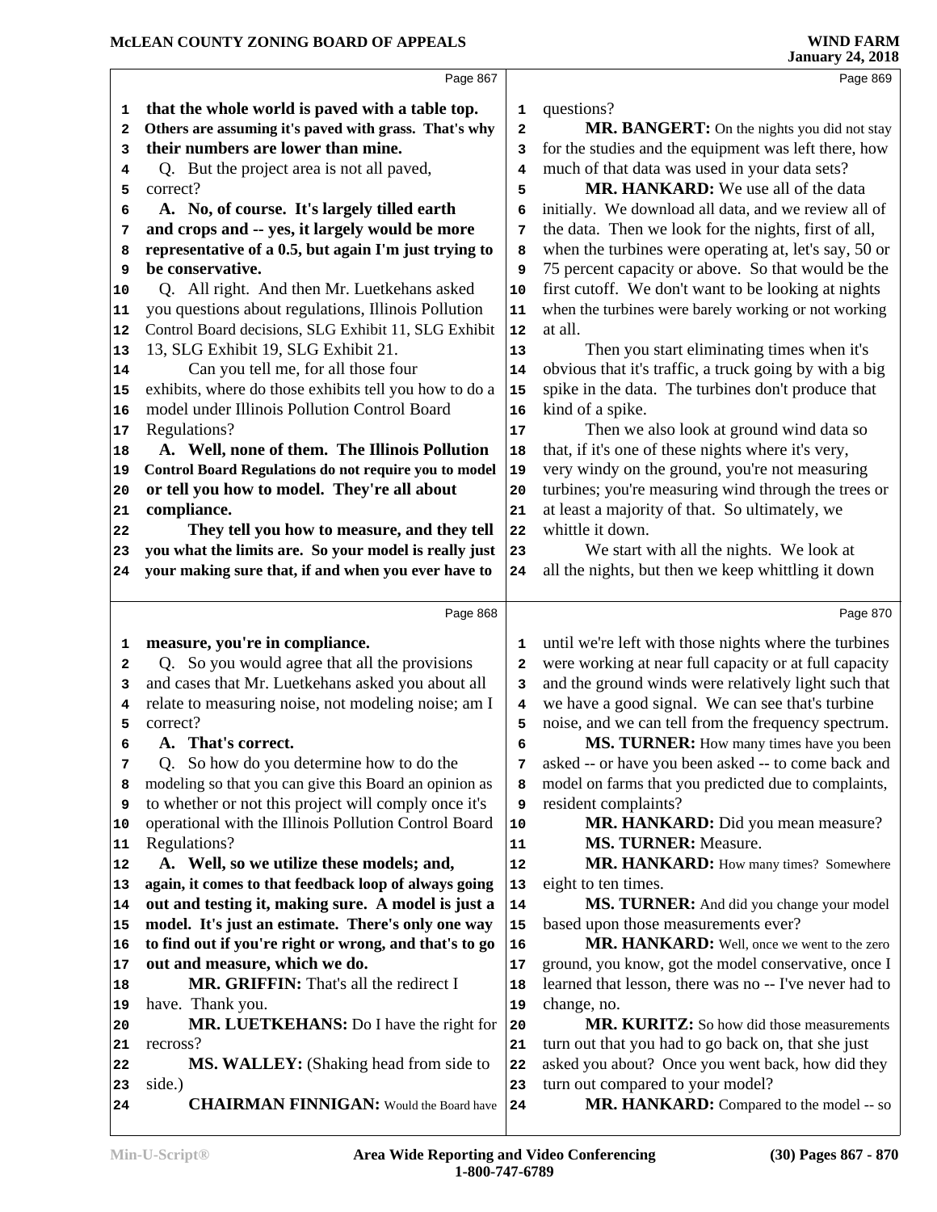Page 867

1 that the whole world is paved with a table top.
2 Others are assuming it's paved with grass. That's why
3 their numbers are lower than mine.
4 Q. But the project area is not all paved,
5 correct?
6 A. No, of course. It's largely tilled earth
7 and crops and -- yes, it largely would be more
8 representative of a 0.5, but again I'm just trying to
9 be conservative.
10 Q. All right. And then Mr. Luetkehans asked
11 you questions about regulations, Illinois Pollution
12 Control Board decisions, SLG Exhibit 11, SLG Exhibit
13 13, SLG Exhibit 19, SLG Exhibit 21.
14 Can you tell me, for all those four
15 exhibits, where do those exhibits tell you how to do a
16 model under Illinois Pollution Control Board
17 Regulations?
18 A. Well, none of them. The Illinois Pollution
19 Control Board Regulations do not require you to model
20 or tell you how to model. They're all about
21 compliance.
22 They tell you how to measure, and they tell
23 you what the limits are. So your model is really just
24 your making sure that, if and when you ever have to

Page 868

1 measure, you're in compliance.
2 Q. So you would agree that all the provisions
3 and cases that Mr. Luetkehans asked you about all
4 relate to measuring noise, not modeling noise; am I
5 correct?
6 A. That's correct.
7 Q. So how do you determine how to do the
8 modeling so that you can give this Board an opinion as
9 to whether or not this project will comply once it's
10 operational with the Illinois Pollution Control Board
11 Regulations?
12 A. Well, so we utilize these models; and,
13 again, it comes to that feedback loop of always going
14 out and testing it, making sure. A model is just a
15 model. It's just an estimate. There's only one way
16 to find out if you're right or wrong, and that's to go
17 out and measure, which we do.
18 MR. GRIFFIN: That's all the redirect I
19 have. Thank you.
20 MR. LUETKEHANS: Do I have the right for
21 recross?
22 MS. WALLEY: (Shaking head from side to
23 side.)
24 CHAIRMAN FINNIGAN: Would the Board have

Page 869

1 questions?
2 MR. BANGERT: On the nights you did not stay
3 for the studies and the equipment was left there, how
4 much of that data was used in your data sets?
5 MR. HANKARD: We use all of the data
6 initially. We download all data, and we review all of
7 the data. Then we look for the nights, first of all,
8 when the turbines were operating at, let's say, 50 or
9 75 percent capacity or above. So that would be the
10 first cutoff. We don't want to be looking at nights
11 when the turbines were barely working or not working
12 at all.
13 Then you start eliminating times when it's
14 obvious that it's traffic, a truck going by with a big
15 spike in the data. The turbines don't produce that
16 kind of a spike.
17 Then we also look at ground wind data so
18 that, if it's one of these nights where it's very,
19 very windy on the ground, you're not measuring
20 turbines; you're measuring wind through the trees or
21 at least a majority of that. So ultimately, we
22 whittle it down.
23 We start with all the nights. We look at
24 all the nights, but then we keep whittling it down

Page 870

1 until we're left with those nights where the turbines
2 were working at near full capacity or at full capacity
3 and the ground winds were relatively light such that
4 we have a good signal. We can see that's turbine
5 noise, and we can tell from the frequency spectrum.
6 MS. TURNER: How many times have you been
7 asked -- or have you been asked -- to come back and
8 model on farms that you predicted due to complaints,
9 resident complaints?
10 MR. HANKARD: Did you mean measure?
11 MS. TURNER: Measure.
12 MR. HANKARD: How many times? Somewhere
13 eight to ten times.
14 MS. TURNER: And did you change your model
15 based upon those measurements ever?
16 MR. HANKARD: Well, once we went to the zero
17 ground, you know, got the model conservative, once I
18 learned that lesson, there was no -- I've never had to
19 change, no.
20 MR. KURITZ: So how did those measurements
21 turn out that you had to go back on, that she just
22 asked you about? Once you went back, how did they
23 turn out compared to your model?
24 MR. HANKARD: Compared to the model -- so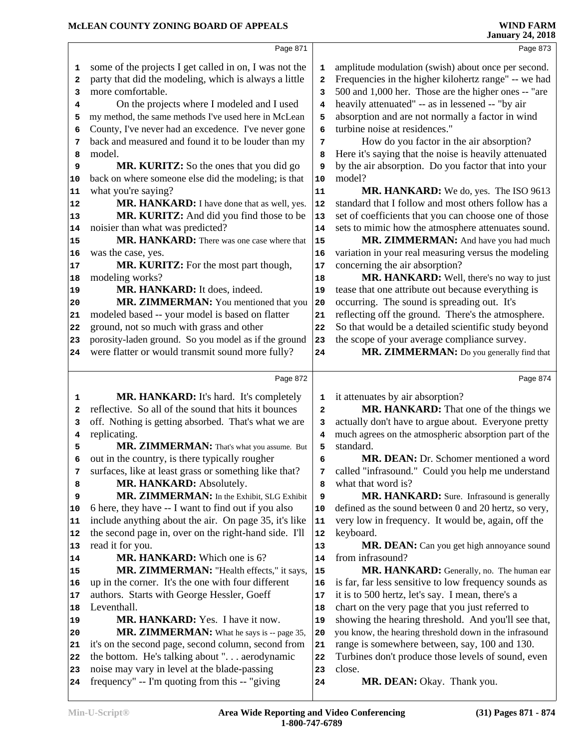Page 871

some of the projects I get called in on, I was not the party that did the modeling, which is always a little more comfortable.

On the projects where I modeled and I used my method, the same methods I've used here in McLean County, I've never had an excedence. I've never gone back and measured and found it to be louder than my model.

**MR. KURITZ:** So the ones that you did go back on where someone else did the modeling; is that what you're saying?

**MR. HANKARD:** I have done that as well, yes.

**MR. KURITZ:** And did you find those to be noisier than what was predicted?

**MR. HANKARD:** There was one case where that was the case, yes.

**MR. KURITZ:** For the most part though, modeling works?

**MR. HANKARD:** It does, indeed.

**MR. ZIMMERMAN:** You mentioned that you modeled based -- your model is based on flatter ground, not so much with grass and other porosity-laden ground. So you model as if the ground were flatter or would transmit sound more fully?

Page 872

**MR. HANKARD:** It's hard. It's completely reflective. So all of the sound that hits it bounces off. Nothing is getting absorbed. That's what we are replicating.

**MR. ZIMMERMAN:** That's what you assume. But out in the country, is there typically rougher surfaces, like at least grass or something like that?

**MR. HANKARD:** Absolutely.

**MR. ZIMMERMAN:** In the Exhibit, SLG Exhibit 6 here, they have -- I want to find out if you also include anything about the air. On page 35, it's like the second page in, over on the right-hand side. I'll read it for you.

**MR. HANKARD:** Which one is 6?

**MR. ZIMMERMAN:** "Health effects," it says, up in the corner. It's the one with four different authors. Starts with George Hessler, Goeff Leventhall.

**MR. HANKARD:** Yes. I have it now.

**MR. ZIMMERMAN:** What he says is -- page 35, it's on the second page, second column, second from the bottom. He's talking about ". . . aerodynamic noise may vary in level at the blade-passing frequency" -- I'm quoting from this -- "giving

Page 873

amplitude modulation (swish) about once per second. Frequencies in the higher kilohertz range" -- we had 500 and 1,000 her. Those are the higher ones -- "are heavily attenuated" -- as in lessened -- "by air absorption and are not normally a factor in wind turbine noise at residences."

How do you factor in the air absorption? Here it's saying that the noise is heavily attenuated by the air absorption. Do you factor that into your model?

**MR. HANKARD:** We do, yes. The ISO 9613 standard that I follow and most others follow has a set of coefficients that you can choose one of those sets to mimic how the atmosphere attenuates sound.

**MR. ZIMMERMAN:** And have you had much variation in your real measuring versus the modeling concerning the air absorption?

**MR. HANKARD:** Well, there's no way to just tease that one attribute out because everything is occurring. The sound is spreading out. It's reflecting off the ground. There's the atmosphere. So that would be a detailed scientific study beyond the scope of your average compliance survey.

**MR. ZIMMERMAN:** Do you generally find that

Page 874

it attenuates by air absorption?

**MR. HANKARD:** That one of the things we actually don't have to argue about. Everyone pretty much agrees on the atmospheric absorption part of the standard.

**MR. DEAN:** Dr. Schomer mentioned a word called "infrasound." Could you help me understand what that word is?

**MR. HANKARD:** Sure. Infrasound is generally defined as the sound between 0 and 20 hertz, so very, very low in frequency. It would be, again, off the keyboard.

**MR. DEAN:** Can you get high annoyance sound from infrasound?

**MR. HANKARD:** Generally, no. The human ear is far, far less sensitive to low frequency sounds as it is to 500 hertz, let's say. I mean, there's a chart on the very page that you just referred to showing the hearing threshold. And you'll see that, you know, the hearing threshold down in the infrasound range is somewhere between, say, 100 and 130. Turbines don't produce those levels of sound, even close.

**MR. DEAN:** Okay. Thank you.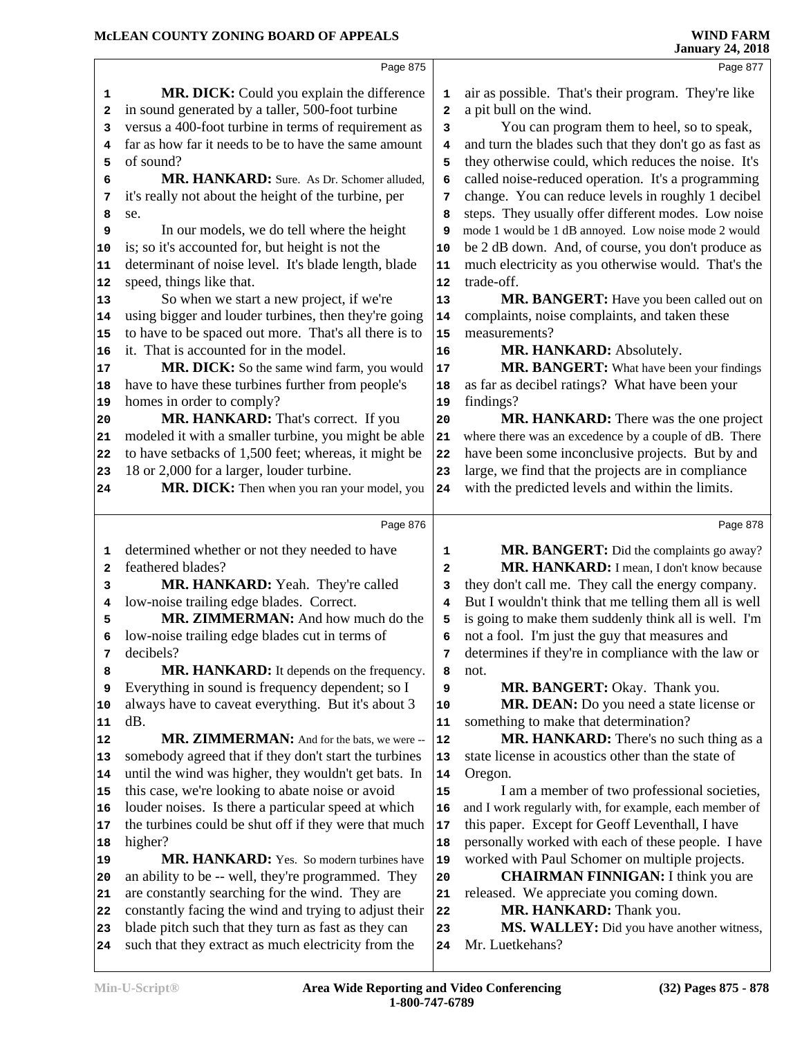**MR. DICK:** Could you explain the difference in sound generated by a taller, 500-foot turbine versus a 400-foot turbine in terms of requirement as far as how far it needs to be to have the same amount of sound?

**MR. HANKARD:** Sure. As Dr. Schomer alluded, it's really not about the height of the turbine, per se.

In our models, we do tell where the height is; so it's accounted for, but height is not the determinant of noise level. It's blade length, blade speed, things like that.

So when we start a new project, if we're using bigger and louder turbines, then they're going to have to be spaced out more. That's all there is to it. That is accounted for in the model.

**MR. DICK:** So the same wind farm, you would have to have these turbines further from people's homes in order to comply?

**MR. HANKARD:** That's correct. If you modeled it with a smaller turbine, you might be able to have setbacks of 1,500 feet; whereas, it might be 18 or 2,000 for a larger, louder turbine.

**MR. DICK:** Then when you ran your model, you determined whether or not they needed to have feathered blades?

**MR. HANKARD:** Yeah. They're called low-noise trailing edge blades. Correct.

**MR. ZIMMERMAN:** And how much do the low-noise trailing edge blades cut in terms of decibels?

**MR. HANKARD:** It depends on the frequency. Everything in sound is frequency dependent; so I always have to caveat everything. But it's about 3 dB.

**MR. ZIMMERMAN:** And for the bats, we were -- somebody agreed that if they don't start the turbines until the wind was higher, they wouldn't get bats. In this case, we're looking to abate noise or avoid louder noises. Is there a particular speed at which the turbines could be shut off if they were that much higher?

**MR. HANKARD:** Yes. So modern turbines have an ability to be -- well, they're programmed. They are constantly searching for the wind. They are constantly facing the wind and trying to adjust their blade pitch such that they turn as fast as they can such that they extract as much electricity from the air as possible. That's their program. They're like a pit bull on the wind.

You can program them to heel, so to speak, and turn the blades such that they don't go as fast as they otherwise could, which reduces the noise. It's called noise-reduced operation. It's a programming change. You can reduce levels in roughly 1 decibel steps. They usually offer different modes. Low noise mode 1 would be 1 dB annoyed. Low noise mode 2 would be 2 dB down. And, of course, you don't produce as much electricity as you otherwise would. That's the trade-off.

**MR. BANGERT:** Have you been called out on complaints, noise complaints, and taken these measurements?

**MR. HANKARD:** Absolutely.

**MR. BANGERT:** What have been your findings as far as decibel ratings? What have been your findings?

**MR. HANKARD:** There was the one project where there was an excedence by a couple of dB. There have been some inconclusive projects. But by and large, we find that the projects are in compliance with the predicted levels and within the limits.

**MR. BANGERT:** Did the complaints go away?

**MR. HANKARD:** I mean, I don't know because they don't call me. They call the energy company. But I wouldn't think that me telling them all is well is going to make them suddenly think all is well. I'm not a fool. I'm just the guy that measures and determines if they're in compliance with the law or not.

**MR. BANGERT:** Okay. Thank you.

**MR. DEAN:** Do you need a state license or something to make that determination?

**MR. HANKARD:** There's no such thing as a state license in acoustics other than the state of Oregon.

I am a member of two professional societies, and I work regularly with, for example, each member of this paper. Except for Geoff Leventhall, I have personally worked with each of these people. I have worked with Paul Schomer on multiple projects.

**CHAIRMAN FINNIGAN:** I think you are released. We appreciate you coming down.

**MR. HANKARD:** Thank you.

**MS. WALLEY:** Did you have another witness, Mr. Luetkehans?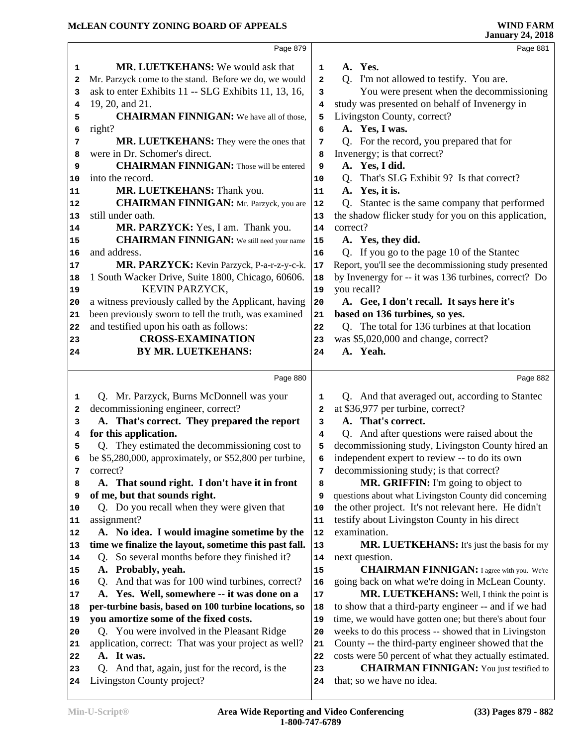Page 879

MR. LUETKEHANS: We would ask that Mr. Parzyck come to the stand. Before we do, we would ask to enter Exhibits 11 -- SLG Exhibits 11, 13, 16, 19, 20, and 21.

CHAIRMAN FINNIGAN: We have all of those, right?

MR. LUETKEHANS: They were the ones that were in Dr. Schomer's direct.

CHAIRMAN FINNIGAN: Those will be entered into the record.

MR. LUETKEHANS: Thank you.

CHAIRMAN FINNIGAN: Mr. Parzyck, you are still under oath.

MR. PARZYCK: Yes, I am. Thank you.

CHAIRMAN FINNIGAN: We still need your name and address.

MR. PARZYCK: Kevin Parzyck, P-a-r-z-y-c-k. 1 South Wacker Drive, Suite 1800, Chicago, 60606.

KEVIN PARZYCK,

a witness previously called by the Applicant, having been previously sworn to tell the truth, was examined and testified upon his oath as follows:

**CROSS-EXAMINATION**

**BY MR. LUETKEHANS:**

Page 880

Q. Mr. Parzyck, Burns McDonnell was your decommissioning engineer, correct?

**A. That's correct. They prepared the report for this application.**

Q. They estimated the decommissioning cost to be $5,280,000, approximately, or $52,800 per turbine, correct?

**A. That sound right. I don't have it in front of me, but that sounds right.**

Q. Do you recall when they were given that assignment?

**A. No idea. I would imagine sometime by the time we finalize the layout, sometime this past fall.**

Q. So several months before they finished it?

**A. Probably, yeah.**

Q. And that was for 100 wind turbines, correct?

**A. Yes. Well, somewhere -- it was done on a per-turbine basis, based on 100 turbine locations, so you amortize some of the fixed costs.**

Q. You were involved in the Pleasant Ridge application, correct: That was your project as well?

**A. It was.**

Q. And that, again, just for the record, is the Livingston County project?

Page 881

**A. Yes.**

Q. I'm not allowed to testify. You are.

You were present when the decommissioning study was presented on behalf of Invenergy in Livingston County, correct?

**A. Yes, I was.**

Q. For the record, you prepared that for Invenergy; is that correct?

**A. Yes, I did.**

Q. That's SLG Exhibit 9? Is that correct?

**A. Yes, it is.**

Q. Stantec is the same company that performed the shadow flicker study for you on this application, correct?

**A. Yes, they did.**

Q. If you go to the page 10 of the Stantec Report, you'll see the decommissioning study presented by Invenergy for -- it was 136 turbines, correct? Do you recall?

**A. Gee, I don't recall. It says here it's based on 136 turbines, so yes.**

Q. The total for 136 turbines at that location was $5,020,000 and change, correct?

**A. Yeah.**

Page 882

Q. And that averaged out, according to Stantec at $36,977 per turbine, correct?

**A. That's correct.**

Q. And after questions were raised about the decommissioning study, Livingston County hired an independent expert to review -- to do its own decommissioning study; is that correct?

MR. GRIFFIN: I'm going to object to questions about what Livingston County did concerning the other project. It's not relevant here. He didn't testify about Livingston County in his direct examination.

MR. LUETKEHANS: It's just the basis for my next question.

CHAIRMAN FINNIGAN: I agree with you. We're going back on what we're doing in McLean County.

MR. LUETKEHANS: Well, I think the point is to show that a third-party engineer -- and if we had time, we would have gotten one; but there's about four weeks to do this process -- showed that in Livingston County -- the third-party engineer showed that the costs were 50 percent of what they actually estimated.

CHAIRMAN FINNIGAN: You just testified to that; so we have no idea.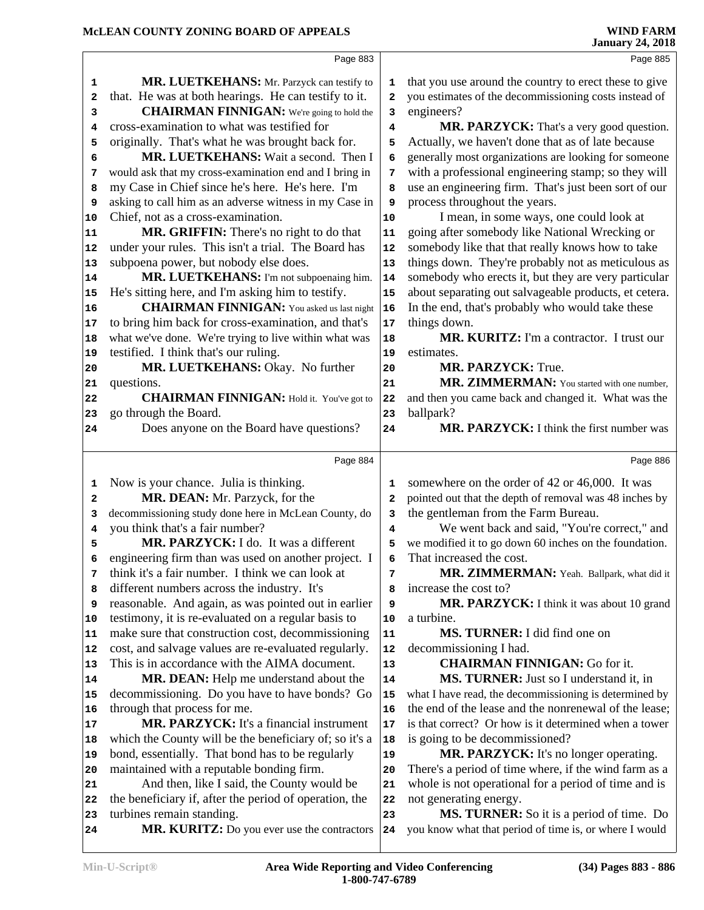Page 883

**MR. LUETKEHANS:** Mr. Parzyck can testify to that. He was at both hearings. He can testify to it.

**CHAIRMAN FINNIGAN:** We're going to hold the cross-examination to what was testified for originally. That's what he was brought back for.

**MR. LUETKEHANS:** Wait a second. Then I would ask that my cross-examination end and I bring in my Case in Chief since he's here. He's here. I'm asking to call him as an adverse witness in my Case in Chief, not as a cross-examination.

**MR. GRIFFIN:** There's no right to do that under your rules. This isn't a trial. The Board has subpoena power, but nobody else does.

**MR. LUETKEHANS:** I'm not subpoenaing him. He's sitting here, and I'm asking him to testify.

**CHAIRMAN FINNIGAN:** You asked us last night to bring him back for cross-examination, and that's what we've done. We're trying to live within what was testified. I think that's our ruling.

**MR. LUETKEHANS:** Okay. No further questions.

**CHAIRMAN FINNIGAN:** Hold it. You've got to go through the Board.

Does anyone on the Board have questions?

Page 884

Now is your chance. Julia is thinking.

**MR. DEAN:** Mr. Parzyck, for the decommissioning study done here in McLean County, do you think that's a fair number?

**MR. PARZYCK:** I do. It was a different engineering firm than was used on another project. I think it's a fair number. I think we can look at different numbers across the industry. It's reasonable. And again, as was pointed out in earlier testimony, it is re-evaluated on a regular basis to make sure that construction cost, decommissioning cost, and salvage values are re-evaluated regularly. This is in accordance with the AIMA document.

**MR. DEAN:** Help me understand about the decommissioning. Do you have to have bonds? Go through that process for me.

**MR. PARZYCK:** It's a financial instrument which the County will be the beneficiary of; so it's a bond, essentially. That bond has to be regularly maintained with a reputable bonding firm.

And then, like I said, the County would be the beneficiary if, after the period of operation, the turbines remain standing.

**MR. KURITZ:** Do you ever use the contractors

Page 885

that you use around the country to erect these to give you estimates of the decommissioning costs instead of engineers?

**MR. PARZYCK:** That's a very good question. Actually, we haven't done that as of late because generally most organizations are looking for someone with a professional engineering stamp; so they will use an engineering firm. That's just been sort of our process throughout the years.

I mean, in some ways, one could look at going after somebody like National Wrecking or somebody like that that really knows how to take things down. They're probably not as meticulous as somebody who erects it, but they are very particular about separating out salvageable products, et cetera. In the end, that's probably who would take these things down.

**MR. KURITZ:** I'm a contractor. I trust our estimates.

**MR. PARZYCK:** True.

**MR. ZIMMERMAN:** You started with one number, and then you came back and changed it. What was the ballpark?

**MR. PARZYCK:** I think the first number was

Page 886

somewhere on the order of 42 or 46,000. It was pointed out that the depth of removal was 48 inches by the gentleman from the Farm Bureau.

We went back and said, "You're correct," and we modified it to go down 60 inches on the foundation. That increased the cost.

**MR. ZIMMERMAN:** Yeah. Ballpark, what did it increase the cost to?

**MR. PARZYCK:** I think it was about 10 grand a turbine.

**MS. TURNER:** I did find one on decommissioning I had.

**CHAIRMAN FINNIGAN:** Go for it.

**MS. TURNER:** Just so I understand it, in what I have read, the decommissioning is determined by the end of the lease and the nonrenewal of the lease; is that correct? Or how is it determined when a tower is going to be decommissioned?

**MR. PARZYCK:** It's no longer operating. There's a period of time where, if the wind farm as a whole is not operational for a period of time and is not generating energy.

**MS. TURNER:** So it is a period of time. Do you know what that period of time is, or where I would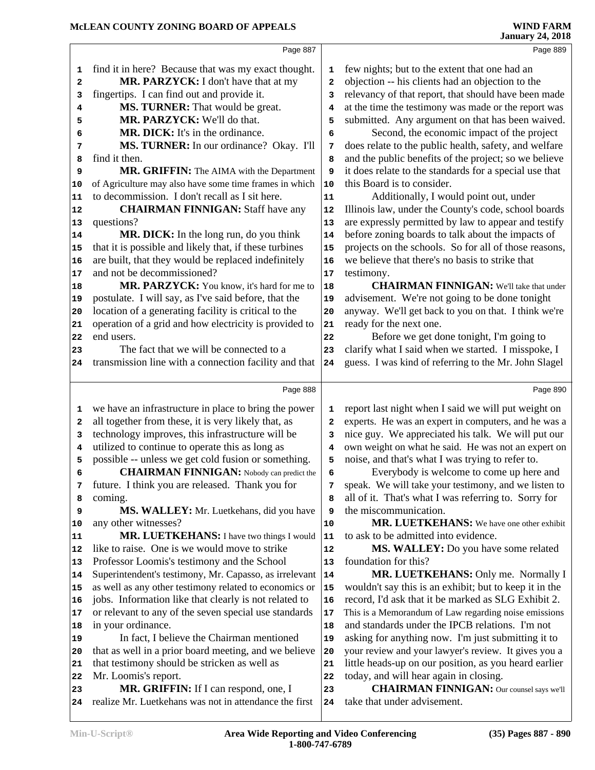find it in here? Because that was my exact thought.

**MR. PARZYCK:** I don't have that at my fingertips. I can find out and provide it.

**MS. TURNER:** That would be great.

**MR. PARZYCK:** We'll do that.

**MR. DICK:** It's in the ordinance.

**MS. TURNER:** In our ordinance? Okay. I'll find it then.

**MR. GRIFFIN:** The AIMA with the Department of Agriculture may also have some time frames in which to decommission. I don't recall as I sit here.

**CHAIRMAN FINNIGAN:** Staff have any questions?

**MR. DICK:** In the long run, do you think that it is possible and likely that, if these turbines are built, that they would be replaced indefinitely and not be decommissioned?

**MR. PARZYCK:** You know, it's hard for me to postulate. I will say, as I've said before, that the location of a generating facility is critical to the operation of a grid and how electricity is provided to end users.

The fact that we will be connected to a transmission line with a connection facility and that we have an infrastructure in place to bring the power all together from these, it is very likely that, as technology improves, this infrastructure will be utilized to continue to operate this as long as possible -- unless we get cold fusion or something.

**CHAIRMAN FINNIGAN:** Nobody can predict the future. I think you are released. Thank you for coming.

**MS. WALLEY:** Mr. Luetkehans, did you have any other witnesses?

**MR. LUETKEHANS:** I have two things I would like to raise. One is we would move to strike Professor Loomis's testimony and the School Superintendent's testimony, Mr. Capasso, as irrelevant as well as any other testimony related to economics or jobs. Information like that clearly is not related to or relevant to any of the seven special use standards in your ordinance.

In fact, I believe the Chairman mentioned that as well in a prior board meeting, and we believe that testimony should be stricken as well as Mr. Loomis's report.

**MR. GRIFFIN:** If I can respond, one, I realize Mr. Luetkehans was not in attendance the first few nights; but to the extent that one had an objection -- his clients had an objection to the relevancy of that report, that should have been made at the time the testimony was made or the report was submitted. Any argument on that has been waived.

Second, the economic impact of the project does relate to the public health, safety, and welfare and the public benefits of the project; so we believe it does relate to the standards for a special use that this Board is to consider.

Additionally, I would point out, under Illinois law, under the County's code, school boards are expressly permitted by law to appear and testify before zoning boards to talk about the impacts of projects on the schools. So for all of those reasons, we believe that there's no basis to strike that testimony.

**CHAIRMAN FINNIGAN:** We'll take that under advisement. We're not going to be done tonight anyway. We'll get back to you on that. I think we're ready for the next one.

Before we get done tonight, I'm going to clarify what I said when we started. I misspoke, I guess. I was kind of referring to the Mr. John Slagel report last night when I said we will put weight on experts. He was an expert in computers, and he was a nice guy. We appreciated his talk. We will put our own weight on what he said. He was not an expert on noise, and that's what I was trying to refer to.

Everybody is welcome to come up here and speak. We will take your testimony, and we listen to all of it. That's what I was referring to. Sorry for the miscommunication.

**MR. LUETKEHANS:** We have one other exhibit to ask to be admitted into evidence.

**MS. WALLEY:** Do you have some related foundation for this?

**MR. LUETKEHANS:** Only me. Normally I wouldn't say this is an exhibit; but to keep it in the record, I'd ask that it be marked as SLG Exhibit 2. This is a Memorandum of Law regarding noise emissions and standards under the IPCB relations. I'm not asking for anything now. I'm just submitting it to your review and your lawyer's review. It gives you a little heads-up on our position, as you heard earlier today, and will hear again in closing.

**CHAIRMAN FINNIGAN:** Our counsel says we'll take that under advisement.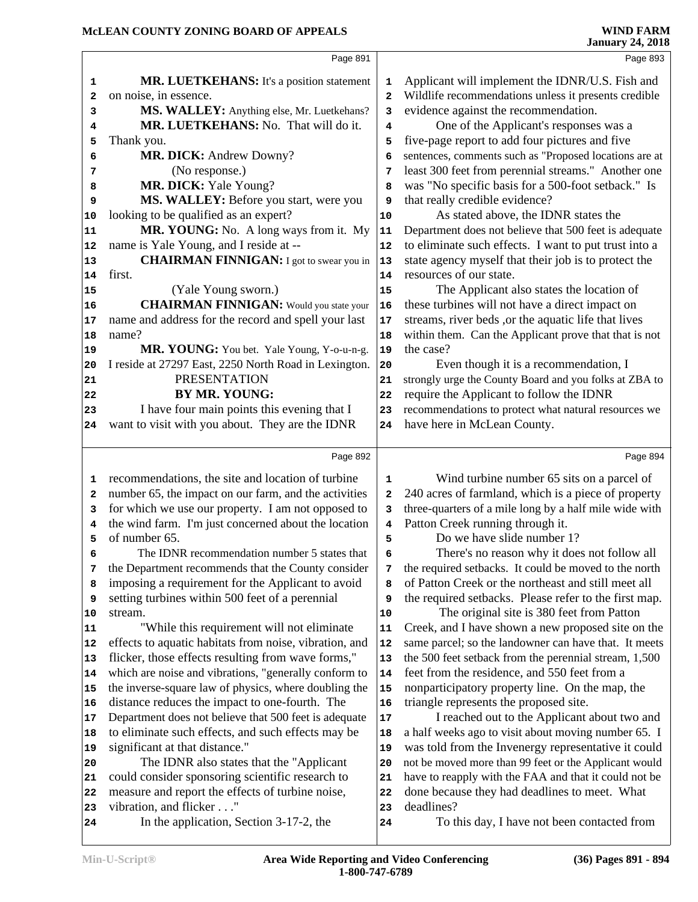**MR. LUETKEHANS:** It's a position statement on noise, in essence.

**MS. WALLEY:** Anything else, Mr. Luetkehans?

**MR. LUETKEHANS:** No. That will do it. Thank you.

**MR. DICK:** Andrew Downy?

(No response.)

**MR. DICK:** Yale Young?

**MS. WALLEY:** Before you start, were you looking to be qualified as an expert?

**MR. YOUNG:** No. A long ways from it. My name is Yale Young, and I reside at --

**CHAIRMAN FINNIGAN:** I got to swear you in first.

(Yale Young sworn.)

**CHAIRMAN FINNIGAN:** Would you state your name and address for the record and spell your last name?

**MR. YOUNG:** You bet. Yale Young, Y-o-u-n-g. I reside at 27297 East, 2250 North Road in Lexington.

PRESENTATION

BY MR. YOUNG:

I have four main points this evening that I want to visit with you about. They are the IDNR recommendations, the site and location of turbine number 65, the impact on our farm, and the activities for which we use our property. I am not opposed to the wind farm. I'm just concerned about the location of number 65.

The IDNR recommendation number 5 states that the Department recommends that the County consider imposing a requirement for the Applicant to avoid setting turbines within 500 feet of a perennial stream.

"While this requirement will not eliminate effects to aquatic habitats from noise, vibration, and flicker, those effects resulting from wave forms," which are noise and vibrations, "generally conform to the inverse-square law of physics, where doubling the distance reduces the impact to one-fourth. The Department does not believe that 500 feet is adequate to eliminate such effects, and such effects may be significant at that distance."

The IDNR also states that the "Applicant could consider sponsoring scientific research to measure and report the effects of turbine noise, vibration, and flicker . . ."

In the application, Section 3-17-2, the Applicant will implement the IDNR/U.S. Fish and Wildlife recommendations unless it presents credible evidence against the recommendation.

One of the Applicant's responses was a five-page report to add four pictures and five sentences, comments such as "Proposed locations are at least 300 feet from perennial streams." Another one was "No specific basis for a 500-foot setback." Is that really credible evidence?

As stated above, the IDNR states the Department does not believe that 500 feet is adequate to eliminate such effects. I want to put trust into a state agency myself that their job is to protect the resources of our state.

The Applicant also states the location of these turbines will not have a direct impact on streams, river beds ,or the aquatic life that lives within them. Can the Applicant prove that that is not the case?

Even though it is a recommendation, I strongly urge the County Board and you folks at ZBA to require the Applicant to follow the IDNR recommendations to protect what natural resources we have here in McLean County.

Wind turbine number 65 sits on a parcel of 240 acres of farmland, which is a piece of property three-quarters of a mile long by a half mile wide with Patton Creek running through it.

Do we have slide number 1?

There's no reason why it does not follow all the required setbacks. It could be moved to the north of Patton Creek or the northeast and still meet all the required setbacks. Please refer to the first map.

The original site is 380 feet from Patton Creek, and I have shown a new proposed site on the same parcel; so the landowner can have that. It meets the 500 feet setback from the perennial stream, 1,500 feet from the residence, and 550 feet from a nonparticipatory property line. On the map, the triangle represents the proposed site.

I reached out to the Applicant about two and a half weeks ago to visit about moving number 65. I was told from the Invenergy representative it could not be moved more than 99 feet or the Applicant would have to reapply with the FAA and that it could not be done because they had deadlines to meet. What deadlines?

To this day, I have not been contacted from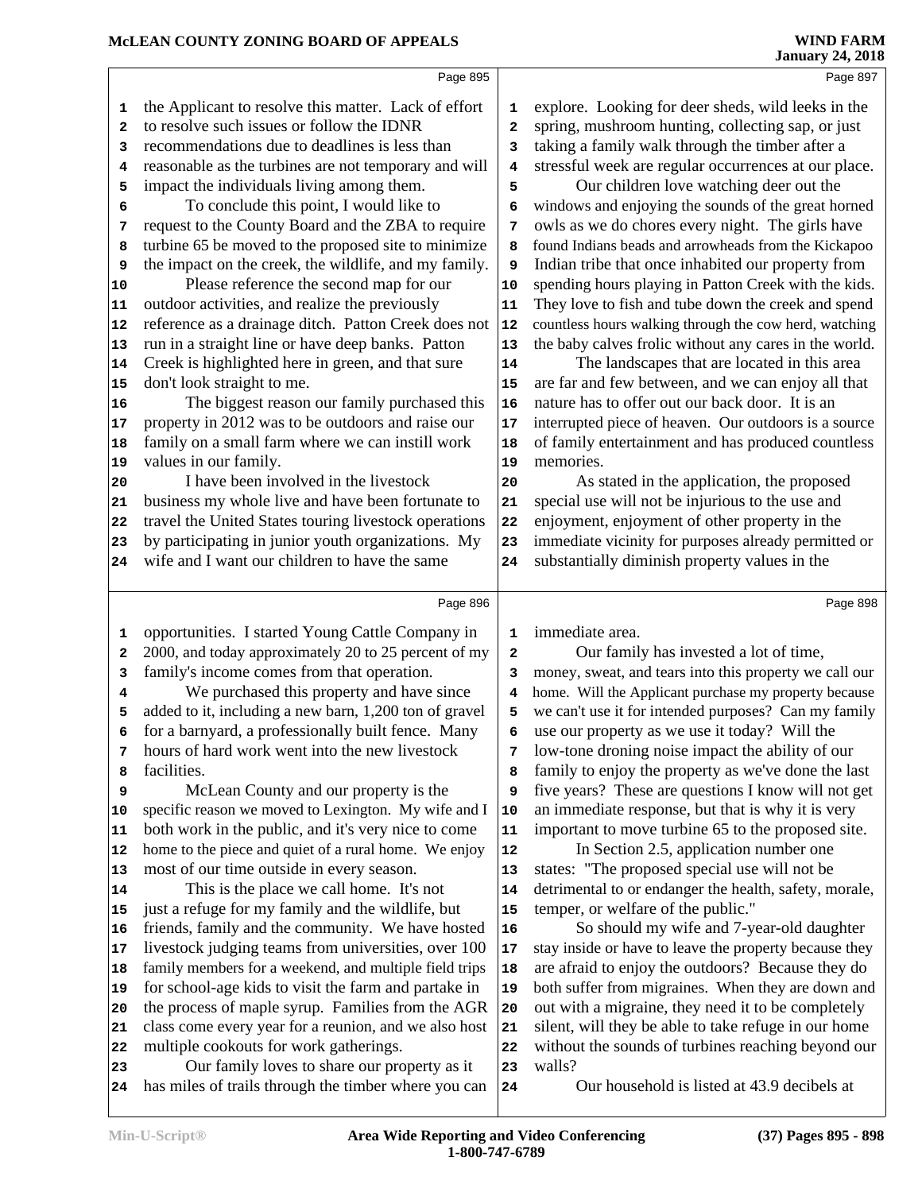Page 895

the Applicant to resolve this matter. Lack of effort to resolve such issues or follow the IDNR recommendations due to deadlines is less than reasonable as the turbines are not temporary and will impact the individuals living among them.

To conclude this point, I would like to request to the County Board and the ZBA to require turbine 65 be moved to the proposed site to minimize the impact on the creek, the wildlife, and my family.

Please reference the second map for our outdoor activities, and realize the previously reference as a drainage ditch. Patton Creek does not run in a straight line or have deep banks. Patton Creek is highlighted here in green, and that sure don't look straight to me.

The biggest reason our family purchased this property in 2012 was to be outdoors and raise our family on a small farm where we can instill work values in our family.

I have been involved in the livestock business my whole live and have been fortunate to travel the United States touring livestock operations by participating in junior youth organizations. My wife and I want our children to have the same

Page 896

opportunities. I started Young Cattle Company in 2000, and today approximately 20 to 25 percent of my family's income comes from that operation.

We purchased this property and have since added to it, including a new barn, 1,200 ton of gravel for a barnyard, a professionally built fence. Many hours of hard work went into the new livestock facilities.

McLean County and our property is the specific reason we moved to Lexington. My wife and I both work in the public, and it's very nice to come home to the piece and quiet of a rural home. We enjoy most of our time outside in every season.

This is the place we call home. It's not just a refuge for my family and the wildlife, but friends, family and the community. We have hosted livestock judging teams from universities, over 100 family members for a weekend, and multiple field trips for school-age kids to visit the farm and partake in the process of maple syrup. Families from the AGR class come every year for a reunion, and we also host multiple cookouts for work gatherings.

Our family loves to share our property as it has miles of trails through the timber where you can

Page 897

explore. Looking for deer sheds, wild leeks in the spring, mushroom hunting, collecting sap, or just taking a family walk through the timber after a stressful week are regular occurrences at our place.

Our children love watching deer out the windows and enjoying the sounds of the great horned owls as we do chores every night. The girls have found Indians beads and arrowheads from the Kickapoo Indian tribe that once inhabited our property from spending hours playing in Patton Creek with the kids. They love to fish and tube down the creek and spend countless hours walking through the cow herd, watching the baby calves frolic without any cares in the world.

The landscapes that are located in this area are far and few between, and we can enjoy all that nature has to offer out our back door. It is an interrupted piece of heaven. Our outdoors is a source of family entertainment and has produced countless memories.

As stated in the application, the proposed special use will not be injurious to the use and enjoyment, enjoyment of other property in the immediate vicinity for purposes already permitted or substantially diminish property values in the

Page 898

immediate area.

Our family has invested a lot of time, money, sweat, and tears into this property we call our home. Will the Applicant purchase my property because we can't use it for intended purposes? Can my family use our property as we use it today? Will the low-tone droning noise impact the ability of our family to enjoy the property as we've done the last five years? These are questions I know will not get an immediate response, but that is why it is very important to move turbine 65 to the proposed site.

In Section 2.5, application number one states: "The proposed special use will not be detrimental to or endanger the health, safety, morale, temper, or welfare of the public."

So should my wife and 7-year-old daughter stay inside or have to leave the property because they are afraid to enjoy the outdoors? Because they do both suffer from migraines. When they are down and out with a migraine, they need it to be completely silent, will they be able to take refuge in our home without the sounds of turbines reaching beyond our walls?

Our household is listed at 43.9 decibels at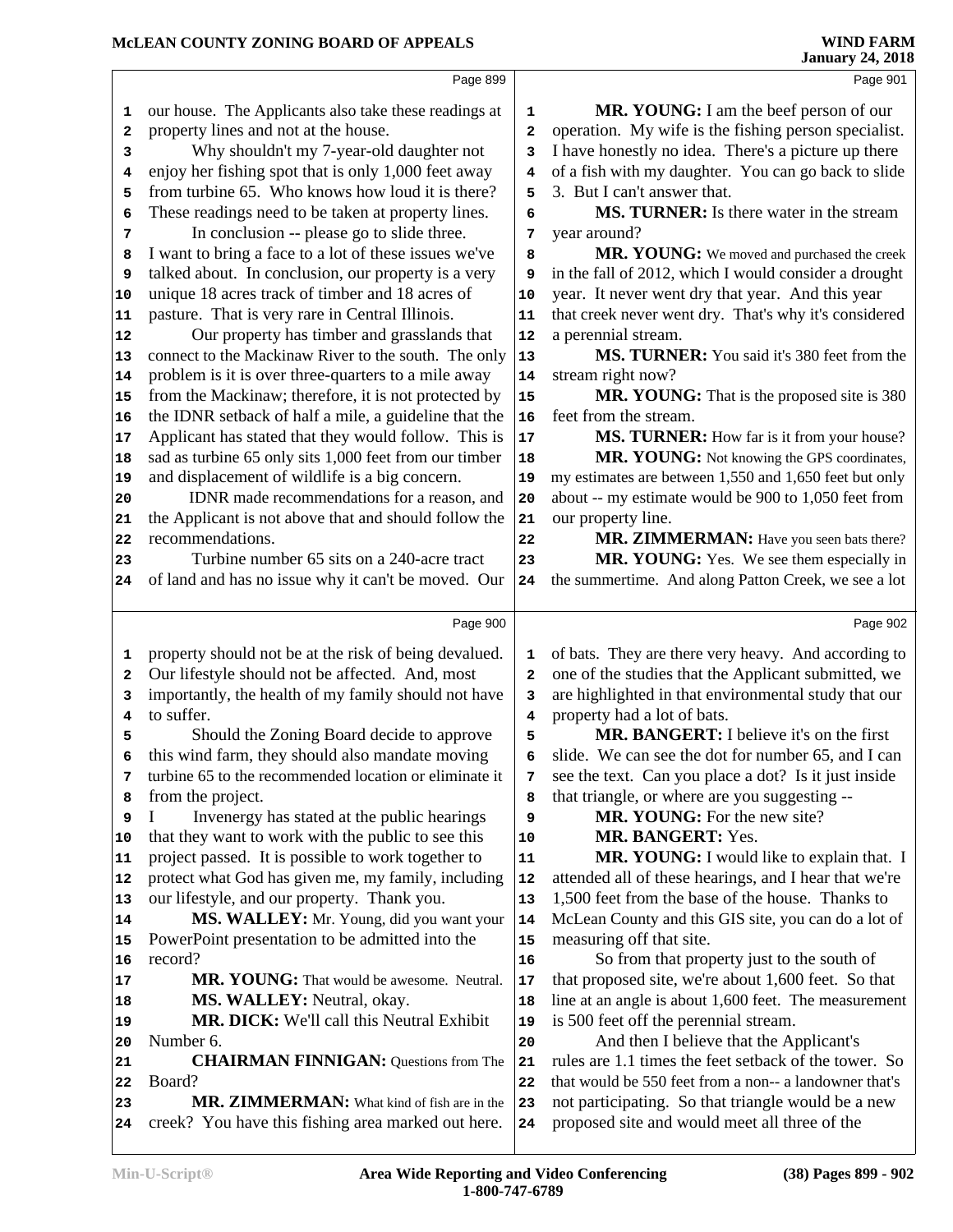Page 899

our house. The Applicants also take these readings at property lines and not at the house.

Why shouldn't my 7-year-old daughter not enjoy her fishing spot that is only 1,000 feet away from turbine 65. Who knows how loud it is there? These readings need to be taken at property lines.

In conclusion -- please go to slide three. I want to bring a face to a lot of these issues we've talked about. In conclusion, our property is a very unique 18 acres track of timber and 18 acres of pasture. That is very rare in Central Illinois.

Our property has timber and grasslands that connect to the Mackinaw River to the south. The only problem is it is over three-quarters to a mile away from the Mackinaw; therefore, it is not protected by the IDNR setback of half a mile, a guideline that the Applicant has stated that they would follow. This is sad as turbine 65 only sits 1,000 feet from our timber and displacement of wildlife is a big concern.

IDNR made recommendations for a reason, and the Applicant is not above that and should follow the recommendations.

Turbine number 65 sits on a 240-acre tract of land and has no issue why it can't be moved. Our

Page 900

property should not be at the risk of being devalued. Our lifestyle should not be affected. And, most importantly, the health of my family should not have to suffer.

Should the Zoning Board decide to approve this wind farm, they should also mandate moving turbine 65 to the recommended location or eliminate it from the project.

I Invenergy has stated at the public hearings that they want to work with the public to see this project passed. It is possible to work together to protect what God has given me, my family, including our lifestyle, and our property. Thank you.

**MS. WALLEY:** Mr. Young, did you want your PowerPoint presentation to be admitted into the record?

**MR. YOUNG:** That would be awesome. Neutral.

**MS. WALLEY:** Neutral, okay.

**MR. DICK:** We'll call this Neutral Exhibit Number 6.

**CHAIRMAN FINNIGAN:** Questions from The Board?

**MR. ZIMMERMAN:** What kind of fish are in the creek? You have this fishing area marked out here.

Page 901

**MR. YOUNG:** I am the beef person of our operation. My wife is the fishing person specialist. I have honestly no idea. There's a picture up there of a fish with my daughter. You can go back to slide 3. But I can't answer that.

**MS. TURNER:** Is there water in the stream year around?

**MR. YOUNG:** We moved and purchased the creek in the fall of 2012, which I would consider a drought year. It never went dry that year. And this year that creek never went dry. That's why it's considered a perennial stream.

**MS. TURNER:** You said it's 380 feet from the stream right now?

**MR. YOUNG:** That is the proposed site is 380 feet from the stream.

**MS. TURNER:** How far is it from your house?

**MR. YOUNG:** Not knowing the GPS coordinates, my estimates are between 1,550 and 1,650 feet but only about -- my estimate would be 900 to 1,050 feet from our property line.

**MR. ZIMMERMAN:** Have you seen bats there?

**MR. YOUNG:** Yes. We see them especially in the summertime. And along Patton Creek, we see a lot

Page 902

of bats. They are there very heavy. And according to one of the studies that the Applicant submitted, we are highlighted in that environmental study that our property had a lot of bats.

**MR. BANGERT:** I believe it's on the first slide. We can see the dot for number 65, and I can see the text. Can you place a dot? Is it just inside that triangle, or where are you suggesting --

**MR. YOUNG:** For the new site?

**MR. BANGERT:** Yes.

**MR. YOUNG:** I would like to explain that. I attended all of these hearings, and I hear that we're 1,500 feet from the base of the house. Thanks to McLean County and this GIS site, you can do a lot of measuring off that site.

So from that property just to the south of that proposed site, we're about 1,600 feet. So that line at an angle is about 1,600 feet. The measurement is 500 feet off the perennial stream.

And then I believe that the Applicant's rules are 1.1 times the feet setback of the tower. So that would be 550 feet from a non-- a landowner that's not participating. So that triangle would be a new proposed site and would meet all three of the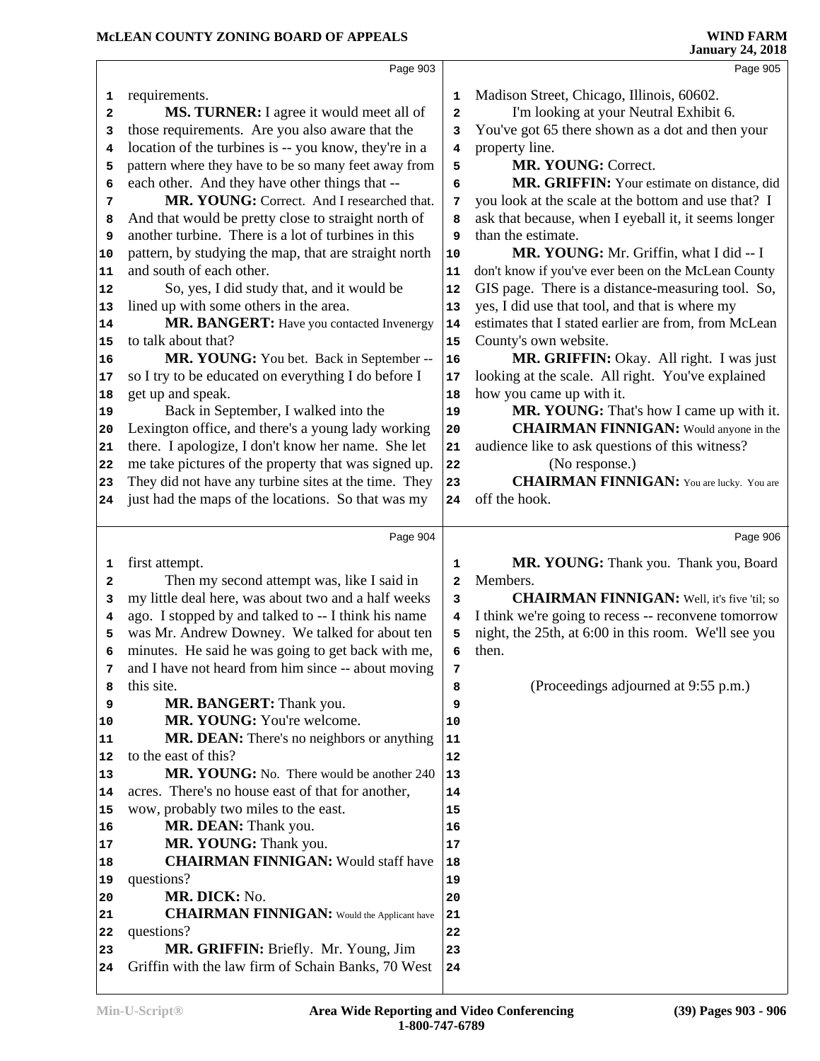Page 903

requirements.

**MS. TURNER:** I agree it would meet all of those requirements. Are you also aware that the location of the turbines is -- you know, they're in a pattern where they have to be so many feet away from each other. And they have other things that --

**MR. YOUNG:** Correct. And I researched that. And that would be pretty close to straight north of another turbine. There is a lot of turbines in this pattern, by studying the map, that are straight north and south of each other.

So, yes, I did study that, and it would be lined up with some others in the area.

**MR. BANGERT:** Have you contacted Invenergy to talk about that?

**MR. YOUNG:** You bet. Back in September -- so I try to be educated on everything I do before I get up and speak.

Back in September, I walked into the Lexington office, and there's a young lady working there. I apologize, I don't know her name. She let me take pictures of the property that was signed up. They did not have any turbine sites at the time. They just had the maps of the locations. So that was my

Page 904

first attempt.

Then my second attempt was, like I said in my little deal here, was about two and a half weeks ago. I stopped by and talked to -- I think his name was Mr. Andrew Downey. We talked for about ten minutes. He said he was going to get back with me, and I have not heard from him since -- about moving this site.

**MR. BANGERT:** Thank you.

**MR. YOUNG:** You're welcome.

**MR. DEAN:** There's no neighbors or anything to the east of this?

**MR. YOUNG:** No. There would be another 240 acres. There's no house east of that for another, wow, probably two miles to the east.

**MR. DEAN:** Thank you.

**MR. YOUNG:** Thank you.

**CHAIRMAN FINNIGAN:** Would staff have questions?

**MR. DICK:** No.

**CHAIRMAN FINNIGAN:** Would the Applicant have questions?

**MR. GRIFFIN:** Briefly. Mr. Young, Jim Griffin with the law firm of Schain Banks, 70 West

Page 905

Madison Street, Chicago, Illinois, 60602.

I'm looking at your Neutral Exhibit 6. You've got 65 there shown as a dot and then your property line.

**MR. YOUNG:** Correct.

**MR. GRIFFIN:** Your estimate on distance, did you look at the scale at the bottom and use that? I ask that because, when I eyeball it, it seems longer than the estimate.

**MR. YOUNG:** Mr. Griffin, what I did -- I don't know if you've ever been on the McLean County GIS page. There is a distance-measuring tool. So, yes, I did use that tool, and that is where my estimates that I stated earlier are from, from McLean County's own website.

**MR. GRIFFIN:** Okay. All right. I was just looking at the scale. All right. You've explained how you came up with it.

**MR. YOUNG:** That's how I came up with it.

**CHAIRMAN FINNIGAN:** Would anyone in the audience like to ask questions of this witness?

(No response.)

**CHAIRMAN FINNIGAN:** You are lucky. You are off the hook.

Page 906

**MR. YOUNG:** Thank you. Thank you, Board Members.

**CHAIRMAN FINNIGAN:** Well, it's five 'til; so I think we're going to recess -- reconvene tomorrow night, the 25th, at 6:00 in this room. We'll see you then.

(Proceedings adjourned at 9:55 p.m.)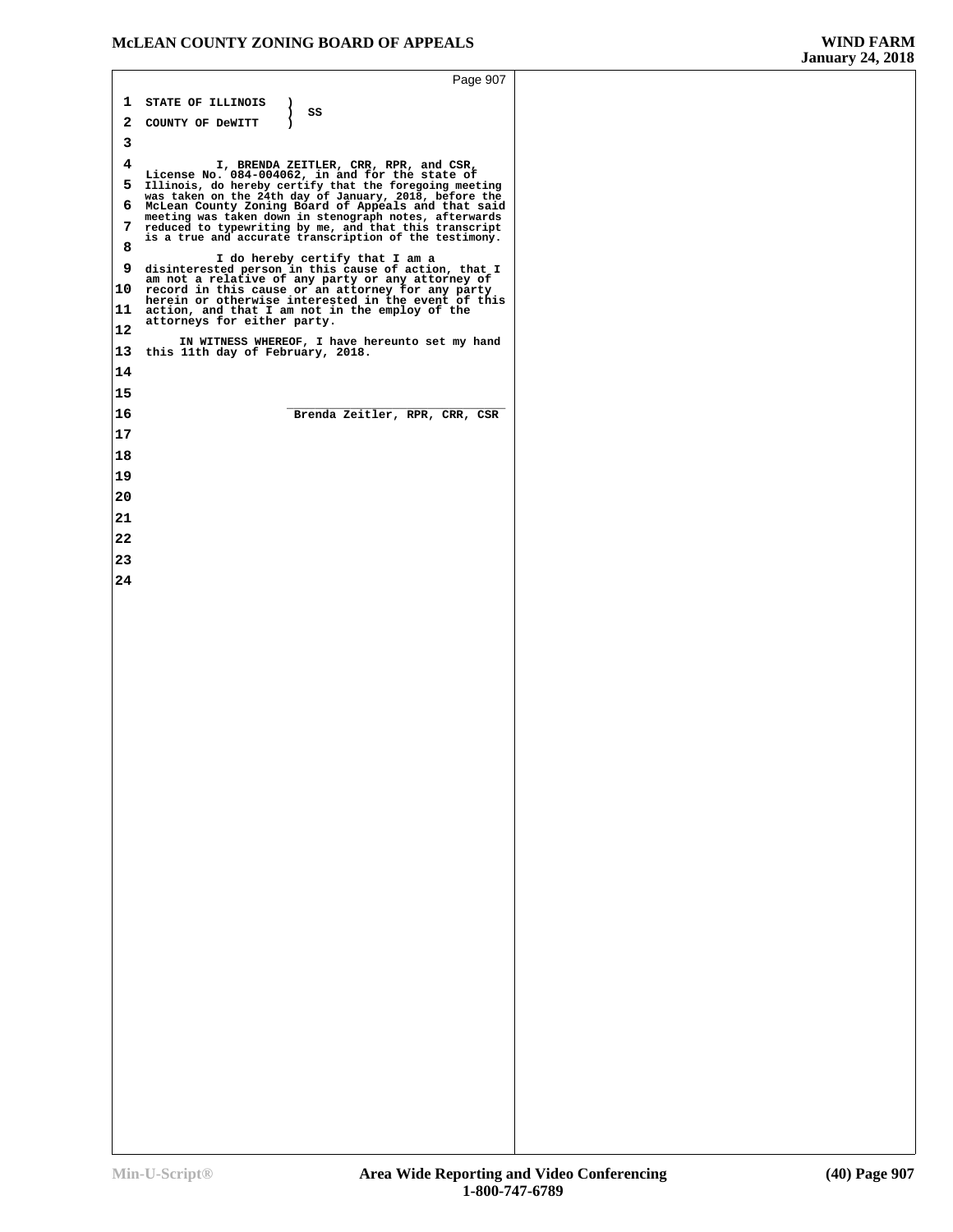STATE OF ILLINOIS )
) SS
COUNTY OF DeWITT )

I, BRENDA ZEITLER, CRR, RPR, and CSR, License No. 084-004062, in and for the state of Illinois, do hereby certify that the foregoing meeting was taken on the 24th day of January, 2018, before the McLean County Zoning Board of Appeals and that said meeting was taken down in stenograph notes, afterwards reduced to typewriting by me, and that this transcript is a true and accurate transcription of the testimony.

I do hereby certify that I am a disinterested person in this cause of action, that I am not a relative of any party or any attorney of record in this cause or an attorney for any party herein or otherwise interested in the event of this action, and that I am not in the employ of the attorneys for either party.

IN WITNESS WHEREOF, I have hereunto set my hand this 11th day of February, 2018.

\_\_\_\_\_\_\_\_\_\_\_\_\_\_\_\_\_\_\_\_\_\_\_\_\_\_\_\_\_\_\_\_

Brenda Zeitler, RPR, CRR, CSR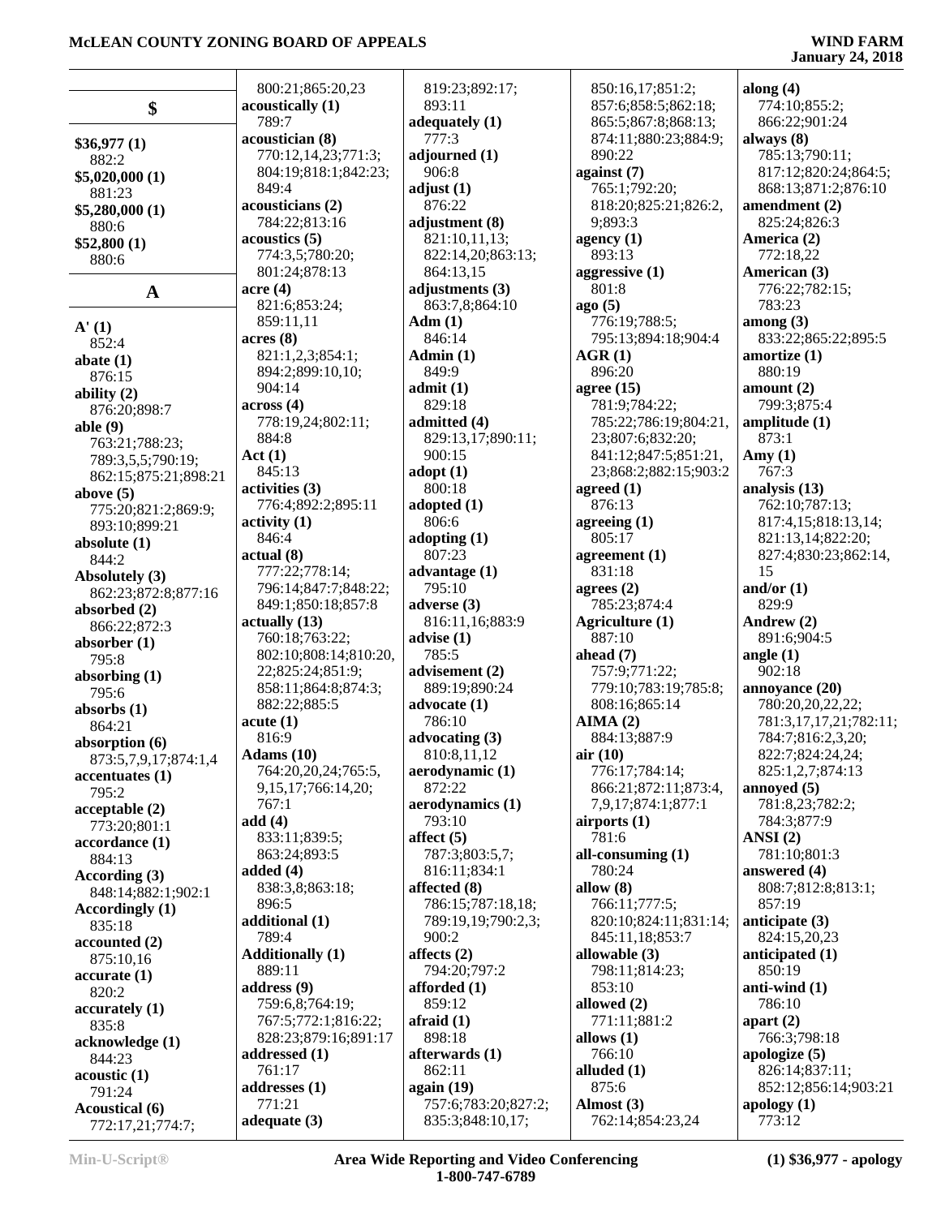## $

**$36,977 (1)**
882:2
**$5,020,000 (1)**
881:23
**$5,280,000 (1)**
880:6
**$52,800 (1)**
880:6

## A

**A' (1)**
852:4
**abate (1)**
876:15
**ability (2)**
876:20;898:7
**able (9)**
763:21;788:23;
789:3,5,5;790:19;
862:15;875:21;898:21
**above (5)**
775:20;821:2;869:9;
893:10;899:21
**absolute (1)**
844:2
**Absolutely (3)**
862:23;872:8;877:16
**absorbed (2)**
866:22;872:3
**absorber (1)**
795:8
**absorbing (1)**
795:6
**absorbs (1)**
864:21
**absorption (6)**
873:5,7,9,17;874:1,4
**accentuates (1)**
795:2
**acceptable (2)**
773:20;801:1
**accordance (1)**
884:13
**According (3)**
848:14;882:1;902:1
**Accordingly (1)**
835:18
**accounted (2)**
875:10,16
**accurate (1)**
820:2
**accurately (1)**
835:8
**acknowledge (1)**
844:23
**acoustic (1)**
791:24
**Acoustical (6)**
772:17,21;774:7;
800:21;865:20,23
**acoustically (1)**
789:7
**acoustician (8)**
770:12,14,23;771:3;
804:19;818:1;842:23;
849:4
**acousticians (2)**
784:22;813:16
**acoustics (5)**
774:3,5;780:20;
801:24;878:13
**acre (4)**
821:6;853:24;
859:11,11
**acres (8)**
821:1,2,3;854:1;
894:2;899:10,10;
904:14
**across (4)**
778:19,24;802:11;
884:8
**Act (1)**
845:13
**activities (3)**
776:4;892:2;895:11
**activity (1)**
846:4
**actual (8)**
777:22;778:14;
796:14;847:7;848:22;
849:1;850:18;857:8
**actually (13)**
760:18;763:22;
802:10;808:14;810:20,
22;825:24;851:9;
858:11;864:8;874:3;
882:22;885:5
**acute (1)**
816:9
**Adams (10)**
764:20,20,24;765:5,
9,15,17;766:14,20;
767:1
**add (4)**
833:11;839:5;
863:24;893:5
**added (4)**
838:3,8;863:18;
896:5
**additional (1)**
789:4
**Additionally (1)**
889:11
**address (9)**
759:6,8;764:19;
767:5;772:1;816:22;
828:23;879:16;891:17
**addressed (1)**
761:17
**addresses (1)**
771:21
**adequate (3)**
819:23;892:17;
893:11
**adequately (1)**
777:3
**adjourned (1)**
906:8
**adjust (1)**
876:22
**adjustment (8)**
821:10,11,13;
822:14,20;863:13;
864:13,15
**adjustments (3)**
863:7,8;864:10
**Adm (1)**
846:14
**Admin (1)**
849:9
**admit (1)**
829:18
**admitted (4)**
829:13,17;890:11;
900:15
**adopt (1)**
800:18
**adopted (1)**
806:6
**adopting (1)**
807:23
**advantage (1)**
795:10
**adverse (3)**
816:11,16;883:9
**advise (1)**
785:5
**advisement (2)**
889:19;890:24
**advocate (1)**
786:10
**advocating (3)**
810:8,11,12
**aerodynamic (1)**
872:22
**aerodynamics (1)**
793:10
**affect (5)**
787:3;803:5,7;
816:11;834:1
**affected (8)**
786:15;787:18,18;
789:19,19;790:2,3;
900:2
**affects (2)**
794:20;797:2
**afforded (1)**
859:12
**afraid (1)**
898:18
**afterwards (1)**
862:11
**again (19)**
757:6;783:20;827:2;
835:3;848:10,17;
850:16,17;851:2;
857:6;858:5;862:18;
865:5;867:8;868:13;
874:11;880:23;884:9;
890:22
**against (7)**
765:1;792:20;
818:20;825:21;826:2,
9;893:3
**agency (1)**
893:13
**aggressive (1)**
801:8
**ago (5)**
776:19;788:5;
795:13;894:18;904:4
**AGR (1)**
896:20
**agree (15)**
781:9;784:22;
785:22;786:19;804:21,
23;807:6;832:20;
841:12;847:5;851:21,
23;868:2;882:15;903:2
**agreed (1)**
876:13
**agreeing (1)**
805:17
**agreement (1)**
831:18
**agrees (2)**
785:23;874:4
**Agriculture (1)**
887:10
**ahead (7)**
757:9;771:22;
779:10;783:19;785:8;
808:16;865:14
**AIMA (2)**
884:13;887:9
**air (10)**
776:17;784:14;
866:21;872:11;873:4,
7,9,17;874:1;877:1
**airports (1)**
781:6
**all-consuming (1)**
780:24
**allow (8)**
766:11;777:5;
820:10;824:11;831:14;
845:11,18;853:7
**allowable (3)**
798:11;814:23;
853:10
**allowed (2)**
771:11;881:2
**allows (1)**
766:10
**alluded (1)**
875:6
**Almost (3)**
762:14;854:23,24
**along (4)**
774:10;855:2;
866:22;901:24
**always (8)**
785:13;790:11;
817:12;820:24;864:5;
868:13;871:2;876:10
**amendment (2)**
825:24;826:3
**America (2)**
772:18,22
**American (3)**
776:22;782:15;
783:23
**among (3)**
833:22;865:22;895:5
**amortize (1)**
880:19
**amount (2)**
799:3;875:4
**amplitude (1)**
873:1
**Amy (1)**
767:3
**analysis (13)**
762:10;787:13;
817:4,15;818:13,14;
821:13,14;822:20;
827:4;830:23;862:14,
15
**and/or (1)**
829:9
**Andrew (2)**
891:6;904:5
**angle (1)**
902:18
**annoyance (20)**
780:20,20,22,22;
781:3,17,17,21;782:11;
784:7;816:2,3,20;
822:7;824:24,24;
825:1,2,7;874:13
**annoyed (5)**
781:8,23;782:2;
784:3;877:9
**ANSI (2)**
781:10;801:3
**answered (4)**
808:7;812:8;813:1;
857:19
**anticipate (3)**
824:15,20,23
**anticipated (1)**
850:19
**anti-wind (1)**
786:10
**apart (2)**
766:3;798:18
**apologize (5)**
826:14;837:11;
852:12;856:14;903:21
**apology (1)**
773:12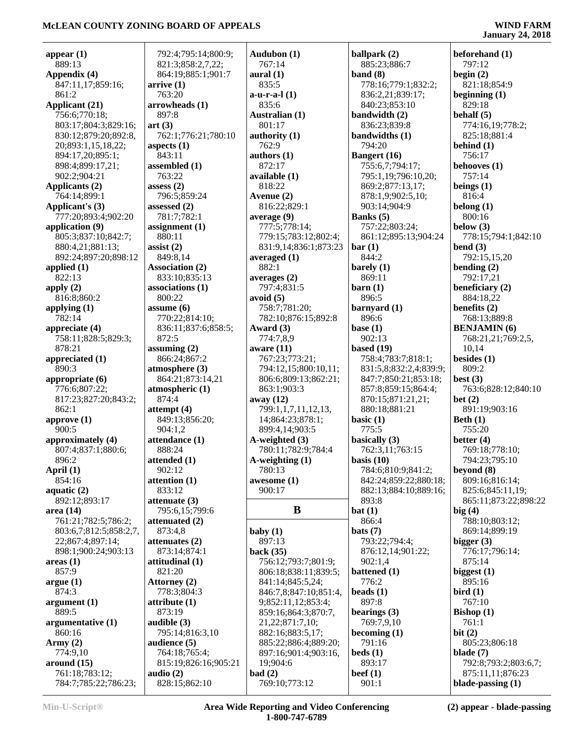**appear (1)**
889:13
**Appendix (4)**
847:11,17;859:16;
861:2
**Applicant (21)**
756:6;770:18;
803:17;804:3;829:16;
830:12;879:20;892:8,
20;893:1,15,18,22;
894:17,20;895:1;
898:4;899:17,21;
902:2;904:21
**Applicants (2)**
764:14;899:1
**Applicant's (3)**
777:20;893:4;902:20
**application (9)**
805:3;837:10;842:7;
880:4,21;881:13;
892:24;897:20;898:12
**applied (1)**
822:13
**apply (2)**
816:8;860:2
**applying (1)**
782:14
**appreciate (4)**
758:11;828:5;829:3;
878:21
**appreciated (1)**
890:3
**appropriate (6)**
776:6;807:22;
817:23;827:20;843:2;
862:1
**approve (1)**
900:5
**approximately (4)**
807:4;837:1;880:6;
896:2
**April (1)**
854:16
**aquatic (2)**
892:12;893:17
**area (14)**
761:21;782:5;786:2;
803:6,7;812:5;858:2,7,
22;867:4;897:14;
898:1;900:24;903:13
**areas (1)**
857:9
**argue (1)**
874:3
**argument (1)**
889:5
**argumentative (1)**
860:16
**Army (2)**
774:9,10
**around (15)**
761:18;783:12;
784:7;785:22;786:23;
792:4;795:14;800:9;
821:3;858:2,7,22;
864:19;885:1;901:7
**arrive (1)**
763:20
**arrowheads (1)**
897:8
**art (3)**
762:1;776:21;780:10
**aspects (1)**
843:11
**assembled (1)**
763:22
**assess (2)**
796:5;859:24
**assessed (2)**
781:7;782:1
**assignment (1)**
880:11
**assist (2)**
849:8,14
**Association (2)**
833:10;835:13
**associations (1)**
800:22
**assume (6)**
770:22;814:10;
836:11;837:6;858:5;
872:5
**assuming (2)**
866:24;867:2
**atmosphere (3)**
864:21;873:14,21
**atmospheric (1)**
874:4
**attempt (4)**
849:13;856:20;
904:1,2
**attendance (1)**
888:24
**attended (1)**
902:12
**attention (1)**
833:12
**attenuate (3)**
795:6,15;799:6
**attenuated (2)**
873:4,8
**attenuates (2)**
873:14;874:1
**attitudinal (1)**
821:20
**Attorney (2)**
778:3;804:3
**attribute (1)**
873:19
**audible (3)**
795:14;816:3,10
**audience (5)**
764:18;765:4;
815:19;826:16;905:21
**audio (2)**
828:15;862:10
**Audubon (1)**
767:14
**aural (1)**
835:5
**a-u-r-a-l (1)**
835:6
**Australian (1)**
801:17
**authority (1)**
762:9
**authors (1)**
872:17
**available (1)**
818:22
**Avenue (2)**
816:22;829:1
**average (9)**
777:5;778:14;
779:15;783:12;802:4;
831:9,14;836:1;873:23
**averaged (1)**
882:1
**averages (2)**
797:4;831:5
**avoid (5)**
758:7;781:20;
782:10;876:15;892:8
**Award (3)**
774:7,8,9
**aware (11)**
767:23;773:21;
794:12,15;800:10,11;
806:6;809:13;862:21;
863:1;903:3
**away (12)**
799:1,1,7,11,12,13,
14;864:23;878:1;
899:4,14;903:5
**A-weighted (3)**
780:11;782:9;784:4
**A-weighting (1)**
780:13
**awesome (1)**
900:17

## B

**baby (1)**
897:13
**back (35)**
756:12;793:7;801:9;
806:18;838:11;839:5;
841:14;845:5,24;
846:7,8;847:10;851:4,
9;852:11,12;853:4;
859:16;864:3;870:7,
21,22;871:7,10;
882:16;883:5,17;
885:22;886:4;889:20;
897:16;901:4;903:16,
19;904:6
**bad (2)**
769:10;773:12
**ballpark (2)**
885:23;886:7
**band (8)**
778:16;779:1;832:2;
836:2,21;839:17;
840:23;853:10
**bandwidth (2)**
836:23;839:8
**bandwidths (1)**
794:20
**Bangert (16)**
755:6,7;794:17;
795:1,19;796:10,20;
869:2;877:13,17;
878:1,9;902:5,10;
903:14;904:9
**Banks (5)**
757:22;803:24;
861:12;895:13;904:24
**bar (1)**
844:2
**barely (1)**
869:11
**barn (1)**
896:5
**barnyard (1)**
896:6
**base (1)**
902:13
**based (19)**
758:4;783:7;818:1;
831:5,8;832:2,4;839:9;
847:7;850:21;853:18;
857:8;859:15;864:4;
870:15;871:21,21;
880:18;881:21
**basic (1)**
775:5
**basically (3)**
762:3,11;763:15
**basis (10)**
784:6;810:9;841:2;
842:24;859:22;880:18;
882:13;884:10;889:16;
893:8
**bat (1)**
866:4
**bats (7)**
793:22;794:4;
876:12,14;901:22;
902:1,4
**battened (1)**
776:2
**beads (1)**
897:8
**bearings (3)**
769:7,9,10
**becoming (1)**
791:16
**beds (1)**
893:17
**beef (1)**
901:1
**beforehand (1)**
797:12
**begin (2)**
821:18;854:9
**beginning (1)**
829:18
**behalf (5)**
774:16,19;778:2;
825:18;881:4
**behind (1)**
756:17
**behooves (1)**
757:14
**beings (1)**
816:4
**belong (1)**
800:16
**below (3)**
778:15;794:1;842:10
**bend (3)**
792:15,15,20
**bending (2)**
792:17,21
**beneficiary (2)**
884:18,22
**benefits (2)**
768:13;889:8
**BENJAMIN (6)**
768:21,21;769:2,5,
10,14
**besides (1)**
809:2
**best (3)**
763:6;828:12;840:10
**bet (2)**
891:19;903:16
**Beth (1)**
755:20
**better (4)**
769:18;778:10;
794:23;795:10
**beyond (8)**
809:16;816:14;
825:6;845:11,19;
865:11;873:22;898:22
**big (4)**
788:10;803:12;
869:14;899:19
**bigger (3)**
776:17;796:14;
875:14
**biggest (1)**
895:16
**bird (1)**
767:10
**Bishop (1)**
761:1
**bit (2)**
805:23;806:18
**blade (7)**
792:8;793:2;803:6,7;
875:11,11;876:23
**blade-passing (1)**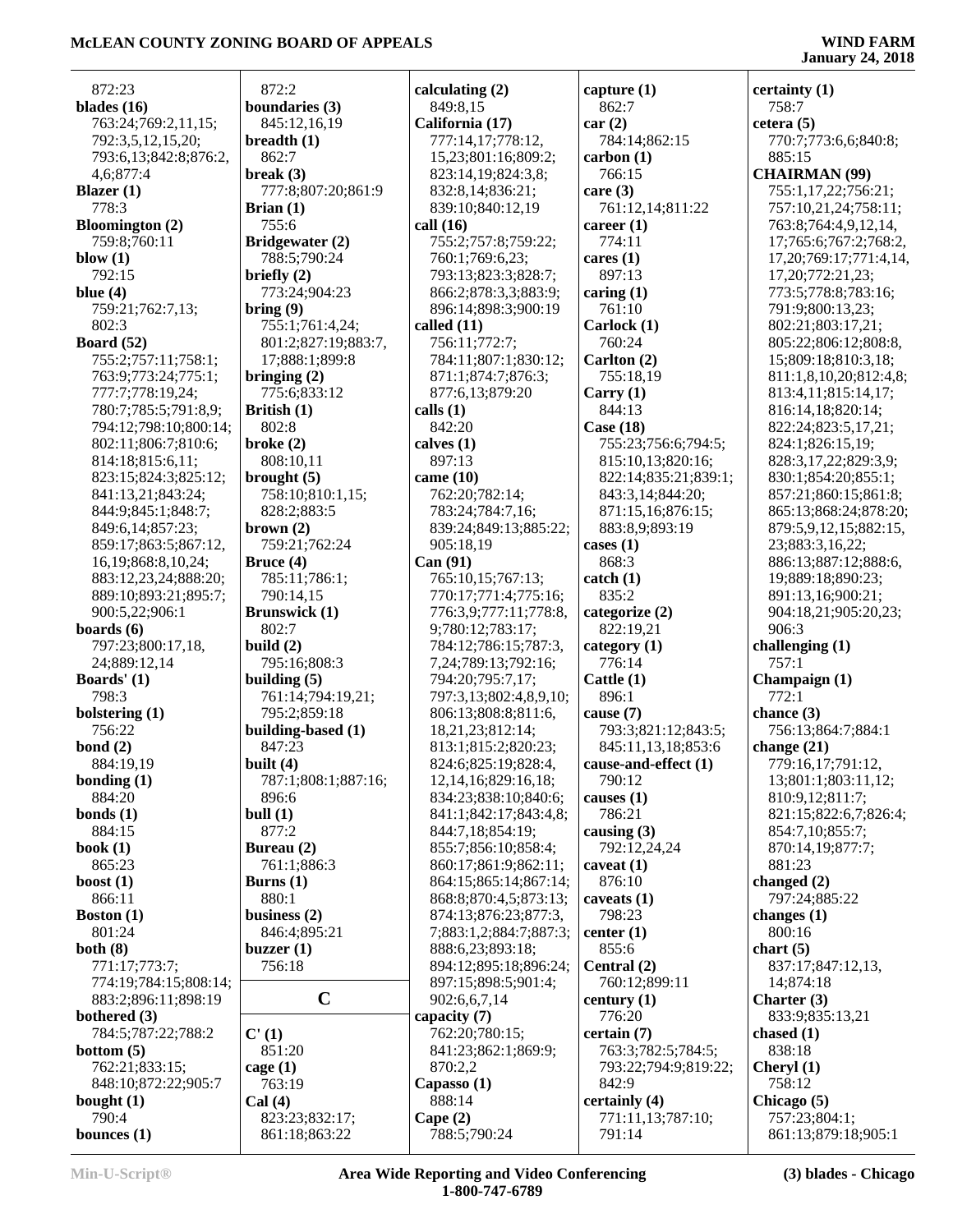872:23
**blades (16)**
763:24;769:2,11,15; 792:3,5,12,15,20; 793:6,13;842:8;876:2, 4,6;877:4
**Blazer (1)**
778:3
**Bloomington (2)**
759:8;760:11
**blow (1)**
792:15
**blue (4)**
759:21;762:7,13; 802:3
**Board (52)**
755:2;757:11;758:1; 763:9;773:24;775:1; 777:7;778:19,24; 780:7;785:5;791:8,9; 794:12;798:10;800:14; 802:11;806:7;810:6; 814:18;815:6,11; 823:15;824:3;825:12; 841:13,21;843:24; 844:9;845:1;848:7; 849:6,14;857:23; 859:17;863:5;867:12, 16,19;868:8,10,24; 883:12,23,24;888:20; 889:10;893:21;895:7; 900:5,22;906:1
**boards (6)**
797:23;800:17,18, 24;889:12,14
**Boards' (1)**
798:3
**bolstering (1)**
756:22
**bond (2)**
884:19,19
**bonding (1)**
884:20
**bonds (1)**
884:15
**book (1)**
865:23
**boost (1)**
866:11
**Boston (1)**
801:24
**both (8)**
771:17;773:7; 774:19;784:15;808:14; 883:2;896:11;898:19
**bothered (3)**
784:5;787:22;788:2
**bottom (5)**
762:21;833:15; 848:10;872:22;905:7
**bought (1)**
790:4
**bounces (1)**
872:2
**boundaries (3)**
845:12,16,19
**breadth (1)**
862:7
**break (3)**
777:8;807:20;861:9
**Brian (1)**
755:6
**Bridgewater (2)**
788:5;790:24
**briefly (2)**
773:24;904:23
**bring (9)**
755:1;761:4,24; 801:2;827:19;883:7, 17;888:1;899:8
**bringing (2)**
775:6;833:12
**British (1)**
802:8
**broke (2)**
808:10,11
**brought (5)**
758:10;810:1,15; 828:2;883:5
**brown (2)**
759:21;762:24
**Bruce (4)**
785:11;786:1; 790:14,15
**Brunswick (1)**
802:7
**build (2)**
795:16;808:3
**building (5)**
761:14;794:19,21; 795:2;859:18
**building-based (1)**
847:23
**built (4)**
787:1;808:1;887:16; 896:6
**bull (1)**
877:2
**Bureau (2)**
761:1;886:3
**Burns (1)**
880:1
**business (2)**
846:4;895:21
**buzzer (1)**
756:18

## C

**C' (1)**
851:20
**cage (1)**
763:19
**Cal (4)**
823:23;832:17; 861:18;863:22
**calculating (2)**
849:8,15
**California (17)**
777:14,17;778:12, 15,23;801:16;809:2; 823:14,19;824:3,8; 832:8,14;836:21; 839:10;840:12,19
**call (16)**
755:2;757:8;759:22; 760:1;769:6,23; 793:13;823:3;828:7; 866:2;878:3,3;883:9; 896:14;898:3;900:19
**called (11)**
756:11;772:7; 784:11;807:1;830:12; 871:1;874:7;876:3; 877:6,13;879:20
**calls (1)**
842:20
**calves (1)**
897:13
**came (10)**
762:20;782:14; 783:24;784:7,16; 839:24;849:13;885:22; 905:18,19
**Can (91)**
765:10,15;767:13; 770:17;771:4;775:16; 776:3,9;777:11;778:8, 9;780:12;783:17; 784:12;786:15;787:3, 7,24;789:13;792:16; 794:20;795:7,17; 797:3,13;802:4,8,9,10; 806:13;808:8;811:6, 18,21,23;812:14; 813:1;815:2;820:23; 824:6;825:19;828:4, 12,14,16;829:16,18; 834:23;838:10;840:6; 841:1;842:17;843:4,8; 844:7,18;854:19; 855:7;856:10;858:4; 860:17;861:9;862:11; 864:15;865:14;867:14; 868:8;870:4,5;873:13; 874:13;876:23;877:3, 7;883:1,2;884:7;887:3; 888:6,23;893:18; 894:12;895:18;896:24; 897:15;898:5;901:4; 902:6,6,7,14
**capacity (7)**
762:20;780:15; 841:23;862:1;869:9; 870:2,2
**Capasso (1)**
888:14
**Cape (2)**
788:5;790:24
**capture (1)**
862:7
**car (2)**
784:14;862:15
**carbon (1)**
766:15
**care (3)**
761:12,14;811:22
**career (1)**
774:11
**cares (1)**
897:13
**caring (1)**
761:10
**Carlock (1)**
760:24
**Carlton (2)**
755:18,19
**Carry (1)**
844:13
**Case (18)**
755:23;756:6;794:5; 815:10,13;820:16; 822:14;835:21;839:1; 843:3,14;844:20; 871:15,16;876:15; 883:8,9;893:19
**cases (1)**
868:3
**catch (1)**
835:2
**categorize (2)**
822:19,21
**category (1)**
776:14
**Cattle (1)**
896:1
**cause (7)**
793:3;821:12;843:5; 845:11,13,18;853:6
**cause-and-effect (1)**
790:12
**causes (1)**
786:21
**causing (3)**
792:12,24,24
**caveat (1)**
876:10
**caveats (1)**
798:23
**center (1)**
855:6
**Central (2)**
760:12;899:11
**century (1)**
776:20
**certain (7)**
763:3;782:5;784:5; 793:22;794:9;819:22; 842:9
**certainly (4)**
771:11,13;787:10; 791:14
**certainty (1)**
758:7
**cetera (5)**
770:7;773:6,6;840:8; 885:15
**CHAIRMAN (99)**
755:1,17,22;756:21; 757:10,21,24;758:11; 763:8;764:4,9,12,14, 17;765:6;767:2;768:2, 17,20;769:17;771:4,14, 17,20;772:21,23; 773:5;778:8;783:16; 791:9;800:13,23; 802:21;803:17,21; 805:22;806:12;808:8, 15;809:18;810:3,18; 811:1,8,10,20;812:4,8; 813:4,11;815:14,17; 816:14,18;820:14; 822:24;823:5,17,21; 824:1;826:15,19; 828:3,17,22;829:3,9; 830:1;854:20;855:1; 857:21;860:15;861:8; 865:13;868:24;878:20; 879:5,9,12,15;882:15, 23;883:3,16,22; 886:13;887:12;888:6, 19;889:18;890:23; 891:13,16;900:21; 904:18,21;905:20,23; 906:3
**challenging (1)**
757:1
**Champaign (1)**
772:1
**chance (3)**
756:13;864:7;884:1
**change (21)**
779:16,17;791:12, 13;801:1;803:11,12; 810:9,12;811:7; 821:15;822:6,7;826:4; 854:7,10;855:7; 870:14,19;877:7; 881:23
**changed (2)**
797:24;885:22
**changes (1)**
800:16
**chart (5)**
837:17;847:12,13, 14;874:18
**Charter (3)**
833:9;835:13,21
**chased (1)**
838:18
**Cheryl (1)**
758:12
**Chicago (5)**
757:23;804:1; 861:13;879:18;905:1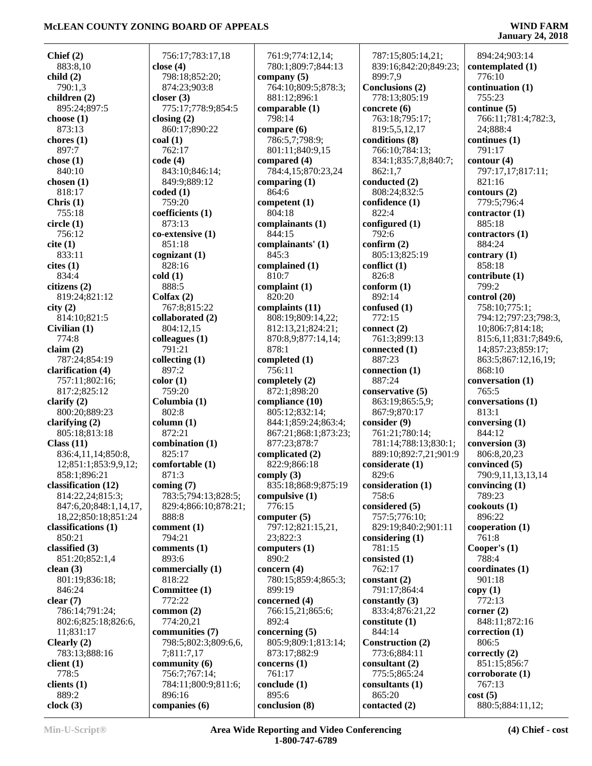**Chief (2)**
883:8,10
**child (2)**
790:1,3
**children (2)**
895:24;897:5
**choose (1)**
873:13
**chores (1)**
897:7
**chose (1)**
840:10
**chosen (1)**
818:17
**Chris (1)**
755:18
**circle (1)**
756:12
**cite (1)**
833:11
**cites (1)**
834:4
**citizens (2)**
819:24;821:12
**city (2)**
814:10;821:5
**Civilian (1)**
774:8
**claim (2)**
787:24;854:19
**clarification (4)**
757:11;802:16;
817:2;825:12
**clarify (2)**
800:20;889:23
**clarifying (2)**
805:18;813:18
**Class (11)**
836:4,11,14;850:8,
12;851:1;853:9,9,12;
858:1;896:21
**classification (12)**
814:22,24;815:3;
847:6,20;848:1,14,17,
18,22;850:18;851:24
**classifications (1)**
850:21
**classified (3)**
851:20;852:1,4
**clean (3)**
801:19;836:18;
846:24
**clear (7)**
786:14;791:24;
802:6;825:18;826:6,
11;831:17
**Clearly (2)**
783:13;888:16
**client (1)**
778:5
**clients (1)**
889:2
**clock (3)**
756:17;783:17,18
**close (4)**
798:18;852:20;
874:23;903:8
**closer (3)**
775:17;778:9;854:5
**closing (2)**
860:17;890:22
**coal (1)**
762:17
**code (4)**
843:10;846:14;
849:9;889:12
**coded (1)**
759:20
**coefficients (1)**
873:13
**co-extensive (1)**
851:18
**cognizant (1)**
828:16
**cold (1)**
888:5
**Colfax (2)**
767:8;815:22
**collaborated (2)**
804:12,15
**colleagues (1)**
791:21
**collecting (1)**
897:2
**color (1)**
759:20
**Columbia (1)**
802:8
**column (1)**
872:21
**combination (1)**
825:17
**comfortable (1)**
871:3
**coming (7)**
783:5;794:13;828:5;
829:4;866:10;878:21;
888:8
**comment (1)**
794:21
**comments (1)**
893:6
**commercially (1)**
818:22
**Committee (1)**
772:22
**common (2)**
774:20,21
**communities (7)**
798:5;802:3;809:6,6,
7;811:7,17
**community (6)**
756:7;767:14;
784:11;800:9;811:6;
896:16
**companies (6)**
761:9;774:12,14;
780:1;809:7;844:13
**company (5)**
764:10;809:5;878:3;
881:12;896:1
**comparable (1)**
798:14
**compare (6)**
786:5,7;798:9;
801:11;840:9,15
**compared (4)**
784:4,15;870:23,24
**comparing (1)**
864:6
**competent (1)**
804:18
**complainants (1)**
844:15
**complainants' (1)**
845:3
**complained (1)**
810:7
**complaint (1)**
820:20
**complaints (11)**
808:19;809:14,22;
812:13,21;824:21;
870:8,9;877:14,14;
878:1
**completed (1)**
756:11
**completely (2)**
872:1;898:20
**compliance (10)**
805:12;832:14;
844:1;859:24;863:4;
867:21;868:1;873:23;
877:23;878:7
**complicated (2)**
822:9;866:18
**comply (3)**
835:18;868:9;875:19
**compulsive (1)**
776:15
**computer (5)**
797:12;821:15,21,
23;822:3
**computers (1)**
890:2
**concern (4)**
780:15;859:4;865:3;
899:19
**concerned (4)**
766:15,21;865:6;
892:4
**concerning (5)**
805:9;809:1;813:14;
873:17;882:9
**concerns (1)**
761:17
**conclude (1)**
895:6
**conclusion (8)**
787:15;805:14,21;
839:16;842:20;849:23;
899:7,9
**Conclusions (2)**
778:13;805:19
**concrete (6)**
763:18;795:17;
819:5,5,12,17
**conditions (8)**
766:10;784:13;
834:1;835:7,8;840:7;
862:1,7
**conducted (2)**
808:24;832:5
**confidence (1)**
822:4
**configured (1)**
792:6
**confirm (2)**
805:13;825:19
**conflict (1)**
826:8
**conform (1)**
892:14
**confused (1)**
772:15
**connect (2)**
761:3;899:13
**connected (1)**
887:23
**connection (1)**
887:24
**conservative (5)**
863:19;865:5,9;
867:9;870:17
**consider (9)**
761:21;780:14;
781:14;788:13;830:1;
889:10;892:7,21;901:9
**considerate (1)**
829:6
**consideration (1)**
758:6
**considered (5)**
757:5;776:10;
829:19;840:2;901:11
**considering (1)**
781:15
**consisted (1)**
762:17
**constant (2)**
791:17;864:4
**constantly (3)**
833:4;876:21,22
**constitute (1)**
844:14
**Construction (2)**
773:6;884:11
**consultant (2)**
775:5;865:24
**consultants (1)**
865:20
**contacted (2)**
894:24;903:14
**contemplated (1)**
776:10
**continuation (1)**
755:23
**continue (5)**
766:11;781:4;782:3,
24;888:4
**continues (1)**
791:17
**contour (4)**
797:17,17;817:11;
821:16
**contours (2)**
779:5;796:4
**contractor (1)**
885:18
**contractors (1)**
884:24
**contrary (1)**
858:18
**contribute (1)**
799:2
**control (20)**
758:10;775:1;
794:12;797:23;798:3,
10;806:7;814:18;
815:6,11;831:7;849:6,
14;857:23;859:17;
863:5;867:12,16,19;
868:10
**conversation (1)**
765:5
**conversations (1)**
813:1
**conversing (1)**
844:12
**conversion (3)**
806:8,20,23
**convinced (5)**
790:9,11,13,13,14
**convincing (1)**
789:23
**cookouts (1)**
896:22
**cooperation (1)**
761:8
**Cooper's (1)**
788:4
**coordinates (1)**
901:18
**copy (1)**
772:13
**corner (2)**
848:11;872:16
**correction (1)**
806:5
**correctly (2)**
851:15;856:7
**corroborate (1)**
767:13
**cost (5)**
880:5;884:11,12;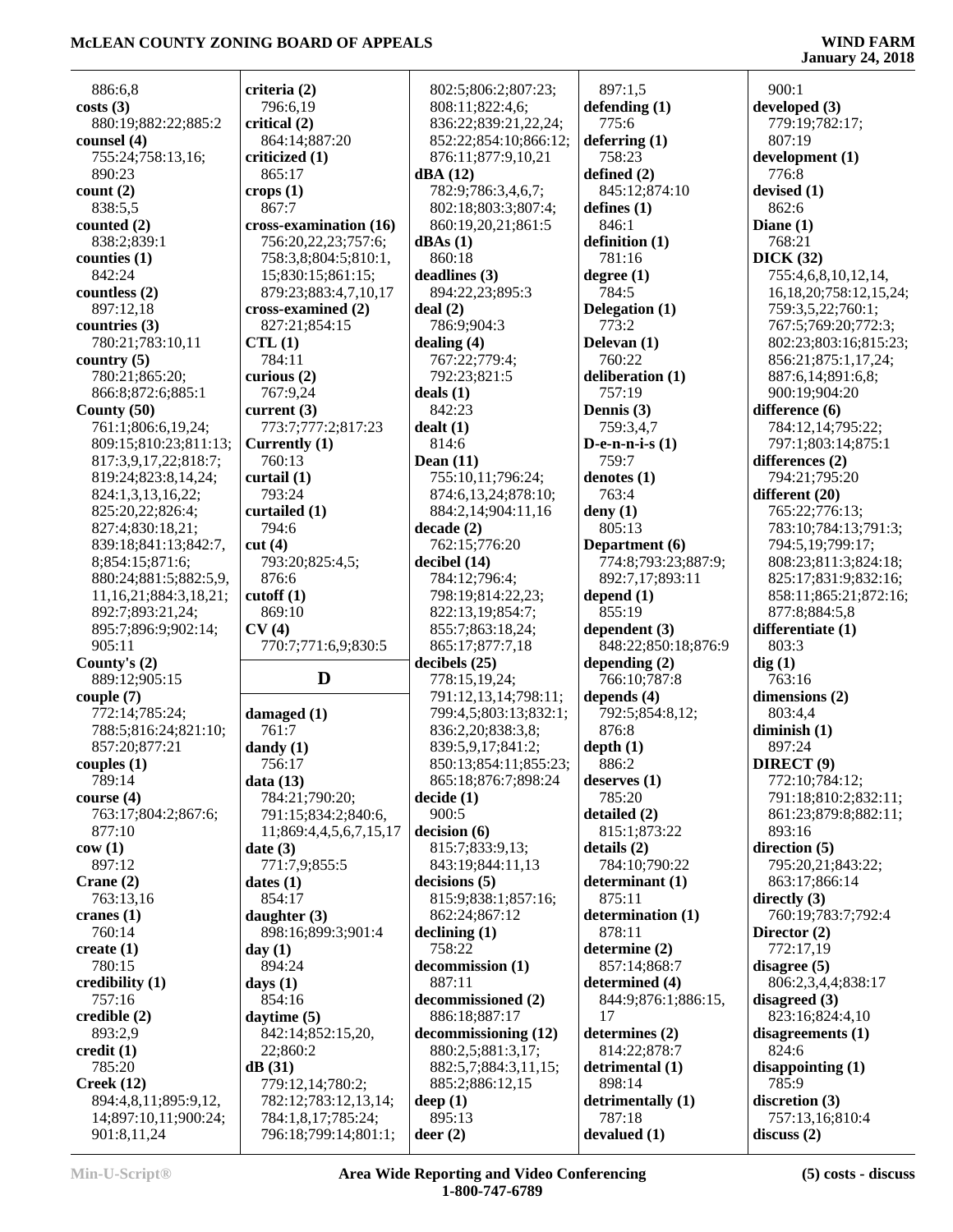886:6,8

**costs (3)**
880:19;882:22;885:2

**counsel (4)**
755:24;758:13,16;
890:23

**count (2)**
838:5,5

**counted (2)**
838:2;839:1

**counties (1)**
842:24

**countless (2)**
897:12,18

**countries (3)**
780:21;783:10,11

**country (5)**
780:21;865:20;
866:8;872:6;885:1

**County (50)**
761:1;806:6,19,24;
809:15;810:23;811:13;
817:3,9,17,22;818:7;
819:24;823:8,14,24;
824:1,3,13,16,22;
825:20,22;826:4;
827:4;830:18,21;
839:18;841:13;842:7,
8;854:15;871:6;
880:24;881:5;882:5,9,
11,16,21;884:3,18,21;
892:7;893:21,24;
895:7;896:9;902:14;
905:11

**County's (2)**
889:12;905:15

**couple (7)**
772:14;785:24;
788:5;816:24;821:10;
857:20;877:21

**couples (1)**
789:14

**course (4)**
763:17;804:2;867:6;
877:10

**cow (1)**
897:12

**Crane (2)**
763:13,16

**cranes (1)**
760:14

**create (1)**
780:15

**credibility (1)**
757:16

**credible (2)**
893:2,9

**credit (1)**
785:20

**Creek (12)**
894:4,8,11;895:9,12,
14;897:10,11;900:24;
901:8,11,24

**criteria (2)**
796:6,19

**critical (2)**
864:14;887:20

**criticized (1)**
865:17

**crops (1)**
867:7

**cross-examination (16)**
756:20,22,23;757:6;
758:3,8;804:5;810:1,
15;830:15;861:15;
879:23;883:4,7,10,17

**cross-examined (2)**
827:21;854:15

**CTL (1)**
784:11

**curious (2)**
767:9,24

**current (3)**
773:7;777:2;817:23

**Currently (1)**
760:13

**curtail (1)**
793:24

**curtailed (1)**
794:6

**cut (4)**
793:20;825:4,5;
876:6

**cutoff (1)**
869:10

**CV (4)**
770:7;771:6,9;830:5

## D

**damaged (1)**
761:7

**dandy (1)**
756:17

**data (13)**
784:21;790:20;
791:15;834:2;840:6,
11;869:4,4,5,6,7,15,17

**date (3)**
771:7,9;855:5

**dates (1)**
854:17

**daughter (3)**
898:16;899:3;901:4

**day (1)**
894:24

**days (1)**
854:16

**daytime (5)**
842:14;852:15,20,
22;860:2

**dB (31)**
779:12,14;780:2;
782:12;783:12,13,14;
784:1,8,17;785:24;
796:18;799:14;801:1;
802:5;806:2;807:23;
808:11;822:4,6;
836:22;839:21,22,24;
852:22;854:10;866:12;
876:11;877:9,10,21

**dBA (12)**
782:9;786:3,4,6,7;
802:18;803:3;807:4;
860:19,20,21;861:5

**dBAs (1)**
860:18

**deadlines (3)**
894:22,23;895:3

**deal (2)**
786:9;904:3

**dealing (4)**
767:22;779:4;
792:23;821:5

**deals (1)**
842:23

**dealt (1)**
814:6

**Dean (11)**
755:10,11;796:24;
874:6,13,24;878:10;
884:2,14;904:11,16

**decade (2)**
762:15;776:20

**decibel (14)**
784:12;796:4;
798:19;814:22,23;
822:13,19;854:7;
855:7;863:18,24;
865:17;877:7,18

**decibels (25)**
778:15,19,24;
791:12,13,14;798:11;
799:4,5;803:13;832:1;
836:2,20;838:3,8;
839:5,9,17;841:2;
850:13;854:11;855:23;
865:18;876:7;898:24

**decide (1)**
900:5

**decision (6)**
815:7;833:9,13;
843:19;844:11,13

**decisions (5)**
815:9;838:1;857:16;
862:24;867:12

**declining (1)**
758:22

**decommission (1)**
887:11

**decommissioned (2)**
886:18;887:17

**decommissioning (12)**
880:2,5;881:3,17;
882:5,7;884:3,11,15;
885:2;886:12,15

**deep (1)**
895:13

**deer (2)**
897:1,5

**defending (1)**
775:6

**deferring (1)**
758:23

**defined (2)**
845:12;874:10

**defines (1)**
846:1

**definition (1)**
781:16

**degree (1)**
784:5

**Delegation (1)**
773:2

**Delevan (1)**
760:22

**deliberation (1)**
757:19

**Dennis (3)**
759:3,4,7

**D-e-n-n-i-s (1)**
759:7

**denotes (1)**
763:4

**deny (1)**
805:13

**Department (6)**
774:8;793:23;887:9;
892:7,17;893:11

**depend (1)**
855:19

**dependent (3)**
848:22;850:18;876:9

**depending (2)**
766:10;787:8

**depends (4)**
792:5;854:8,12;
876:8

**depth (1)**
886:2

**deserves (1)**
785:20

**detailed (2)**
815:1;873:22

**details (2)**
784:10;790:22

**determinant (1)**
875:11

**determination (1)**
878:11

**determine (2)**
857:14;868:7

**determined (4)**
844:9;876:1;886:15,
17

**determines (2)**
814:22;878:7

**detrimental (1)**
898:14

**detrimentally (1)**
787:18

**devalued (1)**
900:1

**developed (3)**
779:19;782:17;
807:19

**development (1)**
776:8

**devised (1)**
862:6

**Diane (1)**
768:21

**DICK (32)**
755:4,6,8,10,12,14,
16,18,20;758:12,15,24;
759:3,5,22;760:1;
767:5;769:20;772:3;
802:23;803:16;815:23;
856:21;875:1,17,24;
887:6,14;891:6,8;
900:19;904:20

**difference (6)**
784:12,14;795:22;
797:1;803:14;875:1

**differences (2)**
794:21;795:20

**different (20)**
765:22;776:13;
783:10;784:13;791:3;
794:5,19;799:17;
808:23;811:3;824:18;
825:17;831:9;832:16;
858:11;865:21;872:16;
877:8;884:5,8

**differentiate (1)**
803:3

**dig (1)**
763:16

**dimensions (2)**
803:4,4

**diminish (1)**
897:24

**DIRECT (9)**
772:10;784:12;
791:18;810:2;832:11;
861:23;879:8;882:11;
893:16

**direction (5)**
795:20,21;843:22;
863:17;866:14

**directly (3)**
760:19;783:7;792:4

**Director (2)**
772:17,19

**disagree (5)**
806:2,3,4,4;838:17

**disagreed (3)**
823:16;824:4,10

**disagreements (1)**
824:6

**disappointing (1)**
785:9

**discretion (3)**
757:13,16;810:4

**discuss (2)**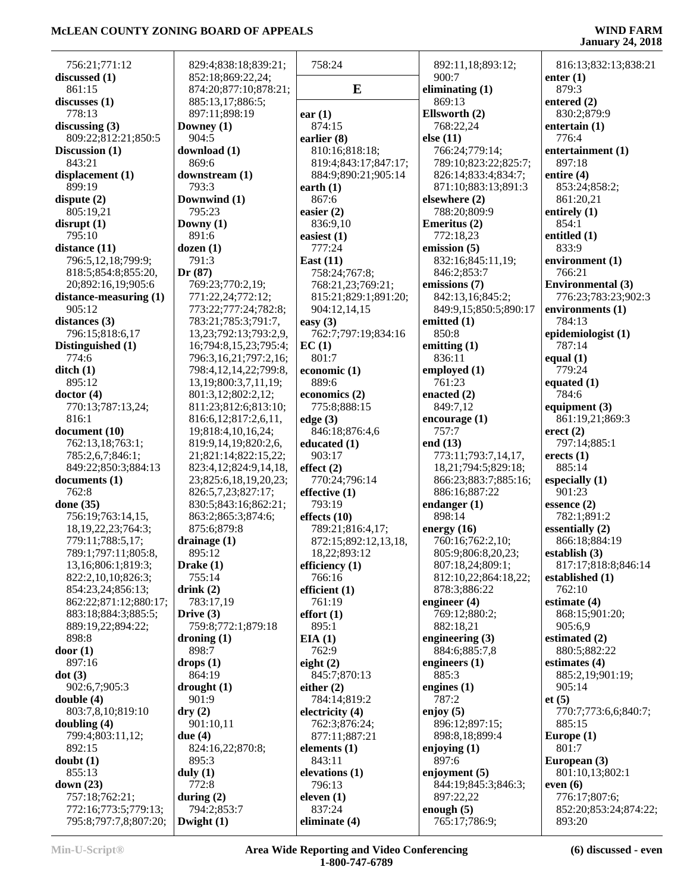756:21;771:12
**discussed (1)**
861:15
**discusses (1)**
778:13
**discussing (3)**
809:22;812:21;850:5
**Discussion (1)**
843:21
**displacement (1)**
899:19
**dispute (2)**
805:19,21
**disrupt (1)**
795:10
**distance (11)**
796:5,12,18;799:9;
818:5;854:8;855:20,
20;892:16,19;905:6
**distance-measuring (1)**
905:12
**distances (3)**
796:15;818:6,17
**Distinguished (1)**
774:6
**ditch (1)**
895:12
**doctor (4)**
770:13;787:13,24;
816:1
**document (10)**
762:13,18;763:1;
785:2,6,7;846:1;
849:22;850:3;884:13
**documents (1)**
762:8
**done (35)**
756:19;763:14,15,
18,19,22,23;764:3;
779:11;788:5,17;
789:1;797:11;805:8,
13,16;806:1;819:3;
822:2,10,10;826:3;
854:23,24;856:13;
862:22;871:12;880:17;
883:18;884:3;885:5;
889:19,22;894:22;
898:8
**door (1)**
897:16
**dot (3)**
902:6,7;905:3
**double (4)**
803:7,8,10;819:10
**doubling (4)**
799:4;803:11,12;
892:15
**doubt (1)**
855:13
**down (23)**
757:18;762:21;
772:16;773:5;779:13;
795:8;797:7,8;807:20;
829:4;838:18;839:21;
852:18;869:22,24;
874:20;877:10;878:21;
885:13,17;886:5;
897:11;898:19
**Downey (1)**
904:5
**download (1)**
869:6
**downstream (1)**
793:3
**Downwind (1)**
795:23
**Downy (1)**
891:6
**dozen (1)**
791:3
**Dr (87)**
769:23;770:2,19;
771:22,24;772:12;
773:22;777:24;782:8;
783:21;785:3;791:7,
13,23;792:13;793:2,9,
16;794:8,15,23;795:4;
796:3,16,21;797:2,16;
798:4,12,14,22;799:8,
13,19;800:3,7,11,19;
801:3,12;802:2,12;
811:23;812:6;813:10;
816:6,12;817:2,6,11,
19;818:4,10,16,24;
819:9,14,19;820:2,6,
21;821:14;822:15,22;
823:4,12;824:9,14,18,
23;825:6,18,19,20,23;
826:5,7,23;827:17;
830:5;843:16;862:21;
863:2;865:3;874:6;
875:6;879:8
**drainage (1)**
895:12
**Drake (1)**
755:14
**drink (2)**
783:17,19
**Drive (3)**
759:8;772:1;879:18
**droning (1)**
898:7
**drops (1)**
864:19
**drought (1)**
901:9
**dry (2)**
901:10,11
**due (4)**
824:16,22;870:8;
895:3
**duly (1)**
772:8
**during (2)**
794:2;853:7
**Dwight (1)**
758:24

## E

**ear (1)**
874:15
**earlier (8)**
810:16;818:18;
819:4;843:17;847:17;
884:9;890:21;905:14
**earth (1)**
867:6
**easier (2)**
836:9,10
**easiest (1)**
777:24
**East (11)**
758:24;767:8;
768:21,23;769:21;
815:21;829:1;891:20;
904:12,14,15
**easy (3)**
762:7;797:19;834:16
**EC (1)**
801:7
**economic (1)**
889:6
**economics (2)**
775:8;888:15
**edge (3)**
846:18;876:4,6
**educated (1)**
903:17
**effect (2)**
770:24;796:14
**effective (1)**
793:19
**effects (10)**
789:21;816:4,17;
872:15;892:12,13,18,
18,22;893:12
**efficiency (1)**
766:16
**efficient (1)**
761:19
**effort (1)**
895:1
**EIA (1)**
762:9
**eight (2)**
845:7;870:13
**either (2)**
784:14;819:2
**electricity (4)**
762:3;876:24;
877:11;887:21
**elements (1)**
843:11
**elevations (1)**
796:13
**eleven (1)**
837:24
**eliminate (4)**
892:11,18;893:12;
900:7
**eliminating (1)**
869:13
**Ellsworth (2)**
768:22,24
**else (11)**
766:24;779:14;
789:10;823:22;825:7;
826:14;833:4;834:7;
871:10;883:13;891:3
**elsewhere (2)**
788:20;809:9
**Emeritus (2)**
772:18,23
**emission (5)**
832:16;845:11,19;
846:2;853:7
**emissions (7)**
842:13,16;845:2;
849:9,15;850:5;890:17
**emitted (1)**
850:8
**emitting (1)**
836:11
**employed (1)**
761:23
**enacted (2)**
849:7,12
**encourage (1)**
757:7
**end (13)**
773:11;793:7,14,17,
18,21;794:5;829:18;
866:23;883:7;885:16;
886:16;887:22
**endanger (1)**
898:14
**energy (16)**
760:16;762:2,10;
805:9;806:8,20,23;
807:18,24;809:1;
812:10,22;864:18,22;
878:3;886:22
**engineer (4)**
769:12;880:2;
882:18,21
**engineering (3)**
884:6;885:7,8
**engineers (1)**
885:3
**engines (1)**
787:2
**enjoy (5)**
896:12;897:15;
898:8,18;899:4
**enjoying (1)**
897:6
**enjoyment (5)**
844:19;845:3;846:3;
897:22,22
**enough (5)**
765:17;786:9;
816:13;832:13;838:21
**enter (1)**
879:3
**entered (2)**
830:2;879:9
**entertain (1)**
776:4
**entertainment (1)**
897:18
**entire (4)**
853:24;858:2;
861:20,21
**entirely (1)**
854:1
**entitled (1)**
833:9
**environment (1)**
766:21
**Environmental (3)**
776:23;783:23;902:3
**environments (1)**
784:13
**epidemiologist (1)**
787:14
**equal (1)**
779:24
**equated (1)**
784:6
**equipment (3)**
861:19,21;869:3
**erect (2)**
797:14;885:1
**erects (1)**
885:14
**especially (1)**
901:23
**essence (2)**
782:1;891:2
**essentially (2)**
866:18;884:19
**establish (3)**
817:17;818:8;846:14
**established (1)**
762:10
**estimate (4)**
868:15;901:20;
905:6,9
**estimated (2)**
880:5;882:22
**estimates (4)**
885:2,19;901:19;
905:14
**et (5)**
770:7;773:6,6;840:7;
885:15
**Europe (1)**
801:7
**European (3)**
801:10,13;802:1
**even (6)**
776:17;807:6;
852:20;853:24;874:22;
893:20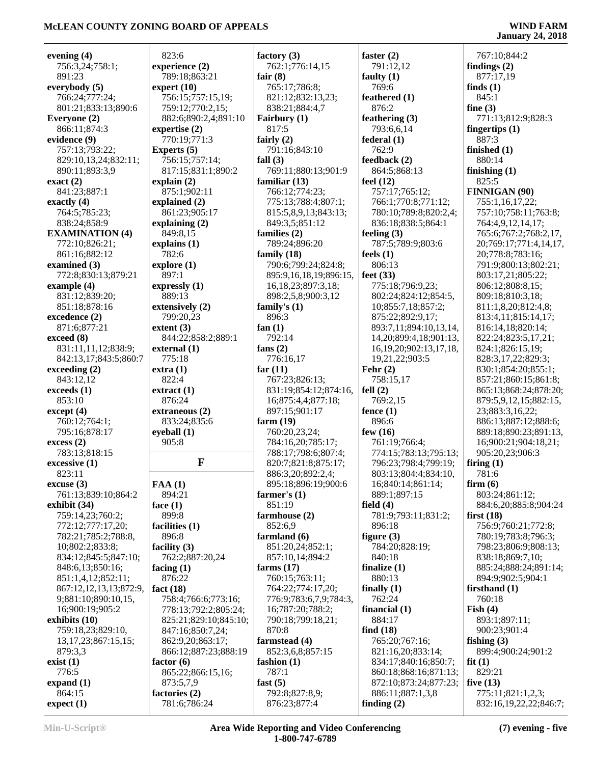**evening (4)**
756:3,24;758:1;
891:23
**everybody (5)**
766:24;777:24;
801:21;833:13;890:6
**Everyone (2)**
866:11;874:3
**evidence (9)**
757:13;793:22;
829:10,13,24;832:11;
890:11;893:3,9
**exact (2)**
841:23;887:1
**exactly (4)**
764:5;785:23;
838:24;858:9
**EXAMINATION (4)**
772:10;826:21;
861:16;882:12
**examined (3)**
772:8;830:13;879:21
**example (4)**
831:12;839:20;
851:18;878:16
**excedence (2)**
871:6;877:21
**exceed (8)**
831:11,11,12;838:9;
842:13,17;843:5;860:7
**exceeding (2)**
843:12,12
**exceeds (1)**
853:10
**except (4)**
760:12;764:1;
795:16;878:17
**excess (2)**
783:13;818:15
**excessive (1)**
823:11
**excuse (3)**
761:13;839:10;864:2
**exhibit (34)**
759:14,23;760:2;
772:12;777:17,20;
782:21;785:2;788:8,
10;802:2;833:8;
834:12;845:5;847:10;
848:6,13;850:16;
851:1,4,12;852:11;
867:12,12,13,13;872:9,
9;881:10;890:10,15,
16;900:19;905:2
**exhibits (10)**
759:18,23;829:10,
13,17,23;867:15,15;
879:3,3
**exist (1)**
776:5
**expand (1)**
864:15
**expect (1)**
823:6
**experience (2)**
789:18;863:21
**expert (10)**
756:15;757:15,19;
759:12;770:2,15;
882:6;890:2,4;891:10
**expertise (2)**
770:19;771:3
**Experts (5)**
756:15;757:14;
817:15;831:1;890:2
**explain (2)**
875:1;902:11
**explained (2)**
861:23;905:17
**explaining (2)**
849:8,15
**explains (1)**
782:6
**explore (1)**
897:1
**expressly (1)**
889:13
**extensively (2)**
799:20,23
**extent (3)**
844:22;858:2;889:1
**external (1)**
775:18
**extra (1)**
822:4
**extract (1)**
876:24
**extraneous (2)**
833:24;835:6
**eyeball (1)**
905:8

## F

**FAA (1)**
894:21
**face (1)**
899:8
**facilities (1)**
896:8
**facility (3)**
762:2;887:20,24
**facing (1)**
876:22
**fact (18)**
758:4;766:6;773:16;
778:13;792:2;805:24;
825:21;829:10;845:10;
847:16;850:7,24;
862:9,20;863:17;
866:12;887:23;888:19
**factor (6)**
865:22;866:15,16;
873:5,7,9
**factories (2)**
781:6;786:24
**factory (3)**
762:1;776:14,15
**fair (8)**
765:17;786:8;
821:12;832:13,23;
838:21;884:4,7
**Fairbury (1)**
817:5
**fairly (2)**
791:16;843:10
**fall (3)**
769:11;880:13;901:9
**familiar (13)**
766:12;774:23;
775:13;788:4;807:1;
815:5,8,9,13;843:13;
849:3,5;851:12
**families (2)**
789:24;896:20
**family (18)**
790:6;799:24;824:8;
895:9,16,18,19;896:15,
16,18,23;897:3,18;
898:2,5,8;900:3,12
**family's (1)**
896:3
**fan (1)**
792:14
**fans (2)**
776:16,17
**far (11)**
767:23;826:13;
831:19;854:12;874:16,
16;875:4,4;877:18;
897:15;901:17
**farm (19)**
760:20,23,24;
784:16,20;785:17;
788:17;798:6;807:4;
820:7;821:8;875:17;
886:3,20;892:2,4;
895:18;896:19;900:6
**farmer's (1)**
851:19
**farmhouse (2)**
852:6,9
**farmland (6)**
851:20,24;852:1;
857:10,14;894:2
**farms (17)**
760:15;763:11;
764:22;774:17,20;
776:9;783:6,7,9;784:3,
16;787:20;788:2;
790:18;799:18,21;
870:8
**farmstead (4)**
852:3,6,8;857:15
**fashion (1)**
787:1
**fast (5)**
792:8;827:8,9;
876:23;877:4
**faster (2)**
791:12,12
**faulty (1)**
769:6
**feathered (1)**
876:2
**feathering (3)**
793:6,6,14
**federal (1)**
762:9
**feedback (2)**
864:5;868:13
**feel (12)**
757:17;765:12;
766:1;770:8;771:12;
780:10;789:8;820:2,4;
836:18;838:5;864:1
**feeling (3)**
787:5;789:9;803:6
**feels (1)**
806:13
**feet (33)**
775:18;796:9,23;
802:24;824:12;854:5,
10;855:7,18;857:2;
875:22;892:9,17;
893:7,11;894:10,13,14,
14,20;899:4,18;901:13,
16,19,20;902:13,17,18,
19,21,22;903:5
**Fehr (2)**
758:15,17
**fell (2)**
769:2,15
**fence (1)**
896:6
**few (16)**
761:19;766:4;
774:15;783:13;795:13;
796:23;798:4;799:19;
803:13;804:4;834:10,
16;840:14;861:14;
889:1;897:15
**field (4)**
781:9;793:11;831:2;
896:18
**figure (3)**
784:20;828:19;
840:18
**finalize (1)**
880:13
**finally (1)**
762:24
**financial (1)**
884:17
**find (18)**
765:20;767:16;
821:16,20;833:14;
834:17;840:16;850:7;
860:18;868:16;871:13;
872:10;873:24;877:23;
886:11;887:1,3,8
**finding (2)**
767:10;844:2
**findings (2)**
877:17,19
**finds (1)**
845:1
**fine (3)**
771:13;812:9;828:3
**fingertips (1)**
887:3
**finished (1)**
880:14
**finishing (1)**
825:5
**FINNIGAN (90)**
755:1,16,17,22;
757:10;758:11;763:8;
764:4,9,12,14,17;
765:6;767:2;768:2,17,
20;769:17;771:4,14,17,
20;778:8;783:16;
791:9;800:13;802:21;
803:17,21;805:22;
806:12;808:8,15;
809:18;810:3,18;
811:1,8,20;812:4,8;
813:4,11;815:14,17;
816:14,18;820:14;
822:24;823:5,17,21;
824:1;826:15,19;
828:3,17,22;829:3;
830:1;854:20;855:1;
857:21;860:15;861:8;
865:13;868:24;878:20;
879:5,9,12,15;882:15,
23;883:3,16,22;
886:13;887:12;888:6;
889:18;890:23;891:13,
16;900:21;904:18,21;
905:20,23;906:3
**firing (1)**
781:6
**firm (6)**
803:24;861:12;
884:6,20;885:8;904:24
**first (18)**
756:9;760:21;772:8;
780:19;783:8;796:3;
798:23;806:9;808:13;
838:18;869:7,10;
885:24;888:24;891:14;
894:9;902:5;904:1
**firsthand (1)**
760:18
**Fish (4)**
893:1;897:11;
900:23;901:4
**fishing (3)**
899:4;900:24;901:2
**fit (1)**
829:21
**five (13)**
775:11;821:1,2,3;
832:16,19,22,22;846:7;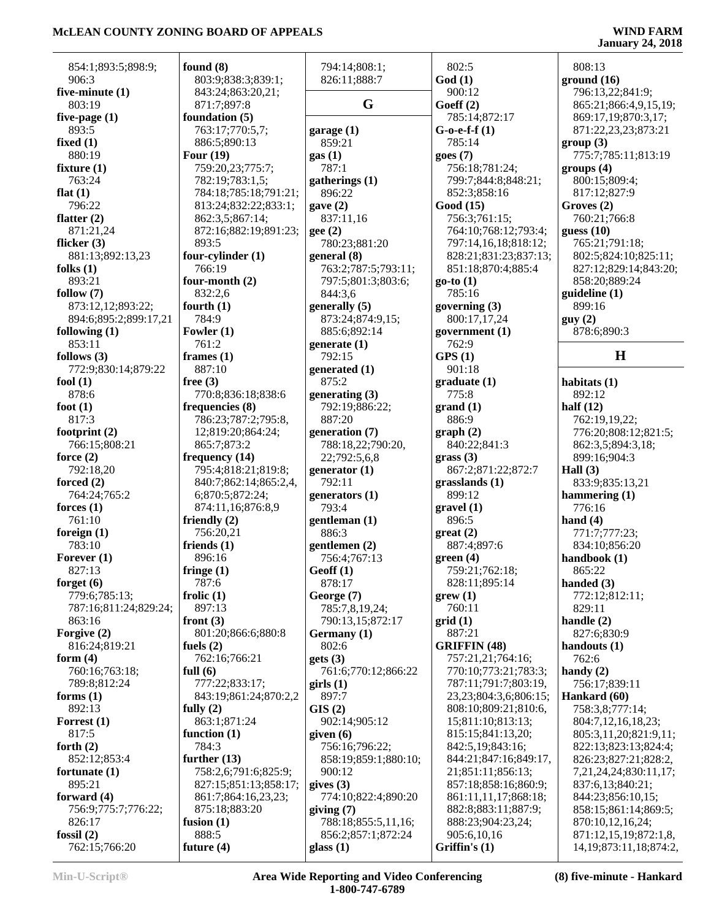854:1;893:5;898:9;
906:3
**five-minute (1)**
803:19
**five-page (1)**
893:5
**fixed (1)**
880:19
**fixture (1)**
763:24
**flat (1)**
796:22
**flatter (2)**
871:21,24
**flicker (3)**
881:13;892:13,23
**folks (1)**
893:21
**follow (7)**
873:12,12;893:22;
894:6;895:2;899:17,21
**following (1)**
853:11
**follows (3)**
772:9;830:14;879:22
**fool (1)**
878:6
**foot (1)**
817:3
**footprint (2)**
766:15;808:21
**force (2)**
792:18,20
**forced (2)**
764:24;765:2
**forces (1)**
761:10
**foreign (1)**
783:10
**Forever (1)**
827:13
**forget (6)**
779:6;785:13;
787:16;811:24;829:24;
863:16
**Forgive (2)**
816:24;819:21
**form (4)**
760:16;763:18;
789:8;812:24
**forms (1)**
892:13
**Forrest (1)**
817:5
**forth (2)**
852:12;853:4
**fortunate (1)**
895:21
**forward (4)**
756:9;775:7;776:22;
826:17
**fossil (2)**
762:15;766:20

**found (8)**
803:9;838:3;839:1;
843:24;863:20,21;
871:7;897:8
**foundation (5)**
763:17;770:5,7;
886:5;890:13
**Four (19)**
759:20,23;775:7;
782:19;783:1,5;
784:18;785:18;791:21;
813:24;832:22;833:1;
862:3,5;867:14;
872:16;882:19;891:23;
893:5
**four-cylinder (1)**
766:19
**four-month (2)**
832:2,6
**fourth (1)**
784:9
**Fowler (1)**
761:2
**frames (1)**
887:10
**free (3)**
770:8;836:18;838:6
**frequencies (8)**
786:23;787:2;795:8,
12;819:20;864:24;
865:7;873:2
**frequency (14)**
795:4;818:21;819:8;
840:7;862:14;865:2,4,
6;870:5;872:24;
874:11,16;876:8,9
**friendly (2)**
756:20,21
**friends (1)**
896:16
**fringe (1)**
787:6
**frolic (1)**
897:13
**front (3)**
801:20;866:6;880:8
**fuels (2)**
762:16;766:21
**full (6)**
777:22;833:17;
843:19;861:24;870:2,2
**fully (2)**
863:1;871:24
**function (1)**
784:3
**further (13)**
758:2,6;791:6;825:9;
827:15;851:13;858:17;
861:7;864:16,23,23;
875:18;883:20
**fusion (1)**
888:5
**future (4)**

794:14;808:1;
826:11;888:7

## G

**garage (1)**
859:21
**gas (1)**
787:1
**gatherings (1)**
896:22
**gave (2)**
837:11,16
**gee (2)**
780:23;881:20
**general (8)**
763:2;787:5;793:11;
797:5;801:3;803:6;
844:3,6
**generally (5)**
873:24;874:9,15;
885:6;892:14
**generate (1)**
792:15
**generated (1)**
875:2
**generating (3)**
792:19;886:22;
887:20
**generation (7)**
788:18,22;790:20,
22;792:5,6,8
**generator (1)**
792:11
**generators (1)**
793:4
**gentleman (1)**
886:3
**gentlemen (2)**
756:4;767:13
**Geoff (1)**
878:17
**George (7)**
785:7,8,19,24;
790:13,15;872:17
**Germany (1)**
802:6
**gets (3)**
761:6;770:12;866:22
**girls (1)**
897:7
**GIS (2)**
902:14;905:12
**given (6)**
756:16;796:22;
858:19;859:1;880:10;
900:12
**gives (3)**
774:10;822:4;890:20
**giving (7)**
788:18;855:5,11,16;
856:2;857:1;872:24
**glass (1)**

802:5
**God (1)**
900:12
**Goeff (2)**
785:14;872:17
**G-o-e-f-f (1)**
785:14
**goes (7)**
756:18;781:24;
799:7;844:8;848:21;
852:3;858:16
**Good (15)**
756:3;761:15;
764:10;768:12;793:4;
797:14,16,18;818:12;
828:21;831:23;837:13;
851:18;870:4;885:4
**go-to (1)**
785:16
**governing (3)**
800:17,17,24
**government (1)**
762:9
**GPS (1)**
901:18
**graduate (1)**
775:8
**grand (1)**
886:9
**graph (2)**
840:22;841:3
**grass (3)**
867:2;871:22;872:7
**grasslands (1)**
899:12
**gravel (1)**
896:5
**great (2)**
887:4;897:6
**green (4)**
759:21;762:18;
828:11;895:14
**grew (1)**
760:11
**grid (1)**
887:21
**GRIFFIN (48)**
757:21,21;764:16;
770:10;773:21;783:3;
787:11;791:7;803:19,
23,23;804:3,6;806:15;
808:10;809:21;810:6,
15;811:10;813:13;
815:15;841:13,20;
842:5,19;843:16;
844:21;847:16;849:17,
21;851:11;856:13;
857:18;858:16;860:9;
861:11,11,17;868:18;
882:8;883:11;887:9;
888:23;904:23,24;
905:6,10,16
**Griffin's (1)**

808:13
**ground (16)**
796:13,22;841:9;
865:21;866:4,9,15,19;
869:17,19;870:3,17;
871:22,23,23;873:21
**group (3)**
775:7;785:11;813:19
**groups (4)**
800:15;809:4;
817:12;827:9
**Groves (2)**
760:21;766:8
**guess (10)**
765:21;791:18;
802:5;824:10;825:11;
827:12;829:14;843:20;
858:20;889:24
**guideline (1)**
899:16
**guy (2)**
878:6;890:3

## H

**habitats (1)**
892:12
**half (12)**
762:19,19,22;
776:20;808:12;821:5;
862:3,5;894:3,18;
899:16;904:3
**Hall (3)**
833:9;835:13,21
**hammering (1)**
776:16
**hand (4)**
771:7;777:23;
834:10;856:20
**handbook (1)**
865:22
**handed (3)**
772:12;812:11;
829:11
**handle (2)**
827:6;830:9
**handouts (1)**
762:6
**handy (2)**
756:17;839:11
**Hankard (60)**
758:3,8;777:14;
804:7,12,16,18,23;
805:3,11,20;821:9,11;
822:13;823:13;824:4;
826:23;827:21;828:2,
7,21,24,24;830:11,17;
837:6,13;840:21;
844:23;856:10,15;
858:15;861:14;869:5;
870:10,12,16,24;
871:12,15,19;872:1,8,
14,19;873:11,18;874:2,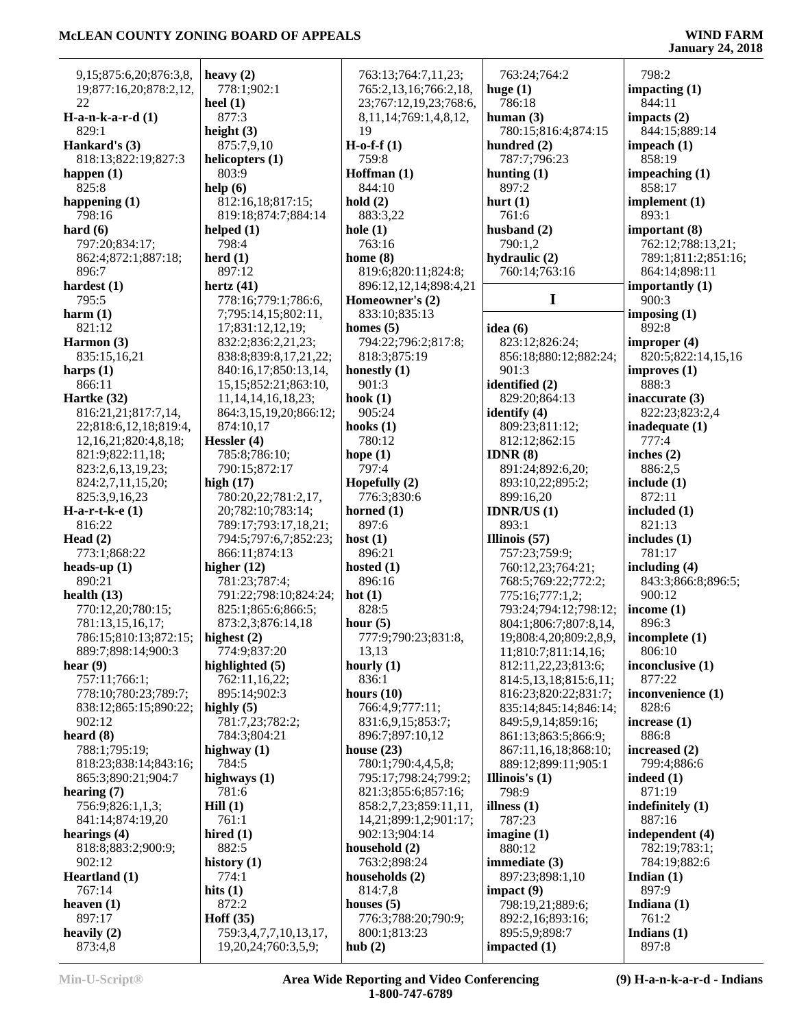9,15;875:6,20;876:3,8,19;877:16,20;878:2,12,22

**H-a-n-k-a-r-d (1)**
829:1

**Hankard's (3)**
818:13;822:19;827:3

**happen (1)**
825:8

**happening (1)**
798:16

**hard (6)**
797:20;834:17;862:4;872:1;887:18;896:7

**hardest (1)**
795:5

**harm (1)**
821:12

**Harmon (3)**
835:15,16,21

**harps (1)**
866:11

**Hartke (32)**
816:21,21;817:7,14,22;818:6,12,18;819:4,12,16,21;820:4,8,18;821:9;822:11,18;823:2,6,13,19,23;824:2,7,11,15,20;825:3,9,16,23

**H-a-r-t-k-e (1)**
816:22

**Head (2)**
773:1;868:22

**heads-up (1)**
890:21

**health (13)**
770:12,20;780:15;781:13,15,16,17;786:15;810:13;872:15;889:7;898:14;900:3

**hear (9)**
757:11;766:1;778:10;780:23;789:7;838:12;865:15;890:22;902:12

**heard (8)**
788:1;795:19;818:23;838:14;843:16;865:3;890:21;904:7

**hearing (7)**
756:9;826:1,1,3;841:14;874:19,20

**hearings (4)**
818:8;883:2;900:9;902:12

**Heartland (1)**
767:14

**heaven (1)**
897:17

**heavily (2)**
873:4,8

**heavy (2)**
778:1;902:1

**heel (1)**
877:3

**height (3)**
875:7,9,10

**helicopters (1)**
803:9

**help (6)**
812:16,18;817:15;819:18;874:7;884:14

**helped (1)**
798:4

**herd (1)**
897:12

**hertz (41)**
778:16;779:1;786:6,7;795:14,15;802:11,17;831:12,12,19;832:2;836:2,21,23;838:8;839:8,17,21,22;840:16,17;850:13,14,15,15;852:21;863:10,11,14,14,16,18,23;864:3,15,19,20;866:12;874:10,17

**Hessler (4)**
785:8;786:10;790:15;872:17

**high (17)**
780:20,22;781:2,17,20;782:10;783:14;789:17;793:17,18,21;794:5;797:6,7;852:23;866:11;874:13

**higher (12)**
781:23;787:4;791:22;798:10;824:24;825:1;865:6;866:5;873:2,3;876:14,18

**highest (2)**
774:9;837:20

**highlighted (5)**
762:11,16,22;895:14;902:3

**highly (5)**
781:7,23;782:2;784:3;804:21

**highway (1)**
784:5

**highways (1)**
781:6

**Hill (1)**
761:1

**hired (1)**
882:5

**history (1)**
774:1

**hits (1)**
872:2

**Hoff (35)**
759:3,4,7,7,10,13,17,19,20,24;760:3,5,9;763:13;764:7,11,23;765:2,13,16;766:2,18,23;767:12,19,23;768:6,8,11,14;769:1,4,8,12,19

**H-o-f-f (1)**
759:8

**Hoffman (1)**
844:10

**hold (2)**
883:3,22

**hole (1)**
763:16

**home (8)**
819:6;820:11;824:8;896:12,12,14;898:4,21

**Homeowner's (2)**
833:10;835:13

**homes (5)**
794:22;796:2;817:8;818:3;875:19

**honestly (1)**
901:3

**hook (1)**
905:24

**hooks (1)**
780:12

**hope (1)**
797:4

**Hopefully (2)**
776:3;830:6

**horned (1)**
897:6

**host (1)**
896:21

**hosted (1)**
896:16

**hot (1)**
828:5

**hour (5)**
777:9;790:23;831:8,13,13

**hourly (1)**
836:1

**hours (10)**
766:4,9;777:11;831:6,9,15;853:7;896:7;897:10,12

**house (23)**
780:1;790:4,4,5,8;795:17;798:24;799:2;821:3;855:6;857:16;858:2,7,23;859:11,14,21;899:1,2;901:17;902:13;904:14

**household (2)**
763:2;898:24

**households (2)**
814:7,8

**houses (5)**
776:3;788:20;790:9;800:1;813:23

**hub (2)**
763:24;764:2

**huge (1)**
786:18

**human (3)**
780:15;816:4;874:15

**hundred (2)**
787:7;796:23

**hunting (1)**
897:2

**hurt (1)**
761:6

**husband (2)**
790:1,2

**hydraulic (2)**
760:14;763:16

## I

**idea (6)**
823:12;826:24;856:18;880:12;882:24;901:3

**identified (2)**
829:20;864:13

**identify (4)**
809:23;811:12;812:12;862:15

**IDNR (8)**
891:24;892:6,20;893:10,22;895:2;899:16,20

**IDNR/US (1)**
893:1

**Illinois (57)**
757:23;759:9;760:12,23;764:21;768:5;769:22;772:2;775:16;777:1,2;793:24;794:12;798:12;804:1;806:7;807:8,14,19;808:4,20;809:2,8,9,11;810:7;811:14,16;812:11,22,23;813:6;814:5,13,18;815:6,11;816:23;820:22;831:7;835:14;845:14;846:14;849:5,9,14;859:16;861:13;863:5;866:9;867:11,16,18;868:10;889:12;899:11;905:1

**Illinois's (1)**
798:9

**illness (1)**
787:23

**imagine (1)**
880:12

**immediate (3)**
897:23;898:1,10

**impact (9)**
798:19,21;889:6;892:2,16;893:16;895:5,9;898:7

**impacted (1)**
798:2

**impacting (1)**
844:11

**impacts (2)**
844:15;889:14

**impeach (1)**
858:19

**impeaching (1)**
858:17

**implement (1)**
893:1

**important (8)**
762:12;788:13,21;789:1;811:2;851:16;864:14;898:11

**importantly (1)**
900:3

**imposing (1)**
892:8

**improper (4)**
820:5;822:14,15,16

**improves (1)**
888:3

**inaccurate (3)**
822:23;823:2,4

**inadequate (1)**
777:4

**inches (2)**
886:2,5

**include (1)**
872:11

**included (1)**
821:13

**includes (1)**
781:17

**including (4)**
843:3;866:8;896:5;900:12

**income (1)**
896:3

**incomplete (1)**
806:10

**inconclusive (1)**
877:22

**inconvenience (1)**
828:6

**increase (1)**
886:8

**increased (2)**
799:4;886:6

**indeed (1)**
871:19

**indefinitely (1)**
887:16

**independent (4)**
782:19;783:1;784:19;882:6

**Indian (1)**
897:9

**Indiana (1)**
761:2

**Indians (1)**
897:8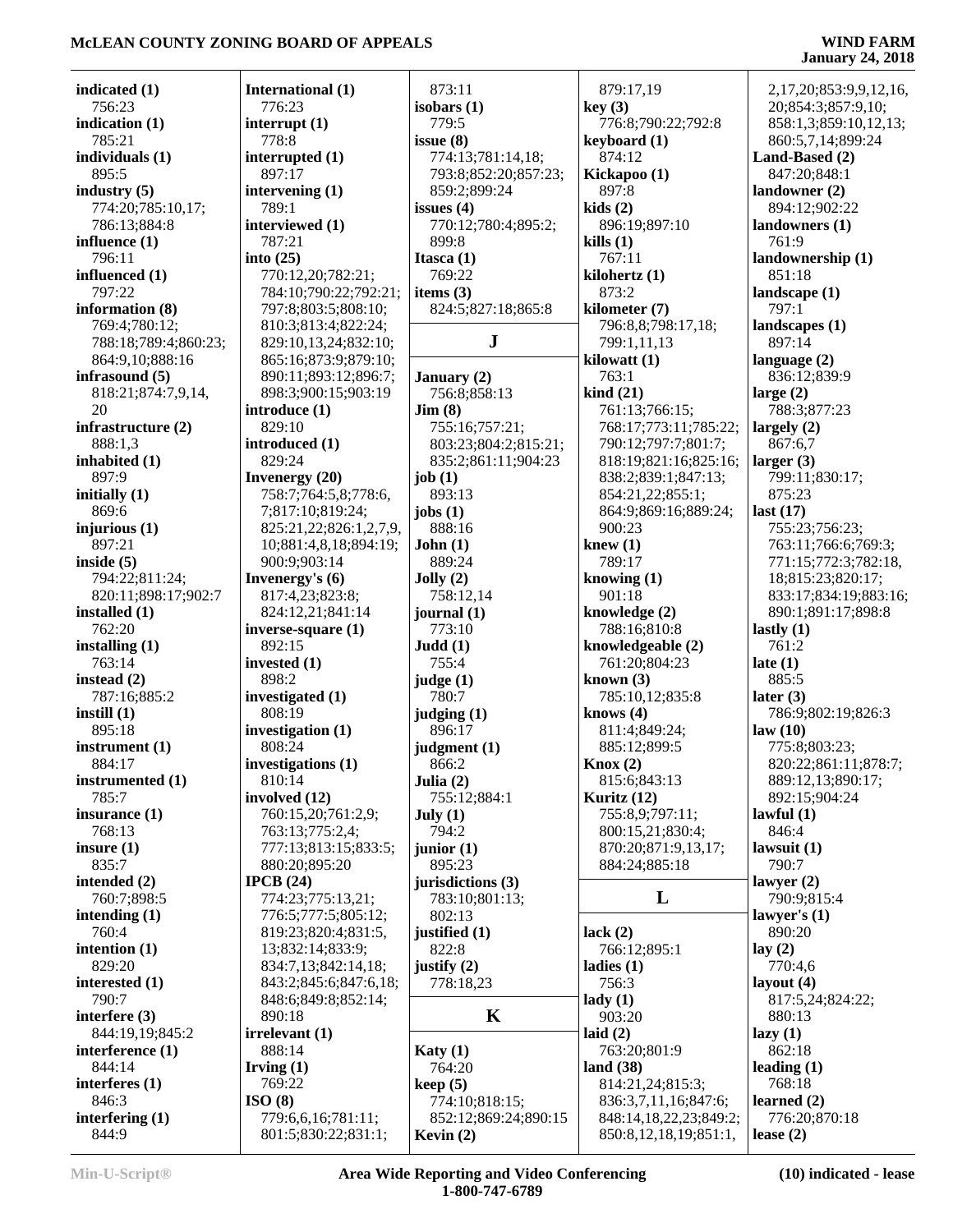**indicated (1)**
756:23
**indication (1)**
785:21
**individuals (1)**
895:5
**industry (5)**
774:20;785:10,17;
786:13;884:8
**influence (1)**
796:11
**influenced (1)**
797:22
**information (8)**
769:4;780:12;
788:18;789:4;860:23;
864:9,10;888:16
**infrasound (5)**
818:21;874:7,9,14,
20
**infrastructure (2)**
888:1,3
**inhabited (1)**
897:9
**initially (1)**
869:6
**injurious (1)**
897:21
**inside (5)**
794:22;811:24;
820:11;898:17;902:7
**installed (1)**
762:20
**installing (1)**
763:14
**instead (2)**
787:16;885:2
**instill (1)**
895:18
**instrument (1)**
884:17
**instrumented (1)**
785:7
**insurance (1)**
768:13
**insure (1)**
835:7
**intended (2)**
760:7;898:5
**intending (1)**
760:4
**intention (1)**
829:20
**interested (1)**
790:7
**interfere (3)**
844:19,19;845:2
**interference (1)**
844:14
**interferes (1)**
846:3
**interfering (1)**
844:9

**International (1)**
776:23
**interrupt (1)**
778:8
**interrupted (1)**
897:17
**intervening (1)**
789:1
**interviewed (1)**
787:21
**into (25)**
770:12,20;782:21;
784:10;790:22;792:21;
797:8;803:5;808:10;
810:3;813:4;822:24;
829:10,13,24;832:10;
865:16;873:9;879:10;
890:11;893:12;896:7;
898:3;900:15;903:19
**introduce (1)**
829:10
**introduced (1)**
829:24
**Invenergy (20)**
758:7;764:5,8;778:6,
7;817:10;819:24;
825:21,22;826:1,2,7,9,
10;881:4,8,18;894:19;
900:9;903:14
**Invenergy's (6)**
817:4,23;823:8;
824:12,21;841:14
**inverse-square (1)**
892:15
**invested (1)**
898:2
**investigated (1)**
808:19
**investigation (1)**
808:24
**investigations (1)**
810:14
**involved (12)**
760:15,20;761:2,9;
763:13;775:2,4;
777:13;813:15;833:5;
880:20;895:20
**IPCB (24)**
774:23;775:13,21;
776:5;777:5;805:12;
819:23;820:4;831:5,
13;832:14;833:9;
834:7,13;842:14,18;
843:2;845:6;847:6,18;
848:6;849:8;852:14;
890:18
**irrelevant (1)**
888:14
**Irving (1)**
769:22
**ISO (8)**
779:6,6,16;781:11;
801:5;830:22;831:1;

873:11
**isobars (1)**
779:5
**issue (8)**
774:13;781:14,18;
793:8;852:20;857:23;
859:2;899:24
**issues (4)**
770:12;780:4;895:2;
899:8
**Itasca (1)**
769:22
**items (3)**
824:5;827:18;865:8

**J**

**January (2)**
756:8;858:13
**Jim (8)**
755:16;757:21;
803:23;804:2;815:21;
835:2;861:11;904:23
**job (1)**
893:13
**jobs (1)**
888:16
**John (1)**
889:24
**Jolly (2)**
758:12,14
**journal (1)**
773:10
**Judd (1)**
755:4
**judge (1)**
780:7
**judging (1)**
896:17
**judgment (1)**
866:2
**Julia (2)**
755:12;884:1
**July (1)**
794:2
**junior (1)**
895:23
**jurisdictions (3)**
783:10;801:13;
802:13
**justified (1)**
822:8
**justify (2)**
778:18,23

**K**

**Katy (1)**
764:20
**keep (5)**
774:10;818:15;
852:12;869:24;890:15
**Kevin (2)**

879:17,19
**key (3)**
776:8;790:22;792:8
**keyboard (1)**
874:12
**Kickapoo (1)**
897:8
**kids (2)**
896:19;897:10
**kills (1)**
767:11
**kilohertz (1)**
873:2
**kilometer (7)**
796:8,8;798:17,18;
799:1,11,13
**kilowatt (1)**
763:1
**kind (21)**
761:13;766:15;
768:17;773:11;785:22;
790:12;797:7;801:7;
818:19;821:16;825:16;
838:2;839:1;847:13;
854:21,22;855:1;
864:9;869:16;889:24;
900:23
**knew (1)**
789:17
**knowing (1)**
901:18
**knowledge (2)**
788:16;810:8
**knowledgeable (2)**
761:20;804:23
**known (3)**
785:10,12;835:8
**knows (4)**
811:4;849:24;
885:12;899:5
**Knox (2)**
815:6;843:13
**Kuritz (12)**
755:8,9;797:11;
800:15,21;830:4;
870:20;871:9,13,17;
884:24;885:18

**L**

**lack (2)**
766:12;895:1
**ladies (1)**
756:3
**lady (1)**
903:20
**laid (2)**
763:20;801:9
**land (38)**
814:21,24;815:3;
836:3,7,11,16;847:6;
848:14,18,22,23;849:2;
850:8,12,18,19;851:1,

2,17,20;853:9,9,12,16,
20;854:3;857:9,10;
858:1,3;859:10,12,13;
860:5,7,14;899:24
**Land-Based (2)**
847:20;848:1
**landowner (2)**
894:12;902:22
**landowners (1)**
761:9
**landownership (1)**
851:18
**landscape (1)**
797:1
**landscapes (1)**
897:14
**language (2)**
836:12;839:9
**large (2)**
788:3;877:23
**largely (2)**
867:6,7
**larger (3)**
799:11;830:17;
875:23
**last (17)**
755:23;756:23;
763:11;766:6;769:3;
771:15;772:3;782:18,
18;815:23;820:17;
833:17;834:19;883:16;
890:1;891:17;898:8
**lastly (1)**
761:2
**late (1)**
885:5
**later (3)**
786:9;802:19;826:3
**law (10)**
775:8;803:23;
820:22;861:11;878:7;
889:12,13;890:17;
892:15;904:24
**lawful (1)**
846:4
**lawsuit (1)**
790:7
**lawyer (2)**
790:9;815:4
**lawyer's (1)**
890:20
**lay (2)**
770:4,6
**layout (4)**
817:5,24;824:22;
880:13
**lazy (1)**
862:18
**leading (1)**
768:18
**learned (2)**
776:20;870:18
**lease (2)**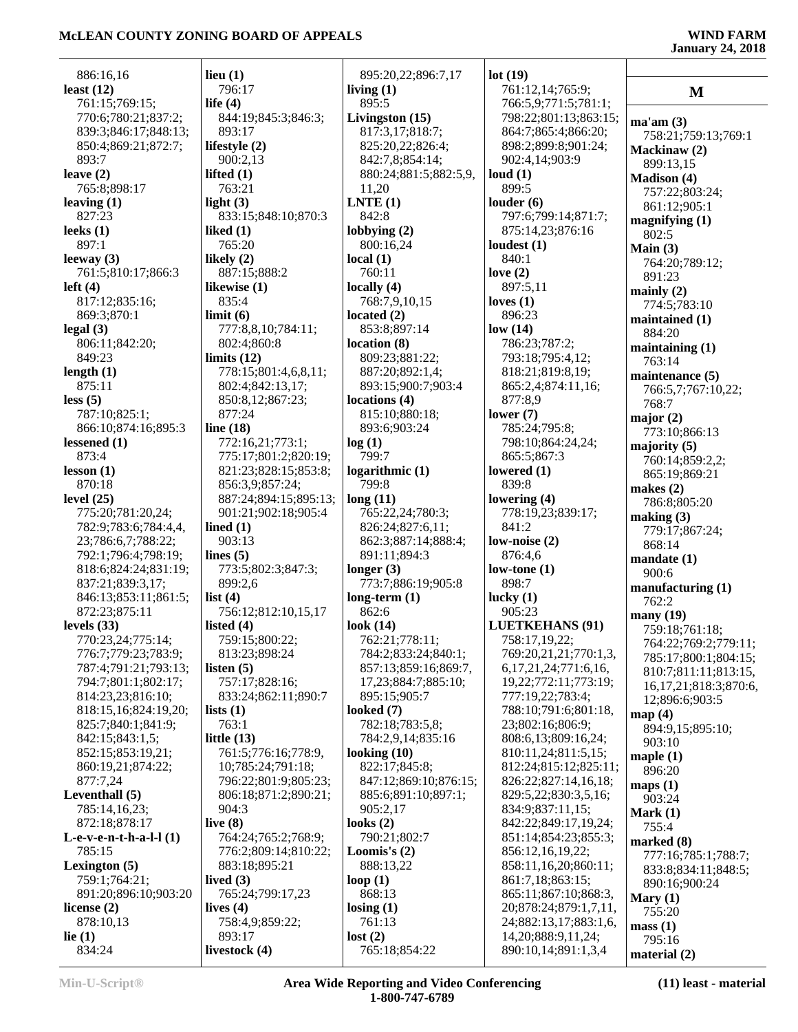886:16,16
**least (12)**
761:15;769:15;
770:6;780:21;837:2;
839:3;846:17;848:13;
850:4;869:21;872:7;
893:7
**leave (2)**
765:8;898:17
**leaving (1)**
827:23
**leeks (1)**
897:1
**leeway (3)**
761:5;810:17;866:3
**left (4)**
817:12;835:16;
869:3;870:1
**legal (3)**
806:11;842:20;
849:23
**length (1)**
875:11
**less (5)**
787:10;825:1;
866:10;874:16;895:3
**lessened (1)**
873:4
**lesson (1)**
870:18
**level (25)**
775:20;781:20,24;
782:9;783:6;784:4,4,
23;786:6,7;788:22;
792:1;796:4;798:19;
818:6;824:24;831:19;
837:21;839:3,17;
846:13;853:11;861:5;
872:23;875:11
**levels (33)**
770:23,24;775:14;
776:7;779:23;783:9;
787:4;791:21;793:13;
794:7;801:1;802:17;
814:23,23;816:10;
818:15,16;824:19,20;
825:7;840:1;841:9;
842:15;843:1,5;
852:15;853:19,21;
860:19,21;874:22;
877:7,24
**Leventhall (5)**
785:14,16,23;
872:18;878:17
**L-e-v-e-n-t-h-a-l-l (1)**
785:15
**Lexington (5)**
759:1;764:21;
891:20;896:10;903:20
**license (2)**
878:10,13
**lie (1)**
834:24
**lieu (1)**
796:17
**life (4)**
844:19;845:3;846:3;
893:17
**lifestyle (2)**
900:2,13
**lifted (1)**
763:21
**light (3)**
833:15;848:10;870:3
**liked (1)**
765:20
**likely (2)**
887:15;888:2
**likewise (1)**
835:4
**limit (6)**
777:8,8,10;784:11;
802:4;860:8
**limits (12)**
778:15;801:4,6,8,11;
802:4;842:13,17;
850:8,12;867:23;
877:24
**line (18)**
772:16,21;773:1;
775:17;801:2;820:19;
821:23;828:15;853:8;
856:3,9;857:24;
887:24;894:15;895:13;
901:21;902:18;905:4
**lined (1)**
903:13
**lines (5)**
773:5;802:3;847:3;
899:2,6
**list (4)**
756:12;812:10,15,17
**listed (4)**
759:15;800:22;
813:23;898:24
**listen (5)**
757:17;828:16;
833:24;862:11;890:7
**lists (1)**
763:1
**little (13)**
761:5;776:16;778:9,
10;785:24;791:18;
796:22;801:9;805:23;
806:18;871:2;890:21;
904:3
**live (8)**
764:24;765:2;768:9;
776:2;809:14;810:22;
883:18;895:21
**lived (3)**
765:24;799:17,23
**lives (4)**
758:4,9;859:22;
893:17
**livestock (4)**
895:20,22;896:7,17
**living (1)**
895:5
**Livingston (15)**
817:3,17;818:7;
825:20,22;826:4;
842:7,8;854:14;
880:24;881:5;882:5,9,
11,20
**LNTE (1)**
842:8
**lobbying (2)**
800:16,24
**local (1)**
760:11
**locally (4)**
768:7,9,10,15
**located (2)**
853:8;897:14
**location (8)**
809:23;881:22;
887:20;892:1,4;
893:15;900:7;903:4
**locations (4)**
815:10;880:18;
893:6;903:24
**log (1)**
799:7
**logarithmic (1)**
799:8
**long (11)**
765:22,24;780:3;
826:24;827:6,11;
862:3;887:14;888:4;
891:11;894:3
**longer (3)**
773:7;886:19;905:8
**long-term (1)**
862:6
**look (14)**
762:21;778:11;
784:2;833:24;840:1;
857:13;859:16;869:7,
17,23;884:7;885:10;
895:15;905:7
**looked (7)**
782:18;783:5,8;
784:2,9,14;835:16
**looking (10)**
822:17;845:8;
847:12;869:10;876:15;
885:6;891:10;897:1;
905:2,17
**looks (2)**
790:21;802:7
**Loomis's (2)**
888:13,22
**loop (1)**
868:13
**losing (1)**
761:13
**lost (2)**
765:18;854:22
**lot (19)**
761:12,14;765:9;
766:5,9;771:5;781:1;
798:22;801:13;863:15;
864:7;865:4;866:20;
898:2;899:8;901:24;
902:4,14;903:9
**loud (1)**
899:5
**louder (6)**
797:6;799:14;871:7;
875:14,23;876:16
**loudest (1)**
840:1
**love (2)**
897:5,11
**loves (1)**
896:23
**low (14)**
786:23;787:2;
793:18;795:4,12;
818:21;819:8,19;
865:2,4;874:11,16;
877:8,9
**lower (7)**
785:24;795:8;
798:10;864:24,24;
865:5;867:3
**lowered (1)**
839:8
**lowering (4)**
778:19,23;839:17;
841:2
**low-noise (2)**
876:4,6
**low-tone (1)**
898:7
**lucky (1)**
905:23
**LUETKEHANS (91)**
758:17,19,22;
769:20,21,21;770:1,3,
6,17,21,24;771:6,16,
19,22;772:11;773:19;
777:19,22;783:4;
788:10;791:6;801:18,
23;802:16;806:9;
808:6,13;809:16,24;
810:11,24;811:5,15;
812:24;815:12;825:11;
826:22;827:14,16,18;
829:5,22;830:3,5,16;
834:9;837:11,15;
842:22;849:17,19,24;
851:14;854:23;855:3;
856:12,16,19,22;
858:11,16,20;860:11;
861:7,18;863:15;
865:11;867:10;868:3,
20;878:24;879:1,7,11,
24;882:13,17;883:1,6,
14,20;888:9,11,24;
890:10,14;891:1,3,4

## M

**ma'am (3)**
758:21;759:13;769:1
**Mackinaw (2)**
899:13,15
**Madison (4)**
757:22;803:24;
861:12;905:1
**magnifying (1)**
802:5
**Main (3)**
764:20;789:12;
891:23
**mainly (2)**
774:5;783:10
**maintained (1)**
884:20
**maintaining (1)**
763:14
**maintenance (5)**
766:5,7;767:10,22;
768:7
**major (2)**
773:10;866:13
**majority (5)**
760:14;859:2,2;
865:19;869:21
**makes (2)**
786:8;805:20
**making (3)**
779:17;867:24;
868:14
**mandate (1)**
900:6
**manufacturing (1)**
762:2
**many (19)**
759:18;761:18;
764:22;769:2;779:11;
785:17;800:1;804:15;
810:7;811:11;813:15,
16,17,21;818:3;870:6,
12;896:6;903:5
**map (4)**
894:9,15;895:10;
903:10
**maple (1)**
896:20
**maps (1)**
903:24
**Mark (1)**
755:4
**marked (8)**
777:16;785:1;788:7;
833:8;834:11;848:5;
890:16;900:24
**Mary (1)**
755:20
**mass (1)**
795:16
**material (2)**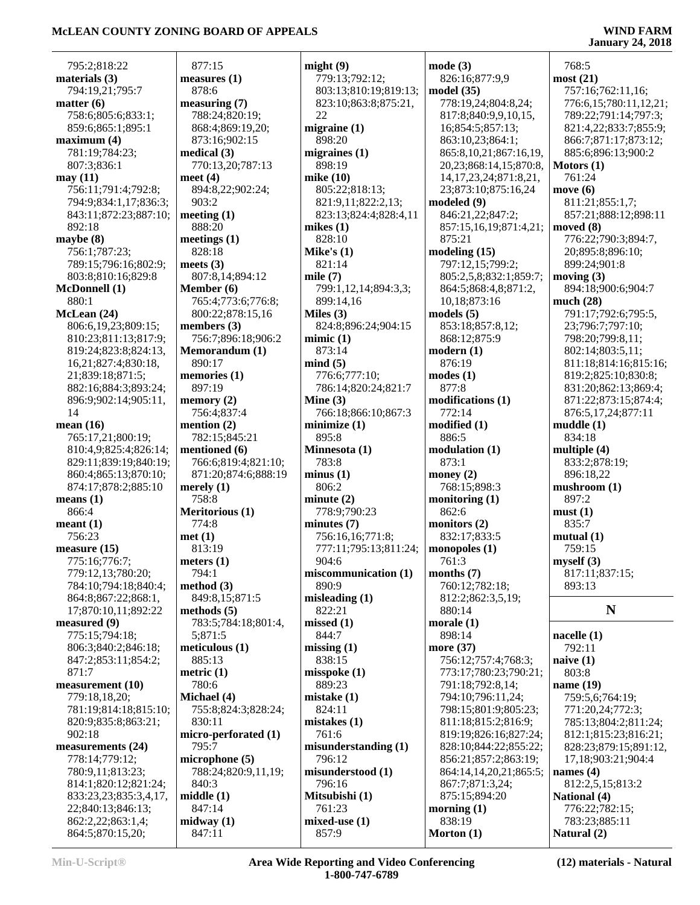795:2;818:22
**materials (3)**
794:19,21;795:7
**matter (6)**
758:6;805:6;833:1;
859:6;865:1;895:1
**maximum (4)**
781:19;784:23;
807:3;836:1
**may (11)**
756:11;791:4;792:8;
794:9;834:1,17;836:3;
843:11;872:23;887:10;
892:18
**maybe (8)**
756:1;787:23;
789:15;796:16;802:9;
803:8;810:16;829:8
**McDonnell (1)**
880:1
**McLean (24)**
806:6,19,23;809:15;
810:23;811:13;817:9;
819:24;823:8;824:13,
16,21;827:4;830:18,
21;839:18;871:5;
882:16;884:3;893:24;
896:9;902:14;905:11,
14
**mean (16)**
765:17,21;800:19;
810:4,9;825:4;826:14;
829:11;839:19;840:19;
860:4;865:13;870:10;
874:17;878:2;885:10
**means (1)**
866:4
**meant (1)**
756:23
**measure (15)**
775:16;776:7;
779:12,13;780:20;
784:10;794:18;840:4;
864:8;867:22;868:1,
17;870:10,11;892:22
**measured (9)**
775:15;794:18;
806:3;840:2;846:18;
847:2;853:11;854:2;
871:7
**measurement (10)**
779:18,18,20;
781:19;814:18;815:10;
820:9;835:8;863:21;
902:18
**measurements (24)**
778:14;779:12;
780:9,11;813:23;
814:1;820:12;821:24;
833:23,23;835:3,4,17,
22;840:13;846:13;
862:2,22;863:1,4;
864:5;870:15,20;
877:15
**measures (1)**
878:6
**measuring (7)**
788:24;820:19;
868:4;869:19,20;
873:16;902:15
**medical (3)**
770:13,20;787:13
**meet (4)**
894:8,22;902:24;
903:2
**meeting (1)**
888:20
**meetings (1)**
828:18
**meets (3)**
807:8,14;894:12
**Member (6)**
765:4;773:6;776:8;
800:22;878:15,16
**members (3)**
756:7;896:18;906:2
**Memorandum (1)**
890:17
**memories (1)**
897:19
**memory (2)**
756:4;837:4
**mention (2)**
782:15;845:21
**mentioned (6)**
766:6;819:4;821:10;
871:20;874:6;888:19
**merely (1)**
758:8
**Meritorious (1)**
774:8
**met (1)**
813:19
**meters (1)**
794:1
**method (3)**
849:8,15;871:5
**methods (5)**
783:5;784:18;801:4,
5;871:5
**meticulous (1)**
885:13
**metric (1)**
780:6
**Michael (4)**
755:8;824:3;828:24;
830:11
**micro-perforated (1)**
795:7
**microphone (5)**
788:24;820:9,11,19;
840:3
**middle (1)**
847:14
**midway (1)**
847:11
**might (9)**
779:13;792:12;
803:13;810:19;819:13;
823:10;863:8;875:21,
22
**migraine (1)**
898:20
**migraines (1)**
898:19
**mike (10)**
805:22;818:13;
821:9,11;822:2,13;
823:13;824:4;828:4,11
**mikes (1)**
828:10
**Mike's (1)**
821:14
**mile (7)**
799:1,12,14;894:3,3;
899:14,16
**Miles (3)**
824:8;896:24;904:15
**mimic (1)**
873:14
**mind (5)**
776:6;777:10;
786:14;820:24;821:7
**Mine (3)**
766:18;866:10;867:3
**minimize (1)**
895:8
**Minnesota (1)**
783:8
**minus (1)**
806:2
**minute (2)**
778:9;790:23
**minutes (7)**
756:16,16;771:8;
777:11;795:13;811:24;
904:6
**miscommunication (1)**
890:9
**misleading (1)**
822:21
**missed (1)**
844:7
**missing (1)**
838:15
**misspoke (1)**
889:23
**mistake (1)**
824:11
**mistakes (1)**
761:6
**misunderstanding (1)**
796:12
**misunderstood (1)**
796:16
**Mitsubishi (1)**
761:23
**mixed-use (1)**
857:9
**mode (3)**
826:16;877:9,9
**model (35)**
778:19,24;804:8,24;
817:8;840:9,9,10,15,
16;854:5;857:13;
863:10,23;864:1;
865:8,10,21;867:16,19,
20,23;868:14,15;870:8,
14,17,23,24;871:8,21,
23;873:10;875:16,24
**modeled (9)**
846:21,22;847:2;
857:15,16,19;871:4,21;
875:21
**modeling (15)**
797:12,15;799:2;
805:2,5,8;832:1;859:7;
864:5;868:4,8;871:2,
10,18;873:16
**models (5)**
853:18;857:8,12;
868:12;875:9
**modern (1)**
876:19
**modes (1)**
877:8
**modifications (1)**
772:14
**modified (1)**
886:5
**modulation (1)**
873:1
**money (2)**
768:15;898:3
**monitoring (1)**
862:6
**monitors (2)**
832:17;833:5
**monopoles (1)**
761:3
**months (7)**
760:12;782:18;
812:2;862:3,5,19;
880:14
**morale (1)**
898:14
**more (37)**
756:12;757:4;768:3;
773:17;780:23;790:21;
791:18;792:8,14;
794:10;796:11,24;
798:15;801:9;805:23;
811:18;815:2;816:9;
819:19;826:16;827:24;
828:10;844:22;855:22;
856:21;857:2;863:19;
864:14,14,20,21;865:5;
867:7;871:3,24;
875:15;894:20
**morning (1)**
838:19
**Morton (1)**
768:5
**most (21)**
757:16;762:11,16;
776:6,15;780:11,12,21;
789:22;791:14;797:3;
821:4,22;833:7;855:9;
866:7;871:17;873:12;
885:6;896:13;900:2
**Motors (1)**
761:24
**move (6)**
811:21;855:1,7;
857:21;888:12;898:11
**moved (8)**
776:22;790:3;894:7,
20;895:8;896:10;
899:24;901:8
**moving (3)**
894:18;900:6;904:7
**much (28)**
791:17;792:6;795:5,
23;796:7;797:10;
798:20;799:8,11;
802:14;803:5,11;
811:18;814:16;815:16;
819:2;825:10;830:8;
831:20;862:13;869:4;
871:22;873:15;874:4;
876:5,17,24;877:11
**muddle (1)**
834:18
**multiple (4)**
833:2;878:19;
896:18,22
**mushroom (1)**
897:2
**must (1)**
835:7
**mutual (1)**
759:15
**myself (3)**
817:11;837:15;
893:13

## N

**nacelle (1)**
792:11
**naive (1)**
803:8
**name (19)**
759:5,6;764:19;
771:20,24;772:3;
785:13;804:2;811:24;
812:1;815:23;816:21;
828:23;879:15;891:12,
17,18;903:21;904:4
**names (4)**
812:2,5,15;813:2
**National (4)**
776:22;782:15;
783:23;885:11
**Natural (2)**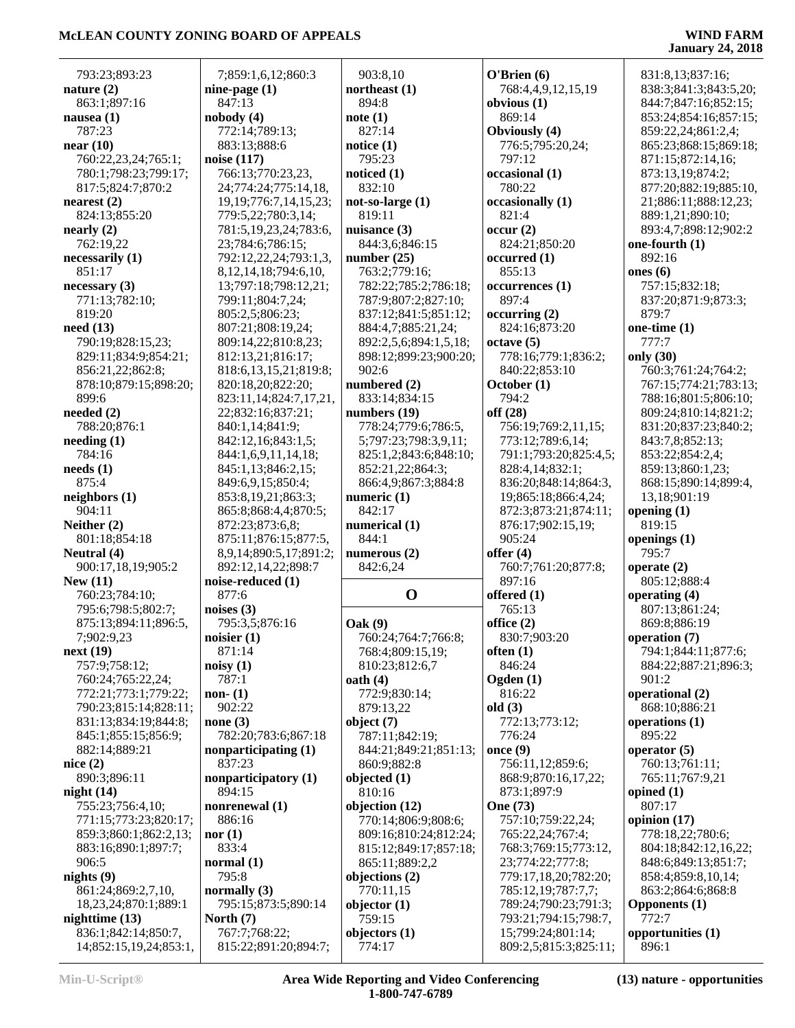793:23;893:23
**nature (2)**
863:1;897:16
**nausea (1)**
787:23
**near (10)**
760:22,23,24;765:1;
780:1;798:23;799:17;
817:5;824:7;870:2
**nearest (2)**
824:13;855:20
**nearly (2)**
762:19,22
**necessarily (1)**
851:17
**necessary (3)**
771:13;782:10;
819:20
**need (13)**
790:19;828:15,23;
829:11;834:9;854:21;
856:21,22;862:8;
878:10;879:15;898:20;
899:6
**needed (2)**
788:20;876:1
**needing (1)**
784:16
**needs (1)**
875:4
**neighbors (1)**
904:11
**Neither (2)**
801:18;854:18
**Neutral (4)**
900:17,18,19;905:2
**New (11)**
760:23;784:10;
795:6;798:5;802:7;
875:13;894:11;896:5,
7;902:9,23
**next (19)**
757:9;758:12;
760:24;765:22,24;
772:21;773:1;779:22;
790:23;815:14;828:11;
831:13;834:19;844:8;
845:1;855:15;856:9;
882:14;889:21
**nice (2)**
890:3;896:11
**night (14)**
755:23;756:4,10;
771:15;773:23;820:17;
859:3;860:1;862:2,13;
883:16;890:1;897:7;
906:5
**nights (9)**
861:24;869:2,7,10,
18,23,24;870:1;889:1
**nighttime (13)**
836:1;842:14;850:7,
14;852:15,19,24;853:1,
7;859:1,6,12;860:3
**nine-page (1)**
847:13
**nobody (4)**
772:14;789:13;
883:13;888:6
**noise (117)**
766:13;770:23,23,
24;774:24;775:14,18,
19,19;776:7,14,15,23;
779:5,22;780:3,14;
781:5,19,23,24;783:6,
23;784:6;786:15;
792:12,22,24;793:1,3,
8,12,14,18;794:6,10,
13;797:18;798:12,21;
799:11;804:7,24;
805:2,5;806:23;
807:21;808:19,24;
809:14,22;810:8,23;
812:13,21;816:17;
818:6,13,15,21;819:8;
820:18,20;822:20;
823:11,14;824:7,17,21,
22;832:16;837:21;
840:1,14;841:9;
842:12,16;843:1,5;
844:1,6,9,11,14,18;
845:1,13;846:2,15;
849:6,9,15;850:4;
853:8,19,21;863:3;
865:8;868:4,4;870:5;
872:23;873:6,8;
875:11;876:15;877:5,
8,9,14;890:5,17;891:2;
892:12,14,22;898:7
**noise-reduced (1)**
877:6
**noises (3)**
795:3,5;876:16
**noisier (1)**
871:14
**noisy (1)**
787:1
**non- (1)**
902:22
**none (3)**
782:20;783:6;867:18
**nonparticipating (1)**
837:23
**nonparticipatory (1)**
894:15
**nonrenewal (1)**
886:16
**nor (1)**
833:4
**normal (1)**
795:8
**normally (3)**
795:15;873:5;890:14
**North (7)**
767:7;768:22;
815:22;891:20;894:7;
903:8,10
**northeast (1)**
894:8
**note (1)**
827:14
**notice (1)**
795:23
**noticed (1)**
832:10
**not-so-large (1)**
819:11
**nuisance (3)**
844:3,6;846:15
**number (25)**
763:2;779:16;
782:22;785:2;786:18;
787:9;807:2;827:10;
837:12;841:5;851:12;
884:4,7;885:21,24;
892:2,5,6;894:1,5,18;
898:12;899:23;900:20;
902:6
**numbered (2)**
833:14;834:15
**numbers (19)**
778:24;779:6;786:5,
5;797:23;798:3,9,11;
825:1,2;843:6;848:10;
852:21,22;864:3;
866:4,9;867:3;884:8
**numeric (1)**
842:17
**numerical (1)**
844:1
**numerous (2)**
842:6,24

## O

**Oak (9)**
760:24;764:7;766:8;
768:4;809:15,19;
810:23;812:6,7
**oath (4)**
772:9;830:14;
879:13,22
**object (7)**
787:11;842:19;
844:21;849:21;851:13;
860:9;882:8
**objected (1)**
810:16
**objection (12)**
770:14;806:9;808:6;
809:16;810:24;812:24;
815:12;849:17;857:18;
865:11;889:2,2
**objections (2)**
770:11,15
**objector (1)**
759:15
**objectors (1)**
774:17
**O'Brien (6)**
768:4,4,9,12,15,19
**obvious (1)**
869:14
**Obviously (4)**
776:5;795:20,24;
797:12
**occasional (1)**
780:22
**occasionally (1)**
821:4
**occur (2)**
824:21;850:20
**occurred (1)**
855:13
**occurrences (1)**
897:4
**occurring (2)**
824:16;873:20
**octave (5)**
778:16;779:1;836:2;
840:22;853:10
**October (1)**
794:2
**off (28)**
756:19;769:2,11,15;
773:12;789:6,14;
791:1;793:20;825:4,5;
828:4,14;832:1;
836:20;848:14;864:3,
19;865:18;866:4,24;
872:3;873:21;874:11;
876:17;902:15,19;
905:24
**offer (4)**
760:7;761:20;877:8;
897:16
**offered (1)**
765:13
**office (2)**
830:7;903:20
**often (1)**
846:24
**Ogden (1)**
816:22
**old (3)**
772:13;773:12;
776:24
**once (9)**
756:11,12;859:6;
868:9;870:16,17,22;
873:1;897:9
**One (73)**
757:10;759:22,24;
765:22,24;767:4;
768:3;769:15;773:12,
23;774:22;777:8;
779:17,18,20;782:20;
785:12,19;787:7,7;
789:24;790:23;791:3;
793:21;794:15;798:7,
15;799:24;801:14;
809:2,5;815:3;825:11;
831:8,13;837:16;
838:3;841:3;843:5,20;
844:7;847:16;852:15;
853:24;854:16;857:15;
859:22,24;861:2,4;
865:23;868:15;869:18;
871:15;872:14,16;
873:13,19;874:2;
877:20;882:19;885:10,
21;886:11;888:12,23;
889:1,21;890:10;
893:4,7;898:12;902:2
**one-fourth (1)**
892:16
**ones (6)**
757:15;832:18;
837:20;871:9;873:3;
879:7
**one-time (1)**
777:7
**only (30)**
760:3;761:24;764:2;
767:15;774:21;783:13;
788:16;801:5;806:10;
809:24;810:14;821:2;
831:20;837:23;840:2;
843:7,8;852:13;
853:22;854:2,4;
859:13;860:1,23;
868:15;890:14;899:4,
13,18;901:19
**opening (1)**
819:15
**openings (1)**
795:7
**operate (2)**
805:12;888:4
**operating (4)**
807:13;861:24;
869:8;886:19
**operation (7)**
794:1;844:11;877:6;
884:22;887:21;896:3;
901:2
**operational (2)**
868:10;886:21
**operations (1)**
895:22
**operator (5)**
760:13;761:11;
765:11;767:9,21
**opined (1)**
807:17
**opinion (17)**
778:18,22;780:6;
804:18;842:12,16,22;
848:6;849:13;851:7;
858:4;859:8,10,14;
863:2;864:6;868:8
**Opponents (1)**
772:7
**opportunities (1)**
896:1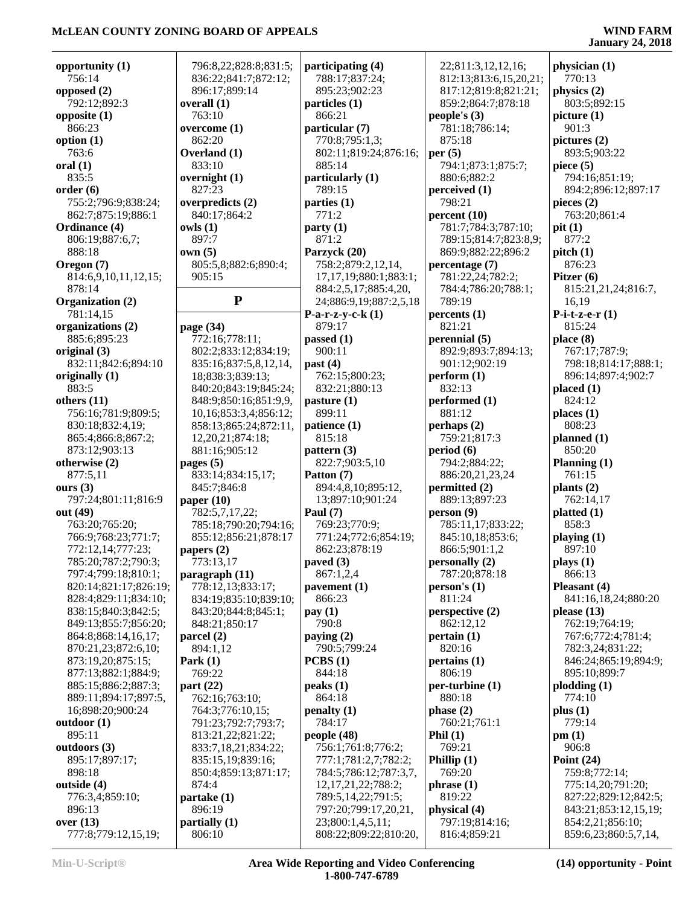**opportunity (1)**
756:14
**opposed (2)**
792:12;892:3
**opposite (1)**
763:10
**option (1)**
763:6
**oral (1)**
835:5
**order (6)**
755:2;796:9;838:24;
862:7;875:19;886:1
**Ordinance (4)**
806:19;887:6,7;
888:18
**Oregon (7)**
814:6,9,10,11,12,15;
878:14
**Organization (2)**
781:14,15
**organizations (2)**
885:6;895:23
**original (3)**
832:11;842:6;894:10
**originally (1)**
883:5
**others (11)**
756:16;781:9;809:5;
830:18;832:4,19;
865:4;866:8;867:2;
873:12;903:13
**otherwise (2)**
877:5,11
**ours (3)**
797:24;801:11;816:9
**out (49)**
763:20;765:20;
766:9;768:23;771:7;
772:12,14;777:23;
785:20;787:2;790:3;
797:4;799:18;810:1;
820:14;821:17;826:19;
828:4;829:11;834:10;
838:15;840:3;842:5;
849:13;855:7;856:20;
864:8;868:14,16,17;
870:21,23;872:6,10;
873:19,20;875:15;
877:13;882:1;884:9;
885:15;886:2;887:3;
889:11;894:17;897:5,
16;898:20;900:24
**outdoor (1)**
895:11
**outdoors (3)**
895:17;897:17;
898:18
**outside (4)**
776:3,4;859:10;
896:13
**over (13)**
777:8;779:12,15,19;
796:8,22;828:8;831:5;
836:22;841:7;872:12;
896:17;899:14
**overall (1)**
763:10
**overcome (1)**
862:20
**Overland (1)**
833:10
**overnight (1)**
827:23
**overpredicts (2)**
840:17;864:2
**owls (1)**
897:7
**own (5)**
805:5,8;882:6;890:4;
905:15

## P

**page (34)**
772:16;778:11;
802:2;833:12;834:19;
835:16;837:5,8,12,14,
18;838:3;839:13;
840:20;843:19;845:24;
848:9;850:16;851:9,9,
10,16;853:3,4;856:12;
858:13;865:24;872:11,
12,20,21;874:18;
881:16;905:12
**pages (5)**
833:14;834:15,17;
845:7;846:8
**paper (10)**
782:5,7,17,22;
785:18;790:20;794:16;
855:12;856:21;878:17
**papers (2)**
773:13,17
**paragraph (11)**
778:12,13;833:17;
834:19;835:10;839:10;
843:20;844:8;845:1;
848:21;850:17
**parcel (2)**
894:1,12
**Park (1)**
769:22
**part (22)**
762:16;763:10;
764:3;776:10,15;
791:23;792:7;793:7;
813:21,22;821:22;
833:7,18,21;834:22;
835:15,19;839:16;
850:4;859:13;871:17;
874:4
**partake (1)**
896:19
**partially (1)**
806:10
**participating (4)**
788:17;837:24;
895:23;902:23
**particles (1)**
866:21
**particular (7)**
770:8;795:1,3;
802:11;819:24;876:16;
885:14
**particularly (1)**
789:15
**parties (1)**
771:2
**party (1)**
871:2
**Parzyck (20)**
758:2;879:2,12,14,
17,17,19;880:1;883:1;
884:2,5,17;885:4,20,
24;886:9,19;887:2,5,18
**P-a-r-z-y-c-k (1)**
879:17
**passed (1)**
900:11
**past (4)**
762:15;800:23;
832:21;880:13
**pasture (1)**
899:11
**patience (1)**
815:18
**pattern (3)**
822:7;903:5,10
**Patton (7)**
894:4,8,10;895:12,
13;897:10;901:24
**Paul (7)**
769:23;770:9;
771:24;772:6;854:19;
862:23;878:19
**paved (3)**
867:1,2,4
**pavement (1)**
866:23
**pay (1)**
790:8
**paying (2)**
790:5;799:24
**PCBS (1)**
844:18
**peaks (1)**
864:18
**penalty (1)**
784:17
**people (48)**
756:1;761:8;776:2;
777:1;781:2,7;782:2;
784:5;786:12;787:3,7,
12,17,21,22;788:2;
789:5,14,22;791:5;
797:20;799:17,20,21,
23;800:1,4,5,11;
808:22;809:22;810:20,
22;811:3,12,12,16;
812:13;813:6,15,20,21;
817:12;819:8;821:21;
859:2;864:7;878:18
**people's (3)**
781:18;786:14;
875:18
**per (5)**
794:1;873:1;875:7;
880:6;882:2
**perceived (1)**
798:21
**percent (10)**
781:7;784:3;787:10;
789:15;814:7;823:8,9;
869:9;882:22;896:2
**percentage (7)**
781:22,24;782:2;
784:4;786:20;788:1;
789:19
**percents (1)**
821:21
**perennial (5)**
892:9;893:7;894:13;
901:12;902:19
**perform (1)**
832:13
**performed (1)**
881:12
**perhaps (2)**
759:21;817:3
**period (6)**
794:2;884:22;
886:20,21,23,24
**permitted (2)**
889:13;897:23
**person (9)**
785:11,17;833:22;
845:10,18;853:6;
866:5;901:1,2
**personally (2)**
787:20;878:18
**person's (1)**
811:24
**perspective (2)**
862:12,12
**pertain (1)**
820:16
**pertains (1)**
806:19
**per-turbine (1)**
880:18
**phase (2)**
760:21;761:1
**Phil (1)**
769:21
**Phillip (1)**
769:20
**phrase (1)**
819:22
**physical (4)**
797:19;814:16;
816:4;859:21
**physician (1)**
770:13
**physics (2)**
803:5;892:15
**picture (1)**
901:3
**pictures (2)**
893:5;903:22
**piece (5)**
794:16;851:19;
894:2;896:12;897:17
**pieces (2)**
763:20;861:4
**pit (1)**
877:2
**pitch (1)**
876:23
**Pitzer (6)**
815:21,21,24;816:7,
16,19
**P-i-t-z-e-r (1)**
815:24
**place (8)**
767:17;787:9;
798:18;814:17;888:1;
896:14;897:4;902:7
**placed (1)**
824:12
**places (1)**
808:23
**planned (1)**
850:20
**Planning (1)**
761:15
**plants (2)**
762:14,17
**platted (1)**
858:3
**playing (1)**
897:10
**plays (1)**
866:13
**Pleasant (4)**
841:16,18,24;880:20
**please (13)**
762:19;764:19;
767:6;772:4;781:4;
782:3,24;831:22;
846:24;865:19;894:9;
895:10;899:7
**plodding (1)**
774:10
**plus (1)**
779:14
**pm (1)**
906:8
**Point (24)**
759:8;772:14;
775:14,20;791:20;
827:22;829:12;842:5;
843:21;853:12,15,19;
854:2,21;856:10;
859:6,23;860:5,7,14,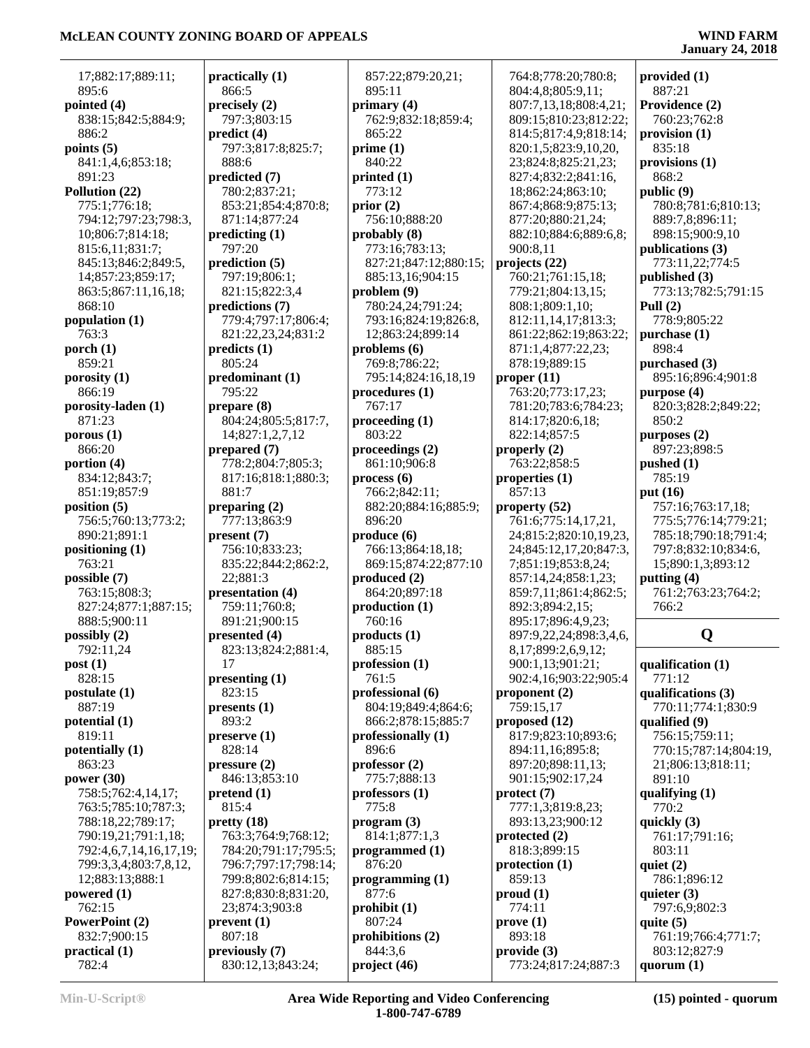17;882:17;889:11;
895:6
**pointed (4)**
838:15;842:5;884:9;
886:2
**points (5)**
841:1,4,6;853:18;
891:23
**Pollution (22)**
775:1;776:18;
794:12;797:23;798:3,
10;806:7;814:18;
815:6,11;831:7;
845:13;846:2;849:5,
14;857:23;859:17;
863:5;867:11,16,18;
868:10
**population (1)**
763:3
**porch (1)**
859:21
**porosity (1)**
866:19
**porosity-laden (1)**
871:23
**porous (1)**
866:20
**portion (4)**
834:12;843:7;
851:19;857:9
**position (5)**
756:5;760:13;773:2;
890:21;891:1
**positioning (1)**
763:21
**possible (7)**
763:15;808:3;
827:24;877:1;887:15;
888:5;900:11
**possibly (2)**
792:11,24
**post (1)**
828:15
**postulate (1)**
887:19
**potential (1)**
819:11
**potentially (1)**
863:23
**power (30)**
758:5;762:4,14,17;
763:5;785:10;787:3;
788:18,22;789:17;
790:19,21;791:1,18;
792:4,6,7,14,16,17,19;
799:3,3,4;803:7,8,12,
12;883:13;888:1
**powered (1)**
762:15
**PowerPoint (2)**
832:7;900:15
**practical (1)**
782:4
**practically (1)**
866:5
**precisely (2)**
797:3;803:15
**predict (4)**
797:3;817:8;825:7;
888:6
**predicted (7)**
780:2;837:21;
853:21;854:4;870:8;
871:14;877:24
**predicting (1)**
797:20
**prediction (5)**
797:19;806:1;
821:15;822:3,4
**predictions (7)**
779:4;797:17;806:4;
821:22,23,24;831:2
**predicts (1)**
805:24
**predominant (1)**
795:22
**prepare (8)**
804:24;805:5;817:7,
14;827:1,2,7,12
**prepared (7)**
778:2;804:7;805:3;
817:16;818:1;880:3;
881:7
**preparing (2)**
777:13;863:9
**present (7)**
756:10;833:23;
835:22;844:2;862:2,
22;881:3
**presentation (4)**
759:11;760:8;
891:21;900:15
**presented (4)**
823:13;824:2;881:4,
17
**presenting (1)**
823:15
**presents (1)**
893:2
**preserve (1)**
828:14
**pressure (2)**
846:13;853:10
**pretend (1)**
815:4
**pretty (18)**
763:3;764:9;768:12;
784:20;791:17;795:5;
796:7;797:17;798:14;
799:8;802:6;814:15;
827:8;830:8;831:20,
23;874:3;903:8
**prevent (1)**
807:18
**previously (7)**
830:12,13;843:24;
857:22;879:20,21;
895:11
**primary (4)**
762:9;832:18;859:4;
865:22
**prime (1)**
840:22
**printed (1)**
773:12
**prior (2)**
756:10;888:20
**probably (8)**
773:16;783:13;
827:21;847:12;880:15;
885:13,16;904:15
**problem (9)**
780:24,24;791:24;
793:16;824:19;826:8,
12;863:24;899:14
**problems (6)**
769:8;786:22;
795:14;824:16,18,19
**procedures (1)**
767:17
**proceeding (1)**
803:22
**proceedings (2)**
861:10;906:8
**process (6)**
766:2;842:11;
882:20;884:16;885:9;
896:20
**produce (6)**
766:13;864:18,18;
869:15;874:22;877:10
**produced (2)**
864:20;897:18
**production (1)**
760:16
**products (1)**
885:15
**profession (1)**
761:5
**professional (6)**
804:19;849:4;864:6;
866:2;878:15;885:7
**professionally (1)**
896:6
**professor (2)**
775:7;888:13
**professors (1)**
775:8
**program (3)**
814:1;877:1,3
**programmed (1)**
876:20
**programming (1)**
877:6
**prohibit (1)**
807:24
**prohibitions (2)**
844:3,6
**project (46)**
764:8;778:20;780:8;
804:4,8;805:9,11;
807:7,13,18;808:4,21;
809:15;810:23;812:22;
814:5;817:4,9;818:14;
820:1,5;823:9,10,20,
23;824:8;825:21,23;
827:4;832:2;841:16,
18;862:24;863:10;
867:4;868:9;875:13;
877:20;880:21,24;
882:10;884:6;889:6,8;
900:8,11
**projects (22)**
760:21;761:15,18;
779:21;804:13,15;
808:1;809:1,10;
812:11,14,17;813:3;
861:22;862:19;863:22;
871:1,4;877:22,23;
878:19;889:15
**proper (11)**
763:20;773:17,23;
781:20;783:6;784:23;
814:17;820:6,18;
822:14;857:5
**properly (2)**
763:22;858:5
**properties (1)**
857:13
**property (52)**
761:6;775:14,17,21,
24;815:2;820:10,19,23,
24;845:12,17,20;847:3,
7;851:19;853:8,24;
857:14,24;858:1,23;
859:7,11;861:4;862:5;
892:3;894:2,15;
895:17;896:4,9,23;
897:9,22,24;898:3,4,6,
8,17;899:2,6,9,12;
900:1,13;901:21;
902:4,16;903:22;905:4
**proponent (2)**
759:15,17
**proposed (12)**
817:9;823:10;893:6;
894:11,16;895:8;
897:20;898:11,13;
901:15;902:17,24
**protect (7)**
777:1,3;819:8,23;
893:13,23;900:12
**protected (2)**
818:3;899:15
**protection (1)**
859:13
**proud (1)**
774:11
**prove (1)**
893:18
**provide (3)**
773:24;817:24;887:3
**provided (1)**
887:21
**Providence (2)**
760:23;762:8
**provision (1)**
835:18
**provisions (1)**
868:2
**public (9)**
780:8;781:6;810:13;
889:7,8;896:11;
898:15;900:9,10
**publications (3)**
773:11,22;774:5
**published (3)**
773:13;782:5;791:15
**Pull (2)**
778:9;805:22
**purchase (1)**
898:4
**purchased (3)**
895:16;896:4;901:8
**purpose (4)**
820:3;828:2;849:22;
850:2
**purposes (2)**
897:23;898:5
**pushed (1)**
785:19
**put (16)**
757:16;763:17,18;
775:5;776:14;779:21;
785:18;790:18;791:4;
797:8;832:10;834:6,
15;890:1,3;893:12
**putting (4)**
761:2;763:23;764:2;
766:2

## Q

**qualification (1)**
771:12
**qualifications (3)**
770:11;774:1;830:9
**qualified (9)**
756:15;759:11;
770:15;787:14;804:19,
21;806:13;818:11;
891:10
**qualifying (1)**
770:2
**quickly (3)**
761:17;791:16;
803:11
**quiet (2)**
786:1;896:12
**quieter (3)**
797:6,9;802:3
**quite (5)**
761:19;766:4;771:7;
803:12;827:9
**quorum (1)**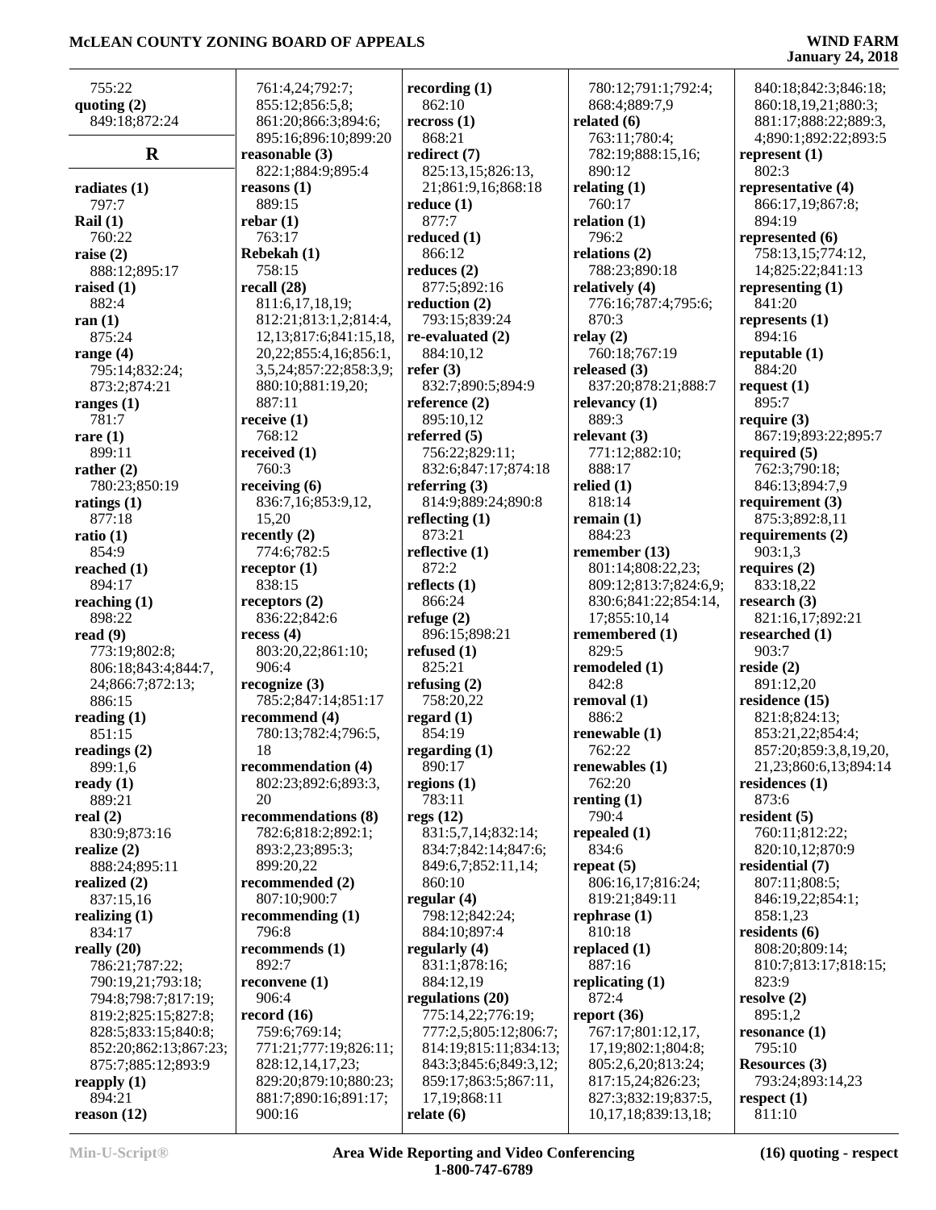755:22
**quoting (2)**
849:18;872:24

## R

**radiates (1)**
797:7
**Rail (1)**
760:22
**raise (2)**
888:12;895:17
**raised (1)**
882:4
**ran (1)**
875:24
**range (4)**
795:14;832:24;
873:2;874:21
**ranges (1)**
781:7
**rare (1)**
899:11
**rather (2)**
780:23;850:19
**ratings (1)**
877:18
**ratio (1)**
854:9
**reached (1)**
894:17
**reaching (1)**
898:22
**read (9)**
773:19;802:8;
806:18;843:4;844:7,
24;866:7;872:13;
886:15
**reading (1)**
851:15
**readings (2)**
899:1,6
**ready (1)**
889:21
**real (2)**
830:9;873:16
**realize (2)**
888:24;895:11
**realized (2)**
837:15,16
**realizing (1)**
834:17
**really (20)**
786:21;787:22;
790:19,21;793:18;
794:8;798:7;817:19;
819:2;825:15;827:8;
828:5;833:15;840:8;
852:20;862:13;867:23;
875:7;885:12;893:9
**reapply (1)**
894:21
**reason (12)**
761:4,24;792:7;
855:12;856:5,8;
861:20;866:3;894:6;
895:16;896:10;899:20
**reasonable (3)**
822:1;884:9;895:4
**reasons (1)**
889:15
**rebar (1)**
763:17
**Rebekah (1)**
758:15
**recall (28)**
811:6,17,18,19;
812:21;813:1,2;814:4,
12,13;817:6;841:15,18,
20,22;855:4,16;856:1,
3,5,24;857:22;858:3,9;
880:10;881:19,20;
887:11
**receive (1)**
768:12
**received (1)**
760:3
**receiving (6)**
836:7,16;853:9,12,
15,20
**recently (2)**
774:6;782:5
**receptor (1)**
838:15
**receptors (2)**
836:22;842:6
**recess (4)**
803:20,22;861:10;
906:4
**recognize (3)**
785:2;847:14;851:17
**recommend (4)**
780:13;782:4;796:5,
18
**recommendation (4)**
802:23;892:6;893:3,
20
**recommendations (8)**
782:6;818:2;892:1;
893:2,23;895:3;
899:20,22
**recommended (2)**
807:10;900:7
**recommending (1)**
796:8
**recommends (1)**
892:7
**reconvene (1)**
906:4
**record (16)**
759:6;769:14;
771:21;777:19;826:11;
828:12,14,17,23;
829:20;879:10;880:23;
881:7;890:16;891:17;
900:16
**recording (1)**
862:10
**recross (1)**
868:21
**redirect (7)**
825:13,15;826:13,
21;861:9,16;868:18
**reduce (1)**
877:7
**reduced (1)**
866:12
**reduces (2)**
877:5;892:16
**reduction (2)**
793:15;839:24
**re-evaluated (2)**
884:10,12
**refer (3)**
832:7;890:5;894:9
**reference (2)**
895:10,12
**referred (5)**
756:22;829:11;
832:6;847:17;874:18
**referring (3)**
814:9;889:24;890:8
**reflecting (1)**
873:21
**reflective (1)**
872:2
**reflects (1)**
866:24
**refuge (2)**
896:15;898:21
**refused (1)**
825:21
**refusing (2)**
758:20,22
**regard (1)**
854:19
**regarding (1)**
890:17
**regions (1)**
783:11
**regs (12)**
831:5,7,14;832:14;
834:7;842:14;847:6;
849:6,7;852:11,14;
860:10
**regular (4)**
798:12;842:24;
884:10;897:4
**regularly (4)**
831:1;878:16;
884:12,19
**regulations (20)**
775:14,22;776:19;
777:2,5;805:12;806:7;
814:19;815:11;834:13;
843:3;845:6;849:3,12;
859:17;863:5;867:11,
17,19;868:11
**relate (6)**
780:12;791:1;792:4;
868:4;889:7,9
**related (6)**
763:11;780:4;
782:19;888:15,16;
890:12
**relating (1)**
760:17
**relation (1)**
796:2
**relations (2)**
788:23;890:18
**relatively (4)**
776:16;787:4;795:6;
870:3
**relay (2)**
760:18;767:19
**released (3)**
837:20;878:21;888:7
**relevancy (1)**
889:3
**relevant (3)**
771:12;882:10;
888:17
**relied (1)**
818:14
**remain (1)**
884:23
**remember (13)**
801:14;808:22,23;
809:12;813:7;824:6,9;
830:6;841:22;854:14,
17;855:10,14
**remembered (1)**
829:5
**remodeled (1)**
842:8
**removal (1)**
886:2
**renewable (1)**
762:22
**renewables (1)**
762:20
**renting (1)**
790:4
**repealed (1)**
834:6
**repeat (5)**
806:16,17;816:24;
819:21;849:11
**rephrase (1)**
810:18
**replaced (1)**
887:16
**replicating (1)**
872:4
**report (36)**
767:17;801:12,17,
17,19;802:1;804:8;
805:2,6,20;813:24;
817:15,24;826:23;
827:3;832:19;837:5,
10,17,18;839:13,18;
840:18;842:3;846:18;
860:18,19,21;880:3;
881:17;888:22;889:3,
4;890:1;892:22;893:5
**represent (1)**
802:3
**representative (4)**
866:17,19;867:8;
894:19
**represented (6)**
758:13,15;774:12,
14;825:22;841:13
**representing (1)**
841:20
**represents (1)**
894:16
**reputable (1)**
884:20
**request (1)**
895:7
**require (3)**
867:19;893:22;895:7
**required (5)**
762:3;790:18;
846:13;894:7,9
**requirement (3)**
875:3;892:8,11
**requirements (2)**
903:1,3
**requires (2)**
833:18,22
**research (3)**
821:16,17;892:21
**researched (1)**
903:7
**reside (2)**
891:12,20
**residence (15)**
821:8;824:13;
853:21,22;854:4;
857:20;859:3,8,19,20,
21,23;860:6,13;894:14
**residences (1)**
873:6
**resident (5)**
760:11;812:22;
820:10,12;870:9
**residential (7)**
807:11;808:5;
846:19,22;854:1;
858:1,23
**residents (6)**
808:20;809:14;
810:7;813:17;818:15;
823:9
**resolve (2)**
895:1,2
**resonance (1)**
795:10
**Resources (3)**
793:24;893:14,23
**respect (1)**
811:10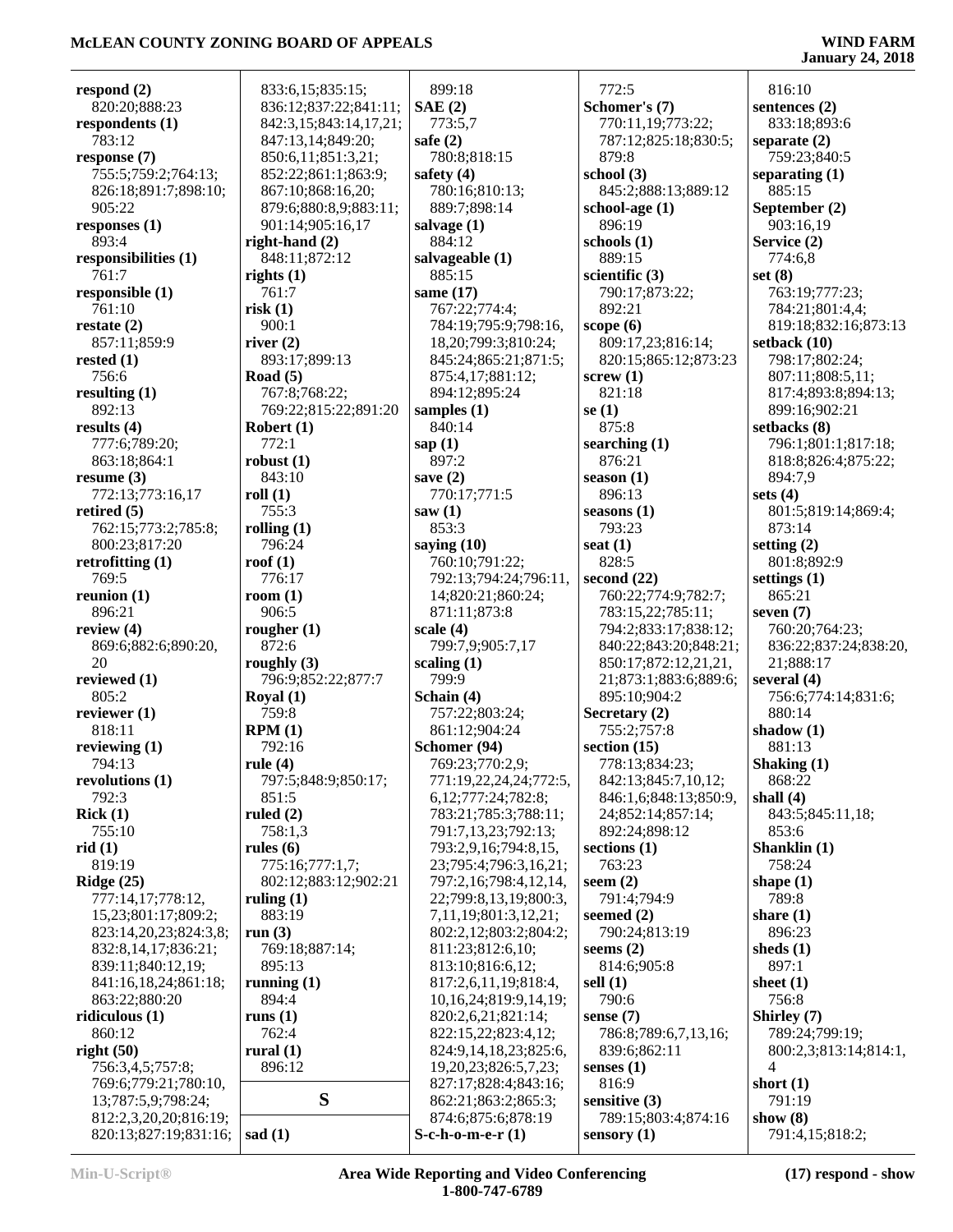**respond (2)**
820:20;888:23
**respondents (1)**
783:12
**response (7)**
755:5;759:2;764:13;
826:18;891:7;898:10;
905:22
**responses (1)**
893:4
**responsibilities (1)**
761:7
**responsible (1)**
761:10
**restate (2)**
857:11;859:9
**rested (1)**
756:6
**resulting (1)**
892:13
**results (4)**
777:6;789:20;
863:18;864:1
**resume (3)**
772:13;773:16,17
**retired (5)**
762:15;773:2;785:8;
800:23;817:20
**retrofitting (1)**
769:5
**reunion (1)**
896:21
**review (4)**
869:6;882:6;890:20,
20
**reviewed (1)**
805:2
**reviewer (1)**
818:11
**reviewing (1)**
794:13
**revolutions (1)**
792:3
**Rick (1)**
755:10
**rid (1)**
819:19
**Ridge (25)**
777:14,17;778:12,
15,23;801:17;809:2;
823:14,20,23;824:3,8;
832:8,14,17;836:21;
839:11;840:12,19;
841:16,18,24;861:18;
863:22;880:20
**ridiculous (1)**
860:12
**right (50)**
756:3,4,5;757:8;
769:6;779:21;780:10,
13;787:5,9;798:24;
812:2,3,20,20;816:19;
820:13;827:19;831:16;
833:6,15;835:15;
836:12;837:22;841:11;
842:3,15;843:14,17,21;
847:13,14;849:20;
850:6,11;851:3,21;
852:22;861:1;863:9;
867:10;868:16,20;
879:6;880:8,9;883:11;
901:14;905:16,17
**right-hand (2)**
848:11;872:12
**rights (1)**
761:7
**risk (1)**
900:1
**river (2)**
893:17;899:13
**Road (5)**
767:8;768:22;
769:22;815:22;891:20
**Robert (1)**
772:1
**robust (1)**
843:10
**roll (1)**
755:3
**rolling (1)**
796:24
**roof (1)**
776:17
**room (1)**
906:5
**rougher (1)**
872:6
**roughly (3)**
796:9;852:22;877:7
**Royal (1)**
759:8
**RPM (1)**
792:16
**rule (4)**
797:5;848:9;850:17;
851:5
**ruled (2)**
758:1,3
**rules (6)**
775:16;777:1,7;
802:12;883:12;902:21
**ruling (1)**
883:19
**run (3)**
769:18;887:14;
895:13
**running (1)**
894:4
**runs (1)**
762:4
**rural (1)**
896:12

## S

**sad (1)**
899:18
**SAE (2)**
773:5,7
**safe (2)**
780:8;818:15
**safety (4)**
780:16;810:13;
889:7;898:14
**salvage (1)**
884:12
**salvageable (1)**
885:15
**same (17)**
767:22;774:4;
784:19;795:9;798:16,
18,20;799:3;810:24;
845:24;865:21;871:5;
875:4,17;881:12;
894:12;895:24
**samples (1)**
840:14
**sap (1)**
897:2
**save (2)**
770:17;771:5
**saw (1)**
853:3
**saying (10)**
760:10;791:22;
792:13;794:24;796:11,
14;820:21;860:24;
871:11;873:8
**scale (4)**
799:7,9;905:7,17
**scaling (1)**
799:9
**Schain (4)**
757:22;803:24;
861:12;904:24
**Schomer (94)**
769:23;770:2,9;
771:19,22,24,24;772:5,
6,12;777:24;782:8;
783:21;785:3;788:11;
791:7,13,23;792:13;
793:2,9,16;794:8,15,
23;795:4;796:3,16,21;
797:2,16;798:4,12,14,
22;799:8,13,19;800:3,
7,11,19;801:3,12,21;
802:2,12;803:2;804:2;
811:23;812:6,10;
813:10;816:6,12;
817:2,6,11,19;818:4,
10,16,24;819:9,14,19;
820:2,6,21;821:14;
822:15,22;823:4,12;
824:9,14,18,23;825:6,
19,20,23;826:5,7,23;
827:17;828:4;843:16;
862:21;863:2;865:3;
874:6;875:6;878:19
**S-c-h-o-m-e-r (1)**
772:5
**Schomer's (7)**
770:11,19;773:22;
787:12;825:18;830:5;
879:8
**school (3)**
845:2;888:13;889:12
**school-age (1)**
896:19
**schools (1)**
889:15
**scientific (3)**
790:17;873:22;
892:21
**scope (6)**
809:17,23;816:14;
820:15;865:12;873:23
**screw (1)**
821:18
**se (1)**
875:8
**searching (1)**
876:21
**season (1)**
896:13
**seasons (1)**
793:23
**seat (1)**
828:5
**second (22)**
760:22;774:9;782:7;
783:15,22;785:11;
794:2;833:17;838:12;
840:22;843:20;848:21;
850:17;872:12,21,21,
21;873:1;883:6;889:6;
895:10;904:2
**Secretary (2)**
755:2;757:8
**section (15)**
778:13;834:23;
842:13;845:7,10,12;
846:1,6;848:13;850:9,
24;852:14;857:14;
892:24;898:12
**sections (1)**
763:23
**seem (2)**
791:4;794:9
**seemed (2)**
790:24;813:19
**seems (2)**
814:6;905:8
**sell (1)**
790:6
**sense (7)**
786:8;789:6,7,13,16;
839:6;862:11
**senses (1)**
816:9
**sensitive (3)**
789:15;803:4;874:16
**sensory (1)**
816:10
**sentences (2)**
833:18;893:6
**separate (2)**
759:23;840:5
**separating (1)**
885:15
**September (2)**
903:16,19
**Service (2)**
774:6,8
**set (8)**
763:19;777:23;
784:21;801:4,4;
819:18;832:16;873:13
**setback (10)**
798:17;802:24;
807:11;808:5,11;
817:4;893:8;894:13;
899:16;902:21
**setbacks (8)**
796:1;801:1;817:18;
818:8;826:4;875:22;
894:7,9
**sets (4)**
801:5;819:14;869:4;
873:14
**setting (2)**
801:8;892:9
**settings (1)**
865:21
**seven (7)**
760:20;764:23;
836:22;837:24;838:20,
21;888:17
**several (4)**
756:6;774:14;831:6;
880:14
**shadow (1)**
881:13
**Shaking (1)**
868:22
**shall (4)**
843:5;845:11,18;
853:6
**Shanklin (1)**
758:24
**shape (1)**
789:8
**share (1)**
896:23
**sheds (1)**
897:1
**sheet (1)**
756:8
**Shirley (7)**
789:24;799:19;
800:2,3;813:14;814:1,
4
**short (1)**
791:19
**show (8)**
791:4,15;818:2;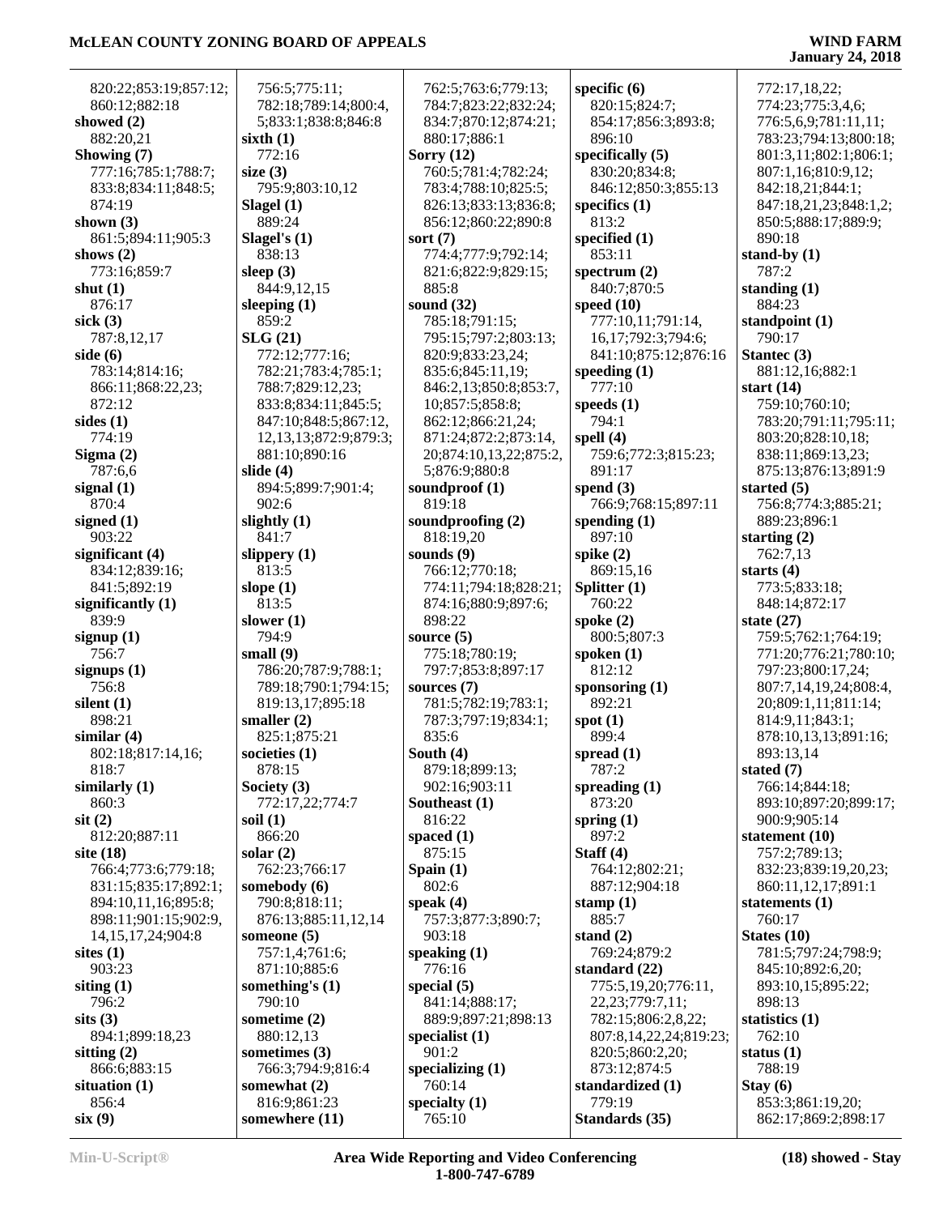820:22;853:19;857:12;
860:12;882:18
**showed (2)**
882:20,21
**Showing (7)**
777:16;785:1;788:7;
833:8;834:11;848:5;
874:19
**shown (3)**
861:5;894:11;905:3
**shows (2)**
773:16;859:7
**shut (1)**
876:17
**sick (3)**
787:8,12,17
**side (6)**
783:14;814:16;
866:11;868:22,23;
872:12
**sides (1)**
774:19
**Sigma (2)**
787:6,6
**signal (1)**
870:4
**signed (1)**
903:22
**significant (4)**
834:12;839:16;
841:5;892:19
**significantly (1)**
839:9
**signup (1)**
756:7
**signups (1)**
756:8
**silent (1)**
898:21
**similar (4)**
802:18;817:14,16;
818:7
**similarly (1)**
860:3
**sit (2)**
812:20;887:11
**site (18)**
766:4;773:6;779:18;
831:15;835:17;892:1;
894:10,11,16;895:8;
898:11;901:15;902:9,
14,15,17,24;904:8
**sites (1)**
903:23
**siting (1)**
796:2
**sits (3)**
894:1;899:18,23
**sitting (2)**
866:6;883:15
**situation (1)**
856:4
**six (9)**
756:5;775:11;
782:18;789:14;800:4,
5;833:1;838:8;846:8
**sixth (1)**
772:16
**size (3)**
795:9;803:10,12
**Slagel (1)**
889:24
**Slagel's (1)**
838:13
**sleep (3)**
844:9,12,15
**sleeping (1)**
859:2
**SLG (21)**
772:12;777:16;
782:21;783:4;785:1;
788:7;829:12,23;
833:8;834:11;845:5;
847:10;848:5;867:12,
12,13,13;872:9;879:3;
881:10;890:16
**slide (4)**
894:5;899:7;901:4;
902:6
**slightly (1)**
841:7
**slippery (1)**
813:5
**slope (1)**
813:5
**slower (1)**
794:9
**small (9)**
786:20;787:9;788:1;
789:18;790:1;794:15;
819:13,17;895:18
**smaller (2)**
825:1;875:21
**societies (1)**
878:15
**Society (3)**
772:17,22;774:7
**soil (1)**
866:20
**solar (2)**
762:23;766:17
**somebody (6)**
790:8;818:11;
876:13;885:11,12,14
**someone (5)**
757:1,4;761:6;
871:10;885:6
**something's (1)**
790:10
**sometime (2)**
880:12,13
**sometimes (3)**
766:3;794:9;816:4
**somewhat (2)**
816:9;861:23
**somewhere (11)**
762:5;763:6;779:13;
784:7;823:22;832:24;
834:7;870:12;874:21;
880:17;886:1
**Sorry (12)**
760:5;781:4;782:24;
783:4;788:10;825:5;
826:13;833:13;836:8;
856:12;860:22;890:8
**sort (7)**
774:4;777:9;792:14;
821:6;822:9;829:15;
885:8
**sound (32)**
785:18;791:15;
795:15;797:2;803:13;
820:9;833:23,24;
835:6;845:11,19;
846:2,13;850:8;853:7,
10;857:5;858:8;
862:12;866:21,24;
871:24;872:2;873:14,
20;874:10,13,22;875:2,
5;876:9;880:8
**soundproof (1)**
819:18
**soundproofing (2)**
818:19,20
**sounds (9)**
766:12;770:18;
774:11;794:18;828:21;
874:16;880:9;897:6;
898:22
**source (5)**
775:18;780:19;
797:7;853:8;897:17
**sources (7)**
781:5;782:19;783:1;
787:3;797:19;834:1;
835:6
**South (4)**
879:18;899:13;
902:16;903:11
**Southeast (1)**
816:22
**spaced (1)**
875:15
**Spain (1)**
802:6
**speak (4)**
757:3;877:3;890:7;
903:18
**speaking (1)**
776:16
**special (5)**
841:14;888:17;
889:9;897:21;898:13
**specialist (1)**
901:2
**specializing (1)**
760:14
**specialty (1)**
765:10
**specific (6)**
820:15;824:7;
854:17;856:3;893:8;
896:10
**specifically (5)**
830:20;834:8;
846:12;850:3;855:13
**specifics (1)**
813:2
**specified (1)**
853:11
**spectrum (2)**
840:7;870:5
**speed (10)**
777:10,11;791:14,
16,17;792:3;794:6;
841:10;875:12;876:16
**speeding (1)**
777:10
**speeds (1)**
794:1
**spell (4)**
759:6;772:3;815:23;
891:17
**spend (3)**
766:9;768:15;897:11
**spending (1)**
897:10
**spike (2)**
869:15,16
**Splitter (1)**
760:22
**spoke (2)**
800:5;807:3
**spoken (1)**
812:12
**sponsoring (1)**
892:21
**spot (1)**
899:4
**spread (1)**
787:2
**spreading (1)**
873:20
**spring (1)**
897:2
**Staff (4)**
764:12;802:21;
887:12;904:18
**stamp (1)**
885:7
**stand (2)**
769:24;879:2
**standard (22)**
775:5,19,20;776:11,
22,23;779:7,11;
782:15;806:2,8,22;
807:8,14,22,24;819:23;
820:5;860:2,20;
873:12;874:5
**standardized (1)**
779:19
**Standards (35)**
772:17,18,22;
774:23;775:3,4,6;
776:5,6,9;781:11,11;
783:23;794:13;800:18;
801:3,11;802:1;806:1;
807:1,16;810:9,12;
842:18,21;844:1;
847:18,21,23;848:1,2;
850:5;888:17;889:9;
890:18
**stand-by (1)**
787:2
**standing (1)**
884:23
**standpoint (1)**
790:17
**Stantec (3)**
881:12,16;882:1
**start (14)**
759:10;760:10;
783:20;791:11;795:11;
803:20;828:10,18;
838:11;869:13,23;
875:13;876:13;891:9
**started (5)**
756:8;774:3;885:21;
889:23;896:1
**starting (2)**
762:7,13
**starts (4)**
773:5;833:18;
848:14;872:17
**state (27)**
759:5;762:1;764:19;
771:20;776:21;780:10;
797:23;800:17,24;
807:7,14,19,24;808:4,
20;809:1,11;811:14;
814:9,11;843:1;
878:10,13,13;891:16;
893:13,14
**stated (7)**
766:14;844:18;
893:10;897:20;899:17;
900:9;905:14
**statement (10)**
757:2;789:13;
832:23;839:19,20,23;
860:11,12,17;891:1
**statements (1)**
760:17
**States (10)**
781:5;797:24;798:9;
845:10;892:6,20;
893:10,15;895:22;
898:13
**statistics (1)**
762:10
**status (1)**
788:19
**Stay (6)**
853:3;861:19,20;
862:17;869:2;898:17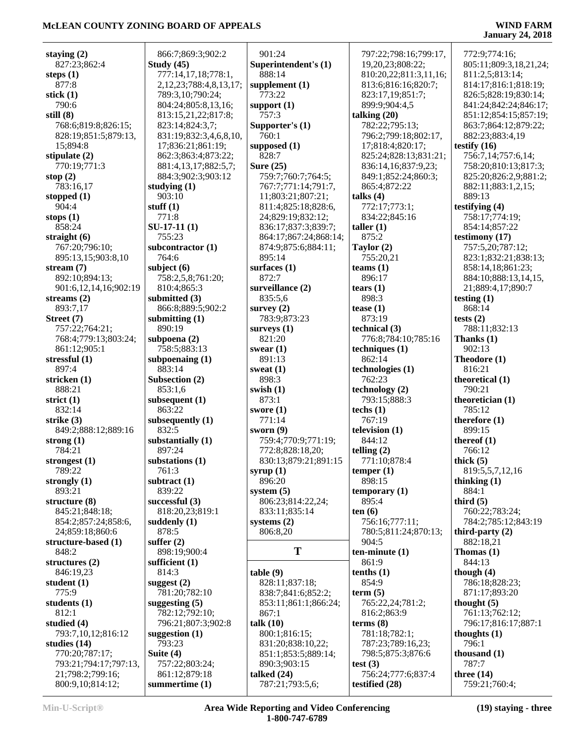**staying (2)**
827:23;862:4
**steps (1)**
877:8
**stick (1)**
790:6
**still (8)**
768:6;819:8;826:15;
828:19;851:5;879:13,
15;894:8
**stipulate (2)**
770:19;771:3
**stop (2)**
783:16,17
**stopped (1)**
904:4
**stops (1)**
858:24
**straight (6)**
767:20;796:10;
895:13,15;903:8,10
**stream (7)**
892:10;894:13;
901:6,12,14,16;902:19
**streams (2)**
893:7,17
**Street (7)**
757:22;764:21;
768:4;779:13;803:24;
861:12;905:1
**stressful (1)**
897:4
**stricken (1)**
888:21
**strict (1)**
832:14
**strike (3)**
849:2;888:12;889:16
**strong (1)**
784:21
**strongest (1)**
789:22
**strongly (1)**
893:21
**structure (8)**
845:21;848:18;
854:2;857:24;858:6,
24;859:18;860:6
**structure-based (1)**
848:2
**structures (2)**
846:19,23
**student (1)**
775:9
**students (1)**
812:1
**studied (4)**
793:7,10,12;816:12
**studies (14)**
770:20;787:17;
793:21;794:17;797:13,
21;798:2;799:16;
800:9,10;814:12;
866:7;869:3;902:2
**Study (45)**
777:14,17,18;778:1,
2,12,23;788:4,8,13,17;
789:3,10;790:24;
804:24;805:8,13,16;
813:15,21,22;817:8;
823:14;824:3,7;
831:19;832:3,4,6,8,10,
17;836:21;861:19;
862:3;863:4;873:22;
881:4,13,17;882:5,7;
884:3;902:3;903:12
**studying (1)**
903:10
**stuff (1)**
771:8
**SU-17-11 (1)**
755:23
**subcontractor (1)**
764:6
**subject (6)**
758:2,5,8;761:20;
810:4;865:3
**submitted (3)**
866:8;889:5;902:2
**submitting (1)**
890:19
**subpoena (2)**
758:5;883:13
**subpoenaing (1)**
883:14
**Subsection (2)**
853:1,6
**subsequent (1)**
863:22
**subsequently (1)**
832:5
**substantially (1)**
897:24
**substations (1)**
761:3
**subtract (1)**
839:22
**successful (3)**
818:20,23;819:1
**suddenly (1)**
878:5
**suffer (2)**
898:19;900:4
**sufficient (1)**
814:3
**suggest (2)**
781:20;782:10
**suggesting (5)**
782:12;792:10;
796:21;807:3;902:8
**suggestion (1)**
793:23
**Suite (4)**
757:22;803:24;
861:12;879:18
**summertime (1)**
901:24
**Superintendent's (1)**
888:14
**supplement (1)**
773:22
**support (1)**
757:3
**Supporter's (1)**
760:1
**supposed (1)**
828:7
**Sure (25)**
759:7;760:7;764:5;
767:7;771:14;791:7,
11;803:21;807:21;
811:4;825:18;828:6,
24;829:19;832:12;
836:17;837:3;839:7;
864:17;867:24;868:14;
874:9;875:6;884:11;
895:14
**surfaces (1)**
872:7
**surveillance (2)**
835:5,6
**survey (2)**
783:9;873:23
**surveys (1)**
821:20
**swear (1)**
891:13
**sweat (1)**
898:3
**swish (1)**
873:1
**swore (1)**
771:14
**sworn (9)**
759:4;770:9;771:19;
772:8;828:18,20;
830:13;879:21;891:15
**syrup (1)**
896:20
**system (5)**
806:23;814:22,24;
833:11;835:14
**systems (2)**
806:8,20

## T

**table (9)**
828:11;837:18;
838:7;841:6;852:2;
853:11;861:1;866:24;
867:1
**talk (10)**
800:1;816:15;
831:20;838:10,22;
851:1;853:5;889:14;
890:3;903:15
**talked (24)**
787:21;793:5,6;
797:22;798:16;799:17,
19,20,23;808:22;
810:20,22;811:3,11,16;
813:6;816:16;820:7;
823:17,19;851:7;
899:9;904:4,5
**talking (20)**
782:22;795:13;
796:2;799:18;802:17,
17;818:4;820:17;
825:24;828:13;831:21;
836:14,16;837:9,23;
849:1;852:24;860:3;
865:4;872:22
**talks (4)**
772:17;773:1;
834:22;845:16
**taller (1)**
875:2
**Taylor (2)**
755:20,21
**teams (1)**
896:17
**tears (1)**
898:3
**tease (1)**
873:19
**technical (3)**
776:8;784:10;785:16
**techniques (1)**
862:14
**technologies (1)**
762:23
**technology (2)**
793:15;888:3
**techs (1)**
767:19
**television (1)**
844:12
**telling (2)**
771:10;878:4
**temper (1)**
898:15
**temporary (1)**
895:4
**ten (6)**
756:16;777:11;
780:5;811:24;870:13;
904:5
**ten-minute (1)**
861:9
**tenths (1)**
854:9
**term (5)**
765:22,24;781:2;
816:2;863:9
**terms (8)**
781:18;782:1;
787:23;789:16,23;
798:5;875:3;876:6
**test (3)**
756:24;777:6;837:4
**testified (28)**
772:9;774:16;
805:11;809:3,18,21,24;
811:2,5;813:14;
814:17;816:1;818:19;
826:5;828:19;830:14;
841:24;842:24;846:17;
851:12;854:15;857:19;
863:7;864:12;879:22;
882:23;883:4,19
**testify (16)**
756:7,14;757:6,14;
758:20;810:13;817:3;
825:20;826:2,9;881:2;
882:11;883:1,2,15;
889:13
**testifying (4)**
758:17;774:19;
854:14;857:22
**testimony (17)**
757:5,20;787:12;
823:1;832:21;838:13;
858:14,18;861:23;
884:10;888:13,14,15,
21;889:4,17;890:7
**testing (1)**
868:14
**tests (2)**
788:11;832:13
**Thanks (1)**
902:13
**Theodore (1)**
816:21
**theoretical (1)**
790:21
**theoretician (1)**
785:12
**therefore (1)**
899:15
**thereof (1)**
766:12
**thick (5)**
819:5,5,7,12,16
**thinking (1)**
884:1
**third (5)**
760:22;783:24;
784:2;785:12;843:19
**third-party (2)**
882:18,21
**Thomas (1)**
844:13
**though (4)**
786:18;828:23;
871:17;893:20
**thought (5)**
761:13;762:12;
796:17;816:17;887:1
**thoughts (1)**
796:1
**thousand (1)**
787:7
**three (14)**
759:21;760:4;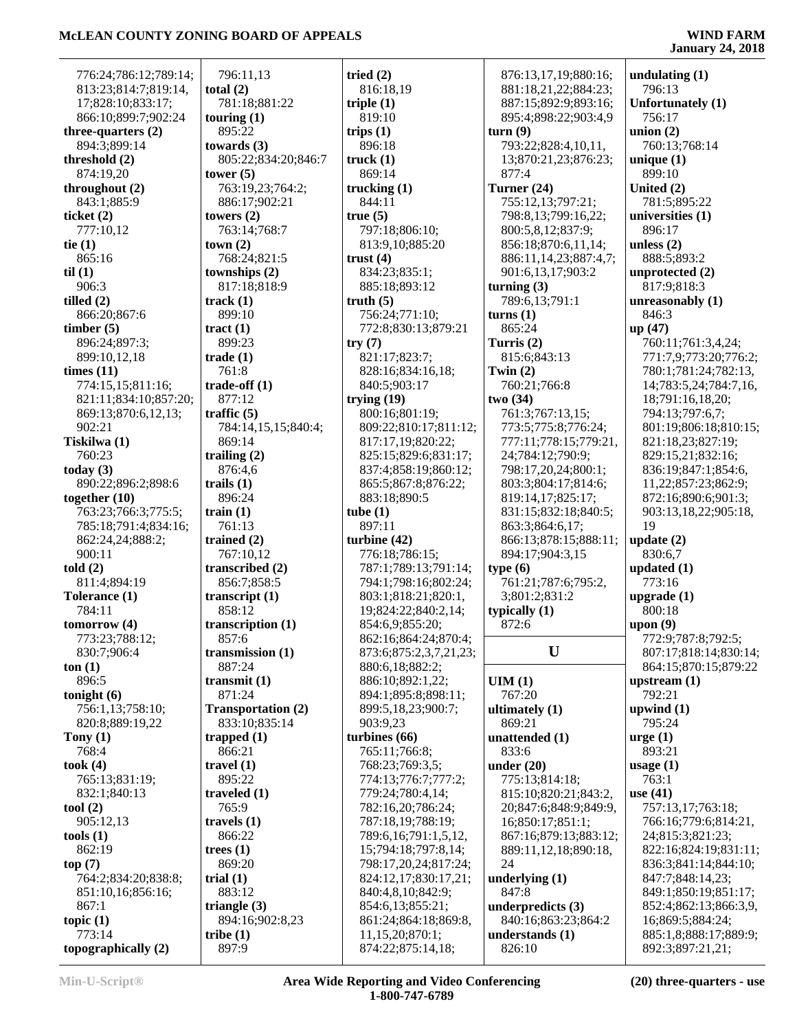776:24;786:12;789:14;
813:23;814:7;819:14,
17;828:10;833:17;
866:10;899:7;902:24

**three-quarters (2)**
894:3;899:14

**threshold (2)**
874:19,20

**throughout (2)**
843:1;885:9

**ticket (2)**
777:10,12

**tie (1)**
865:16

**til (1)**
906:3

**tilled (2)**
866:20;867:6

**timber (5)**
896:24;897:3;
899:10,12,18

**times (11)**
774:15,15;811:16;
821:11;834:10;857:20;
869:13;870:6,12,13;
902:21

**Tiskilwa (1)**
760:23

**today (3)**
890:22;896:2;898:6

**together (10)**
763:23;766:3;775:5;
785:18;791:4;834:16;
862:24,24;888:2;
900:11

**told (2)**
811:4;894:19

**Tolerance (1)**
784:11

**tomorrow (4)**
773:23;788:12;
830:7;906:4

**ton (1)**
896:5

**tonight (6)**
756:1,13;758:10;
820:8;889:19,22

**Tony (1)**
768:4

**took (4)**
765:13;831:19;
832:1;840:13

**tool (2)**
905:12,13

**tools (1)**
862:19

**top (7)**
764:2;834:20;838:8;
851:10,16;856:16;
867:1

**topic (1)**
773:14

**topographically (2)**
796:11,13

**total (2)**
781:18;881:22

**touring (1)**
895:22

**towards (3)**
805:22;834:20;846:7

**tower (5)**
763:19,23;764:2;
886:17;902:21

**towers (2)**
763:14;768:7

**town (2)**
768:24;821:5

**townships (2)**
817:18;818:9

**track (1)**
899:10

**tract (1)**
899:23

**trade (1)**
761:8

**trade-off (1)**
877:12

**traffic (5)**
784:14,15,15;840:4;
869:14

**trailing (2)**
876:4,6

**trails (1)**
896:24

**train (1)**
761:13

**trained (2)**
767:10,12

**transcribed (2)**
856:7;858:5

**transcript (1)**
858:12

**transcription (1)**
857:6

**transmission (1)**
887:24

**transmit (1)**
871:24

**Transportation (2)**
833:10;835:14

**trapped (1)**
866:21

**travel (1)**
895:22

**traveled (1)**
765:9

**travels (1)**
866:22

**trees (1)**
869:20

**trial (1)**
883:12

**triangle (3)**
894:16;902:8,23

**tribe (1)**
897:9

**tried (2)**
816:18,19

**triple (1)**
819:10

**trips (1)**
896:18

**truck (1)**
869:14

**trucking (1)**
844:11

**true (5)**
797:18;806:10;
813:9,10;885:20

**trust (4)**
834:23;835:1;
885:18;893:12

**truth (5)**
756:24;771:10;
772:8;830:13;879:21

**try (7)**
821:17;823:7;
828:16;834:16,18;
840:5;903:17

**trying (19)**
800:16;801:19;
809:22;810:17;811:12;
817:17,19;820:22;
825:15;829:6;831:17;
837:4;858:19;860:12;
865:5;867:8;876:22;
883:18;890:5

**tube (1)**
897:11

**turbine (42)**
776:18;786:15;
787:1;789:13;791:14;
794:1;798:16;802:24;
803:1;818:21;820:1,
19;824:22;840:2,14;
854:6,9;855:20;
862:16;864:24;870:4;
873:6;875:2,3,7,21,23;
880:6,18;882:2;
886:10;892:1,22;
894:1;895:8;898:11;
899:5,18,23;900:7;
903:9,23

**turbines (66)**
765:11;766:8;
768:23;769:3,5;
774:13;776:7;777:2;
779:24;780:4,14;
782:16,20;786:24;
787:18,19;788:19;
789:6,16;791:1,5,12,
15;794:18;797:8,14;
798:17,20,24;817:24;
824:12,17;830:17,21;
840:4,8,10;842:9;
854:6,13;855:21;
861:24;864:18;869:8,
11,15,20;870:1;
874:22;875:14,18;
876:13,17,19;880:16;
881:18,21,22;884:23;
887:15;892:9;893:16;
895:4;898:22;903:4,9

**turn (9)**
793:22;828:4,10,11,
13;870:21,23;876:23;
877:4

**Turner (24)**
755:12,13;797:21;
798:8,13;799:16,22;
800:5,8,12;837:9;
856:18;870:6,11,14;
886:11,14,23;887:4,7;
901:6,13,17;903:2

**turning (3)**
789:6,13;791:1

**turns (1)**
865:24

**Turris (2)**
815:6;843:13

**Twin (2)**
760:21;766:8

**two (34)**
761:3;767:13,15;
773:5;775:8;776:24;
777:11;778:15;779:21,
24;784:12;790:9;
798:17,20,24;800:1;
803:3;804:17;814:6;
819:14,17;825:17;
831:15;832:18;840:5;
863:3;864:6,17;
866:13;878:15;888:11;
894:17;904:3,15

**type (6)**
761:21;787:6;795:2,
3;801:2;831:2

**typically (1)**
872:6

## U

**UIM (1)**
767:20

**ultimately (1)**
869:21

**unattended (1)**
833:6

**under (20)**
775:13;814:18;
815:10;820:21;843:2,
20;847:6;848:9;849:9,
16;850:17;851:1;
867:16;879:13;883:12;
889:11,12,18;890:18,
24

**underlying (1)**
847:8

**underpredicts (3)**
840:16;863:23;864:2

**understands (1)**
826:10

**undulating (1)**
796:13

**Unfortunately (1)**
756:17

**union (2)**
760:13;768:14

**unique (1)**
899:10

**United (2)**
781:5;895:22

**universities (1)**
896:17

**unless (2)**
888:5;893:2

**unprotected (2)**
817:9;818:3

**unreasonably (1)**
846:3

**up (47)**
760:11;761:3,4,24;
771:7,9;773:20;776:2;
780:1;781:24;782:13,
14;783:5,24;784:7,16,
18;791:16,18,20;
794:13;797:6,7;
801:19;806:18;810:15;
821:18,23;827:19;
829:15,21;832:16;
836:19;847:1;854:6,
11,22;857:23;862:9;
872:16;890:6;901:3;
903:13,18,22;905:18,
19

**update (2)**
830:6,7

**updated (1)**
773:16

**upgrade (1)**
800:18

**upon (9)**
772:9;787:8;792:5;
807:17;818:14;830:14;
864:15;870:15;879:22

**upstream (1)**
792:21

**upwind (1)**
795:24

**urge (1)**
893:21

**usage (1)**
763:1

**use (41)**
757:13,17;763:18;
766:16;779:6;814:21,
24;815:3;821:23;
822:16;824:19;831:11;
836:3;841:14;844:10;
847:7;848:14,23;
849:1;850:19;851:17;
852:4;862:13;866:3,9,
16;869:5;884:24;
885:1,8;888:17;889:9;
892:3;897:21,21;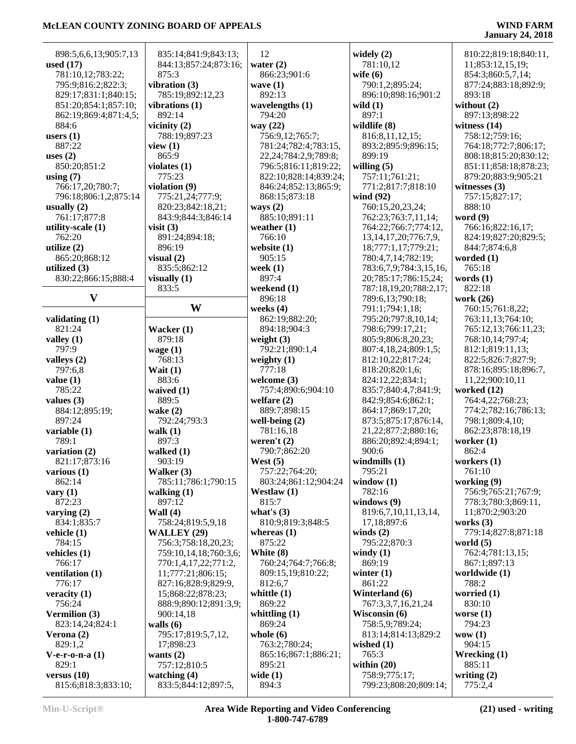898:5,6,6,13;905:7,13
**used (17)**
781:10,12;783:22;
795:9;816:2;822:3;
829:17;831:1;840:15;
851:20;854:1;857:10;
862:19;869:4;871:4,5;
884:6
**users (1)**
887:22
**uses (2)**
850:20;851:2
**using (7)**
766:17,20;780:7;
796:18;806:1,2;875:14
**usually (2)**
761:17;877:8
**utility-scale (1)**
762:20
**utilize (2)**
865:20;868:12
**utilized (3)**
830:22;866:15;888:4

## V

**validating (1)**
821:24
**valley (1)**
797:9
**valleys (2)**
797:6,8
**value (1)**
785:22
**values (3)**
884:12;895:19;
897:24
**variable (1)**
789:1
**variation (2)**
821:17;873:16
**various (1)**
862:14
**vary (1)**
872:23
**varying (2)**
834:1;835:7
**vehicle (1)**
784:15
**vehicles (1)**
766:17
**ventilation (1)**
776:17
**veracity (1)**
756:24
**Vermilion (3)**
823:14,24;824:1
**Verona (2)**
829:1,2
**V-e-r-o-n-a (1)**
829:1
**versus (10)**
815:6;818:3;833:10;
835:14;841:9;843:13;
844:13;857:24;873:16;
875:3
**vibration (3)**
785:19;892:12,23
**vibrations (1)**
892:14
**vicinity (2)**
788:19;897:23
**view (1)**
865:9
**violates (1)**
775:23
**violation (9)**
775:21,24;777:9;
820:23;842:18,21;
843:9;844:3;846:14
**visit (3)**
891:24;894:18;
896:19
**visual (2)**
835:5;862:12
**visually (1)**
833:5

## W

**Wacker (1)**
879:18
**wage (1)**
768:13
**Wait (1)**
883:6
**waived (1)**
889:5
**wake (2)**
792:24;793:3
**walk (1)**
897:3
**walked (1)**
903:19
**Walker (3)**
785:11;786:1;790:15
**walking (1)**
897:12
**Wall (4)**
758:24;819:5,9,18
**WALLEY (29)**
756:3;758:18,20,23;
759:10,14,18;760:3,6;
770:1,4,17,22;771:2,
11;777:21;806:15;
827:16;828:9;829:9,
15;868:22;878:23;
888:9;890:12;891:3,9;
900:14,18
**walls (6)**
795:17;819:5,7,12,
17;898:23
**wants (2)**
757:12;810:5
**watching (4)**
833:5;844:12;897:5,
12
**water (2)**
866:23;901:6
**wave (1)**
892:13
**wavelengths (1)**
794:20
**way (22)**
756:9,12;765:7;
781:24;782:4;783:15,
22,24;784:2,9;789:8;
796:5;816:11;819:22;
822:10;828:14;839:24;
846:24;852:13;865:9;
868:15;873:18
**ways (2)**
885:10;891:11
**weather (1)**
766:10
**website (1)**
905:15
**week (1)**
897:4
**weekend (1)**
896:18
**weeks (4)**
862:19;882:20;
894:18;904:3
**weight (3)**
792:21;890:1,4
**weighty (1)**
777:18
**welcome (3)**
757:4;890:6;904:10
**welfare (2)**
889:7;898:15
**well-being (2)**
781:16,18
**weren't (2)**
790:7;862:20
**West (5)**
757:22;764:20;
803:24;861:12;904:24
**Westlaw (1)**
815:7
**what's (3)**
810:9;819:3;848:5
**whereas (1)**
875:22
**White (8)**
760:24;764:7;766:8;
809:15,19;810:22;
812:6,7
**whittle (1)**
869:22
**whittling (1)**
869:24
**whole (6)**
763:2;780:24;
865:16;867:1;886:21;
895:21
**wide (1)**
894:3
**widely (2)**
781:10,12
**wife (6)**
790:1,2;895:24;
896:10;898:16;901:2
**wild (1)**
897:1
**wildlife (8)**
816:8,11,12,15;
893:2;895:9;896:15;
899:19
**willing (5)**
757:11;761:21;
771:2;817:7;818:10
**wind (92)**
760:15,20,23,24;
762:23;763:7,11,14;
764:22;766:7;774:12,
13,14,17,20;776:7,9,
18;777:1,17;779:21;
780:4,7,14;782:19;
783:6,7,9;784:3,15,16,
20;785:17;786:15,24;
787:18,19,20;788:2,17;
789:6,13;790:18;
791:1;794:1,18;
795:20;797:8,10,14;
798:6;799:17,21;
805:9;806:8,20,23;
807:4,18,24;809:1,5;
812:10,22;817:24;
818:20;820:1,6;
824:12,22;834:1;
835:7;840:4,7;841:9;
842:9;854:6;862:1;
864:17;869:17,20;
873:5;875:17;876:14,
21,22;877:2;880:16;
886:20;892:4;894:1;
900:6
**windmills (1)**
795:21
**window (1)**
782:16
**windows (9)**
819:6,7,10,11,13,14,
17,18;897:6
**winds (2)**
795:22;870:3
**windy (1)**
869:19
**winter (1)**
861:22
**Winterland (6)**
767:3,3,7,16,21,24
**Wisconsin (6)**
758:5,9;789:24;
813:14;814:13;829:2
**wished (1)**
765:3
**within (20)**
758:9;775:17;
799:23;808:20;809:14;
810:22;819:18;840:11,
11;853:12,15,19;
854:3;860:5,7,14;
877:24;883:18;892:9;
893:18
**without (2)**
897:13;898:22
**witness (14)**
758:12;759:16;
764:18;772:7;806:17;
808:18;815:20;830:12;
851:11;858:18;878:23;
879:20;883:9;905:21
**witnesses (3)**
757:15;827:17;
888:10
**word (9)**
766:16;822:16,17;
824:19;827:20;829:5;
844:7;874:6,8
**worded (1)**
765:18
**words (1)**
822:18
**work (26)**
760:15;761:8,22;
763:11,13;764:10;
765:12,13;766:11,23;
768:10,14;797:4;
812:1;819:11,13;
822:5;826:7;827:9;
878:16;895:18;896:7,
11,22;900:10,11
**worked (12)**
764:4,22;768:23;
774:2;782:16;786:13;
798:1;809:4,10;
862:23;878:18,19
**worker (1)**
862:4
**workers (1)**
761:10
**working (9)**
756:9;765:21;767:9;
778:3;780:3;869:11,
11;870:2;903:20
**works (3)**
779:14;827:8;871:18
**world (5)**
762:4;781:13,15;
867:1;897:13
**worldwide (1)**
788:2
**worried (1)**
830:10
**worse (1)**
794:23
**wow (1)**
904:15
**Wrecking (1)**
885:11
**writing (2)**
775:2,4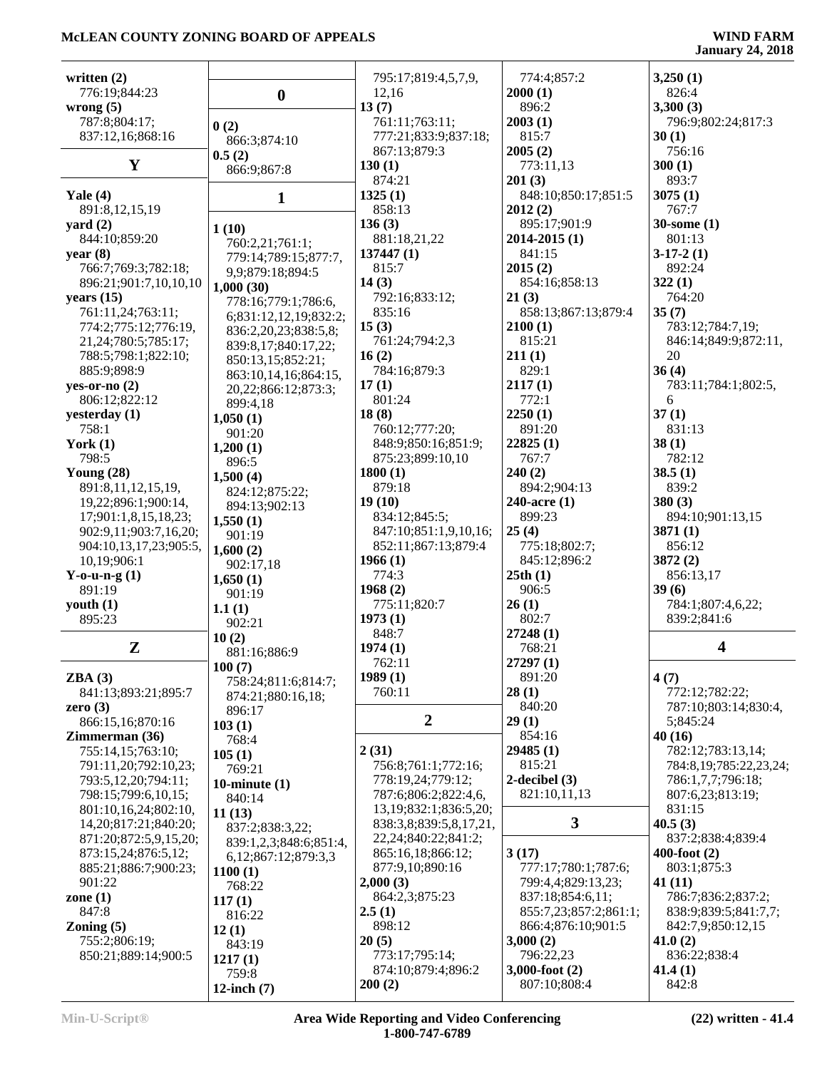written (2)
776:19;844:23

wrong (5)
787:8;804:17;
837:12,16;868:16

## Y

Yale (4)
891:8,12,15,19

yard (2)
844:10;859:20

year (8)
766:7;769:3;782:18;
896:21;901:7,10,10,10

years (15)
761:11,24;763:11;
774:2;775:12;776:19,
21,24;780:5;785:17;
788:5;798:1;822:10;
885:9;898:9

yes-or-no (2)
806:12;822:12

yesterday (1)
758:1

York (1)
798:5

Young (28)
891:8,11,12,15,19,
19,22;896:1;900:14,
17;901:1,8,15,18,23;
902:9,11;903:7,16,20;
904:10,13,17,23;905:5,
10,19;906:1

Y-o-u-n-g (1)
891:19

youth (1)
895:23

## Z

ZBA (3)
841:13;893:21;895:7

zero (3)
866:15,16;870:16

Zimmerman (36)
755:14,15;763:10;
791:11,20;792:10,23;
793:5,12,20;794:11;
798:15;799:6,10,15;
801:10,16,24;802:10,
14,20;817:21;840:20;
871:20;872:5,9,15,20;
873:15,24;876:5,12;
885:21;886:7;900:23;
901:22

zone (1)
847:8

Zoning (5)
755:2;806:19;
850:21;889:14;900:5

## 0

0 (2)
866:3;874:10

0.5 (2)
866:9;867:8

## 1

1 (10)
760:2,21;761:1;
779:14;789:15;877:7,
9,9;879:18;894:5

1,000 (30)
778:16;779:1;786:6,
6;831:12,12,19;832:2;
836:2,20,23;838:5,8;
839:8,17;840:17,22;
850:13,15;852:21;
863:10,14,16;864:15,
20,22;866:12;873:3;
899:4,18

1,050 (1)
901:20

1,200 (1)
896:5

1,500 (4)
824:12;875:22;
894:13;902:13

1,550 (1)
901:19

1,600 (2)
902:17,18

1,650 (1)
901:19

1.1 (1)
902:21

10 (2)
881:16;886:9

100 (7)
758:24;811:6;814:7;
874:21;880:16,18;
896:17

103 (1)
768:4

105 (1)
769:21

10-minute (1)
840:14

11 (13)
837:2;838:3,22;
839:1,2,3;848:6;851:4,
6,12;867:12;879:3,3

1100 (1)
768:22

117 (1)
816:22

12 (1)
843:19

1217 (1)
759:8

12-inch (7)
795:17;819:4,5,7,9,
12,16

13 (7)
761:11;763:11;
777:21;833:9;837:18;
867:13;879:3

130 (1)
874:21

1325 (1)
858:13

136 (3)
881:18,21,22

137447 (1)
815:7

14 (3)
792:16;833:12;
835:16

15 (3)
761:24;794:2,3

16 (2)
784:16;879:3

17 (1)
801:24

18 (8)
760:12;777:20;
848:9;850:16;851:9;
875:23;899:10,10

1800 (1)
879:18

19 (10)
834:12;845:5;
847:10;851:1,9,10,16;
852:11;867:13;879:4

1966 (1)
774:3

1968 (2)
775:11;820:7

1973 (1)
848:7

1974 (1)
762:11

1989 (1)
760:11

## 2

2 (31)
756:8;761:1;772:16;
778:19,24;779:12;
787:6;806:2;822:4,6,
13,19;832:1;836:5,20;
838:3,8;839:5,8,17,21,
22,24;840:22;841:2;
865:16,18;866:12;
877:9,10;890:16

2,000 (3)
864:2,3;875:23

2.5 (1)
898:12

20 (5)
773:17;795:14;
874:10;879:4;896:2

200 (2)
774:4;857:2

2000 (1)
896:2

2003 (1)
815:7

2005 (2)
773:11,13

201 (3)
848:10;850:17;851:5

2012 (2)
895:17;901:9

2014-2015 (1)
841:15

2015 (2)
854:16;858:13

21 (3)
858:13;867:13;879:4

2100 (1)
815:21

211 (1)
829:1

2117 (1)
772:1

2250 (1)
891:20

22825 (1)
767:7

240 (2)
894:2;904:13

240-acre (1)
899:23

25 (4)
775:18;802:7;
845:12;896:2

25th (1)
906:5

26 (1)
802:7

27248 (1)
768:21

27297 (1)
891:20

28 (1)
840:20

29 (1)
854:16

29485 (1)
815:21

2-decibel (3)
821:10,11,13

## 3

3 (17)
777:17;780:1;787:6;
799:4,4;829:13,23;
837:18;854:6,11;
855:7,23;857:2;861:1;
866:4;876:10;901:5

3,000 (2)
796:22,23

3,000-foot (2)
807:10;808:4

3,250 (1)
826:4

3,300 (3)
796:9;802:24;817:3

30 (1)
756:16

300 (1)
893:7

3075 (1)
767:7

30-some (1)
801:13

3-17-2 (1)
892:24

322 (1)
764:20

35 (7)
783:12;784:7,19;
846:14;849:9;872:11,
20

36 (4)
783:11;784:1;802:5,
6

37 (1)
831:13

38 (1)
782:12

38.5 (1)
839:2

380 (3)
894:10;901:13,15

3871 (1)
856:12

3872 (2)
856:13,17

39 (6)
784:1;807:4,6,22;
839:2;841:6

## 4

4 (7)
772:12;782:22;
787:10;803:14;830:4,
5;845:24

40 (16)
782:12;783:13,14;
784:8,19;785:22,23,24;
786:1,7,7;796:18;
807:6,23;813:19;
831:15

40.5 (3)
837:2;838:4;839:4

400-foot (2)
803:1;875:3

41 (11)
786:7;836:2;837:2;
838:9;839:5;841:7,7;
842:7,9;850:12,15

41.0 (2)
836:22;838:4

41.4 (1)
842:8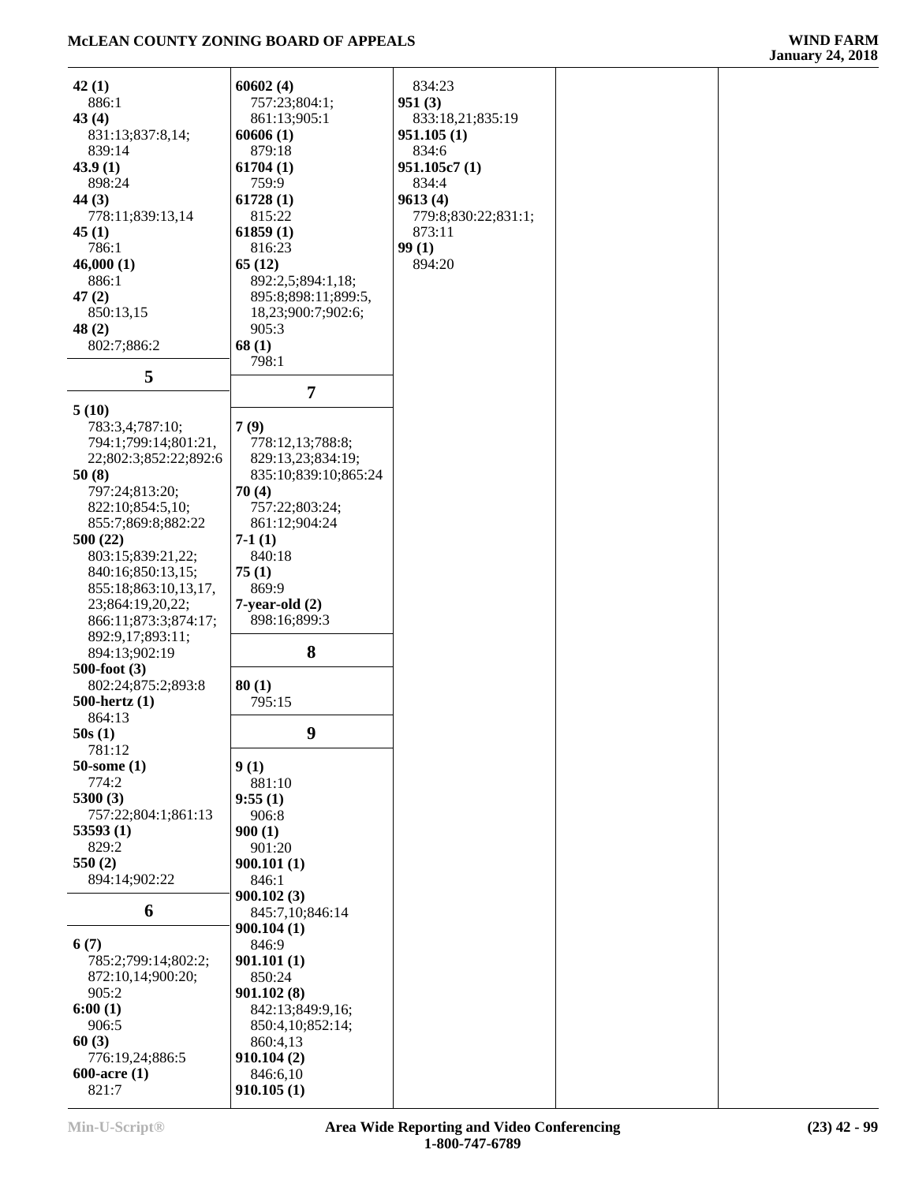**42 (1)**
886:1
**43 (4)**
831:13;837:8,14;
839:14
**43.9 (1)**
898:24
**44 (3)**
778:11;839:13,14
**45 (1)**
786:1
**46,000 (1)**
886:1
**47 (2)**
850:13,15
**48 (2)**
802:7;886:2

## 5

**5 (10)**
783:3,4;787:10;
794:1;799:14;801:21,
22;802:3;852:22;892:6
**50 (8)**
797:24;813:20;
822:10;854:5,10;
855:7;869:8;882:22
**500 (22)**
803:15;839:21,22;
840:16;850:13,15;
855:18;863:10,13,17,
23;864:19,20,22;
866:11;873:3;874:17;
892:9,17;893:11;
894:13;902:19
**500-foot (3)**
802:24;875:2;893:8
**500-hertz (1)**
864:13
**50s (1)**
781:12
**50-some (1)**
774:2
**5300 (3)**
757:22;804:1;861:13
**53593 (1)**
829:2
**550 (2)**
894:14;902:22

## 6

**6 (7)**
785:2;799:14;802:2;
872:10,14;900:20;
905:2
**6:00 (1)**
906:5
**60 (3)**
776:19,24;886:5
**600-acre (1)**
821:7
**60602 (4)**
757:23;804:1;
861:13;905:1
**60606 (1)**
879:18
**61704 (1)**
759:9
**61728 (1)**
815:22
**61859 (1)**
816:23
**65 (12)**
892:2,5;894:1,18;
895:8;898:11;899:5,
18,23;900:7;902:6;
905:3
**68 (1)**
798:1

## 7

**7 (9)**
778:12,13;788:8;
829:13,23;834:19;
835:10;839:10;865:24
**70 (4)**
757:22;803:24;
861:12;904:24
**7-1 (1)**
840:18
**75 (1)**
869:9
**7-year-old (2)**
898:16;899:3

## 8

**80 (1)**
795:15

## 9

**9 (1)**
881:10
**9:55 (1)**
906:8
**900 (1)**
901:20
**900.101 (1)**
846:1
**900.102 (3)**
845:7,10;846:14
**900.104 (1)**
846:9
**901.101 (1)**
850:24
**901.102 (8)**
842:13;849:9,16;
850:4,10;852:14;
860:4,13
**910.104 (2)**
846:6,10
**910.105 (1)**
834:23
**951 (3)**
833:18,21;835:19
**951.105 (1)**
834:6
**951.105c7 (1)**
834:4
**9613 (4)**
779:8;830:22;831:1;
873:11
**99 (1)**
894:20